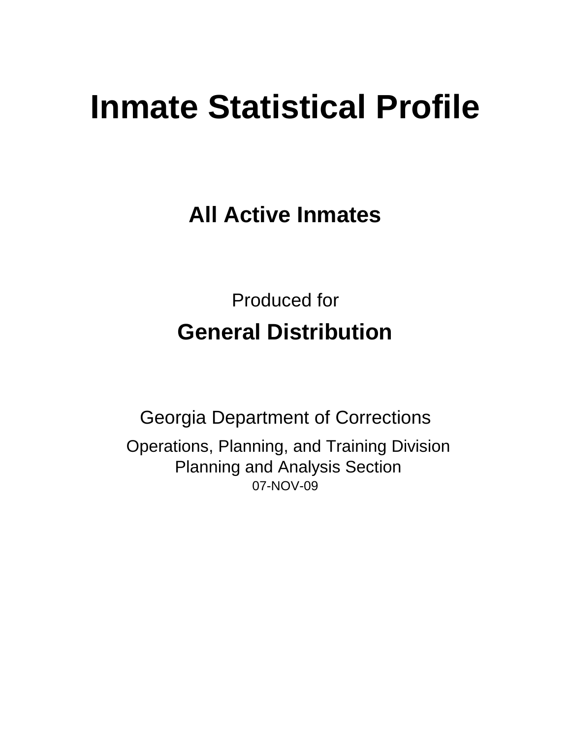# Inmate Statistical Profile

## All Active Inmates

Produced for

## General Distribution

Georgia Department of Corrections

Operations, Planning, and Training Division
Planning and Analysis Section
07-NOV-09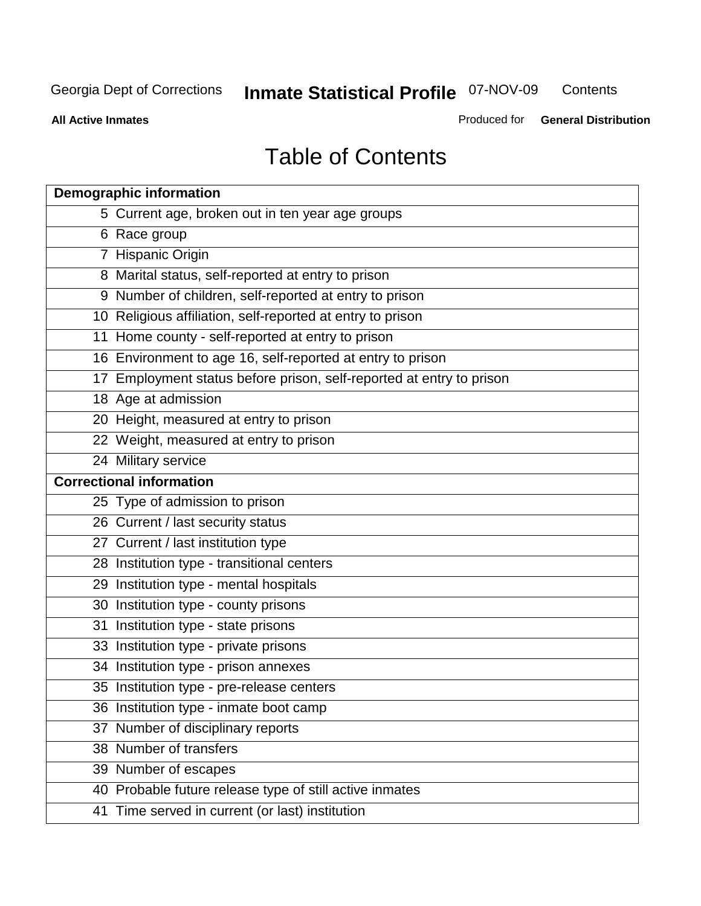# Table of Contents

| Demographic information | |
|---|---|
| 5 | Current age, broken out in ten year age groups |
| 6 | Race group |
| 7 | Hispanic Origin |
| 8 | Marital status, self-reported at entry to prison |
| 9 | Number of children, self-reported at entry to prison |
| 10 | Religious affiliation, self-reported at entry to prison |
| 11 | Home county - self-reported at entry to prison |
| 16 | Environment to age 16, self-reported at entry to prison |
| 17 | Employment status before prison, self-reported at entry to prison |
| 18 | Age at admission |
| 20 | Height, measured at entry to prison |
| 22 | Weight, measured at entry to prison |
| 24 | Military service |
| **Correctional information** | |
| 25 | Type of admission to prison |
| 26 | Current / last security status |
| 27 | Current / last institution type |
| 28 | Institution type - transitional centers |
| 29 | Institution type - mental hospitals |
| 30 | Institution type - county prisons |
| 31 | Institution type - state prisons |
| 33 | Institution type - private prisons |
| 34 | Institution type - prison annexes |
| 35 | Institution type - pre-release centers |
| 36 | Institution type - inmate boot camp |
| 37 | Number of disciplinary reports |
| 38 | Number of transfers |
| 39 | Number of escapes |
| 40 | Probable future release type of still active inmates |
| 41 | Time served in current (or last) institution |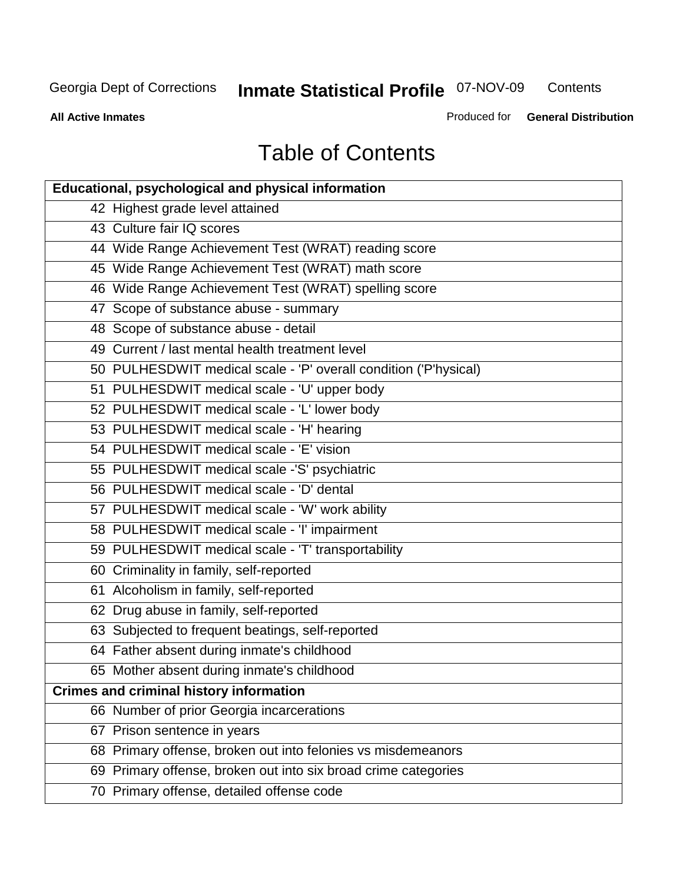# Table of Contents

| Educational, psychological and physical information | |
|---|---|
| 42 | Highest grade level attained |
| 43 | Culture fair IQ scores |
| 44 | Wide Range Achievement Test (WRAT) reading score |
| 45 | Wide Range Achievement Test (WRAT) math score |
| 46 | Wide Range Achievement Test (WRAT) spelling score |
| 47 | Scope of substance abuse - summary |
| 48 | Scope of substance abuse - detail |
| 49 | Current / last mental health treatment level |
| 50 | PULHESDWIT medical scale - 'P' overall condition ('P'hysical) |
| 51 | PULHESDWIT medical scale - 'U' upper body |
| 52 | PULHESDWIT medical scale - 'L' lower body |
| 53 | PULHESDWIT medical scale - 'H' hearing |
| 54 | PULHESDWIT medical scale - 'E' vision |
| 55 | PULHESDWIT medical scale -'S' psychiatric |
| 56 | PULHESDWIT medical scale - 'D' dental |
| 57 | PULHESDWIT medical scale - 'W' work ability |
| 58 | PULHESDWIT medical scale - 'I' impairment |
| 59 | PULHESDWIT medical scale - 'T' transportability |
| 60 | Criminality in family, self-reported |
| 61 | Alcoholism in family, self-reported |
| 62 | Drug abuse in family, self-reported |
| 63 | Subjected to frequent beatings, self-reported |
| 64 | Father absent during inmate's childhood |
| 65 | Mother absent during inmate's childhood |
| **Crimes and criminal history information** | |
| 66 | Number of prior Georgia incarcerations |
| 67 | Prison sentence in years |
| 68 | Primary offense, broken out into felonies vs misdemeanors |
| 69 | Primary offense, broken out into six broad crime categories |
| 70 | Primary offense, detailed offense code |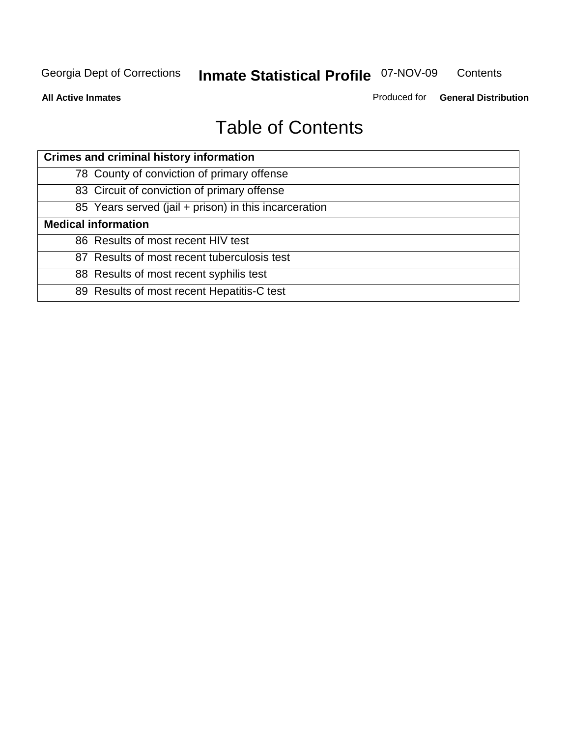# Table of Contents

| Crimes and criminal history information | |
|---|---|
| 78 | County of conviction of primary offense |
| 83 | Circuit of conviction of primary offense |
| 85 | Years served (jail + prison) in this incarceration |
| **Medical information** | |
| 86 | Results of most recent HIV test |
| 87 | Results of most recent tuberculosis test |
| 88 | Results of most recent syphilis test |
| 89 | Results of most recent Hepatitis-C test |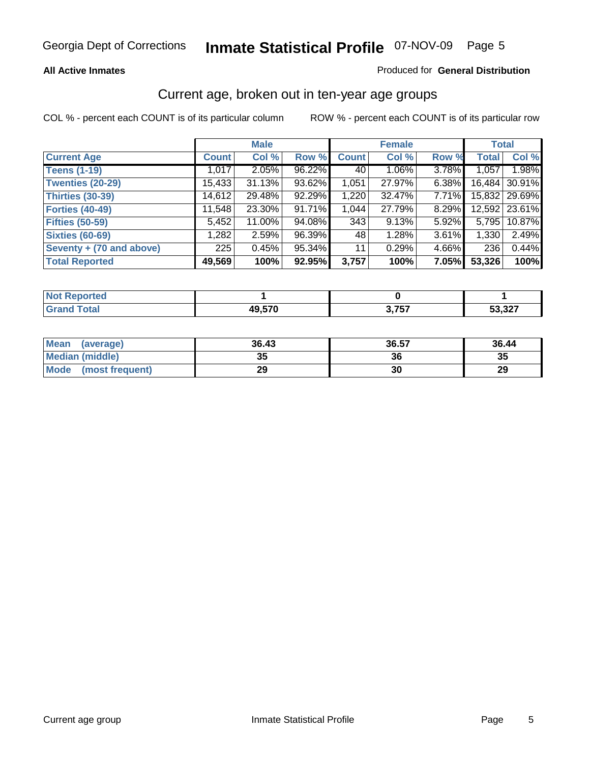Georgia Dept of Corrections **Inmate Statistical Profile** 07-NOV-09

**All Active Inmates**

Produced for **General Distribution**

## Current age, broken out in ten-year age groups

COL % - percent each COUNT is of its particular column ROW % - percent each COUNT is of its particular row

| | Male | | | Female | | | Total | |
|---|---|---|---|---|---|---|---|---|
| **Current Age** | **Count** | **Col %** | **Row %** | **Count** | **Col %** | **Row %** | **Total** | **Col %** |
| **Teens (1-19)** | 1,017 | 2.05% | 96.22% | 40 | 1.06% | 3.78% | 1,057 | 1.98% |
| **Twenties (20-29)** | 15,433 | 31.13% | 93.62% | 1,051 | 27.97% | 6.38% | 16,484 | 30.91% |
| **Thirties (30-39)** | 14,612 | 29.48% | 92.29% | 1,220 | 32.47% | 7.71% | 15,832 | 29.69% |
| **Forties (40-49)** | 11,548 | 23.30% | 91.71% | 1,044 | 27.79% | 8.29% | 12,592 | 23.61% |
| **Fifties (50-59)** | 5,452 | 11.00% | 94.08% | 343 | 9.13% | 5.92% | 5,795 | 10.87% |
| **Sixties (60-69)** | 1,282 | 2.59% | 96.39% | 48 | 1.28% | 3.61% | 1,330 | 2.49% |
| **Seventy + (70 and above)** | 225 | 0.45% | 95.34% | 11 | 0.29% | 4.66% | 236 | 0.44% |
| **Total Reported** | **49,569** | **100%** | **92.95%** | **3,757** | **100%** | **7.05%** | **53,326** | **100%** |

| | Male | Female | Total |
|---|---|---|---|
| **Not Reported** | **1** | **0** | **1** |
| **Grand Total** | **49,570** | **3,757** | **53,327** |

| | Male | Female | Total |
|---|---|---|---|
| **Mean (average)** | **36.43** | **36.57** | **36.44** |
| **Median (middle)** | **35** | **36** | **35** |
| **Mode (most frequent)** | **29** | **30** | **29** |

Current age group Inmate Statistical Profile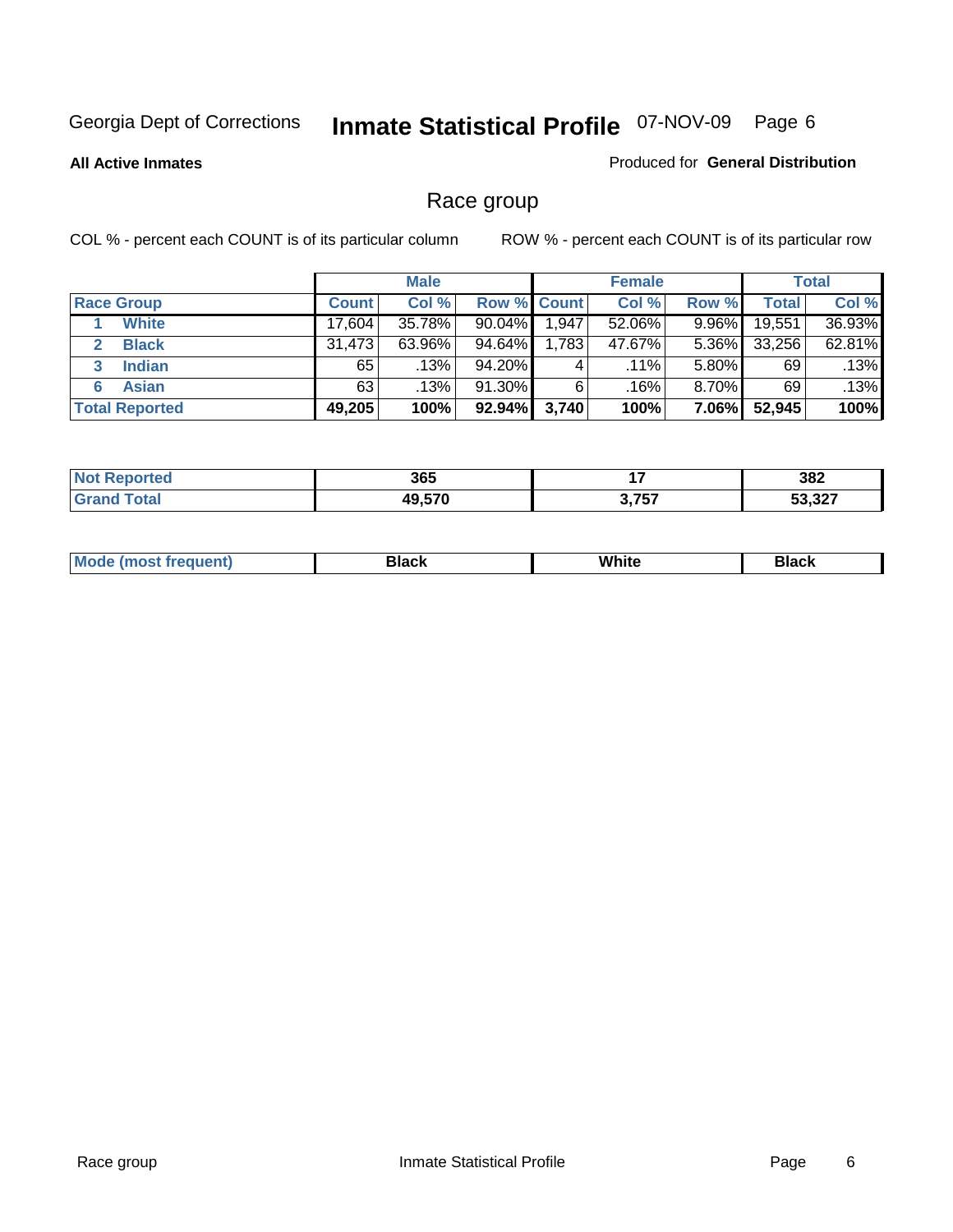Georgia Dept of Corrections **Inmate Statistical Profile** 07-NOV-09

**All Active Inmates**

Produced for **General Distribution**

## Race group

COL % - percent each COUNT is of its particular column

ROW % - percent each COUNT is of its particular row

| | Male | | | Female | | | Total | |
|---|---|---|---|---|---|---|---|---|
| **Race Group** | **Count** | **Col %** | **Row %** | **Count** | **Col %** | **Row %** | **Total** | **Col %** |
| 1 **White** | 17,604 | 35.78% | 90.04% | 1,947 | 52.06% | 9.96% | 19,551 | 36.93% |
| 2 **Black** | 31,473 | 63.96% | 94.64% | 1,783 | 47.67% | 5.36% | 33,256 | 62.81% |
| 3 **Indian** | 65 | .13% | 94.20% | 4 | .11% | 5.80% | 69 | .13% |
| 6 **Asian** | 63 | .13% | 91.30% | 6 | .16% | 8.70% | 69 | .13% |
| **Total Reported** | **49,205** | **100%** | **92.94%** | **3,740** | **100%** | **7.06%** | **52,945** | **100%** |

| | Male | Female | Total |
|---|---|---|---|
| **Not Reported** | **365** | **17** | **382** |
| **Grand Total** | **49,570** | **3,757** | **53,327** |

| | Male | Female | Total |
|---|---|---|---|
| **Mode (most frequent)** | **Black** | **White** | **Black** |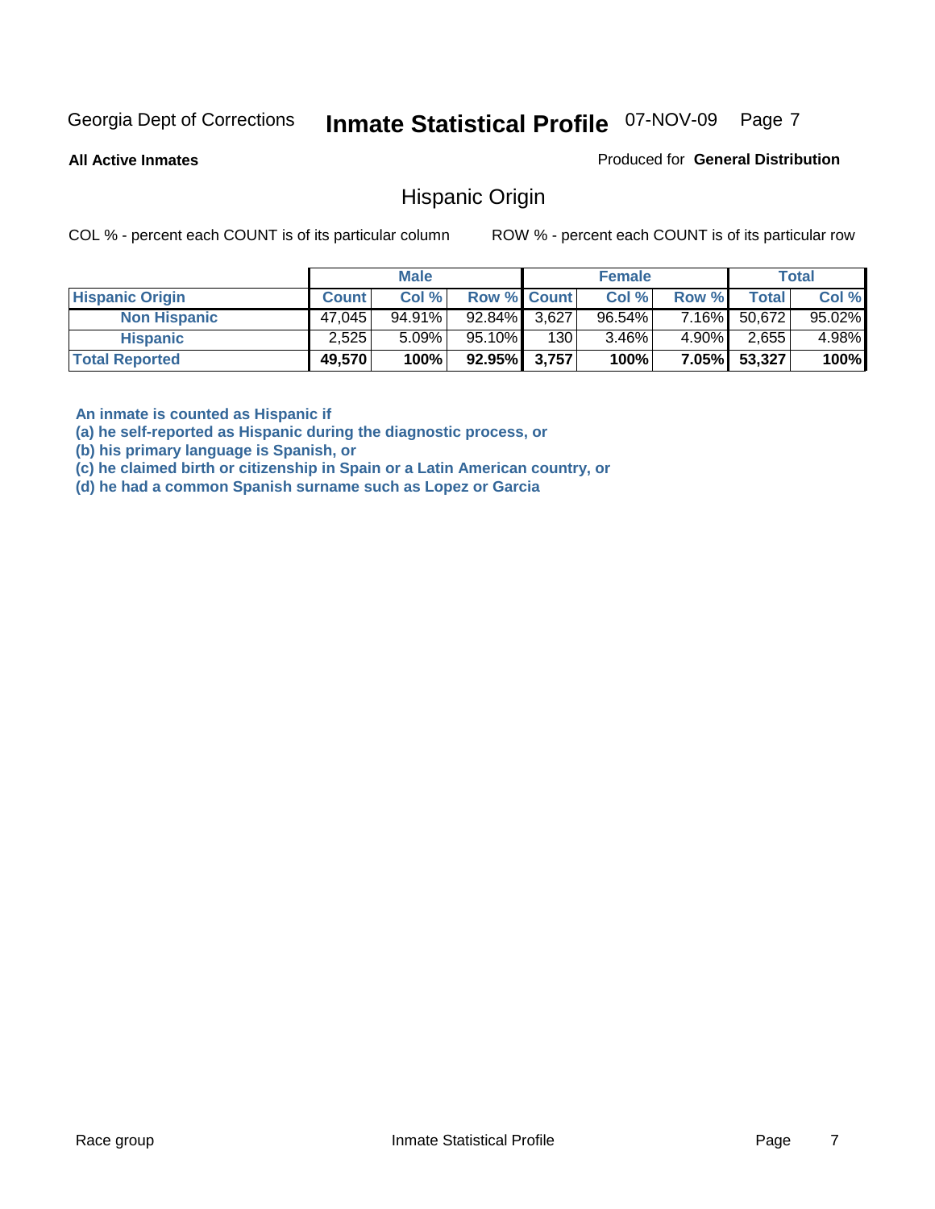Georgia Dept of Corrections **Inmate Statistical Profile** 07-NOV-09

**All Active Inmates**

Produced for **General Distribution**

## Hispanic Origin

COL % - percent each COUNT is of its particular column ROW % - percent each COUNT is of its particular row

| | Male | | | Female | | | Total | |
|---|---|---|---|---|---|---|---|---|
| **Hispanic Origin** | **Count** | **Col %** | **Row %** | **Count** | **Col %** | **Row %** | **Total** | **Col %** |
| **Non Hispanic** | 47,045 | 94.91% | 92.84% | 3,627 | 96.54% | 7.16% | 50,672 | 95.02% |
| **Hispanic** | 2,525 | 5.09% | 95.10% | 130 | 3.46% | 4.90% | 2,655 | 4.98% |
| **Total Reported** | **49,570** | **100%** | **92.95%** | **3,757** | **100%** | **7.05%** | **53,327** | **100%** |

**An inmate is counted as Hispanic if**
**(a) he self-reported as Hispanic during the diagnostic process, or**
**(b) his primary language is Spanish, or**
**(c) he claimed birth or citizenship in Spain or a Latin American country, or**
**(d) he had a common Spanish surname such as Lopez or Garcia**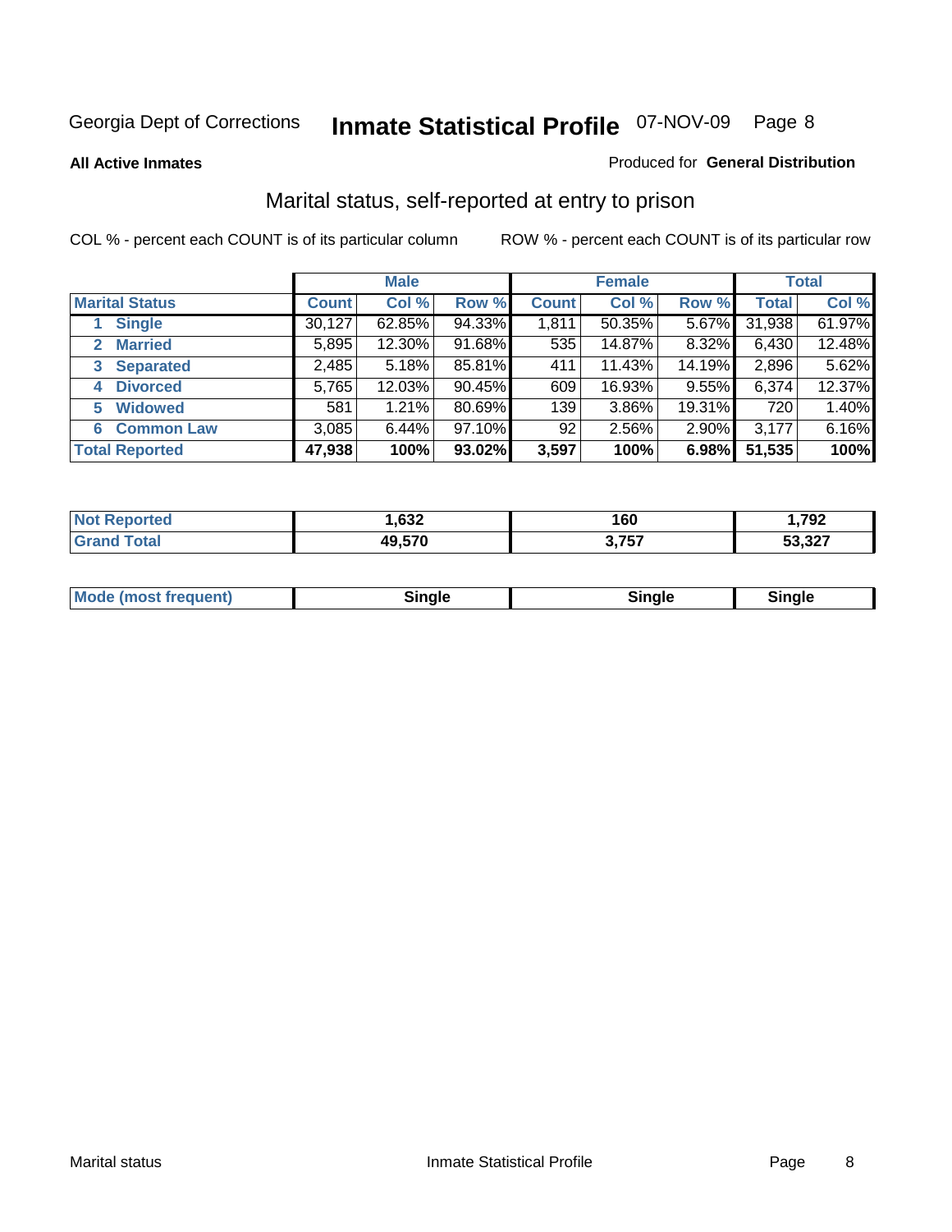Georgia Dept of Corrections **Inmate Statistical Profile** 07-NOV-09

**All Active Inmates**

Produced for **General Distribution**

## Marital status, self-reported at entry to prison

COL % - percent each COUNT is of its particular column

ROW % - percent each COUNT is of its particular row

| | Male | | | Female | | | Total | |
|---|---|---|---|---|---|---|---|---|
| **Marital Status** | **Count** | **Col %** | **Row %** | **Count** | **Col %** | **Row %** | **Total** | **Col %** |
| 1 Single | 30,127 | 62.85% | 94.33% | 1,811 | 50.35% | 5.67% | 31,938 | 61.97% |
| 2 Married | 5,895 | 12.30% | 91.68% | 535 | 14.87% | 8.32% | 6,430 | 12.48% |
| 3 Separated | 2,485 | 5.18% | 85.81% | 411 | 11.43% | 14.19% | 2,896 | 5.62% |
| 4 Divorced | 5,765 | 12.03% | 90.45% | 609 | 16.93% | 9.55% | 6,374 | 12.37% |
| 5 Widowed | 581 | 1.21% | 80.69% | 139 | 3.86% | 19.31% | 720 | 1.40% |
| 6 Common Law | 3,085 | 6.44% | 97.10% | 92 | 2.56% | 2.90% | 3,177 | 6.16% |
| **Total Reported** | **47,938** | **100%** | **93.02%** | **3,597** | **100%** | **6.98%** | **51,535** | **100%** |

| | Male | Female | Total |
|---|---|---|---|
| **Not Reported** | **1,632** | **160** | **1,792** |
| **Grand Total** | **49,570** | **3,757** | **53,327** |

| | Male | Female | Total |
|---|---|---|---|
| **Mode (most frequent)** | **Single** | **Single** | **Single** |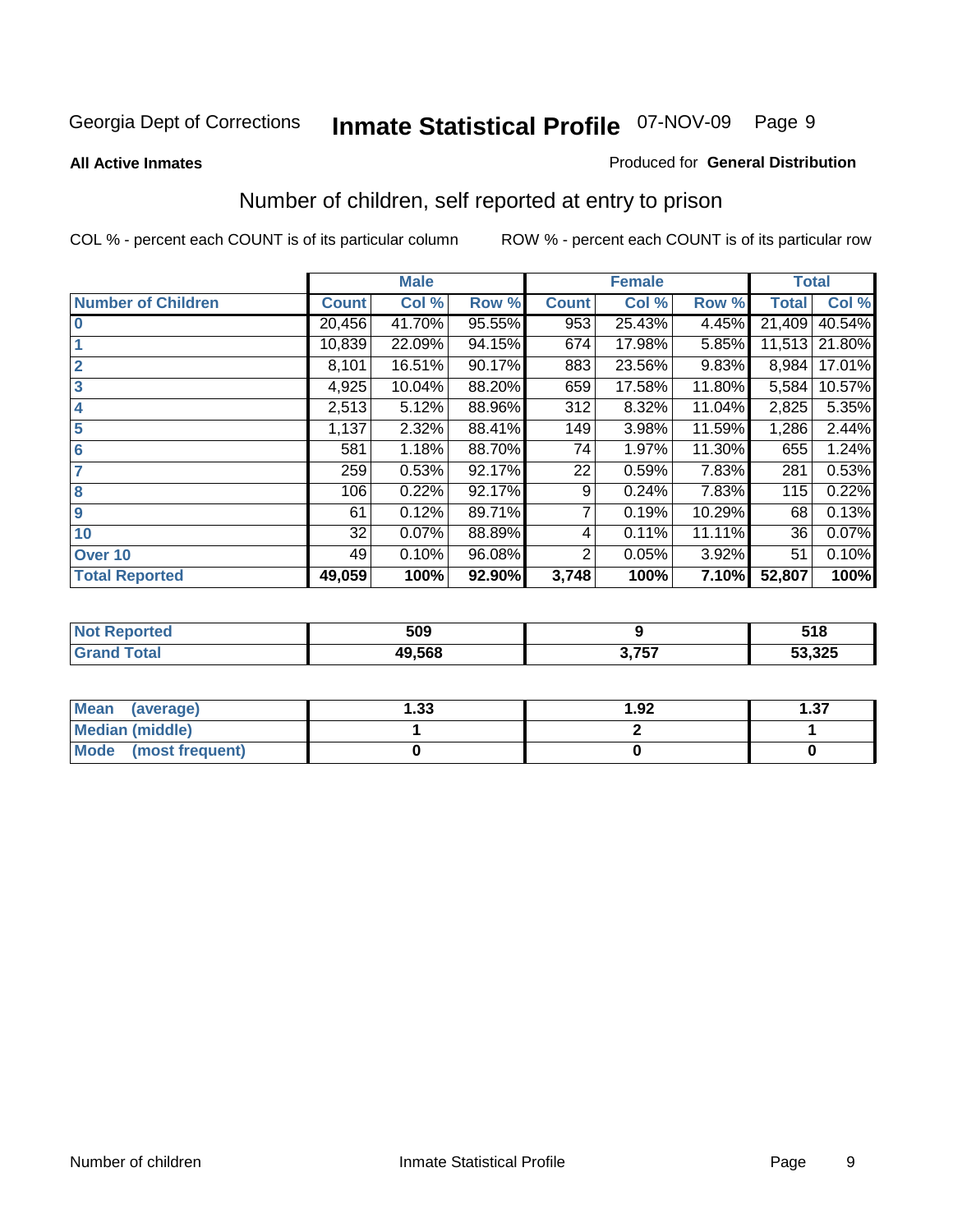Georgia Dept of Corrections **Inmate Statistical Profile** 07-NOV-09

**All Active Inmates** Produced for **General Distribution**

## Number of children, self reported at entry to prison

COL % - percent each COUNT is of its particular column ROW % - percent each COUNT is of its particular row

| | Male | | | Female | | | Total | |
|---|---|---|---|---|---|---|---|---|
| **Number of Children** | **Count** | **Col %** | **Row %** | **Count** | **Col %** | **Row %** | **Total** | **Col %** |
| **0** | 20,456 | 41.70% | 95.55% | 953 | 25.43% | 4.45% | 21,409 | 40.54% |
| **1** | 10,839 | 22.09% | 94.15% | 674 | 17.98% | 5.85% | 11,513 | 21.80% |
| **2** | 8,101 | 16.51% | 90.17% | 883 | 23.56% | 9.83% | 8,984 | 17.01% |
| **3** | 4,925 | 10.04% | 88.20% | 659 | 17.58% | 11.80% | 5,584 | 10.57% |
| **4** | 2,513 | 5.12% | 88.96% | 312 | 8.32% | 11.04% | 2,825 | 5.35% |
| **5** | 1,137 | 2.32% | 88.41% | 149 | 3.98% | 11.59% | 1,286 | 2.44% |
| **6** | 581 | 1.18% | 88.70% | 74 | 1.97% | 11.30% | 655 | 1.24% |
| **7** | 259 | 0.53% | 92.17% | 22 | 0.59% | 7.83% | 281 | 0.53% |
| **8** | 106 | 0.22% | 92.17% | 9 | 0.24% | 7.83% | 115 | 0.22% |
| **9** | 61 | 0.12% | 89.71% | 7 | 0.19% | 10.29% | 68 | 0.13% |
| **10** | 32 | 0.07% | 88.89% | 4 | 0.11% | 11.11% | 36 | 0.07% |
| **Over 10** | 49 | 0.10% | 96.08% | 2 | 0.05% | 3.92% | 51 | 0.10% |
| **Total Reported** | **49,059** | **100%** | **92.90%** | **3,748** | **100%** | **7.10%** | **52,807** | **100%** |

| | Male | Female | Total |
|---|---|---|---|
| **Not Reported** | **509** | **9** | **518** |
| **Grand Total** | **49,568** | **3,757** | **53,325** |

| | Male | Female | Total |
|---|---|---|---|
| **Mean (average)** | **1.33** | **1.92** | **1.37** |
| **Median (middle)** | **1** | **2** | **1** |
| **Mode (most frequent)** | **0** | **0** | **0** |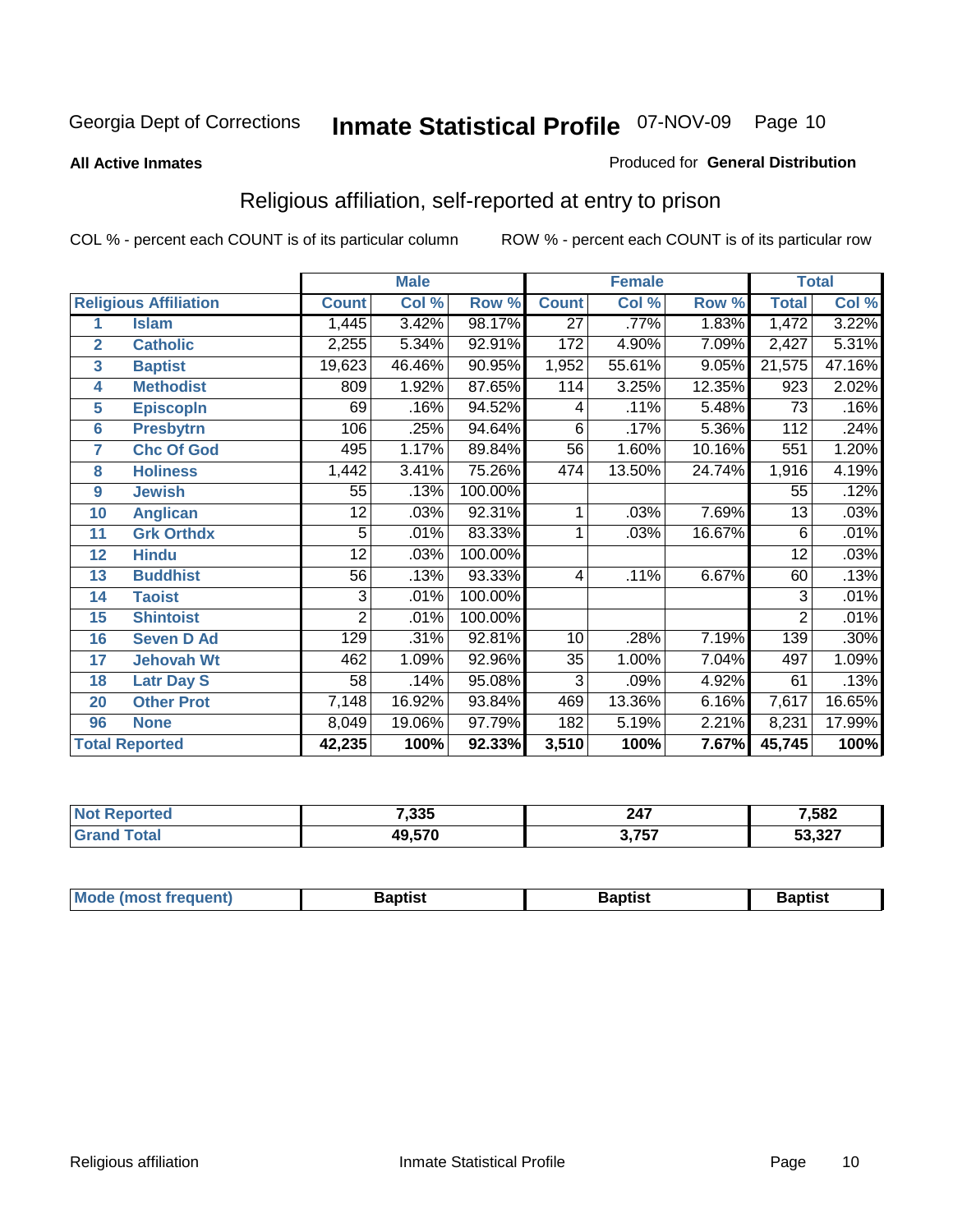Georgia Dept of Corrections **Inmate Statistical Profile** 07-NOV-09

**All Active Inmates**

Produced for **General Distribution**

## Religious affiliation, self-reported at entry to prison

COL % - percent each COUNT is of its particular column ROW % - percent each COUNT is of its particular row

| | | Male | | | Female | | | Total | |
|---|---|---|---|---|---|---|---|---|---|
| **Religious Affiliation** | | **Count** | **Col %** | **Row %** | **Count** | **Col %** | **Row %** | **Total** | **Col %** |
| 1 | Islam | 1,445 | 3.42% | 98.17% | 27 | .77% | 1.83% | 1,472 | 3.22% |
| 2 | Catholic | 2,255 | 5.34% | 92.91% | 172 | 4.90% | 7.09% | 2,427 | 5.31% |
| 3 | Baptist | 19,623 | 46.46% | 90.95% | 1,952 | 55.61% | 9.05% | 21,575 | 47.16% |
| 4 | Methodist | 809 | 1.92% | 87.65% | 114 | 3.25% | 12.35% | 923 | 2.02% |
| 5 | Episcopln | 69 | .16% | 94.52% | 4 | .11% | 5.48% | 73 | .16% |
| 6 | Presbytrn | 106 | .25% | 94.64% | 6 | .17% | 5.36% | 112 | .24% |
| 7 | Chc Of God | 495 | 1.17% | 89.84% | 56 | 1.60% | 10.16% | 551 | 1.20% |
| 8 | Holiness | 1,442 | 3.41% | 75.26% | 474 | 13.50% | 24.74% | 1,916 | 4.19% |
| 9 | Jewish | 55 | .13% | 100.00% | | | | 55 | .12% |
| 10 | Anglican | 12 | .03% | 92.31% | 1 | .03% | 7.69% | 13 | .03% |
| 11 | Grk Orthdx | 5 | .01% | 83.33% | 1 | .03% | 16.67% | 6 | .01% |
| 12 | Hindu | 12 | .03% | 100.00% | | | | 12 | .03% |
| 13 | Buddhist | 56 | .13% | 93.33% | 4 | .11% | 6.67% | 60 | .13% |
| 14 | Taoist | 3 | .01% | 100.00% | | | | 3 | .01% |
| 15 | Shintoist | 2 | .01% | 100.00% | | | | 2 | .01% |
| 16 | Seven D Ad | 129 | .31% | 92.81% | 10 | .28% | 7.19% | 139 | .30% |
| 17 | Jehovah Wt | 462 | 1.09% | 92.96% | 35 | 1.00% | 7.04% | 497 | 1.09% |
| 18 | Latr Day S | 58 | .14% | 95.08% | 3 | .09% | 4.92% | 61 | .13% |
| 20 | Other Prot | 7,148 | 16.92% | 93.84% | 469 | 13.36% | 6.16% | 7,617 | 16.65% |
| 96 | None | 8,049 | 19.06% | 97.79% | 182 | 5.19% | 2.21% | 8,231 | 17.99% |
| **Total Reported** | | **42,235** | **100%** | **92.33%** | **3,510** | **100%** | **7.67%** | **45,745** | **100%** |

| | Male | Female | Total |
|---|---|---|---|
| Not Reported | 7,335 | 247 | 7,582 |
| Grand Total | 49,570 | 3,757 | 53,327 |

| | Male | Female | Total |
|---|---|---|---|
| Mode (most frequent) | Baptist | Baptist | Baptist |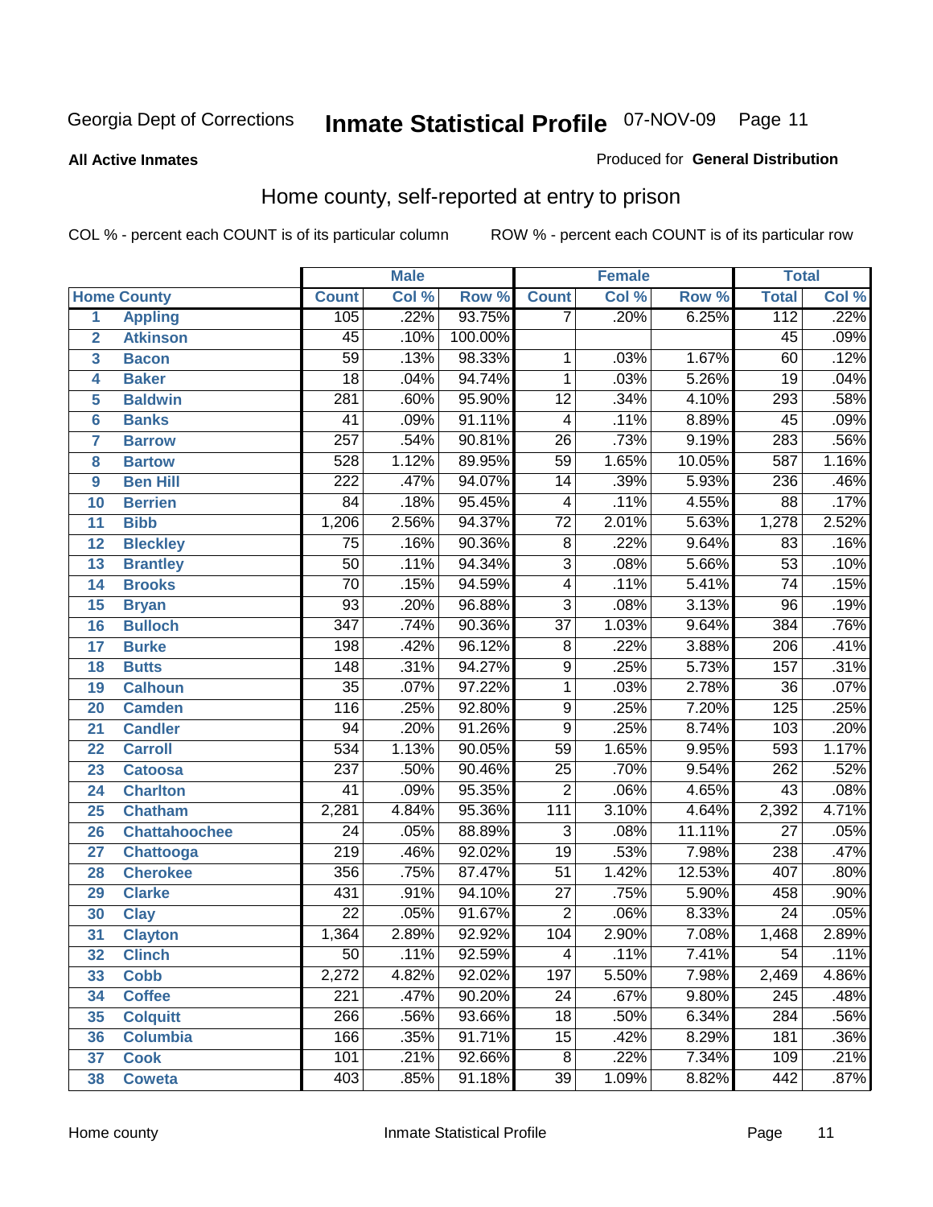Georgia Dept of Corrections **Inmate Statistical Profile** 07-NOV-09

**All Active Inmates**

Produced for **General Distribution**

## Home county, self-reported at entry to prison

COL % - percent each COUNT is of its particular column ROW % - percent each COUNT is of its particular row

| | | Male | | | Female | | | Total | |
|---|---|---|---|---|---|---|---|---|---|
| **Home County** | | **Count** | **Col %** | **Row %** | **Count** | **Col %** | **Row %** | **Total** | **Col %** |
| 1 | Appling | 105 | .22% | 93.75% | 7 | .20% | 6.25% | 112 | .22% |
| 2 | Atkinson | 45 | .10% | 100.00% | | | | 45 | .09% |
| 3 | Bacon | 59 | .13% | 98.33% | 1 | .03% | 1.67% | 60 | .12% |
| 4 | Baker | 18 | .04% | 94.74% | 1 | .03% | 5.26% | 19 | .04% |
| 5 | Baldwin | 281 | .60% | 95.90% | 12 | .34% | 4.10% | 293 | .58% |
| 6 | Banks | 41 | .09% | 91.11% | 4 | .11% | 8.89% | 45 | .09% |
| 7 | Barrow | 257 | .54% | 90.81% | 26 | .73% | 9.19% | 283 | .56% |
| 8 | Bartow | 528 | 1.12% | 89.95% | 59 | 1.65% | 10.05% | 587 | 1.16% |
| 9 | Ben Hill | 222 | .47% | 94.07% | 14 | .39% | 5.93% | 236 | .46% |
| 10 | Berrien | 84 | .18% | 95.45% | 4 | .11% | 4.55% | 88 | .17% |
| 11 | Bibb | 1,206 | 2.56% | 94.37% | 72 | 2.01% | 5.63% | 1,278 | 2.52% |
| 12 | Bleckley | 75 | .16% | 90.36% | 8 | .22% | 9.64% | 83 | .16% |
| 13 | Brantley | 50 | .11% | 94.34% | 3 | .08% | 5.66% | 53 | .10% |
| 14 | Brooks | 70 | .15% | 94.59% | 4 | .11% | 5.41% | 74 | .15% |
| 15 | Bryan | 93 | .20% | 96.88% | 3 | .08% | 3.13% | 96 | .19% |
| 16 | Bulloch | 347 | .74% | 90.36% | 37 | 1.03% | 9.64% | 384 | .76% |
| 17 | Burke | 198 | .42% | 96.12% | 8 | .22% | 3.88% | 206 | .41% |
| 18 | Butts | 148 | .31% | 94.27% | 9 | .25% | 5.73% | 157 | .31% |
| 19 | Calhoun | 35 | .07% | 97.22% | 1 | .03% | 2.78% | 36 | .07% |
| 20 | Camden | 116 | .25% | 92.80% | 9 | .25% | 7.20% | 125 | .25% |
| 21 | Candler | 94 | .20% | 91.26% | 9 | .25% | 8.74% | 103 | .20% |
| 22 | Carroll | 534 | 1.13% | 90.05% | 59 | 1.65% | 9.95% | 593 | 1.17% |
| 23 | Catoosa | 237 | .50% | 90.46% | 25 | .70% | 9.54% | 262 | .52% |
| 24 | Charlton | 41 | .09% | 95.35% | 2 | .06% | 4.65% | 43 | .08% |
| 25 | Chatham | 2,281 | 4.84% | 95.36% | 111 | 3.10% | 4.64% | 2,392 | 4.71% |
| 26 | Chattahoochee | 24 | .05% | 88.89% | 3 | .08% | 11.11% | 27 | .05% |
| 27 | Chattooga | 219 | .46% | 92.02% | 19 | .53% | 7.98% | 238 | .47% |
| 28 | Cherokee | 356 | .75% | 87.47% | 51 | 1.42% | 12.53% | 407 | .80% |
| 29 | Clarke | 431 | .91% | 94.10% | 27 | .75% | 5.90% | 458 | .90% |
| 30 | Clay | 22 | .05% | 91.67% | 2 | .06% | 8.33% | 24 | .05% |
| 31 | Clayton | 1,364 | 2.89% | 92.92% | 104 | 2.90% | 7.08% | 1,468 | 2.89% |
| 32 | Clinch | 50 | .11% | 92.59% | 4 | .11% | 7.41% | 54 | .11% |
| 33 | Cobb | 2,272 | 4.82% | 92.02% | 197 | 5.50% | 7.98% | 2,469 | 4.86% |
| 34 | Coffee | 221 | .47% | 90.20% | 24 | .67% | 9.80% | 245 | .48% |
| 35 | Colquitt | 266 | .56% | 93.66% | 18 | .50% | 6.34% | 284 | .56% |
| 36 | Columbia | 166 | .35% | 91.71% | 15 | .42% | 8.29% | 181 | .36% |
| 37 | Cook | 101 | .21% | 92.66% | 8 | .22% | 7.34% | 109 | .21% |
| 38 | Coweta | 403 | .85% | 91.18% | 39 | 1.09% | 8.82% | 442 | .87% |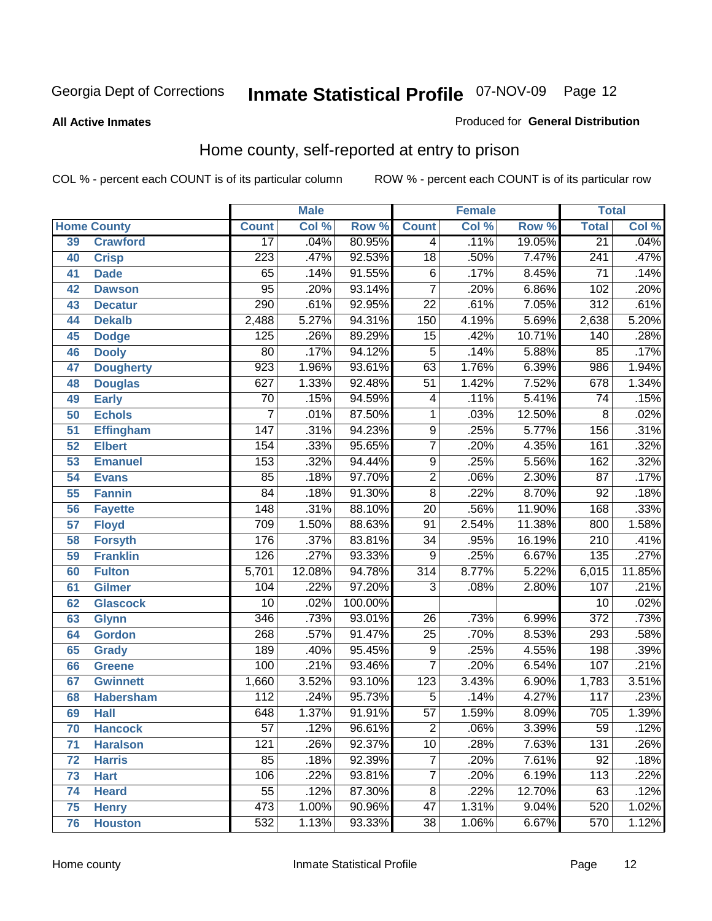Georgia Dept of Corrections **Inmate Statistical Profile** 07-NOV-09

**All Active Inmates**

Produced for **General Distribution**

## Home county, self-reported at entry to prison

COL % - percent each COUNT is of its particular column ROW % - percent each COUNT is of its particular row

| Home County | | Male | | | Female | | | Total | |
|---|---|---|---|---|---|---|---|---|---|
| | | Count | Col % | Row % | Count | Col % | Row % | Total | Col % |
| 39 | Crawford | 17 | .04% | 80.95% | 4 | .11% | 19.05% | 21 | .04% |
| 40 | Crisp | 223 | .47% | 92.53% | 18 | .50% | 7.47% | 241 | .47% |
| 41 | Dade | 65 | .14% | 91.55% | 6 | .17% | 8.45% | 71 | .14% |
| 42 | Dawson | 95 | .20% | 93.14% | 7 | .20% | 6.86% | 102 | .20% |
| 43 | Decatur | 290 | .61% | 92.95% | 22 | .61% | 7.05% | 312 | .61% |
| 44 | Dekalb | 2,488 | 5.27% | 94.31% | 150 | 4.19% | 5.69% | 2,638 | 5.20% |
| 45 | Dodge | 125 | .26% | 89.29% | 15 | .42% | 10.71% | 140 | .28% |
| 46 | Dooly | 80 | .17% | 94.12% | 5 | .14% | 5.88% | 85 | .17% |
| 47 | Dougherty | 923 | 1.96% | 93.61% | 63 | 1.76% | 6.39% | 986 | 1.94% |
| 48 | Douglas | 627 | 1.33% | 92.48% | 51 | 1.42% | 7.52% | 678 | 1.34% |
| 49 | Early | 70 | .15% | 94.59% | 4 | .11% | 5.41% | 74 | .15% |
| 50 | Echols | 7 | .01% | 87.50% | 1 | .03% | 12.50% | 8 | .02% |
| 51 | Effingham | 147 | .31% | 94.23% | 9 | .25% | 5.77% | 156 | .31% |
| 52 | Elbert | 154 | .33% | 95.65% | 7 | .20% | 4.35% | 161 | .32% |
| 53 | Emanuel | 153 | .32% | 94.44% | 9 | .25% | 5.56% | 162 | .32% |
| 54 | Evans | 85 | .18% | 97.70% | 2 | .06% | 2.30% | 87 | .17% |
| 55 | Fannin | 84 | .18% | 91.30% | 8 | .22% | 8.70% | 92 | .18% |
| 56 | Fayette | 148 | .31% | 88.10% | 20 | .56% | 11.90% | 168 | .33% |
| 57 | Floyd | 709 | 1.50% | 88.63% | 91 | 2.54% | 11.38% | 800 | 1.58% |
| 58 | Forsyth | 176 | .37% | 83.81% | 34 | .95% | 16.19% | 210 | .41% |
| 59 | Franklin | 126 | .27% | 93.33% | 9 | .25% | 6.67% | 135 | .27% |
| 60 | Fulton | 5,701 | 12.08% | 94.78% | 314 | 8.77% | 5.22% | 6,015 | 11.85% |
| 61 | Gilmer | 104 | .22% | 97.20% | 3 | .08% | 2.80% | 107 | .21% |
| 62 | Glascock | 10 | .02% | 100.00% | | | | 10 | .02% |
| 63 | Glynn | 346 | .73% | 93.01% | 26 | .73% | 6.99% | 372 | .73% |
| 64 | Gordon | 268 | .57% | 91.47% | 25 | .70% | 8.53% | 293 | .58% |
| 65 | Grady | 189 | .40% | 95.45% | 9 | .25% | 4.55% | 198 | .39% |
| 66 | Greene | 100 | .21% | 93.46% | 7 | .20% | 6.54% | 107 | .21% |
| 67 | Gwinnett | 1,660 | 3.52% | 93.10% | 123 | 3.43% | 6.90% | 1,783 | 3.51% |
| 68 | Habersham | 112 | .24% | 95.73% | 5 | .14% | 4.27% | 117 | .23% |
| 69 | Hall | 648 | 1.37% | 91.91% | 57 | 1.59% | 8.09% | 705 | 1.39% |
| 70 | Hancock | 57 | .12% | 96.61% | 2 | .06% | 3.39% | 59 | .12% |
| 71 | Haralson | 121 | .26% | 92.37% | 10 | .28% | 7.63% | 131 | .26% |
| 72 | Harris | 85 | .18% | 92.39% | 7 | .20% | 7.61% | 92 | .18% |
| 73 | Hart | 106 | .22% | 93.81% | 7 | .20% | 6.19% | 113 | .22% |
| 74 | Heard | 55 | .12% | 87.30% | 8 | .22% | 12.70% | 63 | .12% |
| 75 | Henry | 473 | 1.00% | 90.96% | 47 | 1.31% | 9.04% | 520 | 1.02% |
| 76 | Houston | 532 | 1.13% | 93.33% | 38 | 1.06% | 6.67% | 570 | 1.12% |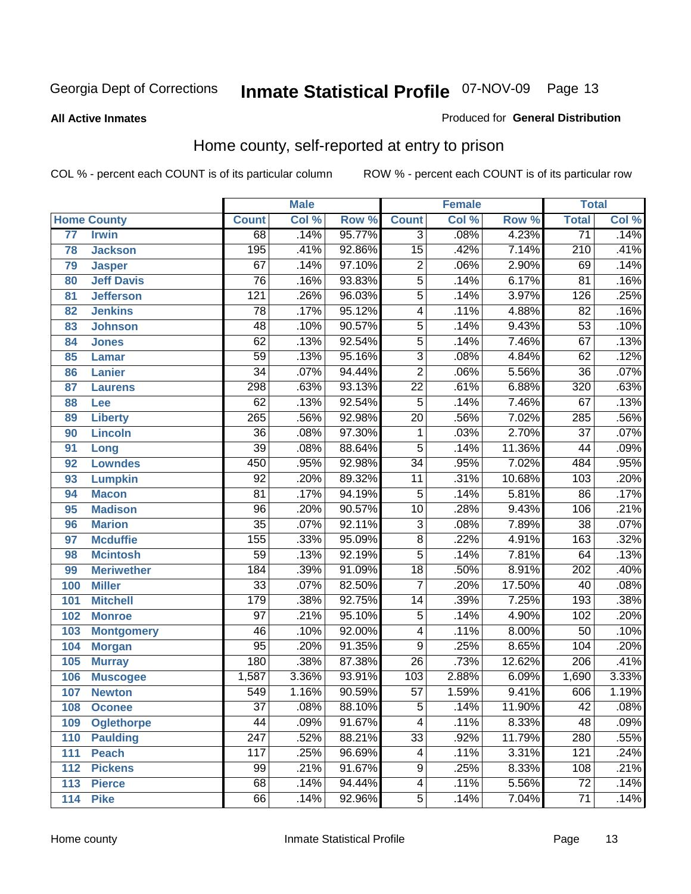Georgia Dept of Corrections **Inmate Statistical Profile** 07-NOV-09

**All Active Inmates**

Produced for **General Distribution**

## Home county, self-reported at entry to prison

COL % - percent each COUNT is of its particular column ROW % - percent each COUNT is of its particular row

| Home County | | Male | | | Female | | | Total | |
|---|---|---|---|---|---|---|---|---|---|
| | | Count | Col % | Row % | Count | Col % | Row % | Total | Col % |
| 77 | Irwin | 68 | .14% | 95.77% | 3 | .08% | 4.23% | 71 | .14% |
| 78 | Jackson | 195 | .41% | 92.86% | 15 | .42% | 7.14% | 210 | .41% |
| 79 | Jasper | 67 | .14% | 97.10% | 2 | .06% | 2.90% | 69 | .14% |
| 80 | Jeff Davis | 76 | .16% | 93.83% | 5 | .14% | 6.17% | 81 | .16% |
| 81 | Jefferson | 121 | .26% | 96.03% | 5 | .14% | 3.97% | 126 | .25% |
| 82 | Jenkins | 78 | .17% | 95.12% | 4 | .11% | 4.88% | 82 | .16% |
| 83 | Johnson | 48 | .10% | 90.57% | 5 | .14% | 9.43% | 53 | .10% |
| 84 | Jones | 62 | .13% | 92.54% | 5 | .14% | 7.46% | 67 | .13% |
| 85 | Lamar | 59 | .13% | 95.16% | 3 | .08% | 4.84% | 62 | .12% |
| 86 | Lanier | 34 | .07% | 94.44% | 2 | .06% | 5.56% | 36 | .07% |
| 87 | Laurens | 298 | .63% | 93.13% | 22 | .61% | 6.88% | 320 | .63% |
| 88 | Lee | 62 | .13% | 92.54% | 5 | .14% | 7.46% | 67 | .13% |
| 89 | Liberty | 265 | .56% | 92.98% | 20 | .56% | 7.02% | 285 | .56% |
| 90 | Lincoln | 36 | .08% | 97.30% | 1 | .03% | 2.70% | 37 | .07% |
| 91 | Long | 39 | .08% | 88.64% | 5 | .14% | 11.36% | 44 | .09% |
| 92 | Lowndes | 450 | .95% | 92.98% | 34 | .95% | 7.02% | 484 | .95% |
| 93 | Lumpkin | 92 | .20% | 89.32% | 11 | .31% | 10.68% | 103 | .20% |
| 94 | Macon | 81 | .17% | 94.19% | 5 | .14% | 5.81% | 86 | .17% |
| 95 | Madison | 96 | .20% | 90.57% | 10 | .28% | 9.43% | 106 | .21% |
| 96 | Marion | 35 | .07% | 92.11% | 3 | .08% | 7.89% | 38 | .07% |
| 97 | Mcduffie | 155 | .33% | 95.09% | 8 | .22% | 4.91% | 163 | .32% |
| 98 | Mcintosh | 59 | .13% | 92.19% | 5 | .14% | 7.81% | 64 | .13% |
| 99 | Meriwether | 184 | .39% | 91.09% | 18 | .50% | 8.91% | 202 | .40% |
| 100 | Miller | 33 | .07% | 82.50% | 7 | .20% | 17.50% | 40 | .08% |
| 101 | Mitchell | 179 | .38% | 92.75% | 14 | .39% | 7.25% | 193 | .38% |
| 102 | Monroe | 97 | .21% | 95.10% | 5 | .14% | 4.90% | 102 | .20% |
| 103 | Montgomery | 46 | .10% | 92.00% | 4 | .11% | 8.00% | 50 | .10% |
| 104 | Morgan | 95 | .20% | 91.35% | 9 | .25% | 8.65% | 104 | .20% |
| 105 | Murray | 180 | .38% | 87.38% | 26 | .73% | 12.62% | 206 | .41% |
| 106 | Muscogee | 1,587 | 3.36% | 93.91% | 103 | 2.88% | 6.09% | 1,690 | 3.33% |
| 107 | Newton | 549 | 1.16% | 90.59% | 57 | 1.59% | 9.41% | 606 | 1.19% |
| 108 | Oconee | 37 | .08% | 88.10% | 5 | .14% | 11.90% | 42 | .08% |
| 109 | Oglethorpe | 44 | .09% | 91.67% | 4 | .11% | 8.33% | 48 | .09% |
| 110 | Paulding | 247 | .52% | 88.21% | 33 | .92% | 11.79% | 280 | .55% |
| 111 | Peach | 117 | .25% | 96.69% | 4 | .11% | 3.31% | 121 | .24% |
| 112 | Pickens | 99 | .21% | 91.67% | 9 | .25% | 8.33% | 108 | .21% |
| 113 | Pierce | 68 | .14% | 94.44% | 4 | .11% | 5.56% | 72 | .14% |
| 114 | Pike | 66 | .14% | 92.96% | 5 | .14% | 7.04% | 71 | .14% |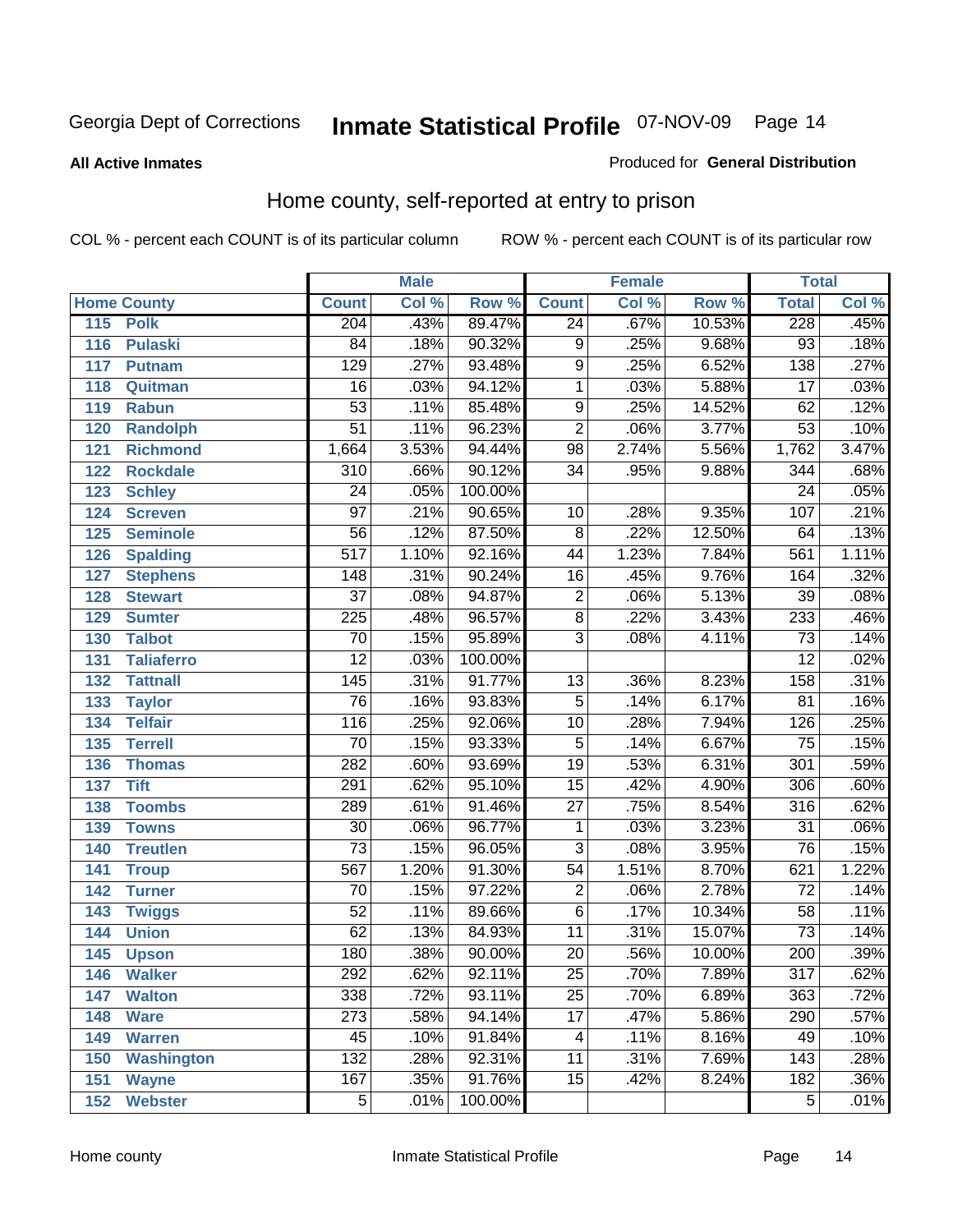Georgia Dept of Corrections **Inmate Statistical Profile** 07-NOV-09

**All Active Inmates**

Produced for **General Distribution**

## Home county, self-reported at entry to prison

COL % - percent each COUNT is of its particular column ROW % - percent each COUNT is of its particular row

| Home County | | Male | | | Female | | | Total | |
|---|---|---|---|---|---|---|---|---|---|
| | | Count | Col % | Row % | Count | Col % | Row % | Total | Col % |
| 115 | Polk | 204 | .43% | 89.47% | 24 | .67% | 10.53% | 228 | .45% |
| 116 | Pulaski | 84 | .18% | 90.32% | 9 | .25% | 9.68% | 93 | .18% |
| 117 | Putnam | 129 | .27% | 93.48% | 9 | .25% | 6.52% | 138 | .27% |
| 118 | Quitman | 16 | .03% | 94.12% | 1 | .03% | 5.88% | 17 | .03% |
| 119 | Rabun | 53 | .11% | 85.48% | 9 | .25% | 14.52% | 62 | .12% |
| 120 | Randolph | 51 | .11% | 96.23% | 2 | .06% | 3.77% | 53 | .10% |
| 121 | Richmond | 1,664 | 3.53% | 94.44% | 98 | 2.74% | 5.56% | 1,762 | 3.47% |
| 122 | Rockdale | 310 | .66% | 90.12% | 34 | .95% | 9.88% | 344 | .68% |
| 123 | Schley | 24 | .05% | 100.00% | | | | 24 | .05% |
| 124 | Screven | 97 | .21% | 90.65% | 10 | .28% | 9.35% | 107 | .21% |
| 125 | Seminole | 56 | .12% | 87.50% | 8 | .22% | 12.50% | 64 | .13% |
| 126 | Spalding | 517 | 1.10% | 92.16% | 44 | 1.23% | 7.84% | 561 | 1.11% |
| 127 | Stephens | 148 | .31% | 90.24% | 16 | .45% | 9.76% | 164 | .32% |
| 128 | Stewart | 37 | .08% | 94.87% | 2 | .06% | 5.13% | 39 | .08% |
| 129 | Sumter | 225 | .48% | 96.57% | 8 | .22% | 3.43% | 233 | .46% |
| 130 | Talbot | 70 | .15% | 95.89% | 3 | .08% | 4.11% | 73 | .14% |
| 131 | Taliaferro | 12 | .03% | 100.00% | | | | 12 | .02% |
| 132 | Tattnall | 145 | .31% | 91.77% | 13 | .36% | 8.23% | 158 | .31% |
| 133 | Taylor | 76 | .16% | 93.83% | 5 | .14% | 6.17% | 81 | .16% |
| 134 | Telfair | 116 | .25% | 92.06% | 10 | .28% | 7.94% | 126 | .25% |
| 135 | Terrell | 70 | .15% | 93.33% | 5 | .14% | 6.67% | 75 | .15% |
| 136 | Thomas | 282 | .60% | 93.69% | 19 | .53% | 6.31% | 301 | .59% |
| 137 | Tift | 291 | .62% | 95.10% | 15 | .42% | 4.90% | 306 | .60% |
| 138 | Toombs | 289 | .61% | 91.46% | 27 | .75% | 8.54% | 316 | .62% |
| 139 | Towns | 30 | .06% | 96.77% | 1 | .03% | 3.23% | 31 | .06% |
| 140 | Treutlen | 73 | .15% | 96.05% | 3 | .08% | 3.95% | 76 | .15% |
| 141 | Troup | 567 | 1.20% | 91.30% | 54 | 1.51% | 8.70% | 621 | 1.22% |
| 142 | Turner | 70 | .15% | 97.22% | 2 | .06% | 2.78% | 72 | .14% |
| 143 | Twiggs | 52 | .11% | 89.66% | 6 | .17% | 10.34% | 58 | .11% |
| 144 | Union | 62 | .13% | 84.93% | 11 | .31% | 15.07% | 73 | .14% |
| 145 | Upson | 180 | .38% | 90.00% | 20 | .56% | 10.00% | 200 | .39% |
| 146 | Walker | 292 | .62% | 92.11% | 25 | .70% | 7.89% | 317 | .62% |
| 147 | Walton | 338 | .72% | 93.11% | 25 | .70% | 6.89% | 363 | .72% |
| 148 | Ware | 273 | .58% | 94.14% | 17 | .47% | 5.86% | 290 | .57% |
| 149 | Warren | 45 | .10% | 91.84% | 4 | .11% | 8.16% | 49 | .10% |
| 150 | Washington | 132 | .28% | 92.31% | 11 | .31% | 7.69% | 143 | .28% |
| 151 | Wayne | 167 | .35% | 91.76% | 15 | .42% | 8.24% | 182 | .36% |
| 152 | Webster | 5 | .01% | 100.00% | | | | 5 | .01% |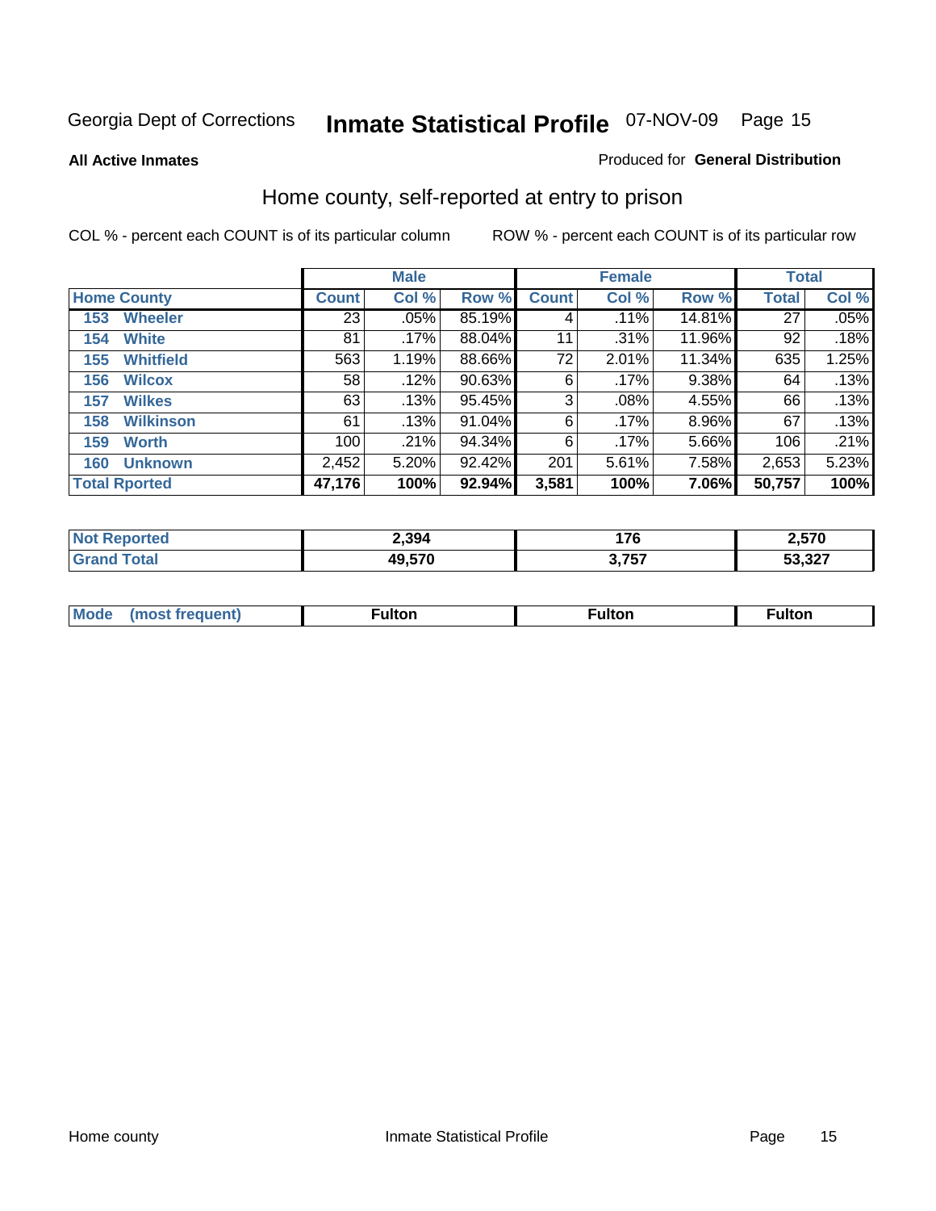Georgia Dept of Corrections **Inmate Statistical Profile** 07-NOV-09

**All Active Inmates** Produced for **General Distribution**

## Home county, self-reported at entry to prison

COL % - percent each COUNT is of its particular column ROW % - percent each COUNT is of its particular row

| Home County | Male | | | Female | | | Total | |
|---|---|---|---|---|---|---|---|---|
| | Count | Col % | Row % | Count | Col % | Row % | Total | Col % |
| 153 Wheeler | 23 | .05% | 85.19% | 4 | .11% | 14.81% | 27 | .05% |
| 154 White | 81 | .17% | 88.04% | 11 | .31% | 11.96% | 92 | .18% |
| 155 Whitfield | 563 | 1.19% | 88.66% | 72 | 2.01% | 11.34% | 635 | 1.25% |
| 156 Wilcox | 58 | .12% | 90.63% | 6 | .17% | 9.38% | 64 | .13% |
| 157 Wilkes | 63 | .13% | 95.45% | 3 | .08% | 4.55% | 66 | .13% |
| 158 Wilkinson | 61 | .13% | 91.04% | 6 | .17% | 8.96% | 67 | .13% |
| 159 Worth | 100 | .21% | 94.34% | 6 | .17% | 5.66% | 106 | .21% |
| 160 Unknown | 2,452 | 5.20% | 92.42% | 201 | 5.61% | 7.58% | 2,653 | 5.23% |
| **Total Rported** | **47,176** | **100%** | **92.94%** | **3,581** | **100%** | **7.06%** | **50,757** | **100%** |

| | Male | Female | Total |
|---|---|---|---|
| Not Reported | 2,394 | 176 | 2,570 |
| Grand Total | 49,570 | 3,757 | 53,327 |

| | Male | Female | Total |
|---|---|---|---|
| Mode (most frequent) | Fulton | Fulton | Fulton |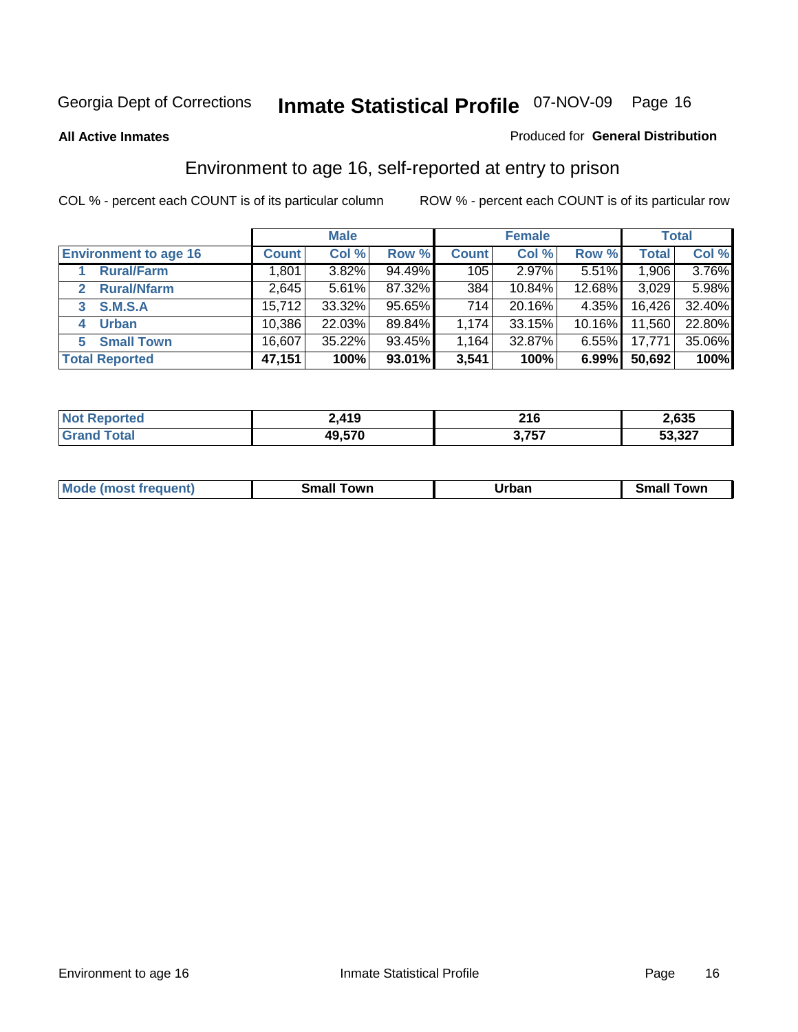Georgia Dept of Corrections **Inmate Statistical Profile** 07-NOV-09 Page 16

**All Active Inmates**

Produced for **General Distribution**

## Environment to age 16, self-reported at entry to prison

COL % - percent each COUNT is of its particular column

ROW % - percent each COUNT is of its particular row

| | Male | | | Female | | | Total | |
|---|---|---|---|---|---|---|---|---|
| **Environment to age 16** | **Count** | **Col %** | **Row %** | **Count** | **Col %** | **Row %** | **Total** | **Col %** |
| 1 **Rural/Farm** | 1,801 | 3.82% | 94.49% | 105 | 2.97% | 5.51% | 1,906 | 3.76% |
| 2 **Rural/Nfarm** | 2,645 | 5.61% | 87.32% | 384 | 10.84% | 12.68% | 3,029 | 5.98% |
| 3 **S.M.S.A** | 15,712 | 33.32% | 95.65% | 714 | 20.16% | 4.35% | 16,426 | 32.40% |
| 4 **Urban** | 10,386 | 22.03% | 89.84% | 1,174 | 33.15% | 10.16% | 11,560 | 22.80% |
| 5 **Small Town** | 16,607 | 35.22% | 93.45% | 1,164 | 32.87% | 6.55% | 17,771 | 35.06% |
| **Total Reported** | **47,151** | **100%** | **93.01%** | **3,541** | **100%** | **6.99%** | **50,692** | **100%** |

| | Male | Female | Total |
|---|---|---|---|
| **Not Reported** | **2,419** | **216** | **2,635** |
| **Grand Total** | **49,570** | **3,757** | **53,327** |

| | Male | Female | Total |
|---|---|---|---|
| **Mode (most frequent)** | **Small Town** | **Urban** | **Small Town** |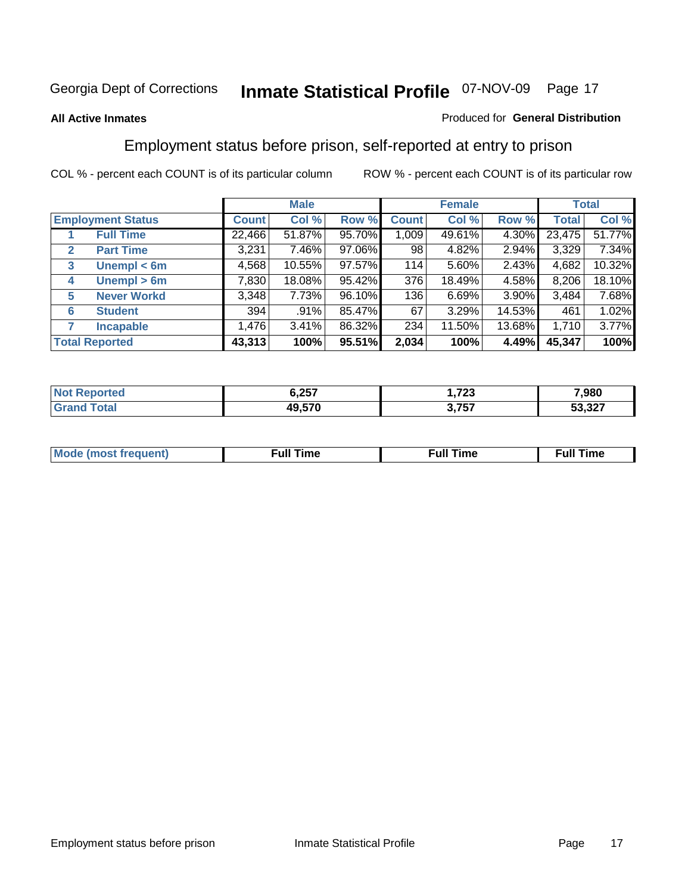Georgia Dept of Corrections **Inmate Statistical Profile** 07-NOV-09

**All Active Inmates**

Produced for **General Distribution**

## Employment status before prison, self-reported at entry to prison

COL % - percent each COUNT is of its particular column

ROW % - percent each COUNT is of its particular row

| | | Male | | | Female | | | Total | |
|---|---|---|---|---|---|---|---|---|---|
| **Employment Status** | | **Count** | **Col %** | **Row %** | **Count** | **Col %** | **Row %** | **Total** | **Col %** |
| 1 | **Full Time** | 22,466 | 51.87% | 95.70% | 1,009 | 49.61% | 4.30% | 23,475 | 51.77% |
| 2 | **Part Time** | 3,231 | 7.46% | 97.06% | 98 | 4.82% | 2.94% | 3,329 | 7.34% |
| 3 | **Unempl < 6m** | 4,568 | 10.55% | 97.57% | 114 | 5.60% | 2.43% | 4,682 | 10.32% |
| 4 | **Unempl > 6m** | 7,830 | 18.08% | 95.42% | 376 | 18.49% | 4.58% | 8,206 | 18.10% |
| 5 | **Never Workd** | 3,348 | 7.73% | 96.10% | 136 | 6.69% | 3.90% | 3,484 | 7.68% |
| 6 | **Student** | 394 | .91% | 85.47% | 67 | 3.29% | 14.53% | 461 | 1.02% |
| 7 | **Incapable** | 1,476 | 3.41% | 86.32% | 234 | 11.50% | 13.68% | 1,710 | 3.77% |
| **Total Reported** | | **43,313** | **100%** | **95.51%** | **2,034** | **100%** | **4.49%** | **45,347** | **100%** |

| | Male | Female | Total |
|---|---|---|---|
| **Not Reported** | **6,257** | **1,723** | **7,980** |
| **Grand Total** | **49,570** | **3,757** | **53,327** |

| | Male | Female | Total |
|---|---|---|---|
| **Mode (most frequent)** | **Full Time** | **Full Time** | **Full Time** |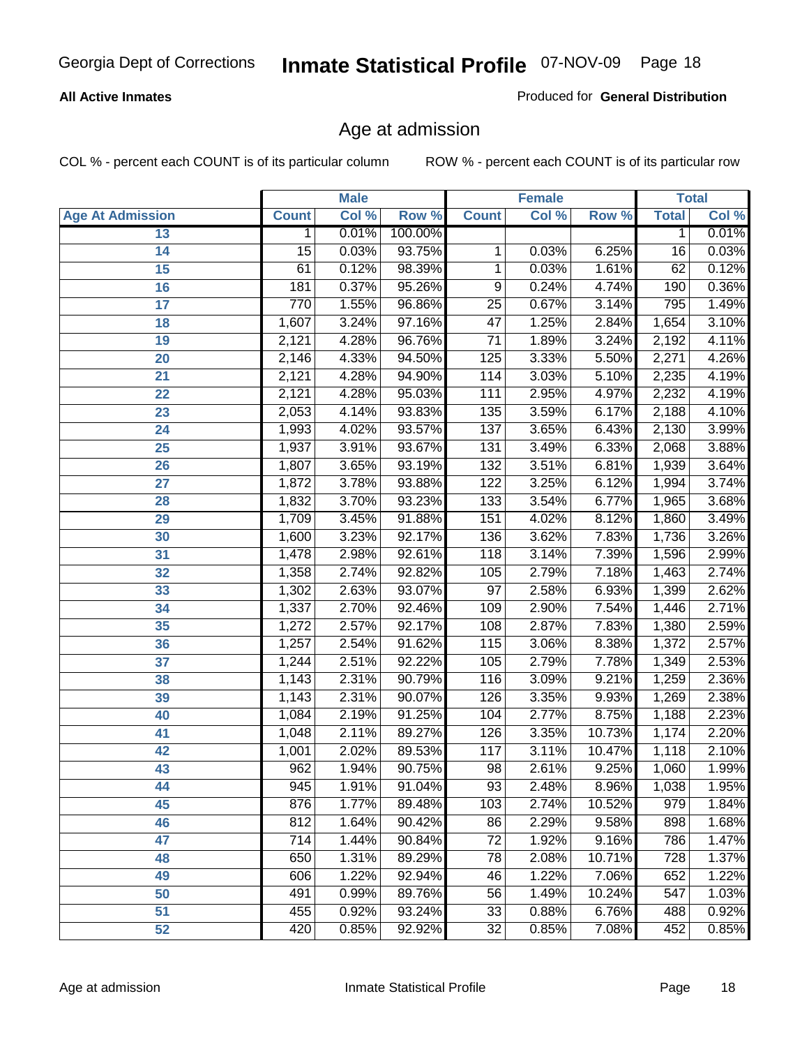Georgia Dept of Corrections **Inmate Statistical Profile** 07-NOV-09

**All Active Inmates**

Produced for **General Distribution**

## Age at admission

COL % - percent each COUNT is of its particular column ROW % - percent each COUNT is of its particular row

| | Male | | | Female | | | Total | |
|---|---|---|---|---|---|---|---|---|
| **Age At Admission** | **Count** | **Col %** | **Row %** | **Count** | **Col %** | **Row %** | **Total** | **Col %** |
| 13 | 1 | 0.01% | 100.00% | | | | 1 | 0.01% |
| 14 | 15 | 0.03% | 93.75% | 1 | 0.03% | 6.25% | 16 | 0.03% |
| 15 | 61 | 0.12% | 98.39% | 1 | 0.03% | 1.61% | 62 | 0.12% |
| 16 | 181 | 0.37% | 95.26% | 9 | 0.24% | 4.74% | 190 | 0.36% |
| 17 | 770 | 1.55% | 96.86% | 25 | 0.67% | 3.14% | 795 | 1.49% |
| 18 | 1,607 | 3.24% | 97.16% | 47 | 1.25% | 2.84% | 1,654 | 3.10% |
| 19 | 2,121 | 4.28% | 96.76% | 71 | 1.89% | 3.24% | 2,192 | 4.11% |
| 20 | 2,146 | 4.33% | 94.50% | 125 | 3.33% | 5.50% | 2,271 | 4.26% |
| 21 | 2,121 | 4.28% | 94.90% | 114 | 3.03% | 5.10% | 2,235 | 4.19% |
| 22 | 2,121 | 4.28% | 95.03% | 111 | 2.95% | 4.97% | 2,232 | 4.19% |
| 23 | 2,053 | 4.14% | 93.83% | 135 | 3.59% | 6.17% | 2,188 | 4.10% |
| 24 | 1,993 | 4.02% | 93.57% | 137 | 3.65% | 6.43% | 2,130 | 3.99% |
| 25 | 1,937 | 3.91% | 93.67% | 131 | 3.49% | 6.33% | 2,068 | 3.88% |
| 26 | 1,807 | 3.65% | 93.19% | 132 | 3.51% | 6.81% | 1,939 | 3.64% |
| 27 | 1,872 | 3.78% | 93.88% | 122 | 3.25% | 6.12% | 1,994 | 3.74% |
| 28 | 1,832 | 3.70% | 93.23% | 133 | 3.54% | 6.77% | 1,965 | 3.68% |
| 29 | 1,709 | 3.45% | 91.88% | 151 | 4.02% | 8.12% | 1,860 | 3.49% |
| 30 | 1,600 | 3.23% | 92.17% | 136 | 3.62% | 7.83% | 1,736 | 3.26% |
| 31 | 1,478 | 2.98% | 92.61% | 118 | 3.14% | 7.39% | 1,596 | 2.99% |
| 32 | 1,358 | 2.74% | 92.82% | 105 | 2.79% | 7.18% | 1,463 | 2.74% |
| 33 | 1,302 | 2.63% | 93.07% | 97 | 2.58% | 6.93% | 1,399 | 2.62% |
| 34 | 1,337 | 2.70% | 92.46% | 109 | 2.90% | 7.54% | 1,446 | 2.71% |
| 35 | 1,272 | 2.57% | 92.17% | 108 | 2.87% | 7.83% | 1,380 | 2.59% |
| 36 | 1,257 | 2.54% | 91.62% | 115 | 3.06% | 8.38% | 1,372 | 2.57% |
| 37 | 1,244 | 2.51% | 92.22% | 105 | 2.79% | 7.78% | 1,349 | 2.53% |
| 38 | 1,143 | 2.31% | 90.79% | 116 | 3.09% | 9.21% | 1,259 | 2.36% |
| 39 | 1,143 | 2.31% | 90.07% | 126 | 3.35% | 9.93% | 1,269 | 2.38% |
| 40 | 1,084 | 2.19% | 91.25% | 104 | 2.77% | 8.75% | 1,188 | 2.23% |
| 41 | 1,048 | 2.11% | 89.27% | 126 | 3.35% | 10.73% | 1,174 | 2.20% |
| 42 | 1,001 | 2.02% | 89.53% | 117 | 3.11% | 10.47% | 1,118 | 2.10% |
| 43 | 962 | 1.94% | 90.75% | 98 | 2.61% | 9.25% | 1,060 | 1.99% |
| 44 | 945 | 1.91% | 91.04% | 93 | 2.48% | 8.96% | 1,038 | 1.95% |
| 45 | 876 | 1.77% | 89.48% | 103 | 2.74% | 10.52% | 979 | 1.84% |
| 46 | 812 | 1.64% | 90.42% | 86 | 2.29% | 9.58% | 898 | 1.68% |
| 47 | 714 | 1.44% | 90.84% | 72 | 1.92% | 9.16% | 786 | 1.47% |
| 48 | 650 | 1.31% | 89.29% | 78 | 2.08% | 10.71% | 728 | 1.37% |
| 49 | 606 | 1.22% | 92.94% | 46 | 1.22% | 7.06% | 652 | 1.22% |
| 50 | 491 | 0.99% | 89.76% | 56 | 1.49% | 10.24% | 547 | 1.03% |
| 51 | 455 | 0.92% | 93.24% | 33 | 0.88% | 6.76% | 488 | 0.92% |
| 52 | 420 | 0.85% | 92.92% | 32 | 0.85% | 7.08% | 452 | 0.85% |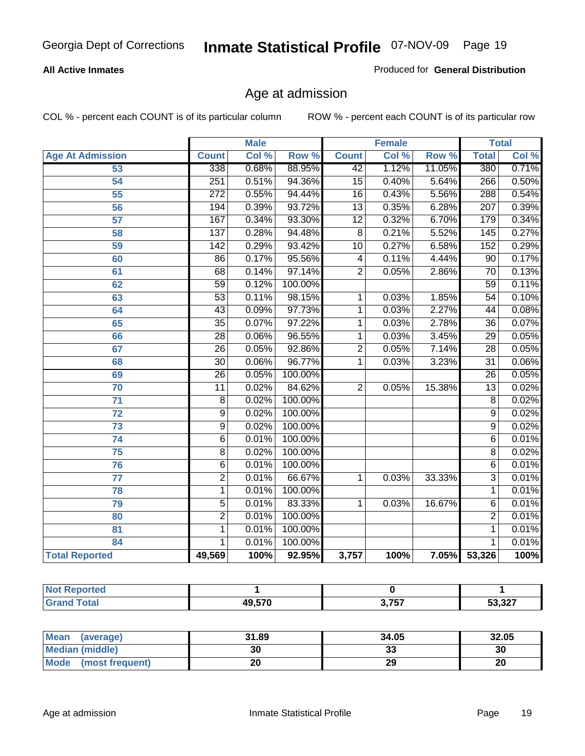# Age at admission

**All Active Inmates**

Produced for **General Distribution**

COL % - percent each COUNT is of its particular column

ROW % - percent each COUNT is of its particular row

| | Male | | | Female | | | Total | |
|---|---|---|---|---|---|---|---|---|
| **Age At Admission** | **Count** | **Col %** | **Row %** | **Count** | **Col %** | **Row %** | **Total** | **Col %** |
| 53 | 338 | 0.68% | 88.95% | 42 | 1.12% | 11.05% | 380 | 0.71% |
| 54 | 251 | 0.51% | 94.36% | 15 | 0.40% | 5.64% | 266 | 0.50% |
| 55 | 272 | 0.55% | 94.44% | 16 | 0.43% | 5.56% | 288 | 0.54% |
| 56 | 194 | 0.39% | 93.72% | 13 | 0.35% | 6.28% | 207 | 0.39% |
| 57 | 167 | 0.34% | 93.30% | 12 | 0.32% | 6.70% | 179 | 0.34% |
| 58 | 137 | 0.28% | 94.48% | 8 | 0.21% | 5.52% | 145 | 0.27% |
| 59 | 142 | 0.29% | 93.42% | 10 | 0.27% | 6.58% | 152 | 0.29% |
| 60 | 86 | 0.17% | 95.56% | 4 | 0.11% | 4.44% | 90 | 0.17% |
| 61 | 68 | 0.14% | 97.14% | 2 | 0.05% | 2.86% | 70 | 0.13% |
| 62 | 59 | 0.12% | 100.00% | | | | 59 | 0.11% |
| 63 | 53 | 0.11% | 98.15% | 1 | 0.03% | 1.85% | 54 | 0.10% |
| 64 | 43 | 0.09% | 97.73% | 1 | 0.03% | 2.27% | 44 | 0.08% |
| 65 | 35 | 0.07% | 97.22% | 1 | 0.03% | 2.78% | 36 | 0.07% |
| 66 | 28 | 0.06% | 96.55% | 1 | 0.03% | 3.45% | 29 | 0.05% |
| 67 | 26 | 0.05% | 92.86% | 2 | 0.05% | 7.14% | 28 | 0.05% |
| 68 | 30 | 0.06% | 96.77% | 1 | 0.03% | 3.23% | 31 | 0.06% |
| 69 | 26 | 0.05% | 100.00% | | | | 26 | 0.05% |
| 70 | 11 | 0.02% | 84.62% | 2 | 0.05% | 15.38% | 13 | 0.02% |
| 71 | 8 | 0.02% | 100.00% | | | | 8 | 0.02% |
| 72 | 9 | 0.02% | 100.00% | | | | 9 | 0.02% |
| 73 | 9 | 0.02% | 100.00% | | | | 9 | 0.02% |
| 74 | 6 | 0.01% | 100.00% | | | | 6 | 0.01% |
| 75 | 8 | 0.02% | 100.00% | | | | 8 | 0.02% |
| 76 | 6 | 0.01% | 100.00% | | | | 6 | 0.01% |
| 77 | 2 | 0.01% | 66.67% | 1 | 0.03% | 33.33% | 3 | 0.01% |
| 78 | 1 | 0.01% | 100.00% | | | | 1 | 0.01% |
| 79 | 5 | 0.01% | 83.33% | 1 | 0.03% | 16.67% | 6 | 0.01% |
| 80 | 2 | 0.01% | 100.00% | | | | 2 | 0.01% |
| 81 | 1 | 0.01% | 100.00% | | | | 1 | 0.01% |
| 84 | 1 | 0.01% | 100.00% | | | | 1 | 0.01% |
| **Total Reported** | **49,569** | **100%** | **92.95%** | **3,757** | **100%** | **7.05%** | **53,326** | **100%** |

| | Male | Female | Total |
|---|---|---|---|
| **Not Reported** | **1** | **0** | **1** |
| **Grand Total** | **49,570** | **3,757** | **53,327** |

| | Male | Female | Total |
|---|---|---|---|
| **Mean (average)** | **31.89** | **34.05** | **32.05** |
| **Median (middle)** | **30** | **33** | **30** |
| **Mode (most frequent)** | **20** | **29** | **20** |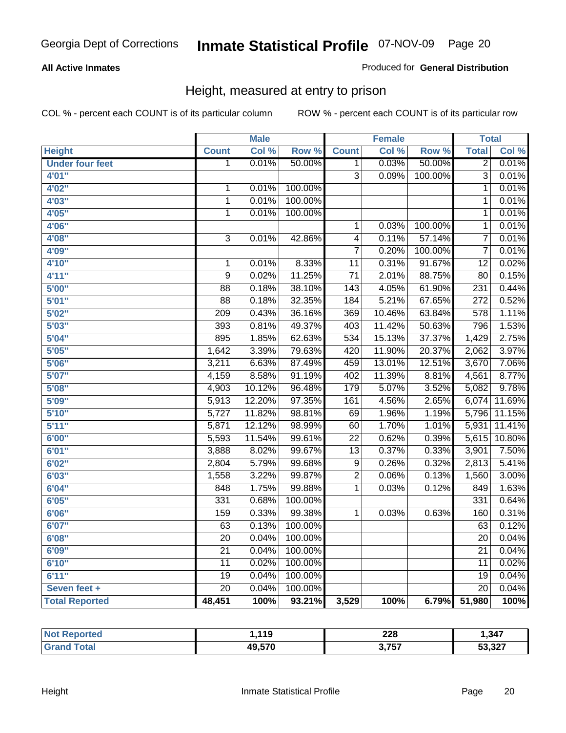Georgia Dept of Corrections **Inmate Statistical Profile** 07-NOV-09

**All Active Inmates**

Produced for **General Distribution**

## Height, measured at entry to prison

COL % - percent each COUNT is of its particular column ROW % - percent each COUNT is of its particular row

| | Male | | | Female | | | Total | |
|---|---|---|---|---|---|---|---|---|
| **Height** | **Count** | **Col %** | **Row %** | **Count** | **Col %** | **Row %** | **Total** | **Col %** |
| **Under four feet** | 1 | 0.01% | 50.00% | 1 | 0.03% | 50.00% | 2 | 0.01% |
| **4'01"** | | | | 3 | 0.09% | 100.00% | 3 | 0.01% |
| **4'02"** | 1 | 0.01% | 100.00% | | | | 1 | 0.01% |
| **4'03"** | 1 | 0.01% | 100.00% | | | | 1 | 0.01% |
| **4'05"** | 1 | 0.01% | 100.00% | | | | 1 | 0.01% |
| **4'06"** | | | | 1 | 0.03% | 100.00% | 1 | 0.01% |
| **4'08"** | 3 | 0.01% | 42.86% | 4 | 0.11% | 57.14% | 7 | 0.01% |
| **4'09"** | | | | 7 | 0.20% | 100.00% | 7 | 0.01% |
| **4'10"** | 1 | 0.01% | 8.33% | 11 | 0.31% | 91.67% | 12 | 0.02% |
| **4'11"** | 9 | 0.02% | 11.25% | 71 | 2.01% | 88.75% | 80 | 0.15% |
| **5'00"** | 88 | 0.18% | 38.10% | 143 | 4.05% | 61.90% | 231 | 0.44% |
| **5'01"** | 88 | 0.18% | 32.35% | 184 | 5.21% | 67.65% | 272 | 0.52% |
| **5'02"** | 209 | 0.43% | 36.16% | 369 | 10.46% | 63.84% | 578 | 1.11% |
| **5'03"** | 393 | 0.81% | 49.37% | 403 | 11.42% | 50.63% | 796 | 1.53% |
| **5'04"** | 895 | 1.85% | 62.63% | 534 | 15.13% | 37.37% | 1,429 | 2.75% |
| **5'05"** | 1,642 | 3.39% | 79.63% | 420 | 11.90% | 20.37% | 2,062 | 3.97% |
| **5'06"** | 3,211 | 6.63% | 87.49% | 459 | 13.01% | 12.51% | 3,670 | 7.06% |
| **5'07"** | 4,159 | 8.58% | 91.19% | 402 | 11.39% | 8.81% | 4,561 | 8.77% |
| **5'08"** | 4,903 | 10.12% | 96.48% | 179 | 5.07% | 3.52% | 5,082 | 9.78% |
| **5'09"** | 5,913 | 12.20% | 97.35% | 161 | 4.56% | 2.65% | 6,074 | 11.69% |
| **5'10"** | 5,727 | 11.82% | 98.81% | 69 | 1.96% | 1.19% | 5,796 | 11.15% |
| **5'11"** | 5,871 | 12.12% | 98.99% | 60 | 1.70% | 1.01% | 5,931 | 11.41% |
| **6'00"** | 5,593 | 11.54% | 99.61% | 22 | 0.62% | 0.39% | 5,615 | 10.80% |
| **6'01"** | 3,888 | 8.02% | 99.67% | 13 | 0.37% | 0.33% | 3,901 | 7.50% |
| **6'02"** | 2,804 | 5.79% | 99.68% | 9 | 0.26% | 0.32% | 2,813 | 5.41% |
| **6'03"** | 1,558 | 3.22% | 99.87% | 2 | 0.06% | 0.13% | 1,560 | 3.00% |
| **6'04"** | 848 | 1.75% | 99.88% | 1 | 0.03% | 0.12% | 849 | 1.63% |
| **6'05"** | 331 | 0.68% | 100.00% | | | | 331 | 0.64% |
| **6'06"** | 159 | 0.33% | 99.38% | 1 | 0.03% | 0.63% | 160 | 0.31% |
| **6'07"** | 63 | 0.13% | 100.00% | | | | 63 | 0.12% |
| **6'08"** | 20 | 0.04% | 100.00% | | | | 20 | 0.04% |
| **6'09"** | 21 | 0.04% | 100.00% | | | | 21 | 0.04% |
| **6'10"** | 11 | 0.02% | 100.00% | | | | 11 | 0.02% |
| **6'11"** | 19 | 0.04% | 100.00% | | | | 19 | 0.04% |
| **Seven feet +** | 20 | 0.04% | 100.00% | | | | 20 | 0.04% |
| **Total Reported** | **48,451** | **100%** | **93.21%** | **3,529** | **100%** | **6.79%** | **51,980** | **100%** |

| | Male | Female | Total |
|---|---|---|---|
| **Not Reported** | **1,119** | **228** | **1,347** |
| **Grand Total** | **49,570** | **3,757** | **53,327** |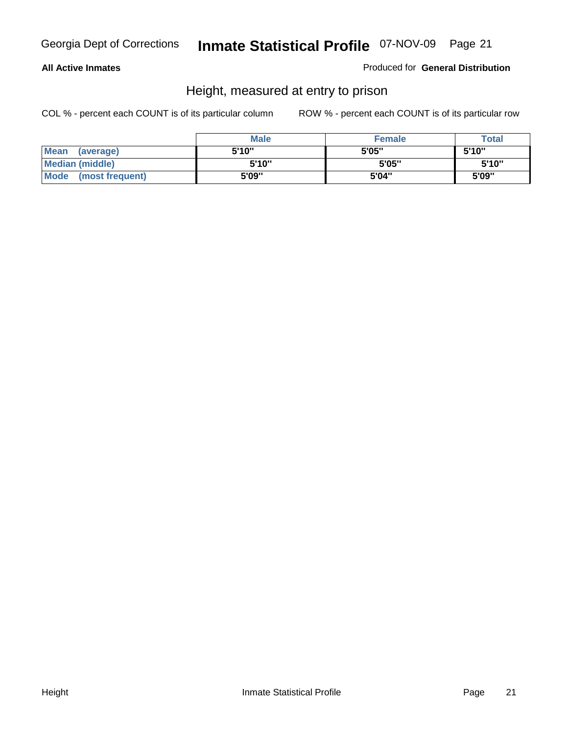**All Active Inmates**

Produced for **General Distribution**

## Height, measured at entry to prison

COL % - percent each COUNT is of its particular column

ROW % - percent each COUNT is of its particular row

| | Male | Female | Total |
|---|---|---|---|
| **Mean (average)** | 5'10" | 5'05" | 5'10" |
| **Median (middle)** | 5'10" | 5'05" | 5'10" |
| **Mode (most frequent)** | 5'09" | 5'04" | 5'09" |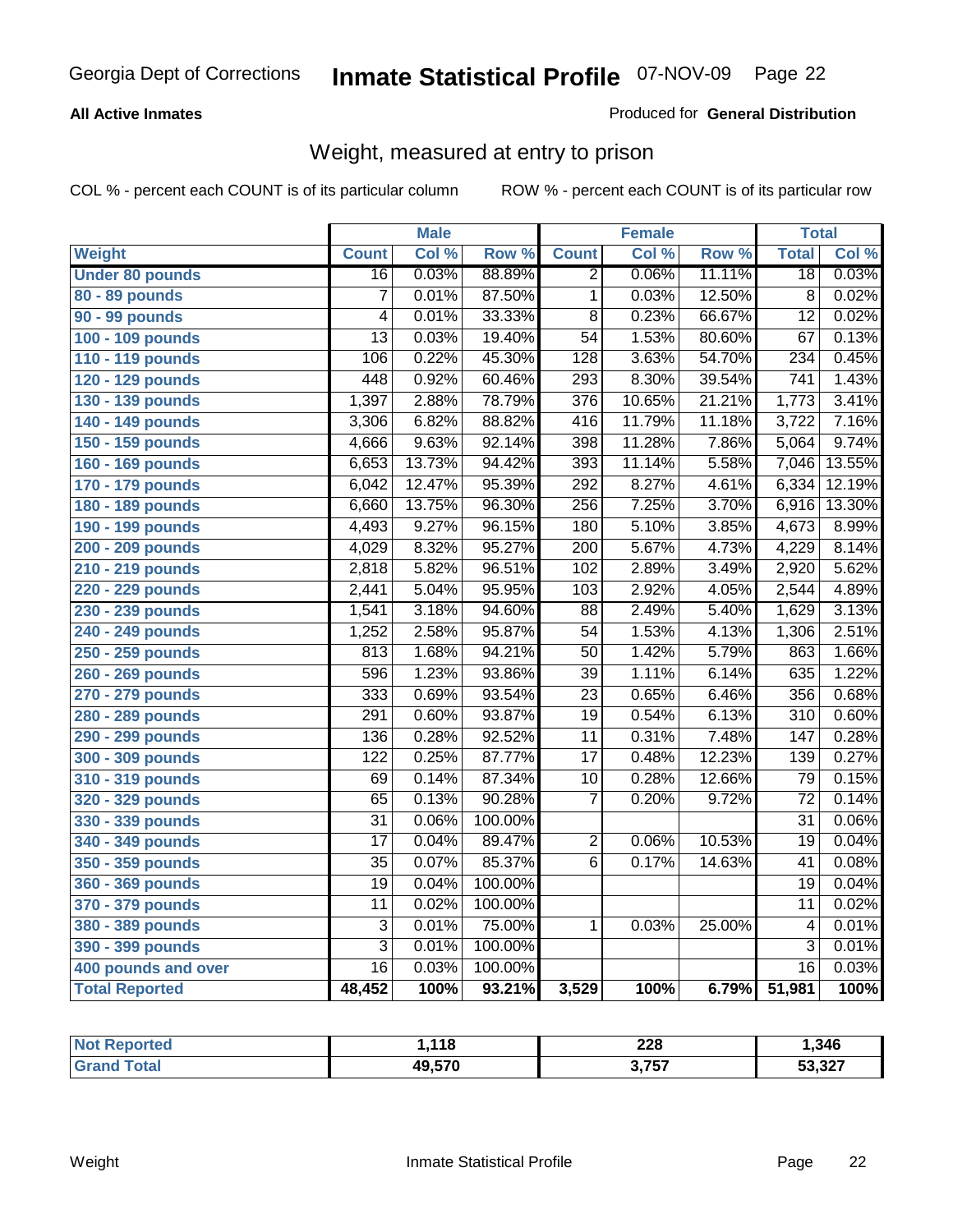**All Active Inmates**

Produced for **General Distribution**

## Weight, measured at entry to prison

COL % - percent each COUNT is of its particular column

ROW % - percent each COUNT is of its particular row

| | Male | | | Female | | | Total | |
|---|---|---|---|---|---|---|---|---|
| **Weight** | **Count** | **Col %** | **Row %** | **Count** | **Col %** | **Row %** | **Total** | **Col %** |
| **Under 80 pounds** | 16 | 0.03% | 88.89% | 2 | 0.06% | 11.11% | 18 | 0.03% |
| **80 - 89 pounds** | 7 | 0.01% | 87.50% | 1 | 0.03% | 12.50% | 8 | 0.02% |
| **90 - 99 pounds** | 4 | 0.01% | 33.33% | 8 | 0.23% | 66.67% | 12 | 0.02% |
| **100 - 109 pounds** | 13 | 0.03% | 19.40% | 54 | 1.53% | 80.60% | 67 | 0.13% |
| **110 - 119 pounds** | 106 | 0.22% | 45.30% | 128 | 3.63% | 54.70% | 234 | 0.45% |
| **120 - 129 pounds** | 448 | 0.92% | 60.46% | 293 | 8.30% | 39.54% | 741 | 1.43% |
| **130 - 139 pounds** | 1,397 | 2.88% | 78.79% | 376 | 10.65% | 21.21% | 1,773 | 3.41% |
| **140 - 149 pounds** | 3,306 | 6.82% | 88.82% | 416 | 11.79% | 11.18% | 3,722 | 7.16% |
| **150 - 159 pounds** | 4,666 | 9.63% | 92.14% | 398 | 11.28% | 7.86% | 5,064 | 9.74% |
| **160 - 169 pounds** | 6,653 | 13.73% | 94.42% | 393 | 11.14% | 5.58% | 7,046 | 13.55% |
| **170 - 179 pounds** | 6,042 | 12.47% | 95.39% | 292 | 8.27% | 4.61% | 6,334 | 12.19% |
| **180 - 189 pounds** | 6,660 | 13.75% | 96.30% | 256 | 7.25% | 3.70% | 6,916 | 13.30% |
| **190 - 199 pounds** | 4,493 | 9.27% | 96.15% | 180 | 5.10% | 3.85% | 4,673 | 8.99% |
| **200 - 209 pounds** | 4,029 | 8.32% | 95.27% | 200 | 5.67% | 4.73% | 4,229 | 8.14% |
| **210 - 219 pounds** | 2,818 | 5.82% | 96.51% | 102 | 2.89% | 3.49% | 2,920 | 5.62% |
| **220 - 229 pounds** | 2,441 | 5.04% | 95.95% | 103 | 2.92% | 4.05% | 2,544 | 4.89% |
| **230 - 239 pounds** | 1,541 | 3.18% | 94.60% | 88 | 2.49% | 5.40% | 1,629 | 3.13% |
| **240 - 249 pounds** | 1,252 | 2.58% | 95.87% | 54 | 1.53% | 4.13% | 1,306 | 2.51% |
| **250 - 259 pounds** | 813 | 1.68% | 94.21% | 50 | 1.42% | 5.79% | 863 | 1.66% |
| **260 - 269 pounds** | 596 | 1.23% | 93.86% | 39 | 1.11% | 6.14% | 635 | 1.22% |
| **270 - 279 pounds** | 333 | 0.69% | 93.54% | 23 | 0.65% | 6.46% | 356 | 0.68% |
| **280 - 289 pounds** | 291 | 0.60% | 93.87% | 19 | 0.54% | 6.13% | 310 | 0.60% |
| **290 - 299 pounds** | 136 | 0.28% | 92.52% | 11 | 0.31% | 7.48% | 147 | 0.28% |
| **300 - 309 pounds** | 122 | 0.25% | 87.77% | 17 | 0.48% | 12.23% | 139 | 0.27% |
| **310 - 319 pounds** | 69 | 0.14% | 87.34% | 10 | 0.28% | 12.66% | 79 | 0.15% |
| **320 - 329 pounds** | 65 | 0.13% | 90.28% | 7 | 0.20% | 9.72% | 72 | 0.14% |
| **330 - 339 pounds** | 31 | 0.06% | 100.00% | | | | 31 | 0.06% |
| **340 - 349 pounds** | 17 | 0.04% | 89.47% | 2 | 0.06% | 10.53% | 19 | 0.04% |
| **350 - 359 pounds** | 35 | 0.07% | 85.37% | 6 | 0.17% | 14.63% | 41 | 0.08% |
| **360 - 369 pounds** | 19 | 0.04% | 100.00% | | | | 19 | 0.04% |
| **370 - 379 pounds** | 11 | 0.02% | 100.00% | | | | 11 | 0.02% |
| **380 - 389 pounds** | 3 | 0.01% | 75.00% | 1 | 0.03% | 25.00% | 4 | 0.01% |
| **390 - 399 pounds** | 3 | 0.01% | 100.00% | | | | 3 | 0.01% |
| **400 pounds and over** | 16 | 0.03% | 100.00% | | | | 16 | 0.03% |
| **Total Reported** | **48,452** | **100%** | **93.21%** | **3,529** | **100%** | **6.79%** | **51,981** | **100%** |

| | Male | Female | Total |
|---|---|---|---|
| **Not Reported** | **1,118** | **228** | **1,346** |
| **Grand Total** | **49,570** | **3,757** | **53,327** |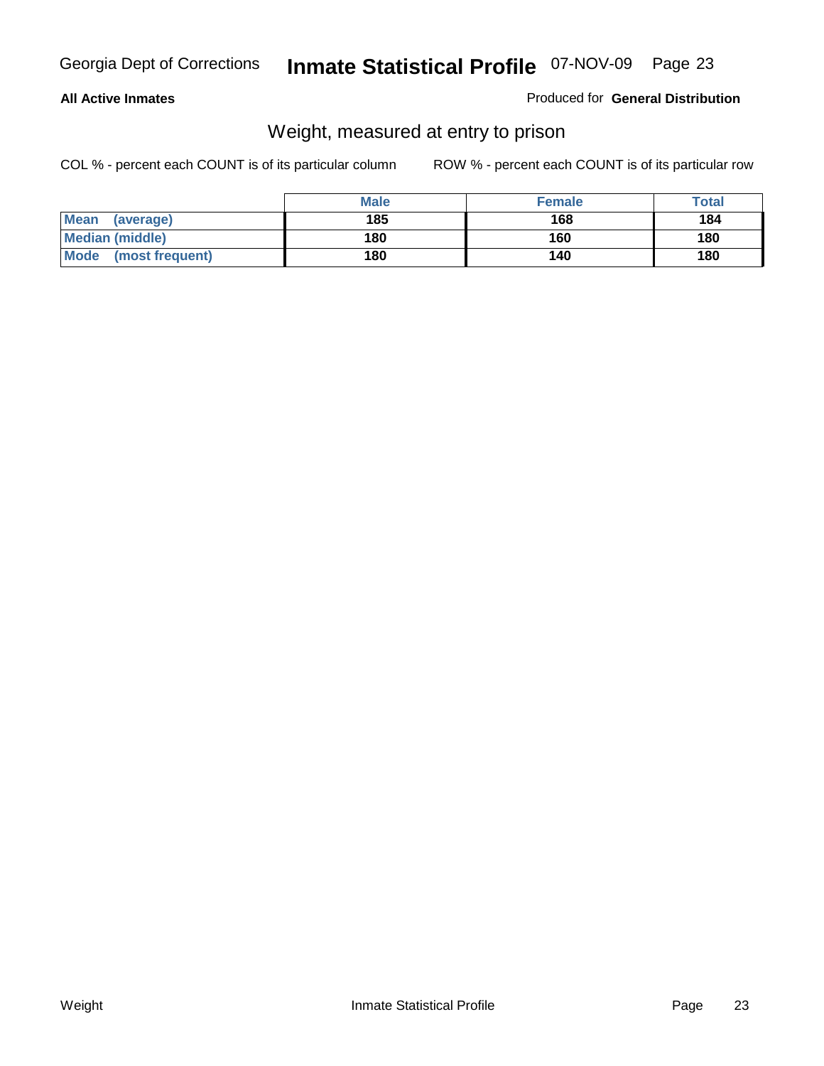**All Active Inmates**

Produced for **General Distribution**

## Weight, measured at entry to prison

COL % - percent each COUNT is of its particular column

ROW % - percent each COUNT is of its particular row

| | Male | Female | Total |
|---|---|---|---|
| **Mean (average)** | 185 | 168 | 184 |
| **Median (middle)** | 180 | 160 | 180 |
| **Mode (most frequent)** | 180 | 140 | 180 |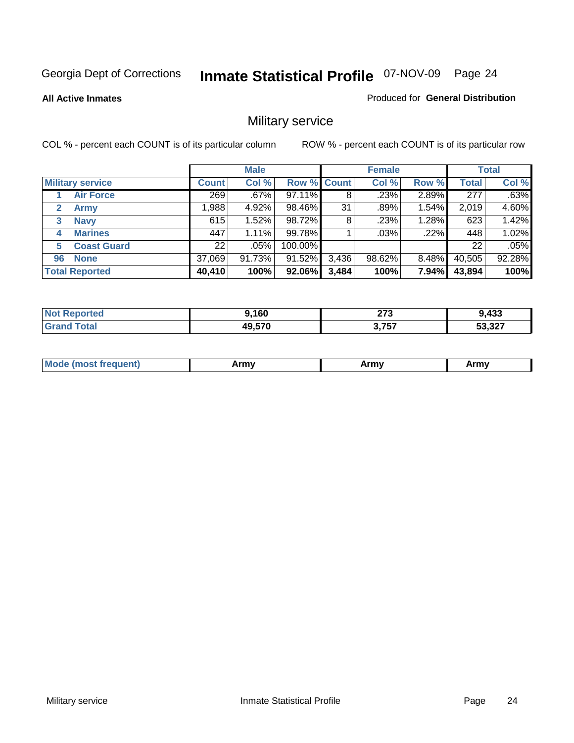Georgia Dept of Corrections **Inmate Statistical Profile** 07-NOV-09 Page 24

**All Active Inmates**

Produced for **General Distribution**

## Military service

COL % - percent each COUNT is of its particular column

ROW % - percent each COUNT is of its particular row

| | | Male | | | Female | | | Total | |
|---|---|---|---|---|---|---|---|---|---|
| **Military service** | | **Count** | **Col %** | **Row %** | **Count** | **Col %** | **Row %** | **Total** | **Col %** |
| 1 | Air Force | 269 | .67% | 97.11% | 8 | .23% | 2.89% | 277 | .63% |
| 2 | Army | 1,988 | 4.92% | 98.46% | 31 | .89% | 1.54% | 2,019 | 4.60% |
| 3 | Navy | 615 | 1.52% | 98.72% | 8 | .23% | 1.28% | 623 | 1.42% |
| 4 | Marines | 447 | 1.11% | 99.78% | 1 | .03% | .22% | 448 | 1.02% |
| 5 | Coast Guard | 22 | .05% | 100.00% | | | | 22 | .05% |
| 96 | None | 37,069 | 91.73% | 91.52% | 3,436 | 98.62% | 8.48% | 40,505 | 92.28% |
| **Total Reported** | | **40,410** | **100%** | **92.06%** | **3,484** | **100%** | **7.94%** | **43,894** | **100%** |

| | Male | Female | Total |
|---|---|---|---|
| **Not Reported** | **9,160** | **273** | **9,433** |
| **Grand Total** | **49,570** | **3,757** | **53,327** |

| | Male | Female | Total |
|---|---|---|---|
| **Mode (most frequent)** | **Army** | **Army** | **Army** |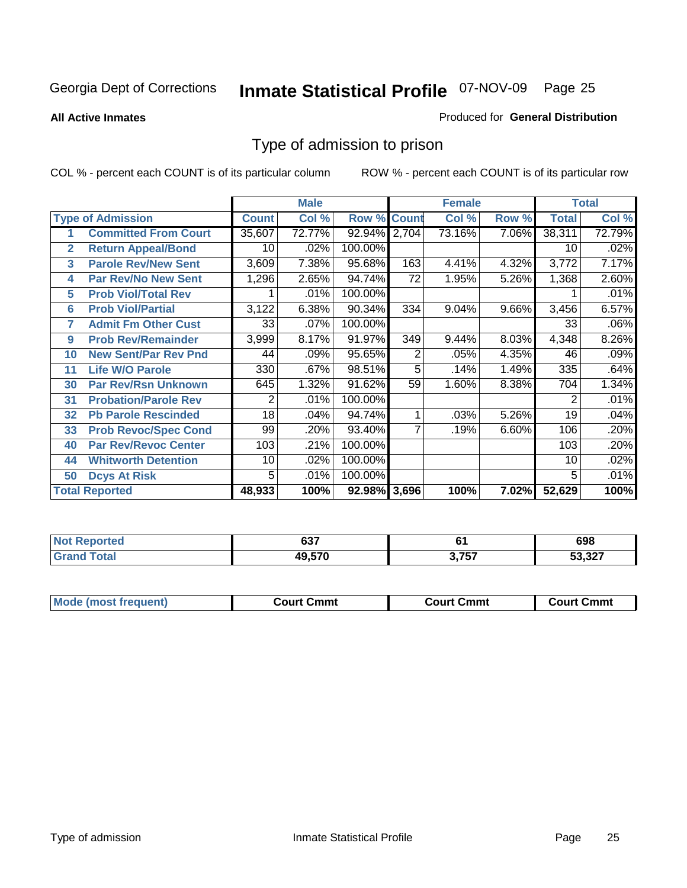Georgia Dept of Corrections **Inmate Statistical Profile** 07-NOV-09

**All Active Inmates**

Produced for **General Distribution**

## Type of admission to prison

COL % - percent each COUNT is of its particular column    ROW % - percent each COUNT is of its particular row

| | | Male | | | Female | | | Total | |
|---|---|---|---|---|---|---|---|---|---|
| **Type of Admission** | | **Count** | **Col %** | **Row %** | **Count** | **Col %** | **Row %** | **Total** | **Col %** |
| 1 | Committed From Court | 35,607 | 72.77% | 92.94% | 2,704 | 73.16% | 7.06% | 38,311 | 72.79% |
| 2 | Return Appeal/Bond | 10 | .02% | 100.00% | | | | 10 | .02% |
| 3 | Parole Rev/New Sent | 3,609 | 7.38% | 95.68% | 163 | 4.41% | 4.32% | 3,772 | 7.17% |
| 4 | Par Rev/No New Sent | 1,296 | 2.65% | 94.74% | 72 | 1.95% | 5.26% | 1,368 | 2.60% |
| 5 | Prob Viol/Total Rev | 1 | .01% | 100.00% | | | | 1 | .01% |
| 6 | Prob Viol/Partial | 3,122 | 6.38% | 90.34% | 334 | 9.04% | 9.66% | 3,456 | 6.57% |
| 7 | Admit Fm Other Cust | 33 | .07% | 100.00% | | | | 33 | .06% |
| 9 | Prob Rev/Remainder | 3,999 | 8.17% | 91.97% | 349 | 9.44% | 8.03% | 4,348 | 8.26% |
| 10 | New Sent/Par Rev Pnd | 44 | .09% | 95.65% | 2 | .05% | 4.35% | 46 | .09% |
| 11 | Life W/O Parole | 330 | .67% | 98.51% | 5 | .14% | 1.49% | 335 | .64% |
| 30 | Par Rev/Rsn Unknown | 645 | 1.32% | 91.62% | 59 | 1.60% | 8.38% | 704 | 1.34% |
| 31 | Probation/Parole Rev | 2 | .01% | 100.00% | | | | 2 | .01% |
| 32 | Pb Parole Rescinded | 18 | .04% | 94.74% | 1 | .03% | 5.26% | 19 | .04% |
| 33 | Prob Revoc/Spec Cond | 99 | .20% | 93.40% | 7 | .19% | 6.60% | 106 | .20% |
| 40 | Par Rev/Revoc Center | 103 | .21% | 100.00% | | | | 103 | .20% |
| 44 | Whitworth Detention | 10 | .02% | 100.00% | | | | 10 | .02% |
| 50 | Dcys At Risk | 5 | .01% | 100.00% | | | | 5 | .01% |
| **Total Reported** | | **48,933** | **100%** | **92.98%** | **3,696** | **100%** | **7.02%** | **52,629** | **100%** |

| | Male | Female | Total |
|---|---|---|---|
| Not Reported | 637 | 61 | 698 |
| Grand Total | 49,570 | 3,757 | 53,327 |

| | Male | Female | Total |
|---|---|---|---|
| Mode (most frequent) | Court Cmmt | Court Cmmt | Court Cmmt |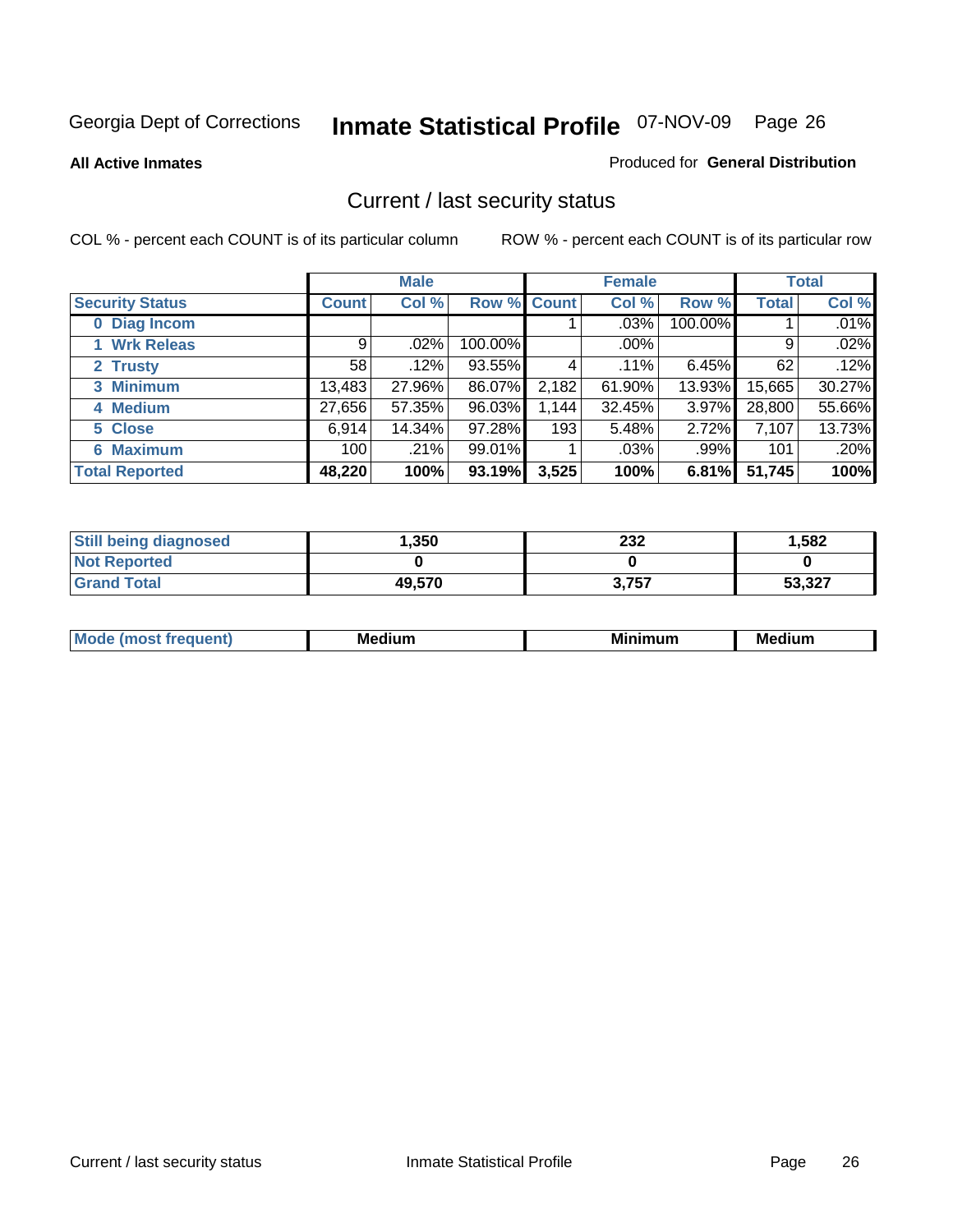Georgia Dept of Corrections **Inmate Statistical Profile** 07-NOV-09 Page 26

**All Active Inmates**

Produced for **General Distribution**

## Current / last security status

COL % - percent each COUNT is of its particular column

ROW % - percent each COUNT is of its particular row

| | Male | | | Female | | | Total | |
|---|---|---|---|---|---|---|---|---|
| **Security Status** | **Count** | **Col %** | **Row %** | **Count** | **Col %** | **Row %** | **Total** | **Col %** |
| 0 Diag Incom | | | | 1 | .03% | 100.00% | 1 | .01% |
| 1 Wrk Releas | 9 | .02% | 100.00% | | .00% | | 9 | .02% |
| 2 Trusty | 58 | .12% | 93.55% | 4 | .11% | 6.45% | 62 | .12% |
| 3 Minimum | 13,483 | 27.96% | 86.07% | 2,182 | 61.90% | 13.93% | 15,665 | 30.27% |
| 4 Medium | 27,656 | 57.35% | 96.03% | 1,144 | 32.45% | 3.97% | 28,800 | 55.66% |
| 5 Close | 6,914 | 14.34% | 97.28% | 193 | 5.48% | 2.72% | 7,107 | 13.73% |
| 6 Maximum | 100 | .21% | 99.01% | 1 | .03% | .99% | 101 | .20% |
| **Total Reported** | **48,220** | **100%** | **93.19%** | **3,525** | **100%** | **6.81%** | **51,745** | **100%** |

| | Male | Female | Total |
|---|---|---|---|
| Still being diagnosed | **1,350** | **232** | **1,582** |
| Not Reported | **0** | **0** | **0** |
| Grand Total | **49,570** | **3,757** | **53,327** |

| | Male | Female | Total |
|---|---|---|---|
| Mode (most frequent) | **Medium** | **Minimum** | **Medium** |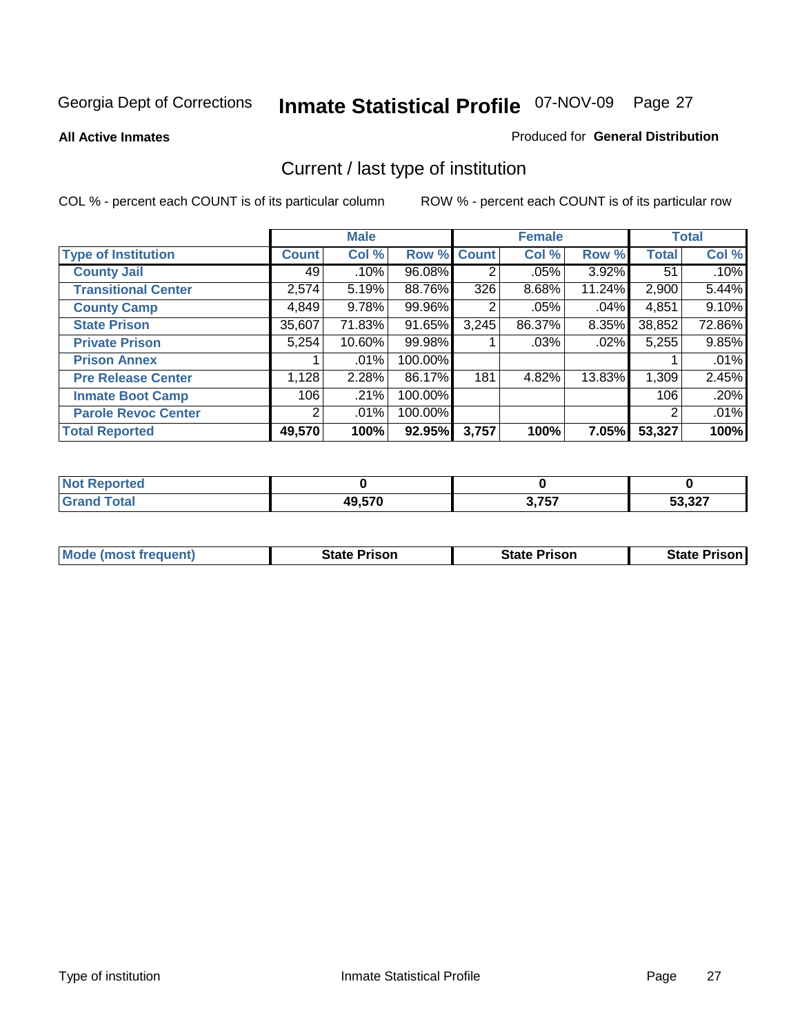Georgia Dept of Corrections **Inmate Statistical Profile** 07-NOV-09

**All Active Inmates**

Produced for **General Distribution**

## Current / last type of institution

COL % - percent each COUNT is of its particular column

ROW % - percent each COUNT is of its particular row

| | Male | | | Female | | | Total | |
|---|---|---|---|---|---|---|---|---|
| **Type of Institution** | **Count** | **Col %** | **Row %** | **Count** | **Col %** | **Row %** | **Total** | **Col %** |
| **County Jail** | 49 | .10% | 96.08% | 2 | .05% | 3.92% | 51 | .10% |
| **Transitional Center** | 2,574 | 5.19% | 88.76% | 326 | 8.68% | 11.24% | 2,900 | 5.44% |
| **County Camp** | 4,849 | 9.78% | 99.96% | 2 | .05% | .04% | 4,851 | 9.10% |
| **State Prison** | 35,607 | 71.83% | 91.65% | 3,245 | 86.37% | 8.35% | 38,852 | 72.86% |
| **Private Prison** | 5,254 | 10.60% | 99.98% | 1 | .03% | .02% | 5,255 | 9.85% |
| **Prison Annex** | 1 | .01% | 100.00% | | | | 1 | .01% |
| **Pre Release Center** | 1,128 | 2.28% | 86.17% | 181 | 4.82% | 13.83% | 1,309 | 2.45% |
| **Inmate Boot Camp** | 106 | .21% | 100.00% | | | | 106 | .20% |
| **Parole Revoc Center** | 2 | .01% | 100.00% | | | | 2 | .01% |
| **Total Reported** | **49,570** | **100%** | **92.95%** | **3,757** | **100%** | **7.05%** | **53,327** | **100%** |

| | Male | Female | Total |
|---|---|---|---|
| **Not Reported** | **0** | **0** | **0** |
| **Grand Total** | **49,570** | **3,757** | **53,327** |

| | Male | Female | Total |
|---|---|---|---|
| **Mode (most frequent)** | **State Prison** | **State Prison** | **State Prison** |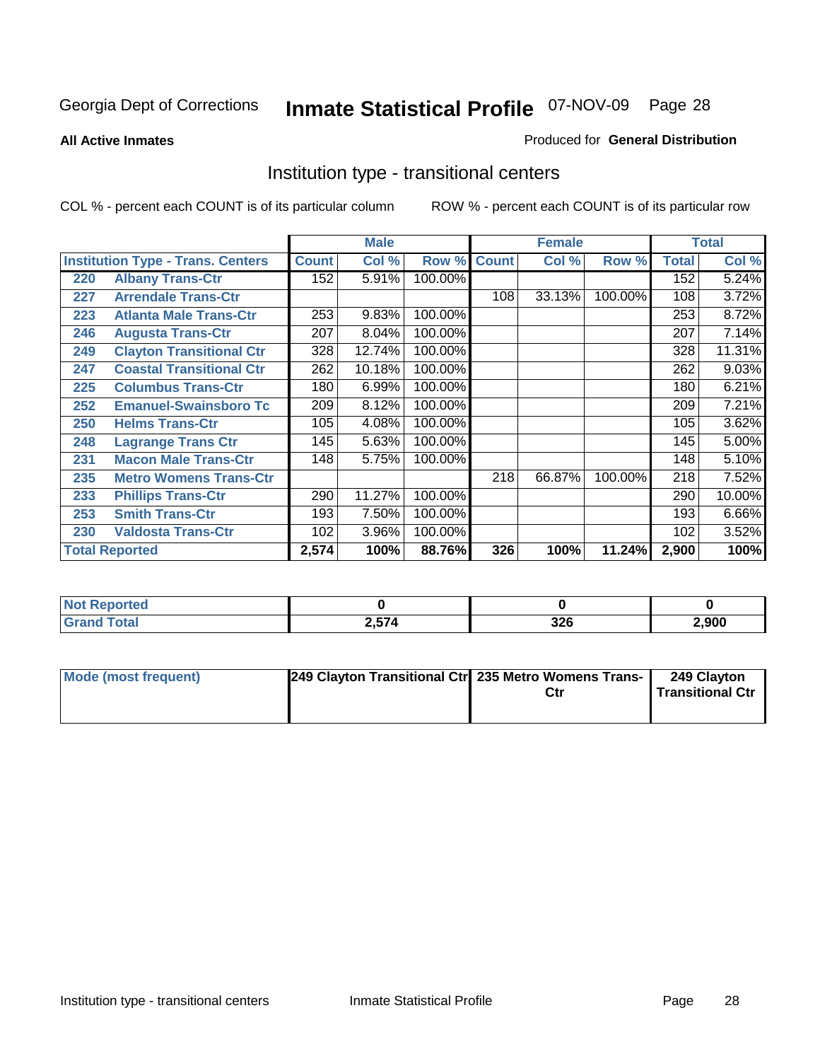Georgia Dept of Corrections **Inmate Statistical Profile** 07-NOV-09 Page 28

**All Active Inmates**

Produced for **General Distribution**

## Institution type - transitional centers

COL % - percent each COUNT is of its particular column ROW % - percent each COUNT is of its particular row

| | | Male | | | Female | | | Total | |
|---|---|---|---|---|---|---|---|---|---|
| **Institution Type - Trans. Centers** | | **Count** | **Col %** | **Row %** | **Count** | **Col %** | **Row %** | **Total** | **Col %** |
| 220 | Albany Trans-Ctr | 152 | 5.91% | 100.00% | | | | 152 | 5.24% |
| 227 | Arrendale Trans-Ctr | | | | 108 | 33.13% | 100.00% | 108 | 3.72% |
| 223 | Atlanta Male Trans-Ctr | 253 | 9.83% | 100.00% | | | | 253 | 8.72% |
| 246 | Augusta Trans-Ctr | 207 | 8.04% | 100.00% | | | | 207 | 7.14% |
| 249 | Clayton Transitional Ctr | 328 | 12.74% | 100.00% | | | | 328 | 11.31% |
| 247 | Coastal Transitional Ctr | 262 | 10.18% | 100.00% | | | | 262 | 9.03% |
| 225 | Columbus Trans-Ctr | 180 | 6.99% | 100.00% | | | | 180 | 6.21% |
| 252 | Emanuel-Swainsboro Tc | 209 | 8.12% | 100.00% | | | | 209 | 7.21% |
| 250 | Helms Trans-Ctr | 105 | 4.08% | 100.00% | | | | 105 | 3.62% |
| 248 | Lagrange Trans Ctr | 145 | 5.63% | 100.00% | | | | 145 | 5.00% |
| 231 | Macon Male Trans-Ctr | 148 | 5.75% | 100.00% | | | | 148 | 5.10% |
| 235 | Metro Womens Trans-Ctr | | | | 218 | 66.87% | 100.00% | 218 | 7.52% |
| 233 | Phillips Trans-Ctr | 290 | 11.27% | 100.00% | | | | 290 | 10.00% |
| 253 | Smith Trans-Ctr | 193 | 7.50% | 100.00% | | | | 193 | 6.66% |
| 230 | Valdosta Trans-Ctr | 102 | 3.96% | 100.00% | | | | 102 | 3.52% |
| **Total Reported** | | **2,574** | **100%** | **88.76%** | **326** | **100%** | **11.24%** | **2,900** | **100%** |

| | Male | Female | Total |
|---|---|---|---|
| **Not Reported** | **0** | **0** | **0** |
| **Grand Total** | **2,574** | **326** | **2,900** |

| | Male | Female | Total |
|---|---|---|---|
| **Mode (most frequent)** | **249 Clayton Transitional Ctr** | **235 Metro Womens Trans-Ctr** | **249 Clayton Transitional Ctr** |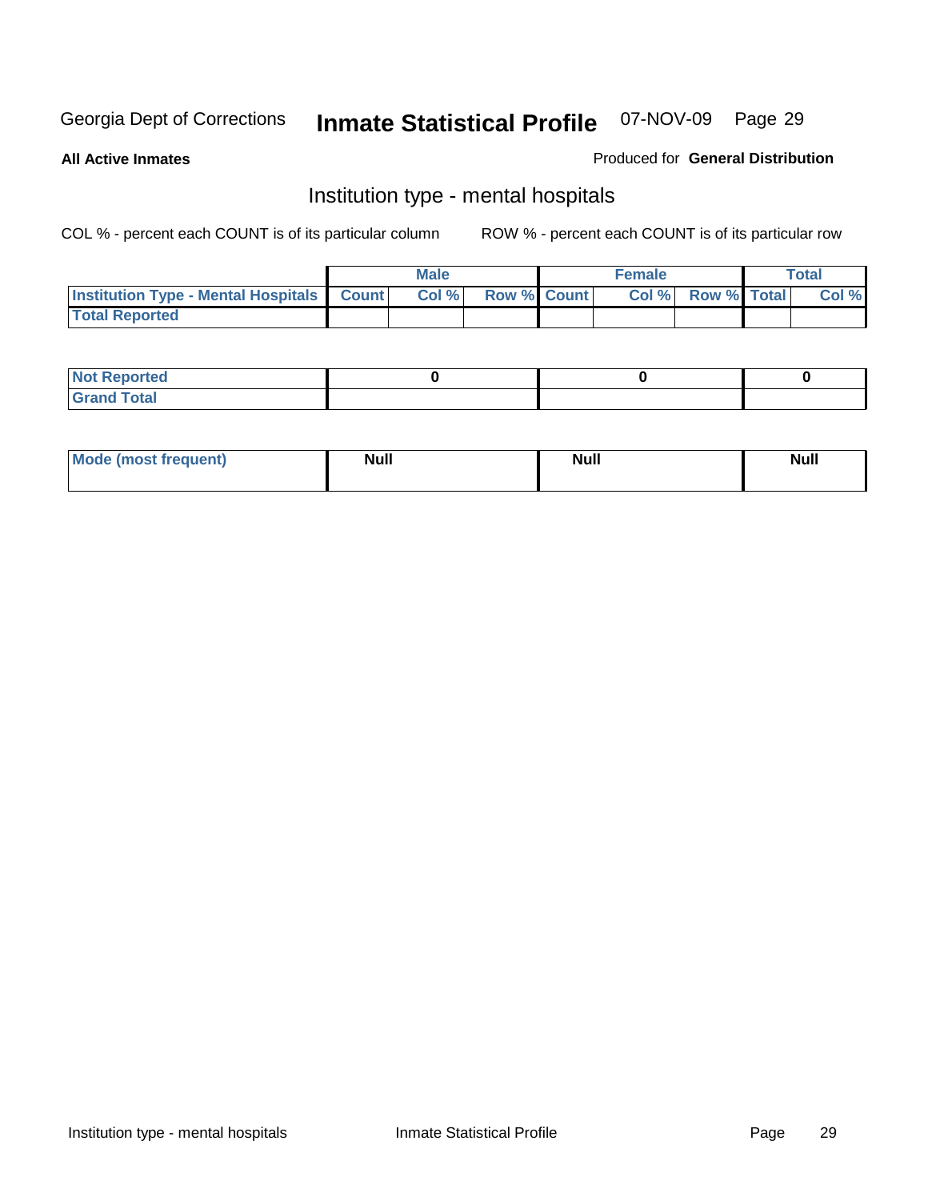**All Active Inmates**

Produced for **General Distribution**

## Institution type - mental hospitals

COL % - percent each COUNT is of its particular column

ROW % - percent each COUNT is of its particular row

| | Male | | | Female | | | Total | |
|---|---|---|---|---|---|---|---|---|
| Institution Type - Mental Hospitals | Count | Col % | Row % | Count | Col % | Row % | Total | Col % |
| Total Reported | | | | | | | | |

| | Male | Female | Total |
|---|---|---|---|
| Not Reported | 0 | 0 | 0 |
| Grand Total | | | |

| | Male | Female | Total |
|---|---|---|---|
| Mode (most frequent) | Null | Null | Null |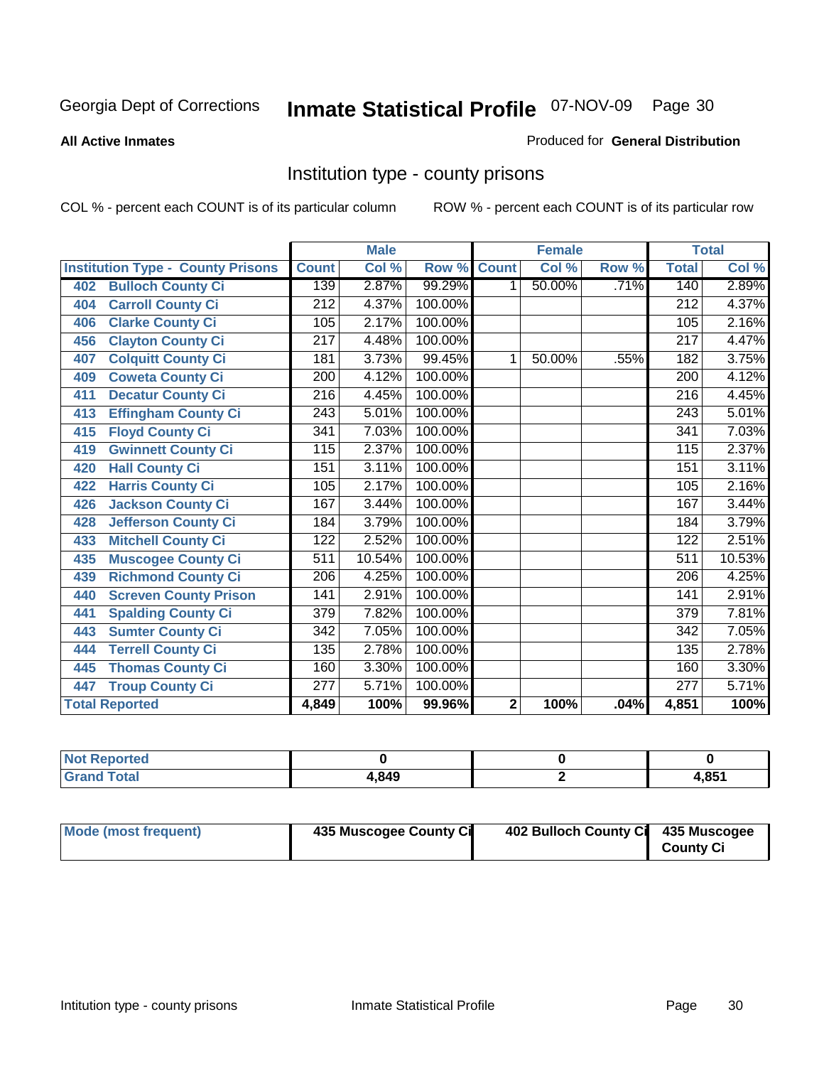Georgia Dept of Corrections **Inmate Statistical Profile** 07-NOV-09

**All Active Inmates**

Produced for **General Distribution**

## Institution type - county prisons

COL % - percent each COUNT is of its particular column

ROW % - percent each COUNT is of its particular row

| Institution Type - County Prisons | Male | | | Female | | | Total | |
|---|---|---|---|---|---|---|---|---|
| | Count | Col % | Row % | Count | Col % | Row % | Total | Col % |
| 402 Bulloch County Ci | 139 | 2.87% | 99.29% | 1 | 50.00% | .71% | 140 | 2.89% |
| 404 Carroll County Ci | 212 | 4.37% | 100.00% | | | | 212 | 4.37% |
| 406 Clarke County Ci | 105 | 2.17% | 100.00% | | | | 105 | 2.16% |
| 456 Clayton County Ci | 217 | 4.48% | 100.00% | | | | 217 | 4.47% |
| 407 Colquitt County Ci | 181 | 3.73% | 99.45% | 1 | 50.00% | .55% | 182 | 3.75% |
| 409 Coweta County Ci | 200 | 4.12% | 100.00% | | | | 200 | 4.12% |
| 411 Decatur County Ci | 216 | 4.45% | 100.00% | | | | 216 | 4.45% |
| 413 Effingham County Ci | 243 | 5.01% | 100.00% | | | | 243 | 5.01% |
| 415 Floyd County Ci | 341 | 7.03% | 100.00% | | | | 341 | 7.03% |
| 419 Gwinnett County Ci | 115 | 2.37% | 100.00% | | | | 115 | 2.37% |
| 420 Hall County Ci | 151 | 3.11% | 100.00% | | | | 151 | 3.11% |
| 422 Harris County Ci | 105 | 2.17% | 100.00% | | | | 105 | 2.16% |
| 426 Jackson County Ci | 167 | 3.44% | 100.00% | | | | 167 | 3.44% |
| 428 Jefferson County Ci | 184 | 3.79% | 100.00% | | | | 184 | 3.79% |
| 433 Mitchell County Ci | 122 | 2.52% | 100.00% | | | | 122 | 2.51% |
| 435 Muscogee County Ci | 511 | 10.54% | 100.00% | | | | 511 | 10.53% |
| 439 Richmond County Ci | 206 | 4.25% | 100.00% | | | | 206 | 4.25% |
| 440 Screven County Prison | 141 | 2.91% | 100.00% | | | | 141 | 2.91% |
| 441 Spalding County Ci | 379 | 7.82% | 100.00% | | | | 379 | 7.81% |
| 443 Sumter County Ci | 342 | 7.05% | 100.00% | | | | 342 | 7.05% |
| 444 Terrell County Ci | 135 | 2.78% | 100.00% | | | | 135 | 2.78% |
| 445 Thomas County Ci | 160 | 3.30% | 100.00% | | | | 160 | 3.30% |
| 447 Troup County Ci | 277 | 5.71% | 100.00% | | | | 277 | 5.71% |
| **Total Reported** | **4,849** | **100%** | **99.96%** | **2** | **100%** | **.04%** | **4,851** | **100%** |

| | Male | Female | Total |
|---|---|---|---|
| Not Reported | 0 | 0 | 0 |
| Grand Total | 4,849 | 2 | 4,851 |

| | Male | Female | Total |
|---|---|---|---|
| Mode (most frequent) | 435 Muscogee County Ci | 402 Bulloch County Ci | 435 Muscogee County Ci |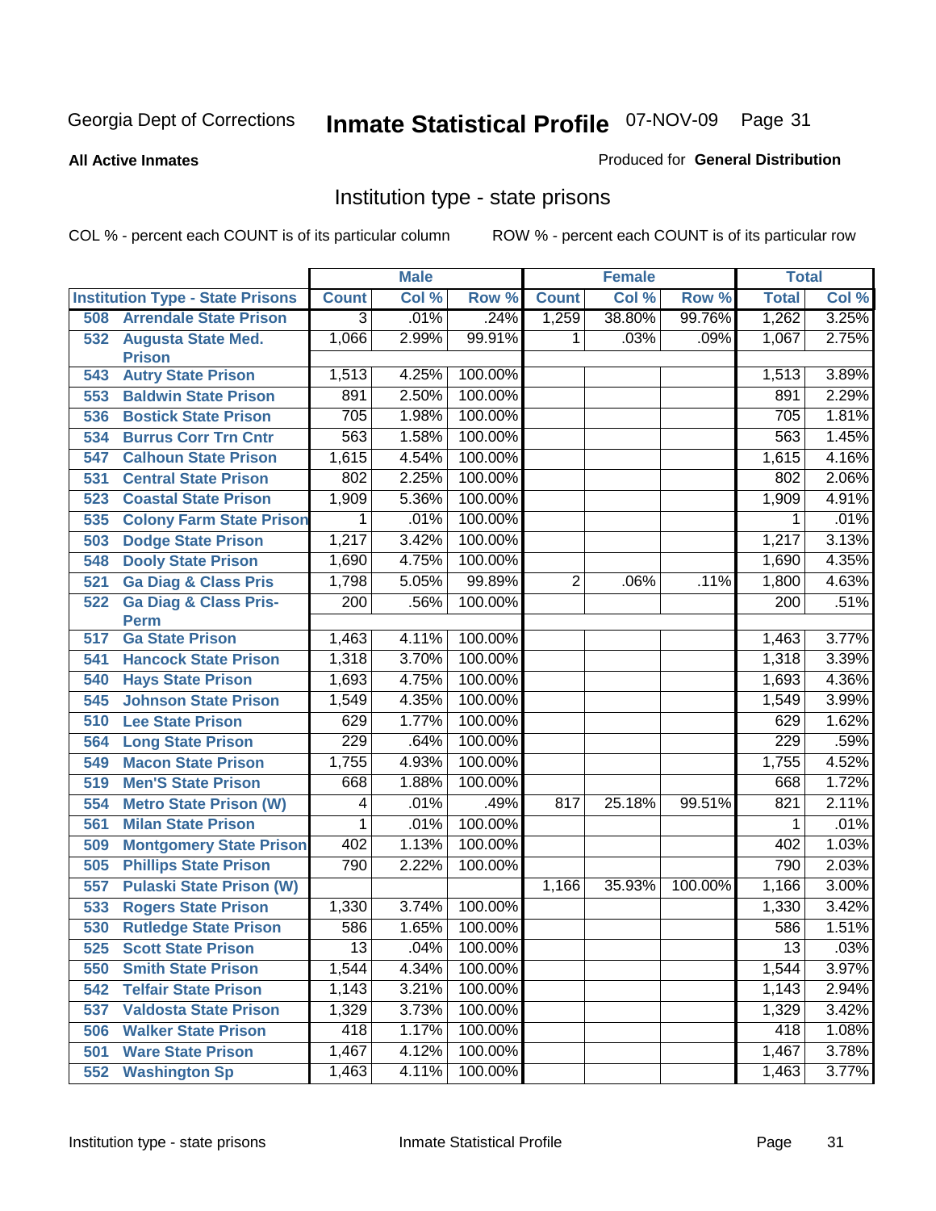Georgia Dept of Corrections **Inmate Statistical Profile** 07-NOV-09

**All Active Inmates**

Produced for **General Distribution**

## Institution type - state prisons

COL % - percent each COUNT is of its particular column    ROW % - percent each COUNT is of its particular row

| | Male | | | Female | | | Total | |
|---|---|---|---|---|---|---|---|---|
| **Institution Type - State Prisons** | **Count** | **Col %** | **Row %** | **Count** | **Col %** | **Row %** | **Total** | **Col %** |
| 508 Arrendale State Prison | 3 | .01% | .24% | 1,259 | 38.80% | 99.76% | 1,262 | 3.25% |
| 532 Augusta State Med. Prison | 1,066 | 2.99% | 99.91% | 1 | .03% | .09% | 1,067 | 2.75% |
| 543 Autry State Prison | 1,513 | 4.25% | 100.00% | | | | 1,513 | 3.89% |
| 553 Baldwin State Prison | 891 | 2.50% | 100.00% | | | | 891 | 2.29% |
| 536 Bostick State Prison | 705 | 1.98% | 100.00% | | | | 705 | 1.81% |
| 534 Burrus Corr Trn Cntr | 563 | 1.58% | 100.00% | | | | 563 | 1.45% |
| 547 Calhoun State Prison | 1,615 | 4.54% | 100.00% | | | | 1,615 | 4.16% |
| 531 Central State Prison | 802 | 2.25% | 100.00% | | | | 802 | 2.06% |
| 523 Coastal State Prison | 1,909 | 5.36% | 100.00% | | | | 1,909 | 4.91% |
| 535 Colony Farm State Prison | 1 | .01% | 100.00% | | | | 1 | .01% |
| 503 Dodge State Prison | 1,217 | 3.42% | 100.00% | | | | 1,217 | 3.13% |
| 548 Dooly State Prison | 1,690 | 4.75% | 100.00% | | | | 1,690 | 4.35% |
| 521 Ga Diag & Class Pris | 1,798 | 5.05% | 99.89% | 2 | .06% | .11% | 1,800 | 4.63% |
| 522 Ga Diag & Class Pris-Perm | 200 | .56% | 100.00% | | | | 200 | .51% |
| 517 Ga State Prison | 1,463 | 4.11% | 100.00% | | | | 1,463 | 3.77% |
| 541 Hancock State Prison | 1,318 | 3.70% | 100.00% | | | | 1,318 | 3.39% |
| 540 Hays State Prison | 1,693 | 4.75% | 100.00% | | | | 1,693 | 4.36% |
| 545 Johnson State Prison | 1,549 | 4.35% | 100.00% | | | | 1,549 | 3.99% |
| 510 Lee State Prison | 629 | 1.77% | 100.00% | | | | 629 | 1.62% |
| 564 Long State Prison | 229 | .64% | 100.00% | | | | 229 | .59% |
| 549 Macon State Prison | 1,755 | 4.93% | 100.00% | | | | 1,755 | 4.52% |
| 519 Men'S State Prison | 668 | 1.88% | 100.00% | | | | 668 | 1.72% |
| 554 Metro State Prison (W) | 4 | .01% | .49% | 817 | 25.18% | 99.51% | 821 | 2.11% |
| 561 Milan State Prison | 1 | .01% | 100.00% | | | | 1 | .01% |
| 509 Montgomery State Prison | 402 | 1.13% | 100.00% | | | | 402 | 1.03% |
| 505 Phillips State Prison | 790 | 2.22% | 100.00% | | | | 790 | 2.03% |
| 557 Pulaski State Prison (W) | | | | 1,166 | 35.93% | 100.00% | 1,166 | 3.00% |
| 533 Rogers State Prison | 1,330 | 3.74% | 100.00% | | | | 1,330 | 3.42% |
| 530 Rutledge State Prison | 586 | 1.65% | 100.00% | | | | 586 | 1.51% |
| 525 Scott State Prison | 13 | .04% | 100.00% | | | | 13 | .03% |
| 550 Smith State Prison | 1,544 | 4.34% | 100.00% | | | | 1,544 | 3.97% |
| 542 Telfair State Prison | 1,143 | 3.21% | 100.00% | | | | 1,143 | 2.94% |
| 537 Valdosta State Prison | 1,329 | 3.73% | 100.00% | | | | 1,329 | 3.42% |
| 506 Walker State Prison | 418 | 1.17% | 100.00% | | | | 418 | 1.08% |
| 501 Ware State Prison | 1,467 | 4.12% | 100.00% | | | | 1,467 | 3.78% |
| 552 Washington Sp | 1,463 | 4.11% | 100.00% | | | | 1,463 | 3.77% |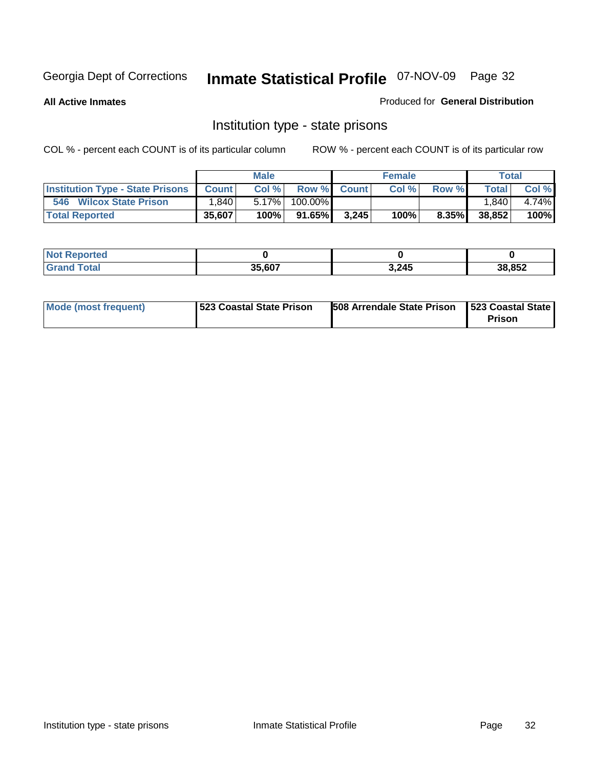Georgia Dept of Corrections **Inmate Statistical Profile** 07-NOV-09 Page 32

**All Active Inmates**

Produced for **General Distribution**

## Institution type - state prisons

COL % - percent each COUNT is of its particular column

ROW % - percent each COUNT is of its particular row

| | Male | | | Female | | | Total | |
|---|---|---|---|---|---|---|---|---|
| **Institution Type - State Prisons** | **Count** | **Col %** | **Row %** | **Count** | **Col %** | **Row %** | **Total** | **Col %** |
| **546 Wilcox State Prison** | 1,840 | 5.17% | 100.00% | | | | 1,840 | 4.74% |
| **Total Reported** | **35,607** | **100%** | **91.65%** | **3,245** | **100%** | **8.35%** | **38,852** | **100%** |

| | Male | Female | Total |
|---|---|---|---|
| **Not Reported** | **0** | **0** | **0** |
| **Grand Total** | **35,607** | **3,245** | **38,852** |

| | Male | Female | Total |
|---|---|---|---|
| **Mode (most frequent)** | **523 Coastal State Prison** | **508 Arrendale State Prison** | **523 Coastal State Prison** |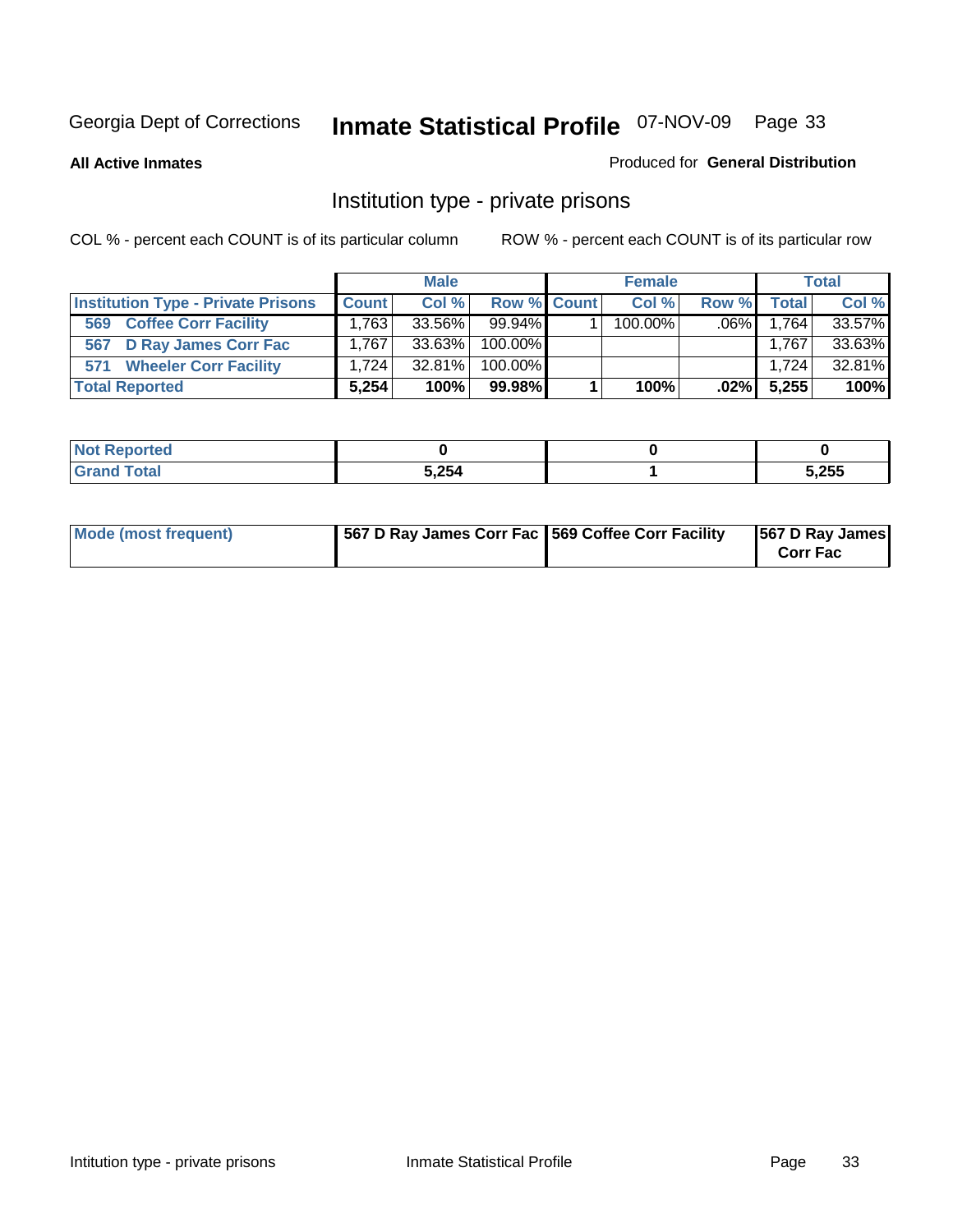Georgia Dept of Corrections **Inmate Statistical Profile** 07-NOV-09

**All Active Inmates**

Produced for **General Distribution**

## Institution type - private prisons

COL % - percent each COUNT is of its particular column

ROW % - percent each COUNT is of its particular row

| | Male | | | Female | | | Total | |
|---|---|---|---|---|---|---|---|---|
| **Institution Type - Private Prisons** | **Count** | **Col %** | **Row %** | **Count** | **Col %** | **Row %** | **Total** | **Col %** |
| 569 Coffee Corr Facility | 1,763 | 33.56% | 99.94% | 1 | 100.00% | .06% | 1,764 | 33.57% |
| 567 D Ray James Corr Fac | 1,767 | 33.63% | 100.00% | | | | 1,767 | 33.63% |
| 571 Wheeler Corr Facility | 1,724 | 32.81% | 100.00% | | | | 1,724 | 32.81% |
| **Total Reported** | **5,254** | **100%** | **99.98%** | **1** | **100%** | **.02%** | **5,255** | **100%** |

| | Male | Female | Total |
|---|---|---|---|
| **Not Reported** | **0** | **0** | **0** |
| **Grand Total** | **5,254** | **1** | **5,255** |

| | Male | Female | Total |
|---|---|---|---|
| **Mode (most frequent)** | **567 D Ray James Corr Fac** | **569 Coffee Corr Facility** | **567 D Ray James Corr Fac** |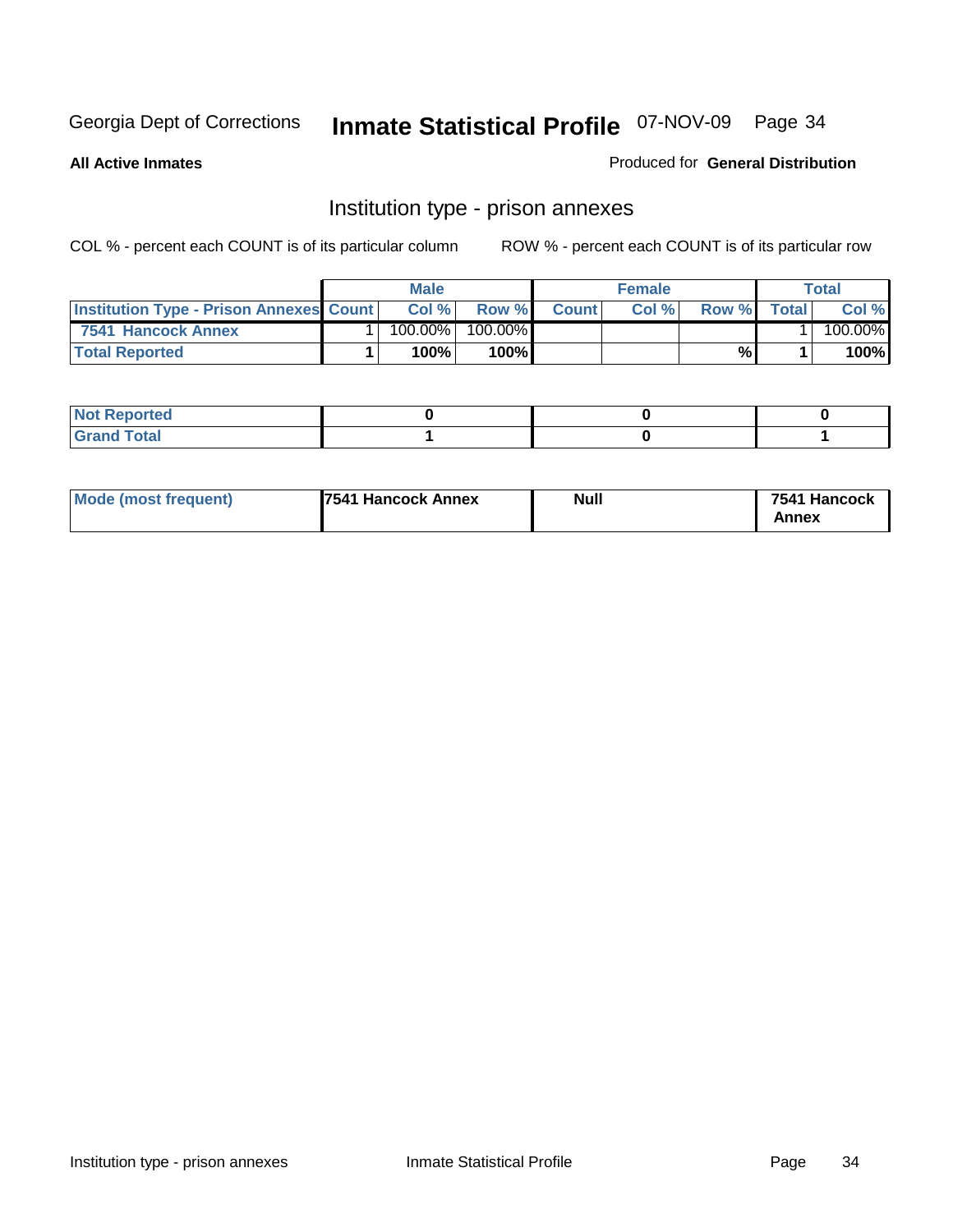Georgia Dept of Corrections **Inmate Statistical Profile** 07-NOV-09

**All Active Inmates**

Produced for **General Distribution**

## Institution type - prison annexes

COL % - percent each COUNT is of its particular column    ROW % - percent each COUNT is of its particular row

| | Male | | | Female | | | Total | |
|---|---|---|---|---|---|---|---|---|
| **Institution Type - Prison Annexes** | **Count** | **Col %** | **Row %** | **Count** | **Col %** | **Row %** | **Total** | **Col %** |
| 7541 Hancock Annex | 1 | 100.00% | 100.00% | | | | 1 | 100.00% |
| **Total Reported** | **1** | **100%** | **100%** | | | **%** | **1** | **100%** |

| | Male | Female | Total |
|---|---|---|---|
| **Not Reported** | **0** | **0** | **0** |
| **Grand Total** | **1** | **0** | **1** |

| | Male | Female | Total |
|---|---|---|---|
| **Mode (most frequent)** | **7541 Hancock Annex** | **Null** | **7541 Hancock Annex** |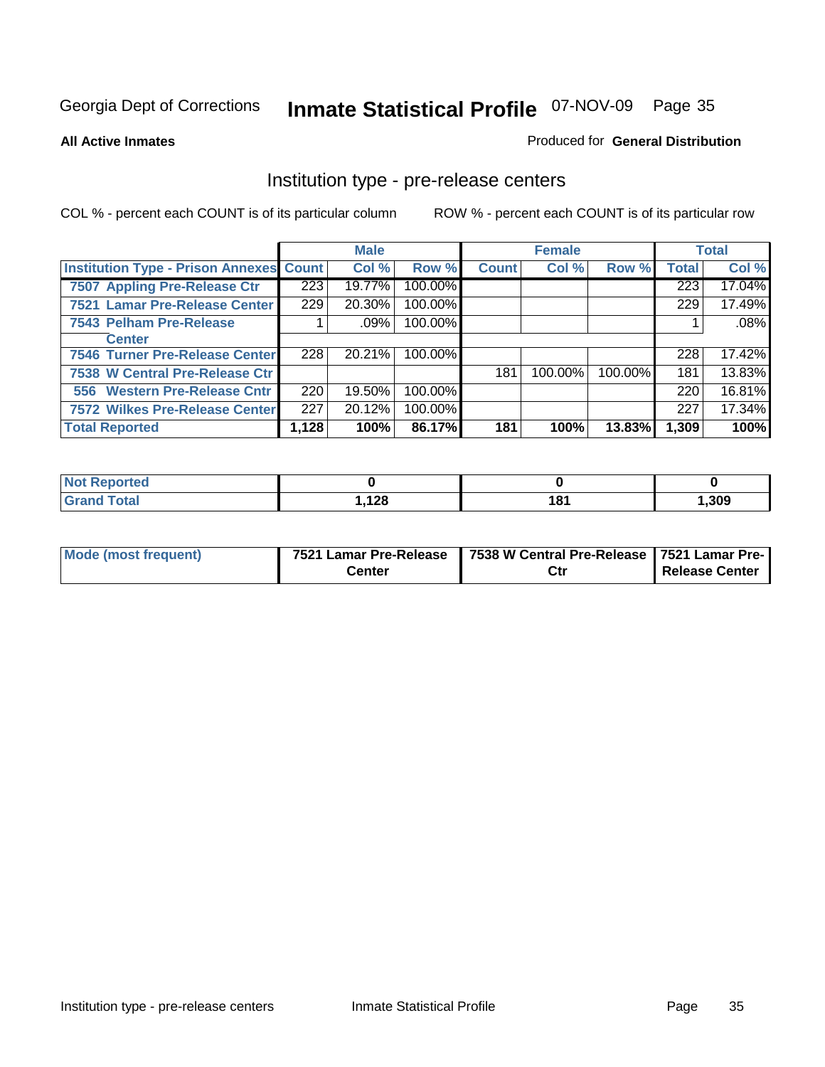Georgia Dept of Corrections **Inmate Statistical Profile** 07-NOV-09

**All Active Inmates**

Produced for **General Distribution**

## Institution type - pre-release centers

COL % - percent each COUNT is of its particular column

ROW % - percent each COUNT is of its particular row

| | Male | | | Female | | | Total | |
|---|---|---|---|---|---|---|---|---|
| Institution Type - Prison Annexes | Count | Col % | Row % | Count | Col % | Row % | Total | Col % |
| 7507 Appling Pre-Release Ctr | 223 | 19.77% | 100.00% | | | | 223 | 17.04% |
| 7521 Lamar Pre-Release Center | 229 | 20.30% | 100.00% | | | | 229 | 17.49% |
| 7543 Pelham Pre-Release Center | 1 | .09% | 100.00% | | | | 1 | .08% |
| 7546 Turner Pre-Release Center | 228 | 20.21% | 100.00% | | | | 228 | 17.42% |
| 7538 W Central Pre-Release Ctr | | | | 181 | 100.00% | 100.00% | 181 | 13.83% |
| 556 Western Pre-Release Cntr | 220 | 19.50% | 100.00% | | | | 220 | 16.81% |
| 7572 Wilkes Pre-Release Center | 227 | 20.12% | 100.00% | | | | 227 | 17.34% |
| **Total Reported** | **1,128** | **100%** | **86.17%** | **181** | **100%** | **13.83%** | **1,309** | **100%** |

| | Male | Female | Total |
|---|---|---|---|
| Not Reported | 0 | 0 | 0 |
| Grand Total | 1,128 | 181 | 1,309 |

| | Male | Female | Total |
|---|---|---|---|
| Mode (most frequent) | 7521 Lamar Pre-Release Center | 7538 W Central Pre-Release Ctr | 7521 Lamar Pre-Release Center |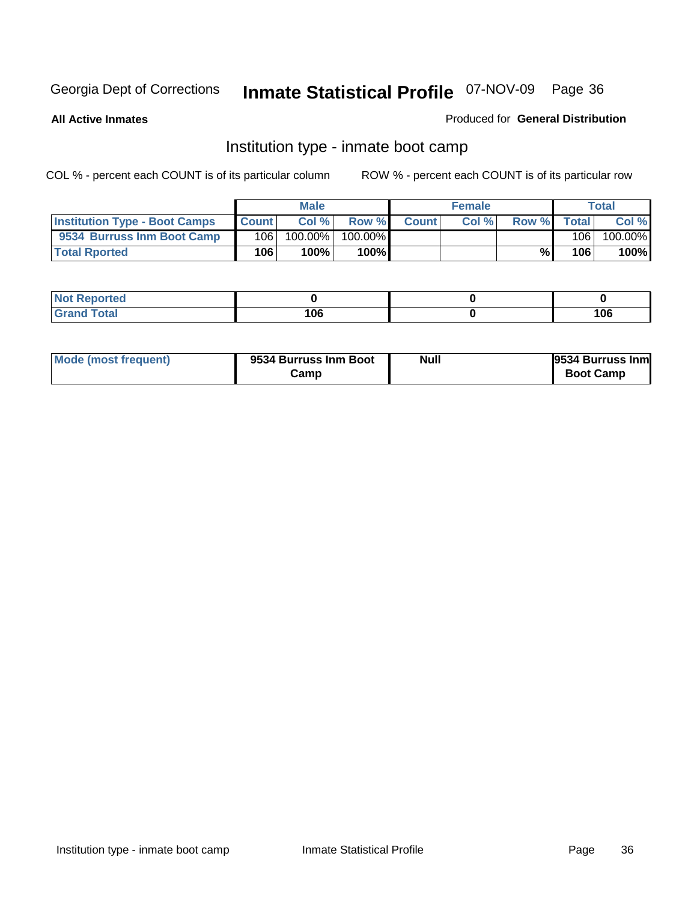Georgia Dept of Corrections **Inmate Statistical Profile** 07-NOV-09

**All Active Inmates**

Produced for **General Distribution**

## Institution type - inmate boot camp

COL % - percent each COUNT is of its particular column

ROW % - percent each COUNT is of its particular row

| | Male | | | Female | | | Total | |
|---|---|---|---|---|---|---|---|---|
| **Institution Type - Boot Camps** | **Count** | **Col %** | **Row %** | **Count** | **Col %** | **Row %** | **Total** | **Col %** |
| **9534 Burruss Inm Boot Camp** | 106 | 100.00% | 100.00% | | | | 106 | 100.00% |
| **Total Rported** | **106** | **100%** | **100%** | | | **%** | **106** | **100%** |

| | Male | Female | Total |
|---|---|---|---|
| **Not Reported** | **0** | **0** | **0** |
| **Grand Total** | **106** | **0** | **106** |

| | Male | Female | Total |
|---|---|---|---|
| **Mode (most frequent)** | **9534 Burruss Inm Boot Camp** | **Null** | **9534 Burruss Inm Boot Camp** |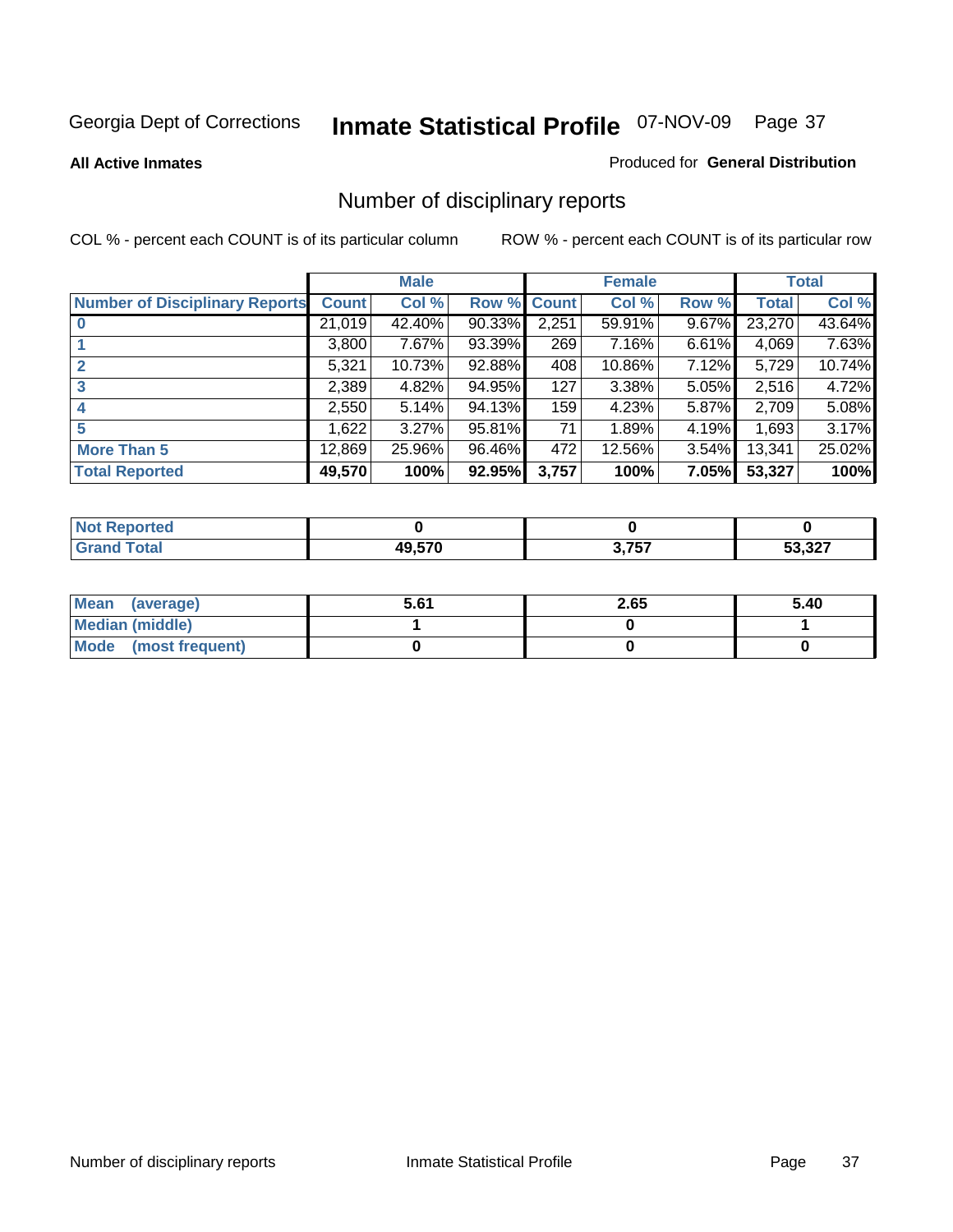Georgia Dept of Corrections **Inmate Statistical Profile** 07-NOV-09

**All Active Inmates**

Produced for **General Distribution**

# Number of disciplinary reports

COL % - percent each COUNT is of its particular column

ROW % - percent each COUNT is of its particular row

| | Male | | | Female | | | Total | |
|---|---|---|---|---|---|---|---|---|
| **Number of Disciplinary Reports** | **Count** | **Col %** | **Row %** | **Count** | **Col %** | **Row %** | **Total** | **Col %** |
| **0** | 21,019 | 42.40% | 90.33% | 2,251 | 59.91% | 9.67% | 23,270 | 43.64% |
| **1** | 3,800 | 7.67% | 93.39% | 269 | 7.16% | 6.61% | 4,069 | 7.63% |
| **2** | 5,321 | 10.73% | 92.88% | 408 | 10.86% | 7.12% | 5,729 | 10.74% |
| **3** | 2,389 | 4.82% | 94.95% | 127 | 3.38% | 5.05% | 2,516 | 4.72% |
| **4** | 2,550 | 5.14% | 94.13% | 159 | 4.23% | 5.87% | 2,709 | 5.08% |
| **5** | 1,622 | 3.27% | 95.81% | 71 | 1.89% | 4.19% | 1,693 | 3.17% |
| **More Than 5** | 12,869 | 25.96% | 96.46% | 472 | 12.56% | 3.54% | 13,341 | 25.02% |
| **Total Reported** | **49,570** | **100%** | **92.95%** | **3,757** | **100%** | **7.05%** | **53,327** | **100%** |

| | Male | Female | Total |
|---|---|---|---|
| **Not Reported** | **0** | **0** | **0** |
| **Grand Total** | **49,570** | **3,757** | **53,327** |

| | Male | Female | Total |
|---|---|---|---|
| **Mean (average)** | **5.61** | **2.65** | **5.40** |
| **Median (middle)** | **1** | **0** | **1** |
| **Mode (most frequent)** | **0** | **0** | **0** |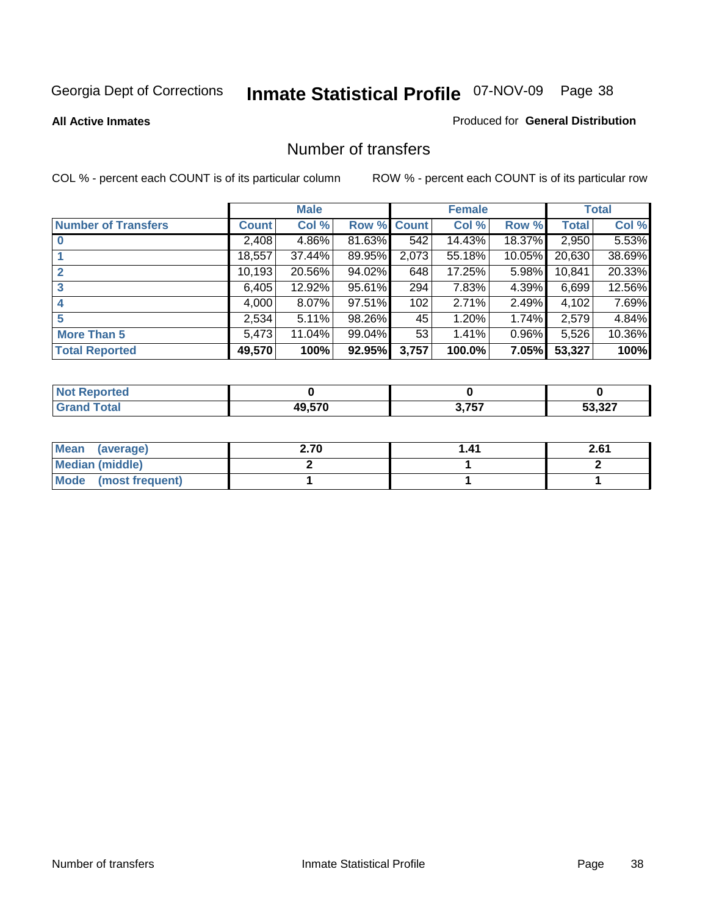Georgia Dept of Corrections **Inmate Statistical Profile** 07-NOV-09 Page 38

**All Active Inmates**

Produced for **General Distribution**

## Number of transfers

COL % - percent each COUNT is of its particular column

ROW % - percent each COUNT is of its particular row

| | Male | | | Female | | | Total | |
|---|---|---|---|---|---|---|---|---|
| **Number of Transfers** | **Count** | **Col %** | **Row %** | **Count** | **Col %** | **Row %** | **Total** | **Col %** |
| **0** | 2,408 | 4.86% | 81.63% | 542 | 14.43% | 18.37% | 2,950 | 5.53% |
| **1** | 18,557 | 37.44% | 89.95% | 2,073 | 55.18% | 10.05% | 20,630 | 38.69% |
| **2** | 10,193 | 20.56% | 94.02% | 648 | 17.25% | 5.98% | 10,841 | 20.33% |
| **3** | 6,405 | 12.92% | 95.61% | 294 | 7.83% | 4.39% | 6,699 | 12.56% |
| **4** | 4,000 | 8.07% | 97.51% | 102 | 2.71% | 2.49% | 4,102 | 7.69% |
| **5** | 2,534 | 5.11% | 98.26% | 45 | 1.20% | 1.74% | 2,579 | 4.84% |
| **More Than 5** | 5,473 | 11.04% | 99.04% | 53 | 1.41% | 0.96% | 5,526 | 10.36% |
| **Total Reported** | **49,570** | **100%** | **92.95%** | **3,757** | **100.0%** | **7.05%** | **53,327** | **100%** |

| | Male | Female | Total |
|---|---|---|---|
| **Not Reported** | **0** | **0** | **0** |
| **Grand Total** | **49,570** | **3,757** | **53,327** |

| | Male | Female | Total |
|---|---|---|---|
| **Mean (average)** | **2.70** | **1.41** | **2.61** |
| **Median (middle)** | **2** | **1** | **2** |
| **Mode (most frequent)** | **1** | **1** | **1** |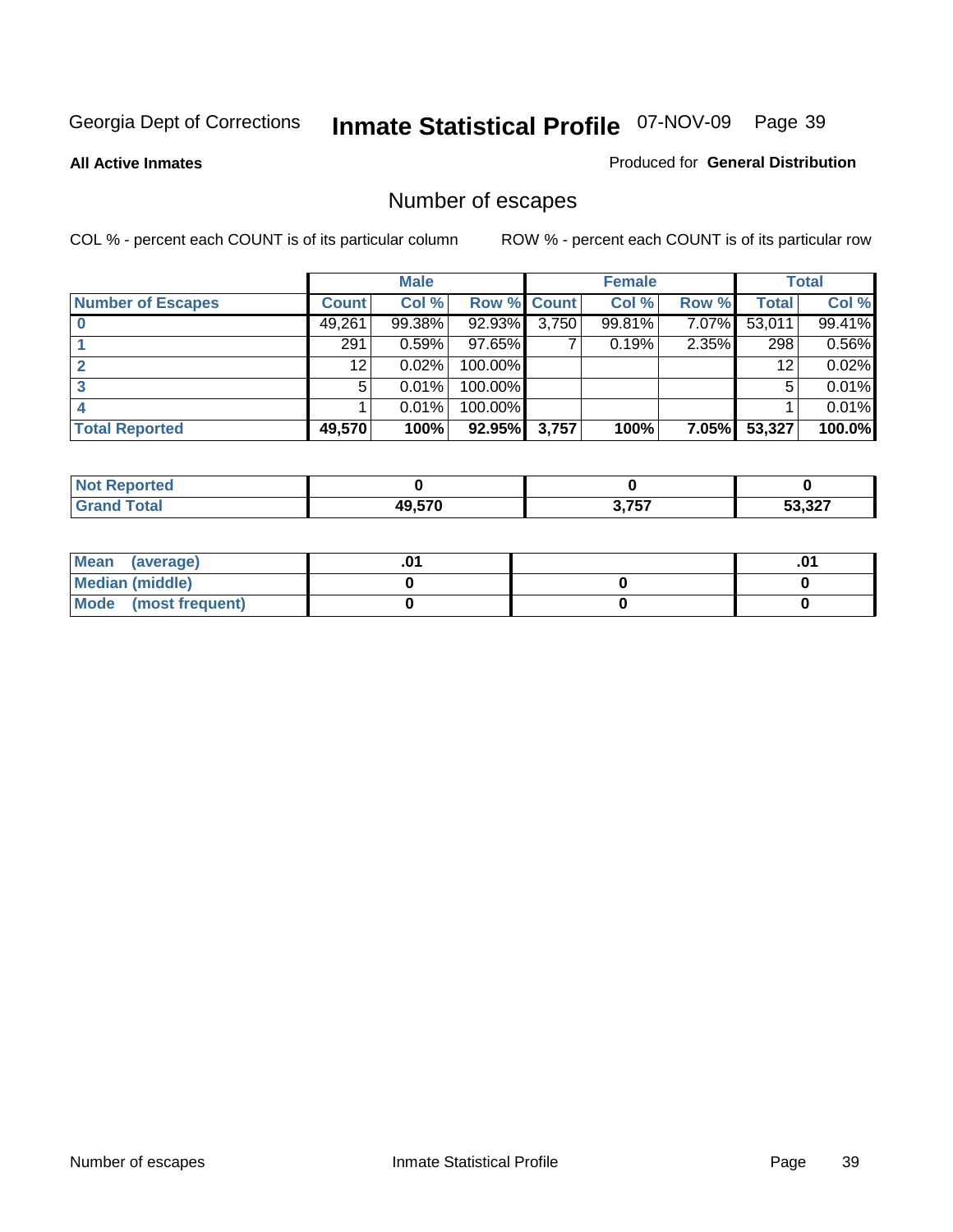Georgia Dept of Corrections **Inmate Statistical Profile** 07-NOV-09

**All Active Inmates**

Produced for **General Distribution**

## Number of escapes

COL % - percent each COUNT is of its particular column

ROW % - percent each COUNT is of its particular row

| | Male | | | Female | | | Total | |
|---|---|---|---|---|---|---|---|---|
| **Number of Escapes** | **Count** | **Col %** | **Row %** | **Count** | **Col %** | **Row %** | **Total** | **Col %** |
| **0** | 49,261 | 99.38% | 92.93% | 3,750 | 99.81% | 7.07% | 53,011 | 99.41% |
| **1** | 291 | 0.59% | 97.65% | 7 | 0.19% | 2.35% | 298 | 0.56% |
| **2** | 12 | 0.02% | 100.00% | | | | 12 | 0.02% |
| **3** | 5 | 0.01% | 100.00% | | | | 5 | 0.01% |
| **4** | 1 | 0.01% | 100.00% | | | | 1 | 0.01% |
| **Total Reported** | **49,570** | **100%** | **92.95%** | **3,757** | **100%** | **7.05%** | **53,327** | **100.0%** |

| | Male | Female | Total |
|---|---|---|---|
| **Not Reported** | **0** | **0** | **0** |
| **Grand Total** | **49,570** | **3,757** | **53,327** |

| | Male | Female | Total |
|---|---|---|---|
| **Mean (average)** | **.01** | | **.01** |
| **Median (middle)** | **0** | **0** | **0** |
| **Mode (most frequent)** | **0** | **0** | **0** |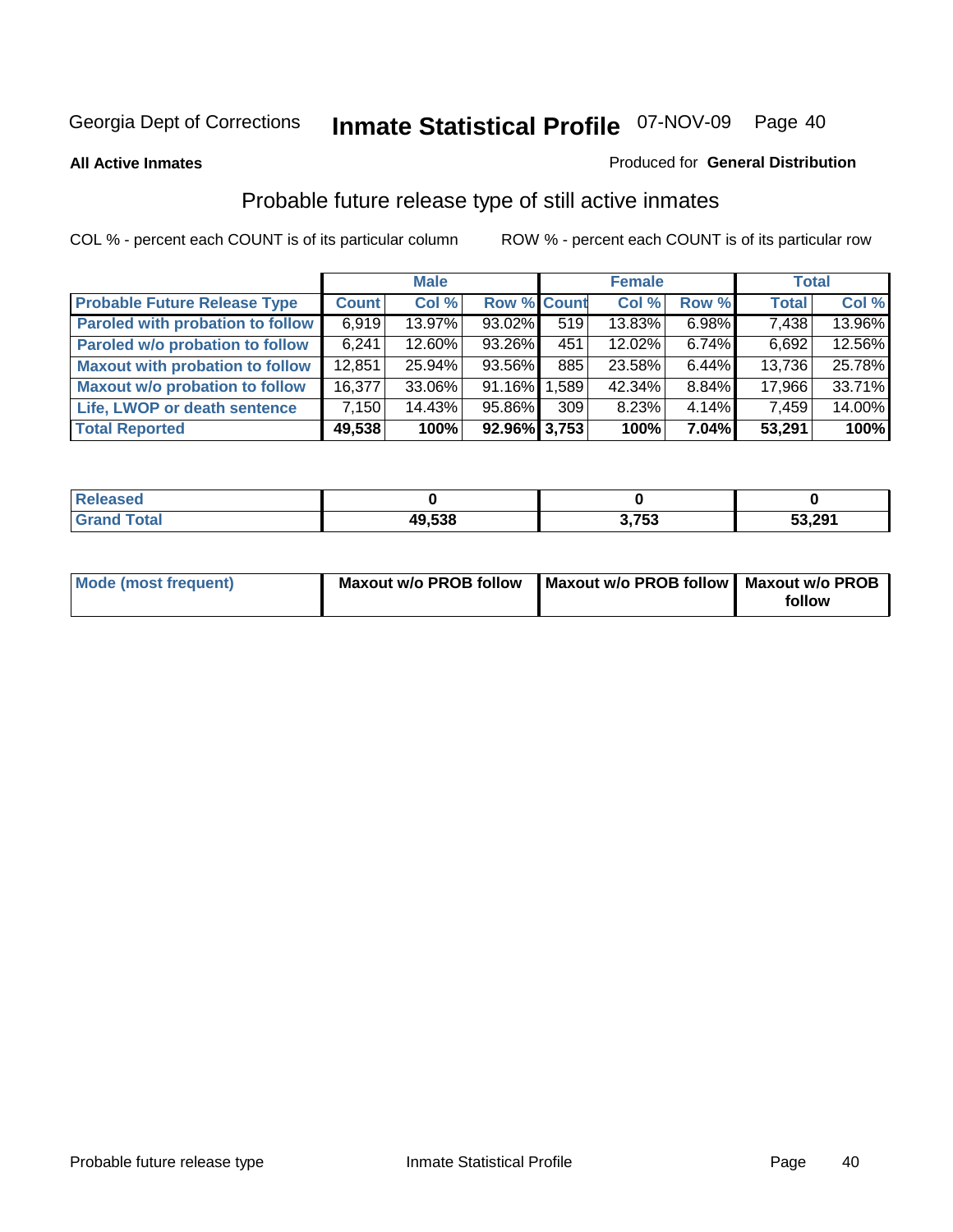Georgia Dept of Corrections **Inmate Statistical Profile** 07-NOV-09 Page 40

**All Active Inmates**

Produced for **General Distribution**

## Probable future release type of still active inmates

COL % - percent each COUNT is of its particular column

ROW % - percent each COUNT is of its particular row

| | Male | | | Female | | | Total | |
|---|---|---|---|---|---|---|---|---|
| **Probable Future Release Type** | **Count** | **Col %** | **Row %** | **Count** | **Col %** | **Row %** | **Total** | **Col %** |
| **Paroled with probation to follow** | 6,919 | 13.97% | 93.02% | 519 | 13.83% | 6.98% | 7,438 | 13.96% |
| **Paroled w/o probation to follow** | 6,241 | 12.60% | 93.26% | 451 | 12.02% | 6.74% | 6,692 | 12.56% |
| **Maxout with probation to follow** | 12,851 | 25.94% | 93.56% | 885 | 23.58% | 6.44% | 13,736 | 25.78% |
| **Maxout w/o probation to follow** | 16,377 | 33.06% | 91.16% | 1,589 | 42.34% | 8.84% | 17,966 | 33.71% |
| **Life, LWOP or death sentence** | 7,150 | 14.43% | 95.86% | 309 | 8.23% | 4.14% | 7,459 | 14.00% |
| **Total Reported** | **49,538** | **100%** | **92.96%** | **3,753** | **100%** | **7.04%** | **53,291** | **100%** |

| | Male | Female | Total |
|---|---|---|---|
| **Released** | **0** | **0** | **0** |
| **Grand Total** | **49,538** | **3,753** | **53,291** |

| | Male | Female | Total |
|---|---|---|---|
| **Mode (most frequent)** | **Maxout w/o PROB follow** | **Maxout w/o PROB follow** | **Maxout w/o PROB follow** |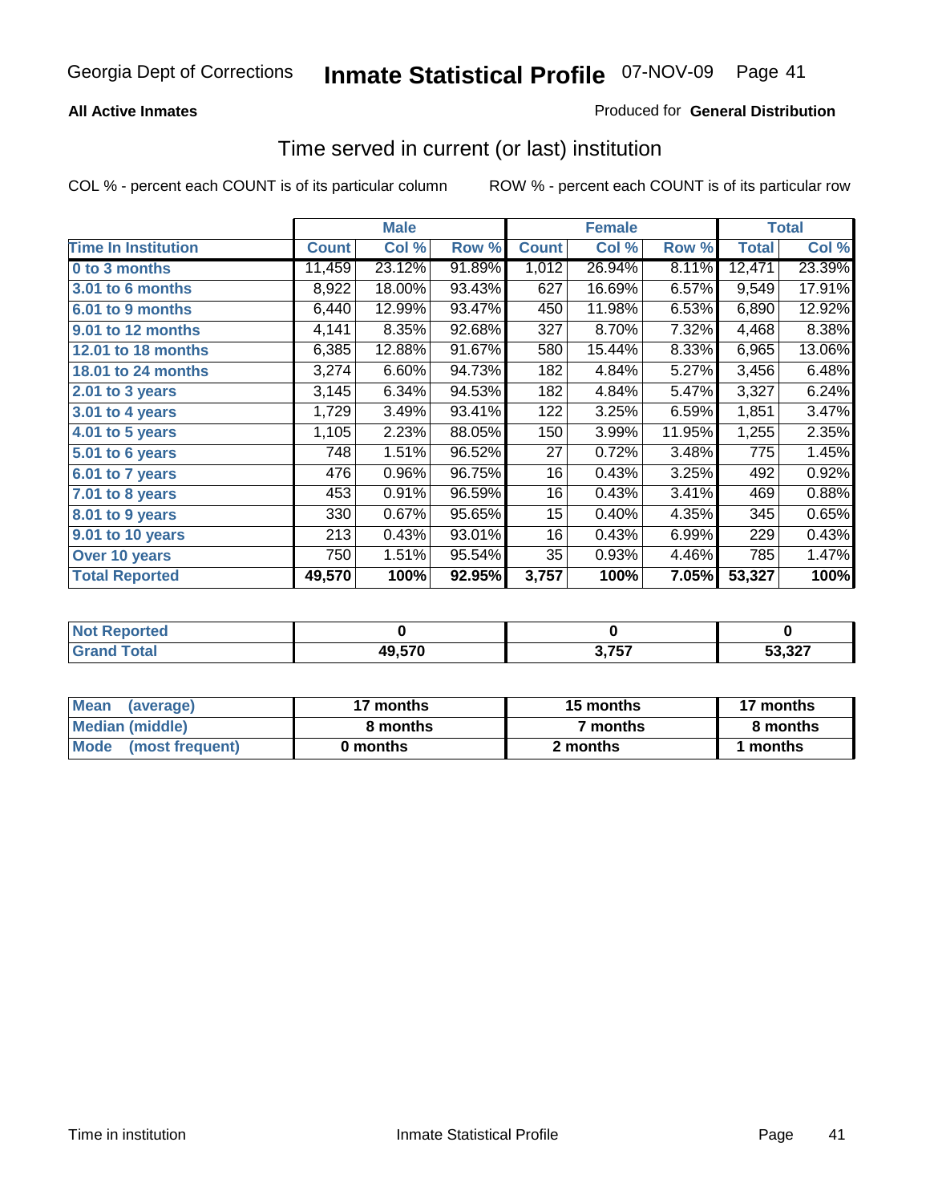Georgia Dept of Corrections **Inmate Statistical Profile** 07-NOV-09

**All Active Inmates**

Produced for **General Distribution**

## Time served in current (or last) institution

COL % - percent each COUNT is of its particular column

ROW % - percent each COUNT is of its particular row

| | Male | | | Female | | | Total | |
|---|---|---|---|---|---|---|---|---|
| **Time In Institution** | **Count** | **Col %** | **Row %** | **Count** | **Col %** | **Row %** | **Total** | **Col %** |
| 0 to 3 months | 11,459 | 23.12% | 91.89% | 1,012 | 26.94% | 8.11% | 12,471 | 23.39% |
| 3.01 to 6 months | 8,922 | 18.00% | 93.43% | 627 | 16.69% | 6.57% | 9,549 | 17.91% |
| 6.01 to 9 months | 6,440 | 12.99% | 93.47% | 450 | 11.98% | 6.53% | 6,890 | 12.92% |
| 9.01 to 12 months | 4,141 | 8.35% | 92.68% | 327 | 8.70% | 7.32% | 4,468 | 8.38% |
| 12.01 to 18 months | 6,385 | 12.88% | 91.67% | 580 | 15.44% | 8.33% | 6,965 | 13.06% |
| 18.01 to 24 months | 3,274 | 6.60% | 94.73% | 182 | 4.84% | 5.27% | 3,456 | 6.48% |
| 2.01 to 3 years | 3,145 | 6.34% | 94.53% | 182 | 4.84% | 5.47% | 3,327 | 6.24% |
| 3.01 to 4 years | 1,729 | 3.49% | 93.41% | 122 | 3.25% | 6.59% | 1,851 | 3.47% |
| 4.01 to 5 years | 1,105 | 2.23% | 88.05% | 150 | 3.99% | 11.95% | 1,255 | 2.35% |
| 5.01 to 6 years | 748 | 1.51% | 96.52% | 27 | 0.72% | 3.48% | 775 | 1.45% |
| 6.01 to 7 years | 476 | 0.96% | 96.75% | 16 | 0.43% | 3.25% | 492 | 0.92% |
| 7.01 to 8 years | 453 | 0.91% | 96.59% | 16 | 0.43% | 3.41% | 469 | 0.88% |
| 8.01 to 9 years | 330 | 0.67% | 95.65% | 15 | 0.40% | 4.35% | 345 | 0.65% |
| 9.01 to 10 years | 213 | 0.43% | 93.01% | 16 | 0.43% | 6.99% | 229 | 0.43% |
| Over 10 years | 750 | 1.51% | 95.54% | 35 | 0.93% | 4.46% | 785 | 1.47% |
| **Total Reported** | **49,570** | **100%** | **92.95%** | **3,757** | **100%** | **7.05%** | **53,327** | **100%** |

| | Male | Female | Total |
|---|---|---|---|
| Not Reported | **0** | **0** | **0** |
| Grand Total | **49,570** | **3,757** | **53,327** |

| | Male | Female | Total |
|---|---|---|---|
| Mean (average) | **17 months** | **15 months** | **17 months** |
| Median (middle) | **8 months** | **7 months** | **8 months** |
| Mode (most frequent) | **0 months** | **2 months** | **1 months** |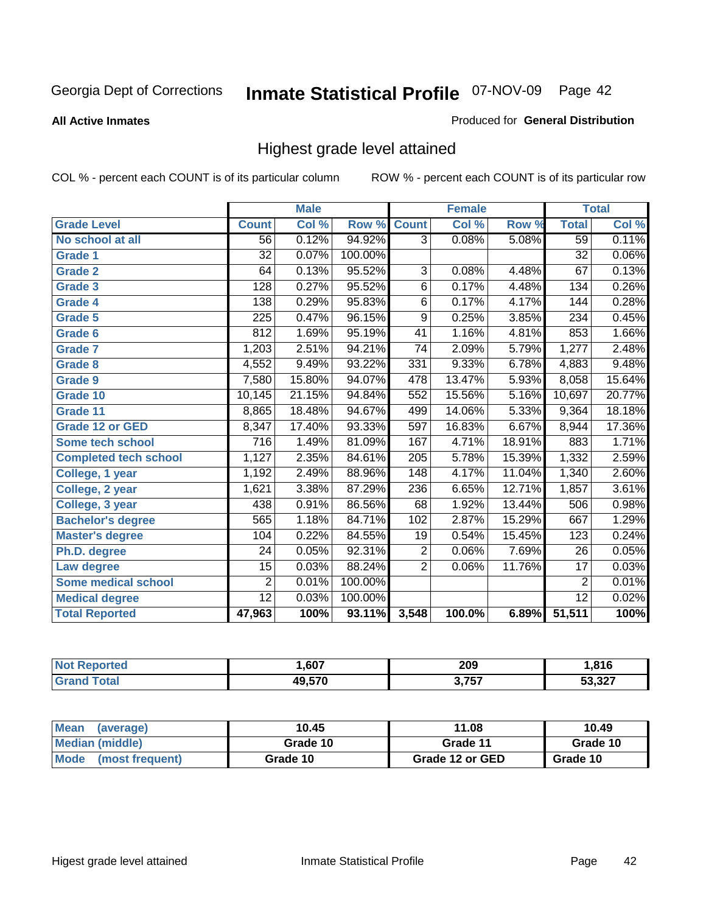Georgia Dept of Corrections **Inmate Statistical Profile** 07-NOV-09 Page 42

**All Active Inmates**

Produced for **General Distribution**

## Highest grade level attained

COL % - percent each COUNT is of its particular column

ROW % - percent each COUNT is of its particular row

| | Male | | | Female | | | Total | |
|---|---|---|---|---|---|---|---|---|
| **Grade Level** | **Count** | **Col %** | **Row %** | **Count** | **Col %** | **Row %** | **Total** | **Col %** |
| No school at all | 56 | 0.12% | 94.92% | 3 | 0.08% | 5.08% | 59 | 0.11% |
| Grade 1 | 32 | 0.07% | 100.00% | | | | 32 | 0.06% |
| Grade 2 | 64 | 0.13% | 95.52% | 3 | 0.08% | 4.48% | 67 | 0.13% |
| Grade 3 | 128 | 0.27% | 95.52% | 6 | 0.17% | 4.48% | 134 | 0.26% |
| Grade 4 | 138 | 0.29% | 95.83% | 6 | 0.17% | 4.17% | 144 | 0.28% |
| Grade 5 | 225 | 0.47% | 96.15% | 9 | 0.25% | 3.85% | 234 | 0.45% |
| Grade 6 | 812 | 1.69% | 95.19% | 41 | 1.16% | 4.81% | 853 | 1.66% |
| Grade 7 | 1,203 | 2.51% | 94.21% | 74 | 2.09% | 5.79% | 1,277 | 2.48% |
| Grade 8 | 4,552 | 9.49% | 93.22% | 331 | 9.33% | 6.78% | 4,883 | 9.48% |
| Grade 9 | 7,580 | 15.80% | 94.07% | 478 | 13.47% | 5.93% | 8,058 | 15.64% |
| Grade 10 | 10,145 | 21.15% | 94.84% | 552 | 15.56% | 5.16% | 10,697 | 20.77% |
| Grade 11 | 8,865 | 18.48% | 94.67% | 499 | 14.06% | 5.33% | 9,364 | 18.18% |
| Grade 12 or GED | 8,347 | 17.40% | 93.33% | 597 | 16.83% | 6.67% | 8,944 | 17.36% |
| Some tech school | 716 | 1.49% | 81.09% | 167 | 4.71% | 18.91% | 883 | 1.71% |
| Completed tech school | 1,127 | 2.35% | 84.61% | 205 | 5.78% | 15.39% | 1,332 | 2.59% |
| College, 1 year | 1,192 | 2.49% | 88.96% | 148 | 4.17% | 11.04% | 1,340 | 2.60% |
| College, 2 year | 1,621 | 3.38% | 87.29% | 236 | 6.65% | 12.71% | 1,857 | 3.61% |
| College, 3 year | 438 | 0.91% | 86.56% | 68 | 1.92% | 13.44% | 506 | 0.98% |
| Bachelor's degree | 565 | 1.18% | 84.71% | 102 | 2.87% | 15.29% | 667 | 1.29% |
| Master's degree | 104 | 0.22% | 84.55% | 19 | 0.54% | 15.45% | 123 | 0.24% |
| Ph.D. degree | 24 | 0.05% | 92.31% | 2 | 0.06% | 7.69% | 26 | 0.05% |
| Law degree | 15 | 0.03% | 88.24% | 2 | 0.06% | 11.76% | 17 | 0.03% |
| Some medical school | 2 | 0.01% | 100.00% | | | | 2 | 0.01% |
| Medical degree | 12 | 0.03% | 100.00% | | | | 12 | 0.02% |
| **Total Reported** | **47,963** | **100%** | **93.11%** | **3,548** | **100.0%** | **6.89%** | **51,511** | **100%** |

| | Male | Female | Total |
|---|---|---|---|
| Not Reported | 1,607 | 209 | 1,816 |
| Grand Total | 49,570 | 3,757 | 53,327 |

| | Male | Female | Total |
|---|---|---|---|
| Mean (average) | 10.45 | 11.08 | 10.49 |
| Median (middle) | Grade 10 | Grade 11 | Grade 10 |
| Mode (most frequent) | Grade 10 | Grade 12 or GED | Grade 10 |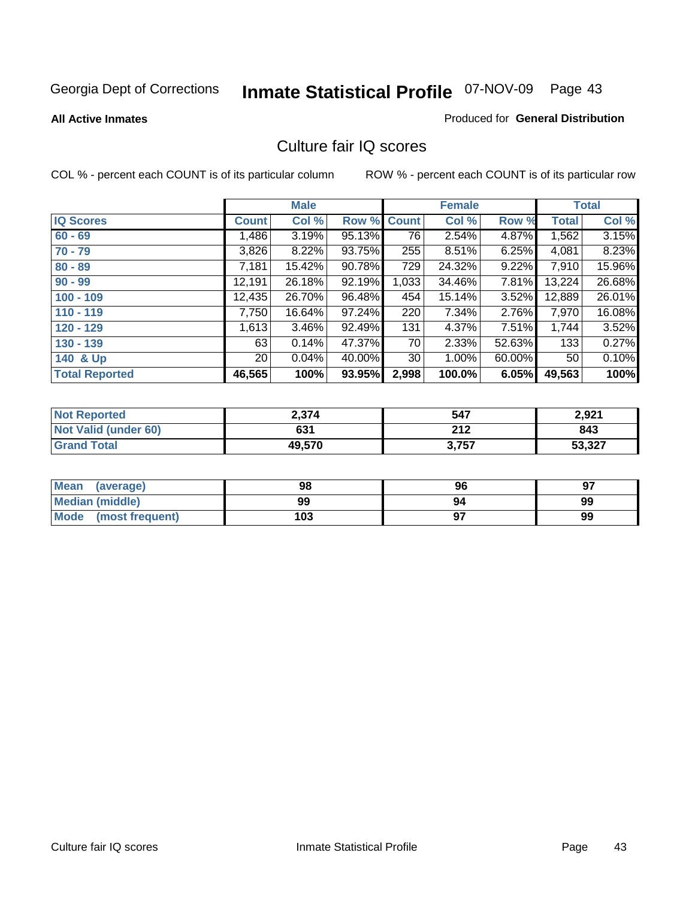Georgia Dept of Corrections **Inmate Statistical Profile** 07-NOV-09 Page 43

**All Active Inmates**

Produced for **General Distribution**

## Culture fair IQ scores

COL % - percent each COUNT is of its particular column

ROW % - percent each COUNT is of its particular row

| | Male | | | Female | | | Total | |
|---|---|---|---|---|---|---|---|---|
| **IQ Scores** | **Count** | **Col %** | **Row %** | **Count** | **Col %** | **Row %** | **Total** | **Col %** |
| **60 - 69** | 1,486 | 3.19% | 95.13% | 76 | 2.54% | 4.87% | 1,562 | 3.15% |
| **70 - 79** | 3,826 | 8.22% | 93.75% | 255 | 8.51% | 6.25% | 4,081 | 8.23% |
| **80 - 89** | 7,181 | 15.42% | 90.78% | 729 | 24.32% | 9.22% | 7,910 | 15.96% |
| **90 - 99** | 12,191 | 26.18% | 92.19% | 1,033 | 34.46% | 7.81% | 13,224 | 26.68% |
| **100 - 109** | 12,435 | 26.70% | 96.48% | 454 | 15.14% | 3.52% | 12,889 | 26.01% |
| **110 - 119** | 7,750 | 16.64% | 97.24% | 220 | 7.34% | 2.76% | 7,970 | 16.08% |
| **120 - 129** | 1,613 | 3.46% | 92.49% | 131 | 4.37% | 7.51% | 1,744 | 3.52% |
| **130 - 139** | 63 | 0.14% | 47.37% | 70 | 2.33% | 52.63% | 133 | 0.27% |
| **140 & Up** | 20 | 0.04% | 40.00% | 30 | 1.00% | 60.00% | 50 | 0.10% |
| **Total Reported** | **46,565** | **100%** | **93.95%** | **2,998** | **100.0%** | **6.05%** | **49,563** | **100%** |

| | Male | Female | Total |
|---|---|---|---|
| **Not Reported** | **2,374** | **547** | **2,921** |
| **Not Valid (under 60)** | **631** | **212** | **843** |
| **Grand Total** | **49,570** | **3,757** | **53,327** |

| | Male | Female | Total |
|---|---|---|---|
| **Mean (average)** | **98** | **96** | **97** |
| **Median (middle)** | **99** | **94** | **99** |
| **Mode (most frequent)** | **103** | **97** | **99** |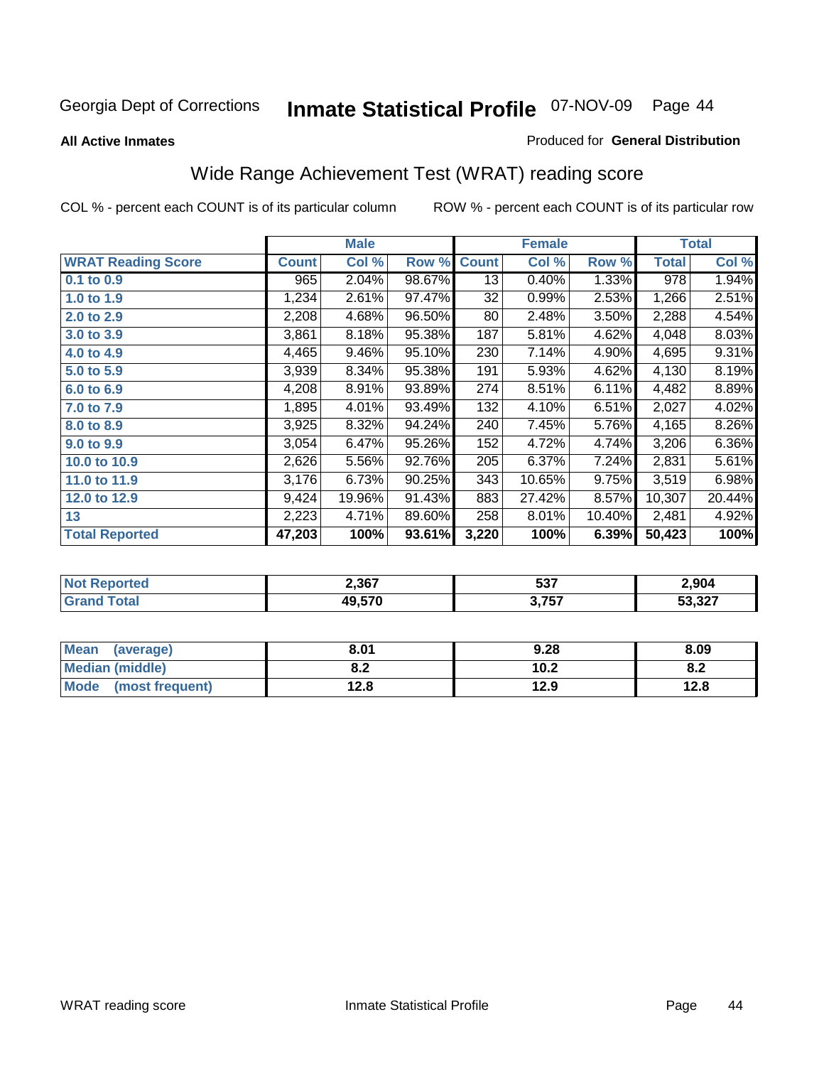Georgia Dept of Corrections **Inmate Statistical Profile** 07-NOV-09

**All Active Inmates**

Produced for **General Distribution**

## Wide Range Achievement Test (WRAT) reading score

COL % - percent each COUNT is of its particular column

ROW % - percent each COUNT is of its particular row

| | Male | | | Female | | | Total | |
|---|---|---|---|---|---|---|---|---|
| **WRAT Reading Score** | **Count** | **Col %** | **Row %** | **Count** | **Col %** | **Row %** | **Total** | **Col %** |
| **0.1 to 0.9** | 965 | 2.04% | 98.67% | 13 | 0.40% | 1.33% | 978 | 1.94% |
| **1.0 to 1.9** | 1,234 | 2.61% | 97.47% | 32 | 0.99% | 2.53% | 1,266 | 2.51% |
| **2.0 to 2.9** | 2,208 | 4.68% | 96.50% | 80 | 2.48% | 3.50% | 2,288 | 4.54% |
| **3.0 to 3.9** | 3,861 | 8.18% | 95.38% | 187 | 5.81% | 4.62% | 4,048 | 8.03% |
| **4.0 to 4.9** | 4,465 | 9.46% | 95.10% | 230 | 7.14% | 4.90% | 4,695 | 9.31% |
| **5.0 to 5.9** | 3,939 | 8.34% | 95.38% | 191 | 5.93% | 4.62% | 4,130 | 8.19% |
| **6.0 to 6.9** | 4,208 | 8.91% | 93.89% | 274 | 8.51% | 6.11% | 4,482 | 8.89% |
| **7.0 to 7.9** | 1,895 | 4.01% | 93.49% | 132 | 4.10% | 6.51% | 2,027 | 4.02% |
| **8.0 to 8.9** | 3,925 | 8.32% | 94.24% | 240 | 7.45% | 5.76% | 4,165 | 8.26% |
| **9.0 to 9.9** | 3,054 | 6.47% | 95.26% | 152 | 4.72% | 4.74% | 3,206 | 6.36% |
| **10.0 to 10.9** | 2,626 | 5.56% | 92.76% | 205 | 6.37% | 7.24% | 2,831 | 5.61% |
| **11.0 to 11.9** | 3,176 | 6.73% | 90.25% | 343 | 10.65% | 9.75% | 3,519 | 6.98% |
| **12.0 to 12.9** | 9,424 | 19.96% | 91.43% | 883 | 27.42% | 8.57% | 10,307 | 20.44% |
| **13** | 2,223 | 4.71% | 89.60% | 258 | 8.01% | 10.40% | 2,481 | 4.92% |
| **Total Reported** | **47,203** | **100%** | **93.61%** | **3,220** | **100%** | **6.39%** | **50,423** | **100%** |

| | Male | Female | Total |
|---|---|---|---|
| **Not Reported** | **2,367** | **537** | **2,904** |
| **Grand Total** | **49,570** | **3,757** | **53,327** |

| | Male | Female | Total |
|---|---|---|---|
| **Mean (average)** | **8.01** | **9.28** | **8.09** |
| **Median (middle)** | **8.2** | **10.2** | **8.2** |
| **Mode (most frequent)** | **12.8** | **12.9** | **12.8** |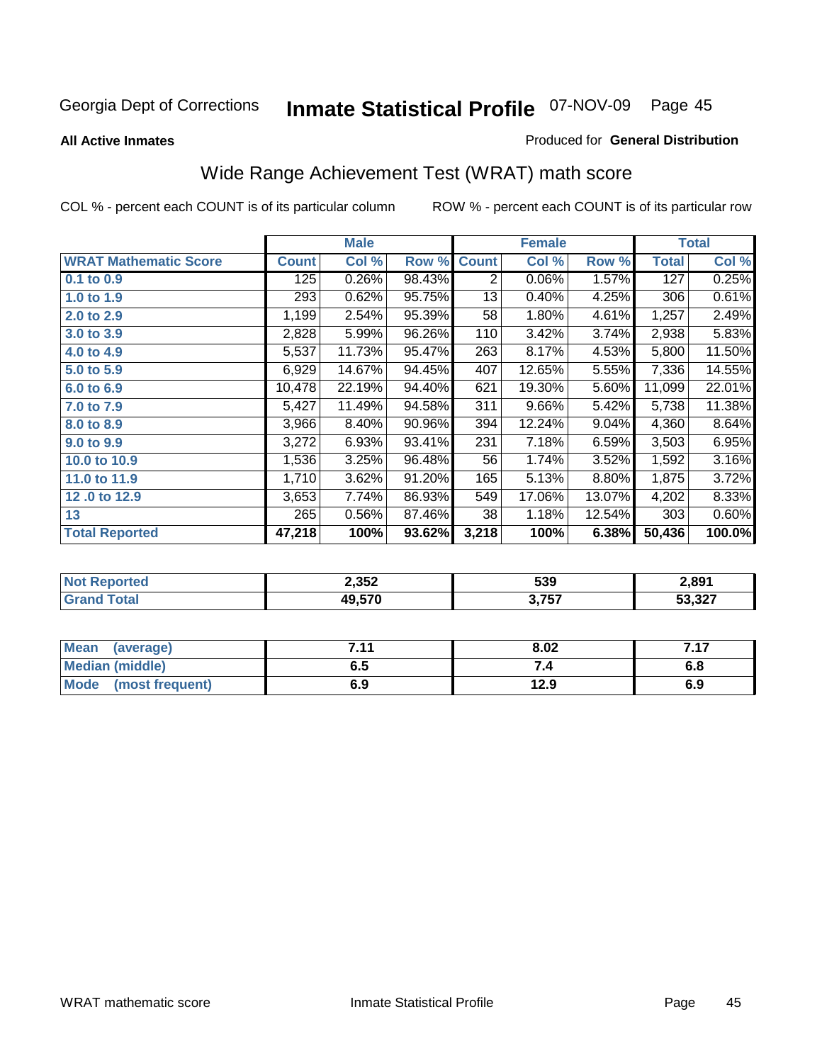Georgia Dept of Corrections **Inmate Statistical Profile** 07-NOV-09

**All Active Inmates**

Produced for **General Distribution**

## Wide Range Achievement Test (WRAT) math score

COL % - percent each COUNT is of its particular column

ROW % - percent each COUNT is of its particular row

| | Male | | | Female | | | Total | |
|---|---|---|---|---|---|---|---|---|
| **WRAT Mathematic Score** | **Count** | **Col %** | **Row %** | **Count** | **Col %** | **Row %** | **Total** | **Col %** |
| 0.1 to 0.9 | 125 | 0.26% | 98.43% | 2 | 0.06% | 1.57% | 127 | 0.25% |
| 1.0 to 1.9 | 293 | 0.62% | 95.75% | 13 | 0.40% | 4.25% | 306 | 0.61% |
| 2.0 to 2.9 | 1,199 | 2.54% | 95.39% | 58 | 1.80% | 4.61% | 1,257 | 2.49% |
| 3.0 to 3.9 | 2,828 | 5.99% | 96.26% | 110 | 3.42% | 3.74% | 2,938 | 5.83% |
| 4.0 to 4.9 | 5,537 | 11.73% | 95.47% | 263 | 8.17% | 4.53% | 5,800 | 11.50% |
| 5.0 to 5.9 | 6,929 | 14.67% | 94.45% | 407 | 12.65% | 5.55% | 7,336 | 14.55% |
| 6.0 to 6.9 | 10,478 | 22.19% | 94.40% | 621 | 19.30% | 5.60% | 11,099 | 22.01% |
| 7.0 to 7.9 | 5,427 | 11.49% | 94.58% | 311 | 9.66% | 5.42% | 5,738 | 11.38% |
| 8.0 to 8.9 | 3,966 | 8.40% | 90.96% | 394 | 12.24% | 9.04% | 4,360 | 8.64% |
| 9.0 to 9.9 | 3,272 | 6.93% | 93.41% | 231 | 7.18% | 6.59% | 3,503 | 6.95% |
| 10.0 to 10.9 | 1,536 | 3.25% | 96.48% | 56 | 1.74% | 3.52% | 1,592 | 3.16% |
| 11.0 to 11.9 | 1,710 | 3.62% | 91.20% | 165 | 5.13% | 8.80% | 1,875 | 3.72% |
| 12 .0 to 12.9 | 3,653 | 7.74% | 86.93% | 549 | 17.06% | 13.07% | 4,202 | 8.33% |
| 13 | 265 | 0.56% | 87.46% | 38 | 1.18% | 12.54% | 303 | 0.60% |
| **Total Reported** | **47,218** | **100%** | **93.62%** | **3,218** | **100%** | **6.38%** | **50,436** | **100.0%** |

| | Male | Female | Total |
|---|---|---|---|
| **Not Reported** | **2,352** | **539** | **2,891** |
| **Grand Total** | **49,570** | **3,757** | **53,327** |

| | Male | Female | Total |
|---|---|---|---|
| **Mean (average)** | **7.11** | **8.02** | **7.17** |
| **Median (middle)** | **6.5** | **7.4** | **6.8** |
| **Mode (most frequent)** | **6.9** | **12.9** | **6.9** |

WRAT mathematic score Inmate Statistical Profile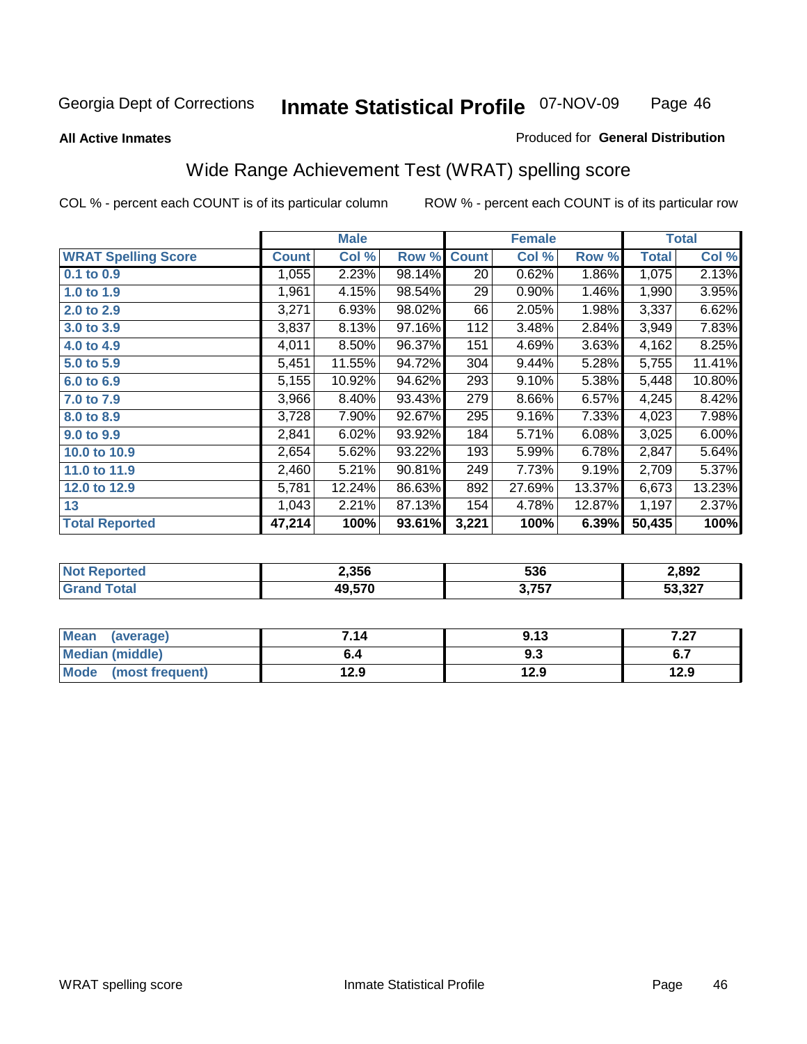Georgia Dept of Corrections **Inmate Statistical Profile** 07-NOV-09

**All Active Inmates**

Produced for **General Distribution**

## Wide Range Achievement Test (WRAT) spelling score

COL % - percent each COUNT is of its particular column

ROW % - percent each COUNT is of its particular row

| | Male | | | Female | | | Total | |
|---|---|---|---|---|---|---|---|---|
| **WRAT Spelling Score** | **Count** | **Col %** | **Row %** | **Count** | **Col %** | **Row %** | **Total** | **Col %** |
| 0.1 to 0.9 | 1,055 | 2.23% | 98.14% | 20 | 0.62% | 1.86% | 1,075 | 2.13% |
| 1.0 to 1.9 | 1,961 | 4.15% | 98.54% | 29 | 0.90% | 1.46% | 1,990 | 3.95% |
| 2.0 to 2.9 | 3,271 | 6.93% | 98.02% | 66 | 2.05% | 1.98% | 3,337 | 6.62% |
| 3.0 to 3.9 | 3,837 | 8.13% | 97.16% | 112 | 3.48% | 2.84% | 3,949 | 7.83% |
| 4.0 to 4.9 | 4,011 | 8.50% | 96.37% | 151 | 4.69% | 3.63% | 4,162 | 8.25% |
| 5.0 to 5.9 | 5,451 | 11.55% | 94.72% | 304 | 9.44% | 5.28% | 5,755 | 11.41% |
| 6.0 to 6.9 | 5,155 | 10.92% | 94.62% | 293 | 9.10% | 5.38% | 5,448 | 10.80% |
| 7.0 to 7.9 | 3,966 | 8.40% | 93.43% | 279 | 8.66% | 6.57% | 4,245 | 8.42% |
| 8.0 to 8.9 | 3,728 | 7.90% | 92.67% | 295 | 9.16% | 7.33% | 4,023 | 7.98% |
| 9.0 to 9.9 | 2,841 | 6.02% | 93.92% | 184 | 5.71% | 6.08% | 3,025 | 6.00% |
| 10.0 to 10.9 | 2,654 | 5.62% | 93.22% | 193 | 5.99% | 6.78% | 2,847 | 5.64% |
| 11.0 to 11.9 | 2,460 | 5.21% | 90.81% | 249 | 7.73% | 9.19% | 2,709 | 5.37% |
| 12.0 to 12.9 | 5,781 | 12.24% | 86.63% | 892 | 27.69% | 13.37% | 6,673 | 13.23% |
| 13 | 1,043 | 2.21% | 87.13% | 154 | 4.78% | 12.87% | 1,197 | 2.37% |
| **Total Reported** | **47,214** | **100%** | **93.61%** | **3,221** | **100%** | **6.39%** | **50,435** | **100%** |

| | Male | Female | Total |
|---|---|---|---|
| Not Reported | 2,356 | 536 | 2,892 |
| Grand Total | 49,570 | 3,757 | 53,327 |

| | Male | Female | Total |
|---|---|---|---|
| Mean (average) | 7.14 | 9.13 | 7.27 |
| Median (middle) | 6.4 | 9.3 | 6.7 |
| Mode (most frequent) | 12.9 | 12.9 | 12.9 |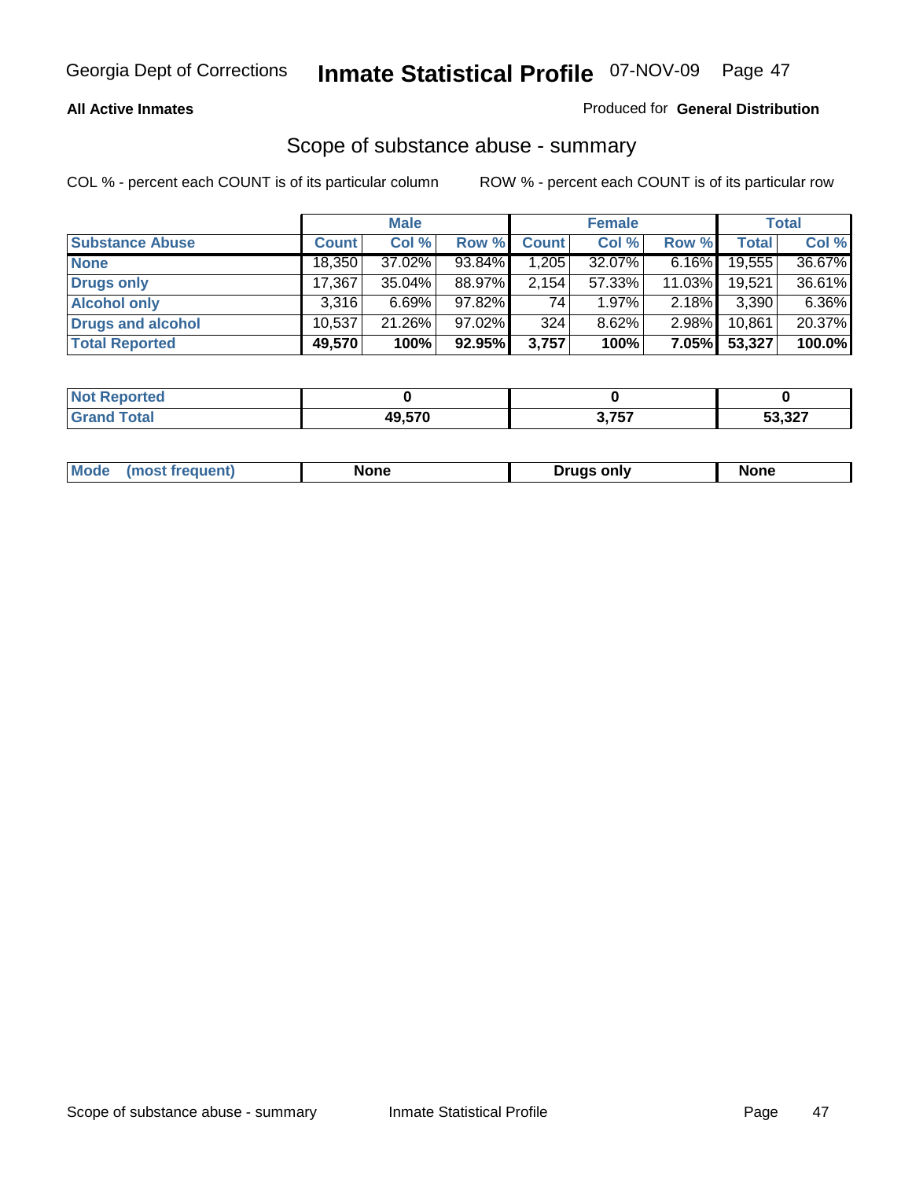Georgia Dept of Corrections **Inmate Statistical Profile** 07-NOV-09

**All Active Inmates**

Produced for **General Distribution**

## Scope of substance abuse - summary

COL % - percent each COUNT is of its particular column    ROW % - percent each COUNT is of its particular row

| | Male | | | Female | | | Total | |
|---|---|---|---|---|---|---|---|---|
| **Substance Abuse** | **Count** | **Col %** | **Row %** | **Count** | **Col %** | **Row %** | **Total** | **Col %** |
| **None** | 18,350 | 37.02% | 93.84% | 1,205 | 32.07% | 6.16% | 19,555 | 36.67% |
| **Drugs only** | 17,367 | 35.04% | 88.97% | 2,154 | 57.33% | 11.03% | 19,521 | 36.61% |
| **Alcohol only** | 3,316 | 6.69% | 97.82% | 74 | 1.97% | 2.18% | 3,390 | 6.36% |
| **Drugs and alcohol** | 10,537 | 21.26% | 97.02% | 324 | 8.62% | 2.98% | 10,861 | 20.37% |
| **Total Reported** | **49,570** | **100%** | **92.95%** | **3,757** | **100%** | **7.05%** | **53,327** | **100.0%** |

| | Male | Female | Total |
|---|---|---|---|
| **Not Reported** | **0** | **0** | **0** |
| **Grand Total** | **49,570** | **3,757** | **53,327** |

| | Male | Female | Total |
|---|---|---|---|
| **Mode (most frequent)** | **None** | **Drugs only** | **None** |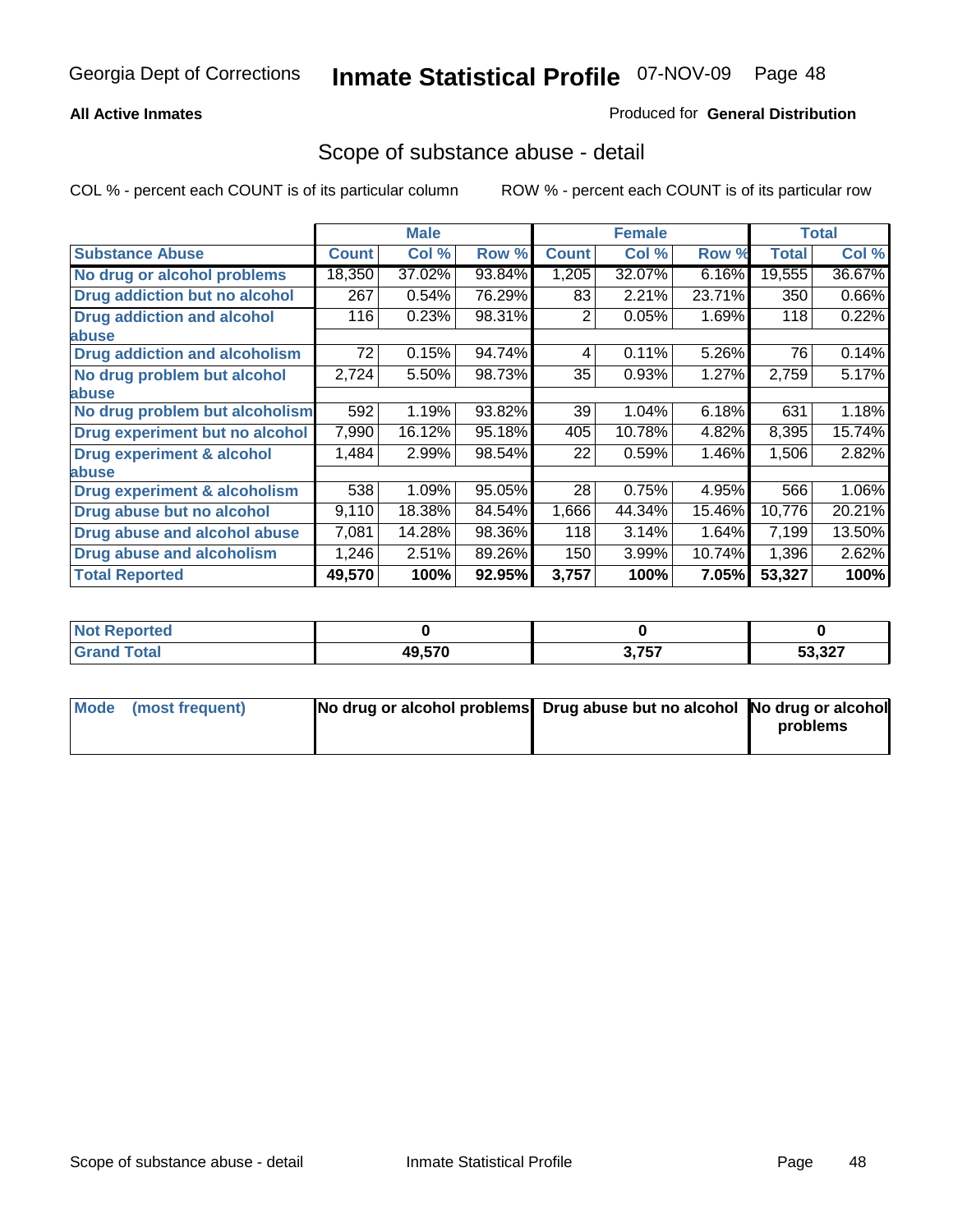Georgia Dept of Corrections **Inmate Statistical Profile** 07-NOV-09

**All Active Inmates**

Produced for **General Distribution**

## Scope of substance abuse - detail

COL % - percent each COUNT is of its particular column

ROW % - percent each COUNT is of its particular row

| | Male | | | Female | | | Total | |
|---|---|---|---|---|---|---|---|---|
| **Substance Abuse** | **Count** | **Col %** | **Row %** | **Count** | **Col %** | **Row %** | **Total** | **Col %** |
| **No drug or alcohol problems** | 18,350 | 37.02% | 93.84% | 1,205 | 32.07% | 6.16% | 19,555 | 36.67% |
| **Drug addiction but no alcohol** | 267 | 0.54% | 76.29% | 83 | 2.21% | 23.71% | 350 | 0.66% |
| **Drug addiction and alcohol abuse** | 116 | 0.23% | 98.31% | 2 | 0.05% | 1.69% | 118 | 0.22% |
| **Drug addiction and alcoholism** | 72 | 0.15% | 94.74% | 4 | 0.11% | 5.26% | 76 | 0.14% |
| **No drug problem but alcohol abuse** | 2,724 | 5.50% | 98.73% | 35 | 0.93% | 1.27% | 2,759 | 5.17% |
| **No drug problem but alcoholism** | 592 | 1.19% | 93.82% | 39 | 1.04% | 6.18% | 631 | 1.18% |
| **Drug experiment but no alcohol** | 7,990 | 16.12% | 95.18% | 405 | 10.78% | 4.82% | 8,395 | 15.74% |
| **Drug experiment & alcohol abuse** | 1,484 | 2.99% | 98.54% | 22 | 0.59% | 1.46% | 1,506 | 2.82% |
| **Drug experiment & alcoholism** | 538 | 1.09% | 95.05% | 28 | 0.75% | 4.95% | 566 | 1.06% |
| **Drug abuse but no alcohol** | 9,110 | 18.38% | 84.54% | 1,666 | 44.34% | 15.46% | 10,776 | 20.21% |
| **Drug abuse and alcohol abuse** | 7,081 | 14.28% | 98.36% | 118 | 3.14% | 1.64% | 7,199 | 13.50% |
| **Drug abuse and alcoholism** | 1,246 | 2.51% | 89.26% | 150 | 3.99% | 10.74% | 1,396 | 2.62% |
| **Total Reported** | **49,570** | **100%** | **92.95%** | **3,757** | **100%** | **7.05%** | **53,327** | **100%** |

| | Male | Female | Total |
|---|---|---|---|
| **Not Reported** | **0** | **0** | **0** |
| **Grand Total** | **49,570** | **3,757** | **53,327** |

| | Male | Female | Total |
|---|---|---|---|
| **Mode (most frequent)** | **No drug or alcohol problems** | **Drug abuse but no alcohol** | **No drug or alcohol problems** |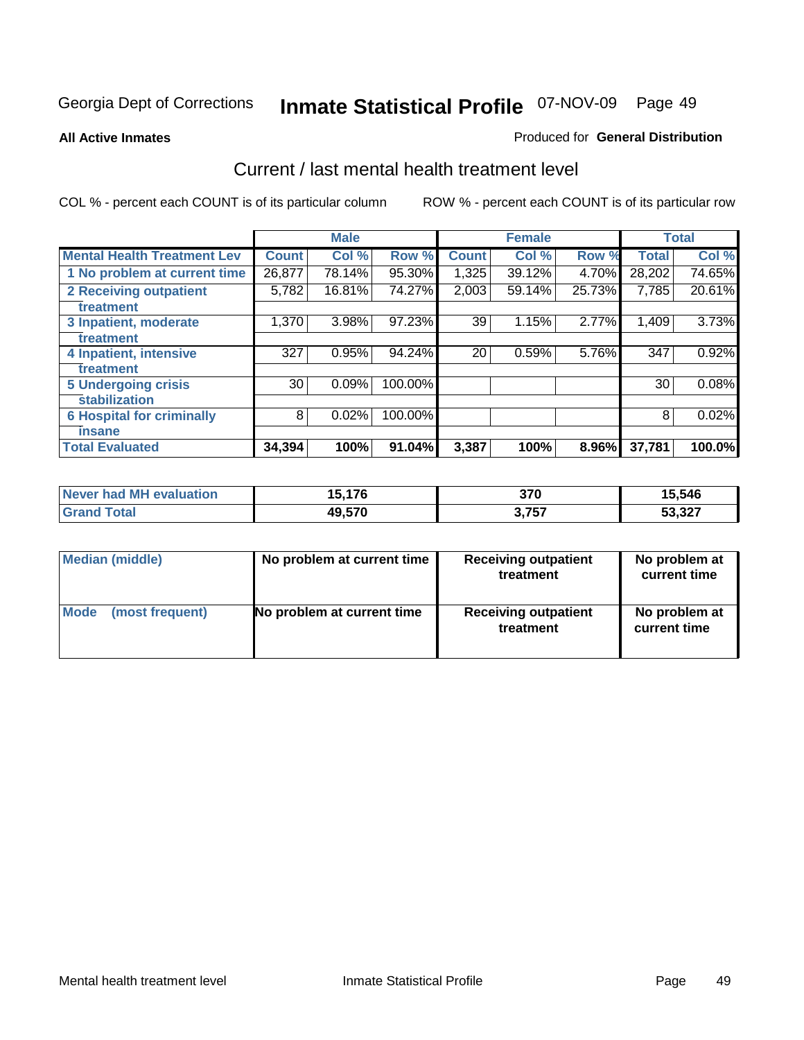Georgia Dept of Corrections **Inmate Statistical Profile** 07-NOV-09 Page 49

**All Active Inmates**

Produced for **General Distribution**

## Current / last mental health treatment level

COL % - percent each COUNT is of its particular column

ROW % - percent each COUNT is of its particular row

| | Male | | | Female | | | Total | |
|---|---|---|---|---|---|---|---|---|
| **Mental Health Treatment Lev** | **Count** | **Col %** | **Row %** | **Count** | **Col %** | **Row %** | **Total** | **Col %** |
| **1 No problem at current time** | 26,877 | 78.14% | 95.30% | 1,325 | 39.12% | 4.70% | 28,202 | 74.65% |
| **2 Receiving outpatient treatment** | 5,782 | 16.81% | 74.27% | 2,003 | 59.14% | 25.73% | 7,785 | 20.61% |
| **3 Inpatient, moderate treatment** | 1,370 | 3.98% | 97.23% | 39 | 1.15% | 2.77% | 1,409 | 3.73% |
| **4 Inpatient, intensive treatment** | 327 | 0.95% | 94.24% | 20 | 0.59% | 5.76% | 347 | 0.92% |
| **5 Undergoing crisis stabilization** | 30 | 0.09% | 100.00% | | | | 30 | 0.08% |
| **6 Hospital for criminally insane** | 8 | 0.02% | 100.00% | | | | 8 | 0.02% |
| **Total Evaluated** | **34,394** | **100%** | **91.04%** | **3,387** | **100%** | **8.96%** | **37,781** | **100.0%** |

| | Male | Female | Total |
|---|---|---|---|
| **Never had MH evaluation** | **15,176** | **370** | **15,546** |
| **Grand Total** | **49,570** | **3,757** | **53,327** |

| | Male | Female | Total |
|---|---|---|---|
| **Median (middle)** | **No problem at current time** | **Receiving outpatient treatment** | **No problem at current time** |
| **Mode (most frequent)** | **No problem at current time** | **Receiving outpatient treatment** | **No problem at current time** |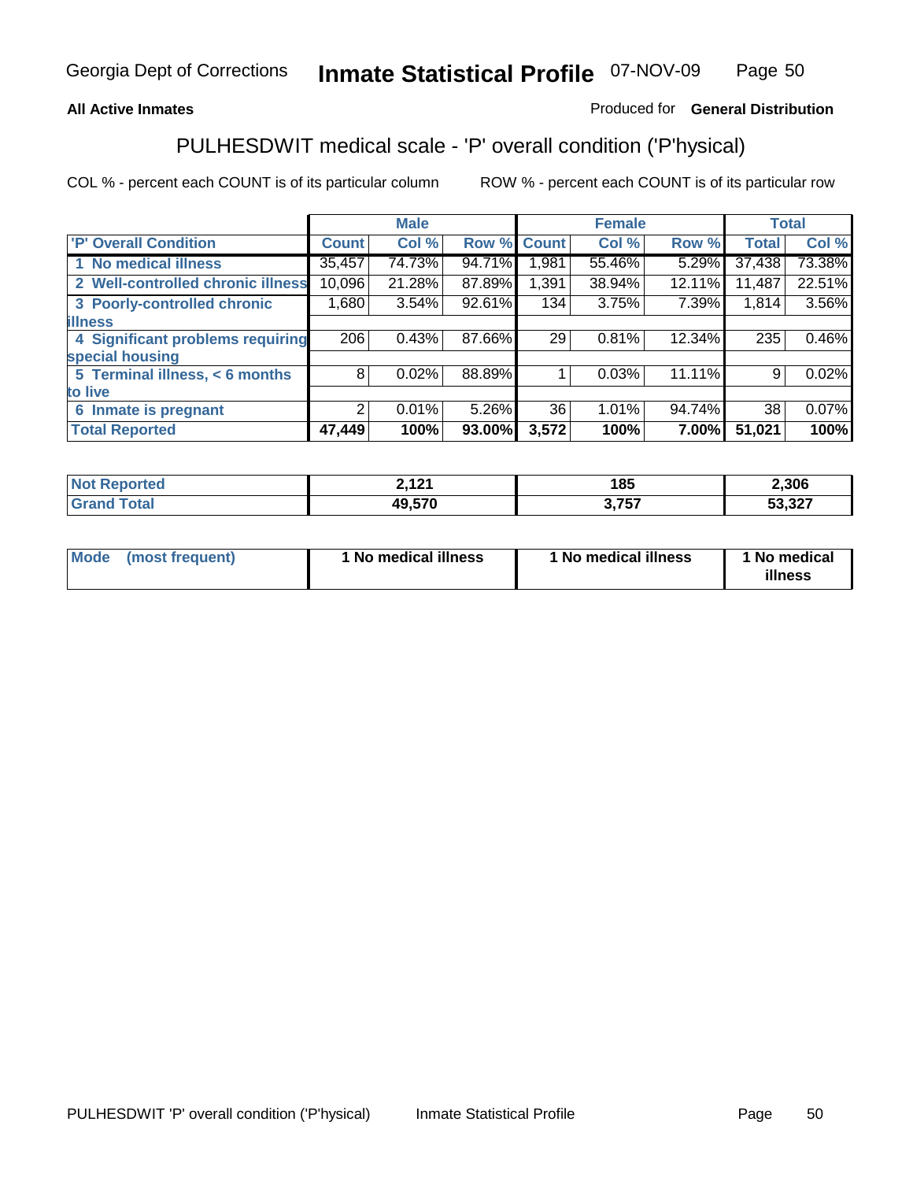Georgia Dept of Corrections **Inmate Statistical Profile** 07-NOV-09

**All Active Inmates** Produced for **General Distribution**

## PULHESDWIT medical scale - 'P' overall condition ('P'hysical)

COL % - percent each COUNT is of its particular column ROW % - percent each COUNT is of its particular row

| 'P' Overall Condition | Male | | | Female | | | Total | |
|---|---|---|---|---|---|---|---|---|
| | Count | Col % | Row % | Count | Col % | Row % | Total | Col % |
| 1 No medical illness | 35,457 | 74.73% | 94.71% | 1,981 | 55.46% | 5.29% | 37,438 | 73.38% |
| 2 Well-controlled chronic illness | 10,096 | 21.28% | 87.89% | 1,391 | 38.94% | 12.11% | 11,487 | 22.51% |
| 3 Poorly-controlled chronic illness | 1,680 | 3.54% | 92.61% | 134 | 3.75% | 7.39% | 1,814 | 3.56% |
| 4 Significant problems requiring special housing | 206 | 0.43% | 87.66% | 29 | 0.81% | 12.34% | 235 | 0.46% |
| 5 Terminal illness, < 6 months to live | 8 | 0.02% | 88.89% | 1 | 0.03% | 11.11% | 9 | 0.02% |
| 6 Inmate is pregnant | 2 | 0.01% | 5.26% | 36 | 1.01% | 94.74% | 38 | 0.07% |
| **Total Reported** | **47,449** | **100%** | **93.00%** | **3,572** | **100%** | **7.00%** | **51,021** | **100%** |

| | Male | Female | Total |
|---|---|---|---|
| Not Reported | 2,121 | 185 | 2,306 |
| Grand Total | 49,570 | 3,757 | 53,327 |

| | Male | Female | Total |
|---|---|---|---|
| Mode (most frequent) | 1 No medical illness | 1 No medical illness | 1 No medical illness |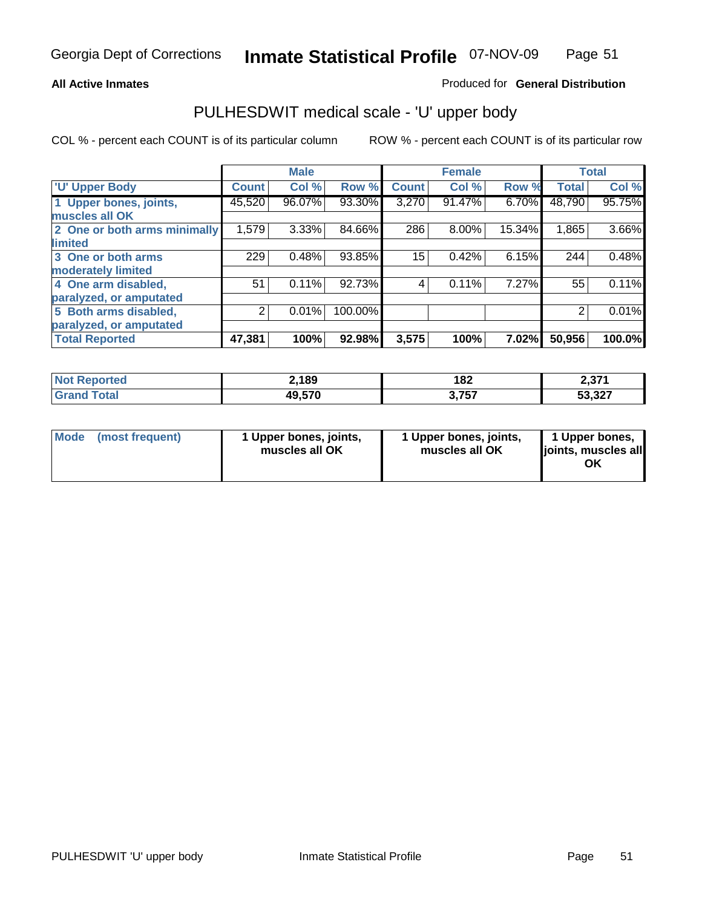Georgia Dept of Corrections **Inmate Statistical Profile** 07-NOV-09

**All Active Inmates**

Produced for **General Distribution**

## PULHESDWIT medical scale - 'U' upper body

COL % - percent each COUNT is of its particular column

ROW % - percent each COUNT is of its particular row

| | Male | | | Female | | | Total | |
|---|---|---|---|---|---|---|---|---|
| 'U' Upper Body | Count | Col % | Row % | Count | Col % | Row % | Total | Col % |
| 1 Upper bones, joints, muscles all OK | 45,520 | 96.07% | 93.30% | 3,270 | 91.47% | 6.70% | 48,790 | 95.75% |
| 2 One or both arms minimally limited | 1,579 | 3.33% | 84.66% | 286 | 8.00% | 15.34% | 1,865 | 3.66% |
| 3 One or both arms moderately limited | 229 | 0.48% | 93.85% | 15 | 0.42% | 6.15% | 244 | 0.48% |
| 4 One arm disabled, paralyzed, or amputated | 51 | 0.11% | 92.73% | 4 | 0.11% | 7.27% | 55 | 0.11% |
| 5 Both arms disabled, paralyzed, or amputated | 2 | 0.01% | 100.00% | | | | 2 | 0.01% |
| **Total Reported** | **47,381** | **100%** | **92.98%** | **3,575** | **100%** | **7.02%** | **50,956** | **100.0%** |

| | Male | Female | Total |
|---|---|---|---|
| Not Reported | 2,189 | 182 | 2,371 |
| Grand Total | 49,570 | 3,757 | 53,327 |

| | Male | Female | Total |
|---|---|---|---|
| Mode (most frequent) | 1 Upper bones, joints, muscles all OK | 1 Upper bones, joints, muscles all OK | 1 Upper bones, joints, muscles all OK |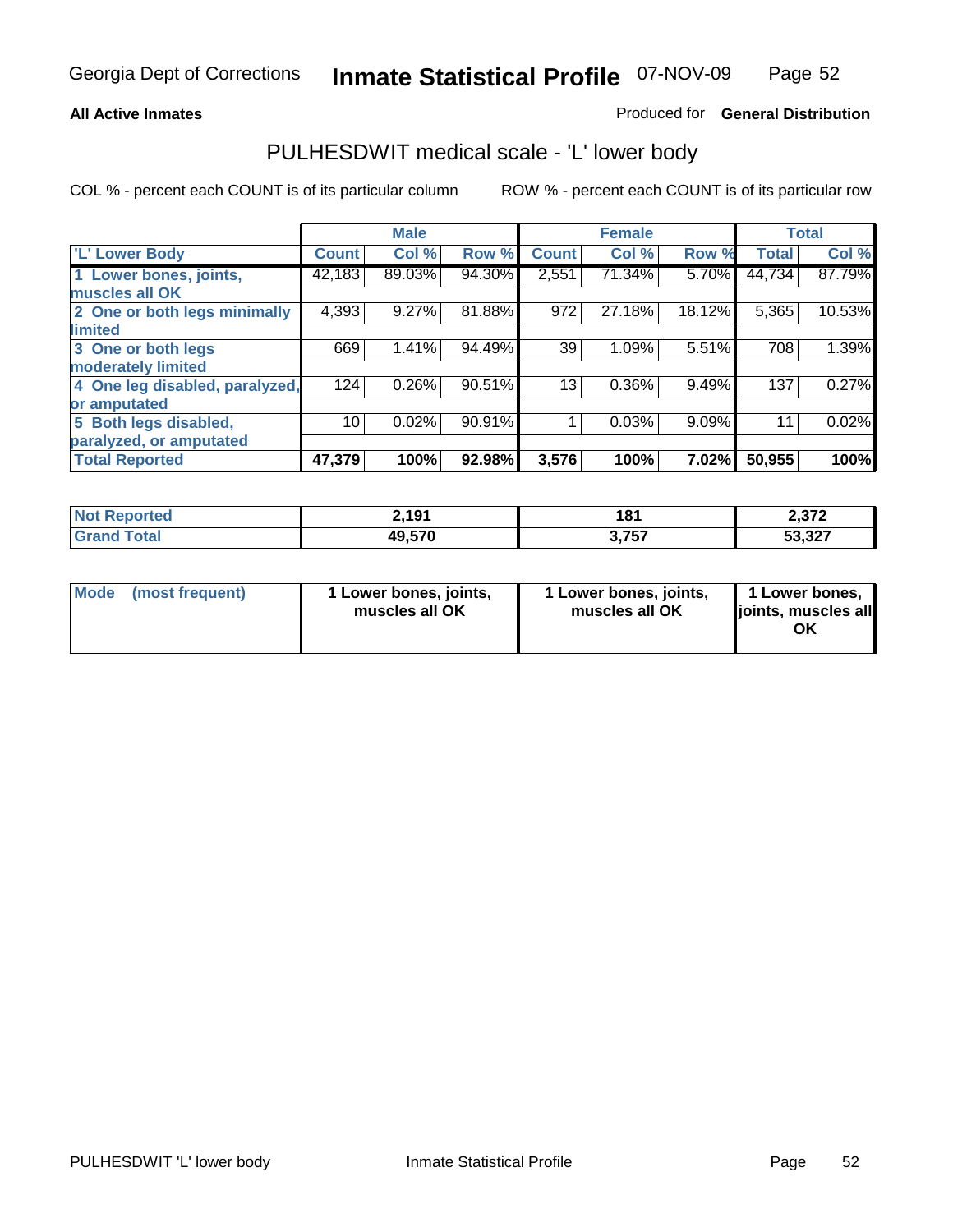Georgia Dept of Corrections **Inmate Statistical Profile** 07-NOV-09

**All Active Inmates**

Produced for **General Distribution**

## PULHESDWIT medical scale - 'L' lower body

COL % - percent each COUNT is of its particular column

ROW % - percent each COUNT is of its particular row

| | Male | | | Female | | | Total | |
|---|---|---|---|---|---|---|---|---|
| **'L' Lower Body** | **Count** | **Col %** | **Row %** | **Count** | **Col %** | **Row %** | **Total** | **Col %** |
| **1 Lower bones, joints, muscles all OK** | 42,183 | 89.03% | 94.30% | 2,551 | 71.34% | 5.70% | 44,734 | 87.79% |
| **2 One or both legs minimally limited** | 4,393 | 9.27% | 81.88% | 972 | 27.18% | 18.12% | 5,365 | 10.53% |
| **3 One or both legs moderately limited** | 669 | 1.41% | 94.49% | 39 | 1.09% | 5.51% | 708 | 1.39% |
| **4 One leg disabled, paralyzed, or amputated** | 124 | 0.26% | 90.51% | 13 | 0.36% | 9.49% | 137 | 0.27% |
| **5 Both legs disabled, paralyzed, or amputated** | 10 | 0.02% | 90.91% | 1 | 0.03% | 9.09% | 11 | 0.02% |
| **Total Reported** | **47,379** | **100%** | **92.98%** | **3,576** | **100%** | **7.02%** | **50,955** | **100%** |

| | Male | Female | Total |
|---|---|---|---|
| **Not Reported** | **2,191** | **181** | **2,372** |
| **Grand Total** | **49,570** | **3,757** | **53,327** |

| | Male | Female | Total |
|---|---|---|---|
| **Mode (most frequent)** | **1 Lower bones, joints, muscles all OK** | **1 Lower bones, joints, muscles all OK** | **1 Lower bones, joints, muscles all OK** |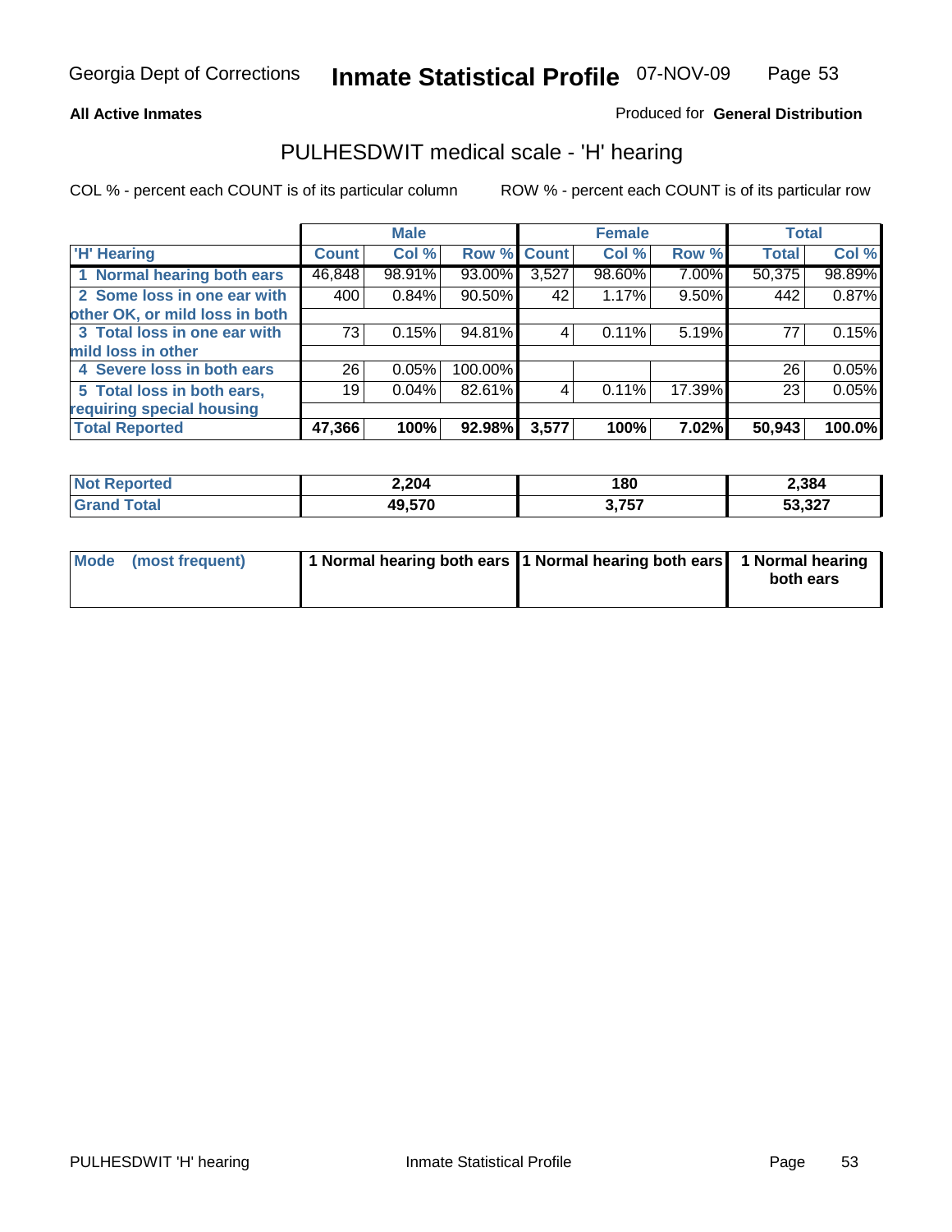**All Active Inmates**

Produced for **General Distribution**

## PULHESDWIT medical scale - 'H' hearing

COL % - percent each COUNT is of its particular column

ROW % - percent each COUNT is of its particular row

| | Male | | | Female | | | Total | |
|---|---|---|---|---|---|---|---|---|
| 'H' Hearing | Count | Col % | Row % | Count | Col % | Row % | Total | Col % |
| 1 Normal hearing both ears | 46,848 | 98.91% | 93.00% | 3,527 | 98.60% | 7.00% | 50,375 | 98.89% |
| 2 Some loss in one ear with other OK, or mild loss in both | 400 | 0.84% | 90.50% | 42 | 1.17% | 9.50% | 442 | 0.87% |
| 3 Total loss in one ear with mild loss in other | 73 | 0.15% | 94.81% | 4 | 0.11% | 5.19% | 77 | 0.15% |
| 4 Severe loss in both ears | 26 | 0.05% | 100.00% | | | | 26 | 0.05% |
| 5 Total loss in both ears, requiring special housing | 19 | 0.04% | 82.61% | 4 | 0.11% | 17.39% | 23 | 0.05% |
| **Total Reported** | **47,366** | **100%** | **92.98%** | **3,577** | **100%** | **7.02%** | **50,943** | **100.0%** |

| | Male | Female | Total |
|---|---|---|---|
| Not Reported | 2,204 | 180 | 2,384 |
| Grand Total | 49,570 | 3,757 | 53,327 |

| | Male | Female | Total |
|---|---|---|---|
| Mode (most frequent) | 1 Normal hearing both ears | 1 Normal hearing both ears | 1 Normal hearing both ears |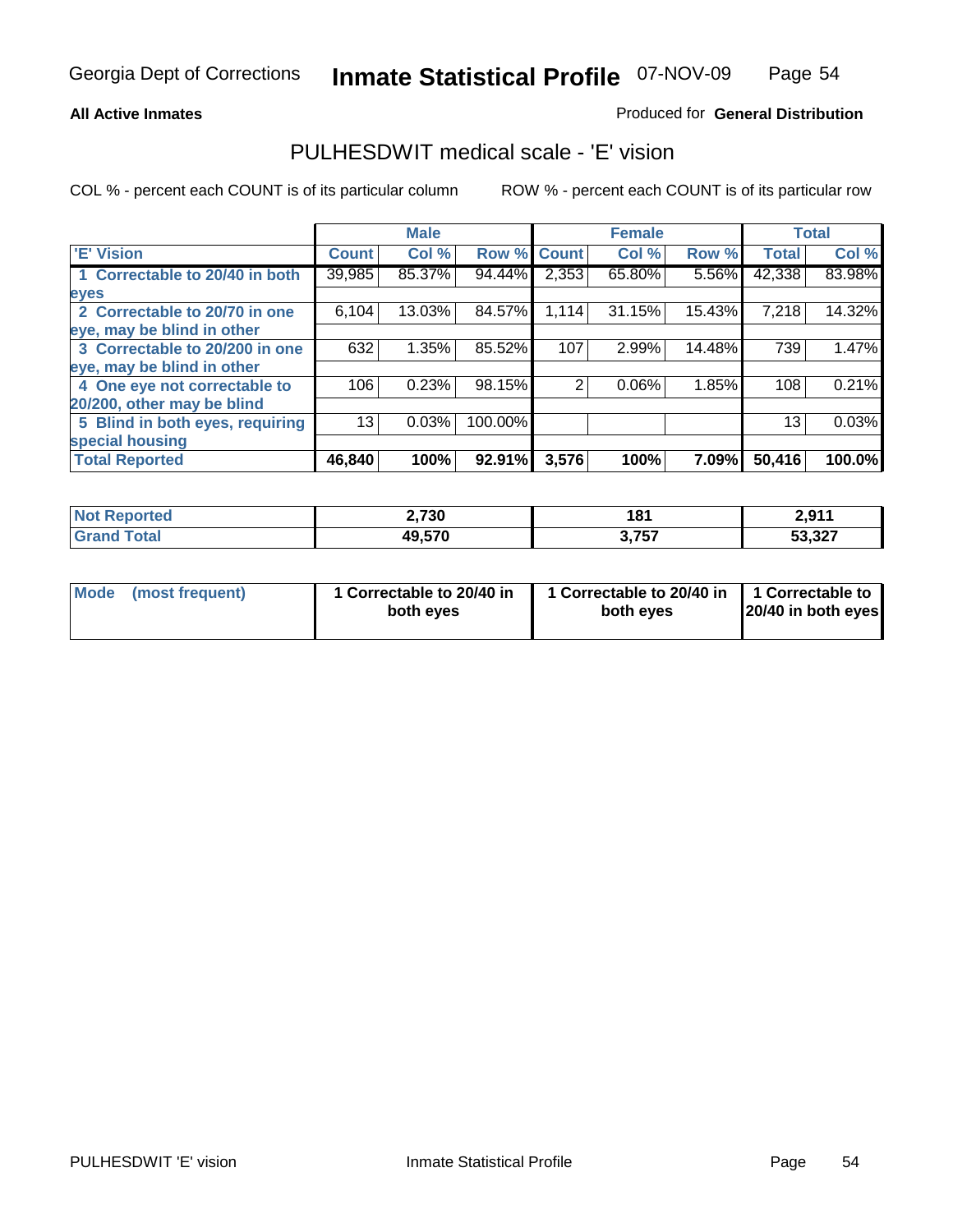Georgia Dept of Corrections **Inmate Statistical Profile** 07-NOV-09

**All Active Inmates**

Produced for **General Distribution**

## PULHESDWIT medical scale - 'E' vision

COL % - percent each COUNT is of its particular column

ROW % - percent each COUNT is of its particular row

| 'E' Vision | Male | | | Female | | | Total | |
|---|---|---|---|---|---|---|---|---|
| | Count | Col % | Row % | Count | Col % | Row % | Total | Col % |
| 1 Correctable to 20/40 in both eyes | 39,985 | 85.37% | 94.44% | 2,353 | 65.80% | 5.56% | 42,338 | 83.98% |
| 2 Correctable to 20/70 in one eye, may be blind in other | 6,104 | 13.03% | 84.57% | 1,114 | 31.15% | 15.43% | 7,218 | 14.32% |
| 3 Correctable to 20/200 in one eye, may be blind in other | 632 | 1.35% | 85.52% | 107 | 2.99% | 14.48% | 739 | 1.47% |
| 4 One eye not correctable to 20/200, other may be blind | 106 | 0.23% | 98.15% | 2 | 0.06% | 1.85% | 108 | 0.21% |
| 5 Blind in both eyes, requiring special housing | 13 | 0.03% | 100.00% | | | | 13 | 0.03% |
| **Total Reported** | **46,840** | **100%** | **92.91%** | **3,576** | **100%** | **7.09%** | **50,416** | **100.0%** |

| | Male | Female | Total |
|---|---|---|---|
| Not Reported | 2,730 | 181 | 2,911 |
| Grand Total | 49,570 | 3,757 | 53,327 |

| | Male | Female | Total |
|---|---|---|---|
| Mode (most frequent) | 1 Correctable to 20/40 in both eyes | 1 Correctable to 20/40 in both eyes | 1 Correctable to 20/40 in both eyes |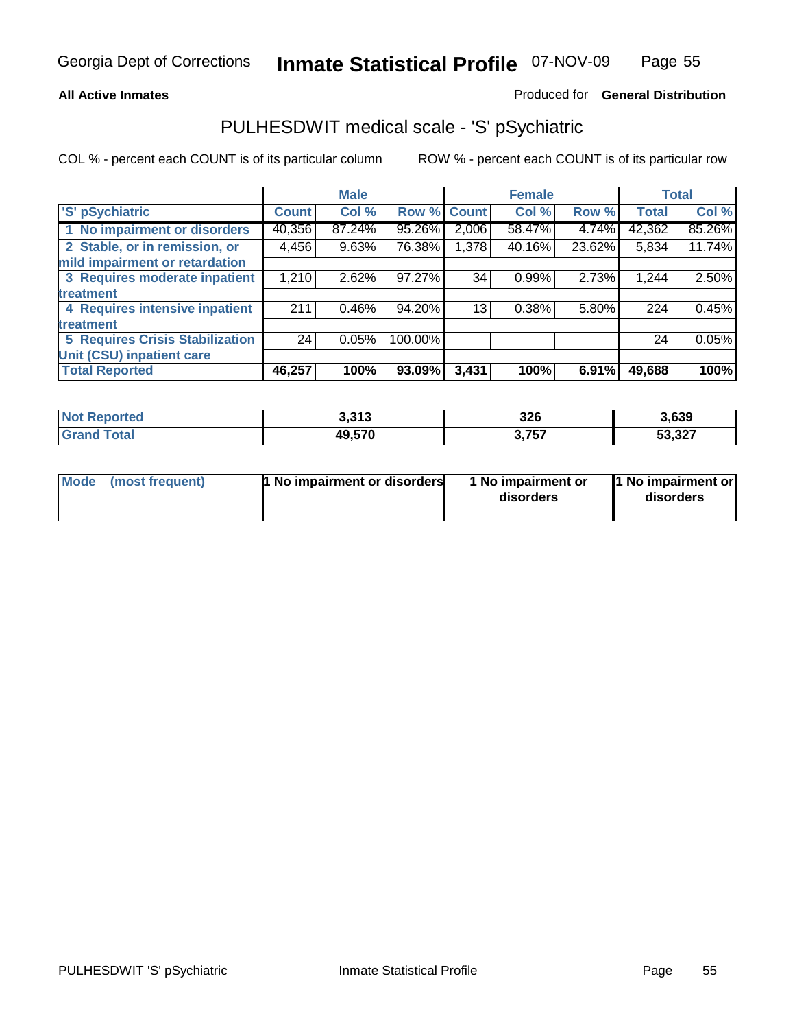Georgia Dept of Corrections **Inmate Statistical Profile** 07-NOV-09

**All Active Inmates** Produced for **General Distribution**

## PULHESDWIT medical scale - 'S' pSychiatric

COL % - percent each COUNT is of its particular column ROW % - percent each COUNT is of its particular row

| | Male | | | Female | | | Total | |
|---|---|---|---|---|---|---|---|---|
| 'S' pSychiatric | Count | Col % | Row % | Count | Col % | Row % | Total | Col % |
| 1 No impairment or disorders | 40,356 | 87.24% | 95.26% | 2,006 | 58.47% | 4.74% | 42,362 | 85.26% |
| 2 Stable, or in remission, or mild impairment or retardation | 4,456 | 9.63% | 76.38% | 1,378 | 40.16% | 23.62% | 5,834 | 11.74% |
| 3 Requires moderate inpatient treatment | 1,210 | 2.62% | 97.27% | 34 | 0.99% | 2.73% | 1,244 | 2.50% |
| 4 Requires intensive inpatient treatment | 211 | 0.46% | 94.20% | 13 | 0.38% | 5.80% | 224 | 0.45% |
| 5 Requires Crisis Stabilization Unit (CSU) inpatient care | 24 | 0.05% | 100.00% | | | | 24 | 0.05% |
| **Total Reported** | **46,257** | **100%** | **93.09%** | **3,431** | **100%** | **6.91%** | **49,688** | **100%** |

| | Male | Female | Total |
|---|---|---|---|
| Not Reported | 3,313 | 326 | 3,639 |
| Grand Total | 49,570 | 3,757 | 53,327 |

| | Male | Female | Total |
|---|---|---|---|
| Mode (most frequent) | 1 No impairment or disorders | 1 No impairment or disorders | 1 No impairment or disorders |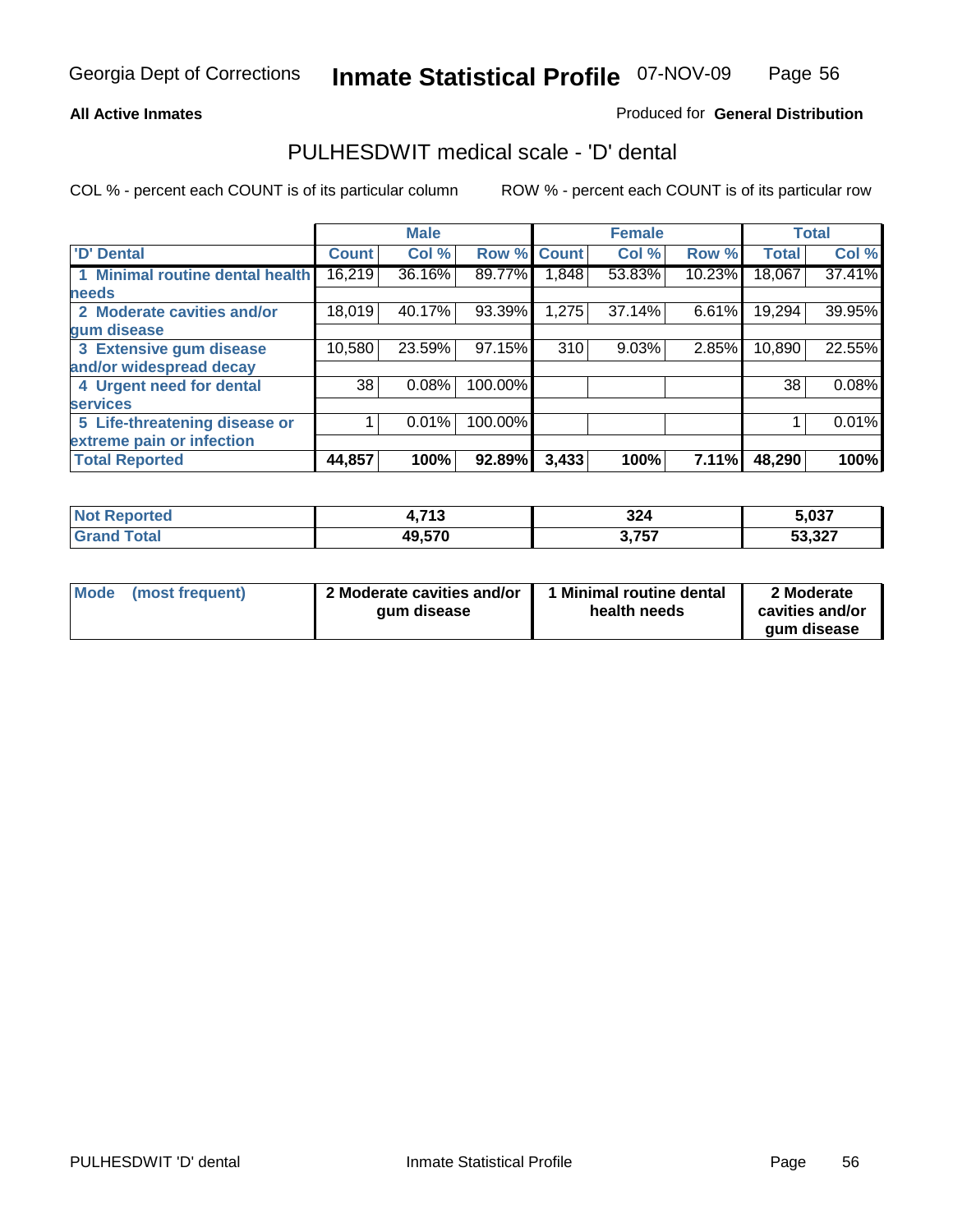Georgia Dept of Corrections **Inmate Statistical Profile** 07-NOV-09

**All Active Inmates** Produced for **General Distribution**

## PULHESDWIT medical scale - 'D' dental

COL % - percent each COUNT is of its particular column ROW % - percent each COUNT is of its particular row

| | Male | | | Female | | | Total | |
|---|---|---|---|---|---|---|---|---|
| 'D' Dental | Count | Col % | Row % | Count | Col % | Row % | Total | Col % |
| 1 Minimal routine dental health needs | 16,219 | 36.16% | 89.77% | 1,848 | 53.83% | 10.23% | 18,067 | 37.41% |
| 2 Moderate cavities and/or gum disease | 18,019 | 40.17% | 93.39% | 1,275 | 37.14% | 6.61% | 19,294 | 39.95% |
| 3 Extensive gum disease and/or widespread decay | 10,580 | 23.59% | 97.15% | 310 | 9.03% | 2.85% | 10,890 | 22.55% |
| 4 Urgent need for dental services | 38 | 0.08% | 100.00% | | | | 38 | 0.08% |
| 5 Life-threatening disease or extreme pain or infection | 1 | 0.01% | 100.00% | | | | 1 | 0.01% |
| **Total Reported** | **44,857** | **100%** | **92.89%** | **3,433** | **100%** | **7.11%** | **48,290** | **100%** |

| | Male | Female | Total |
|---|---|---|---|
| Not Reported | 4,713 | 324 | 5,037 |
| Grand Total | 49,570 | 3,757 | 53,327 |

| | Male | Female | Total |
|---|---|---|---|
| Mode (most frequent) | 2 Moderate cavities and/or gum disease | 1 Minimal routine dental health needs | 2 Moderate cavities and/or gum disease |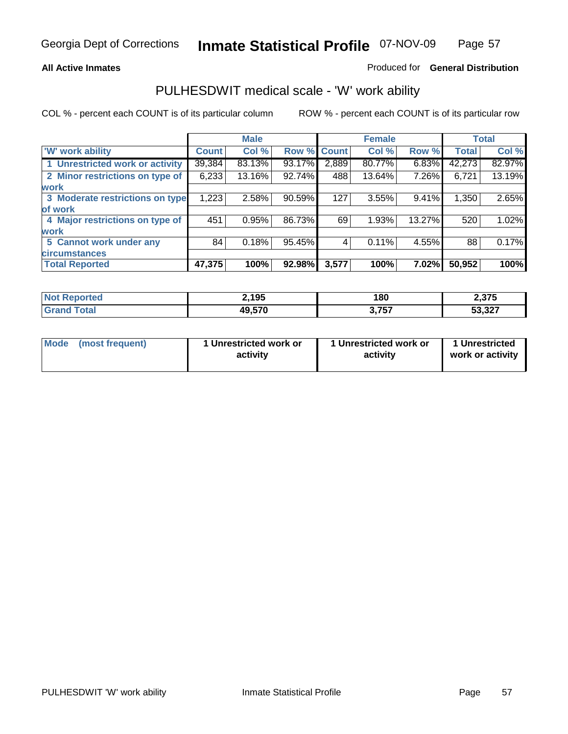Georgia Dept of Corrections **Inmate Statistical Profile** 07-NOV-09

**All Active Inmates**

Produced for **General Distribution**

## PULHESDWIT medical scale - 'W' work ability

COL % - percent each COUNT is of its particular column

ROW % - percent each COUNT is of its particular row

| | Male | | | Female | | | Total | |
|---|---|---|---|---|---|---|---|---|
| 'W' work ability | Count | Col % | Row % | Count | Col % | Row % | Total | Col % |
| 1 Unrestricted work or activity | 39,384 | 83.13% | 93.17% | 2,889 | 80.77% | 6.83% | 42,273 | 82.97% |
| 2 Minor restrictions on type of work | 6,233 | 13.16% | 92.74% | 488 | 13.64% | 7.26% | 6,721 | 13.19% |
| 3 Moderate restrictions on type of work | 1,223 | 2.58% | 90.59% | 127 | 3.55% | 9.41% | 1,350 | 2.65% |
| 4 Major restrictions on type of work | 451 | 0.95% | 86.73% | 69 | 1.93% | 13.27% | 520 | 1.02% |
| 5 Cannot work under any circumstances | 84 | 0.18% | 95.45% | 4 | 0.11% | 4.55% | 88 | 0.17% |
| **Total Reported** | **47,375** | **100%** | **92.98%** | **3,577** | **100%** | **7.02%** | **50,952** | **100%** |

| | Male | Female | Total |
|---|---|---|---|
| Not Reported | 2,195 | 180 | 2,375 |
| Grand Total | 49,570 | 3,757 | 53,327 |

| | Male | Female | Total |
|---|---|---|---|
| Mode (most frequent) | 1 Unrestricted work or activity | 1 Unrestricted work or activity | 1 Unrestricted work or activity |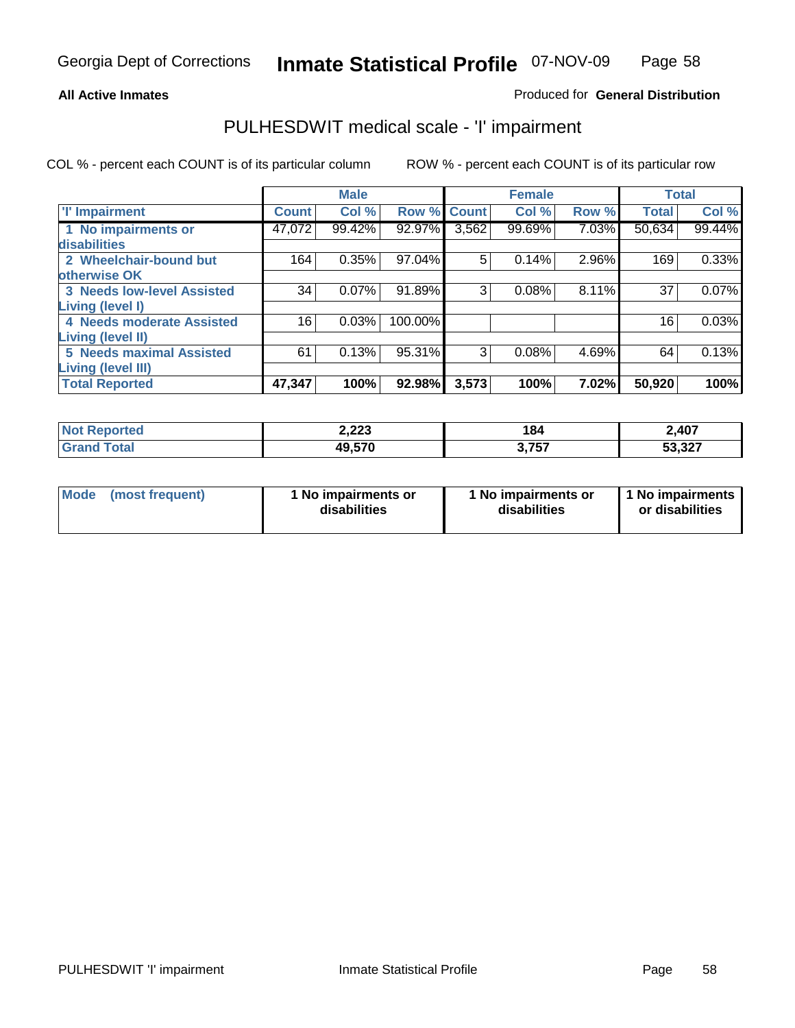Georgia Dept of Corrections **Inmate Statistical Profile** 07-NOV-09

**All Active Inmates**

Produced for **General Distribution**

## PULHESDWIT medical scale - 'I' impairment

COL % - percent each COUNT is of its particular column ROW % - percent each COUNT is of its particular row

| | Male | | | Female | | | Total | |
|---|---|---|---|---|---|---|---|---|
| 'I' Impairment | Count | Col % | Row % | Count | Col % | Row % | Total | Col % |
| 1 No impairments or disabilities | 47,072 | 99.42% | 92.97% | 3,562 | 99.69% | 7.03% | 50,634 | 99.44% |
| 2 Wheelchair-bound but otherwise OK | 164 | 0.35% | 97.04% | 5 | 0.14% | 2.96% | 169 | 0.33% |
| 3 Needs low-level Assisted Living (level I) | 34 | 0.07% | 91.89% | 3 | 0.08% | 8.11% | 37 | 0.07% |
| 4 Needs moderate Assisted Living (level II) | 16 | 0.03% | 100.00% | | | | 16 | 0.03% |
| 5 Needs maximal Assisted Living (level III) | 61 | 0.13% | 95.31% | 3 | 0.08% | 4.69% | 64 | 0.13% |
| **Total Reported** | **47,347** | **100%** | **92.98%** | **3,573** | **100%** | **7.02%** | **50,920** | **100%** |

| | Male | Female | Total |
|---|---|---|---|
| Not Reported | 2,223 | 184 | 2,407 |
| Grand Total | 49,570 | 3,757 | 53,327 |

| | Male | Female | Total |
|---|---|---|---|
| Mode (most frequent) | 1 No impairments or disabilities | 1 No impairments or disabilities | 1 No impairments or disabilities |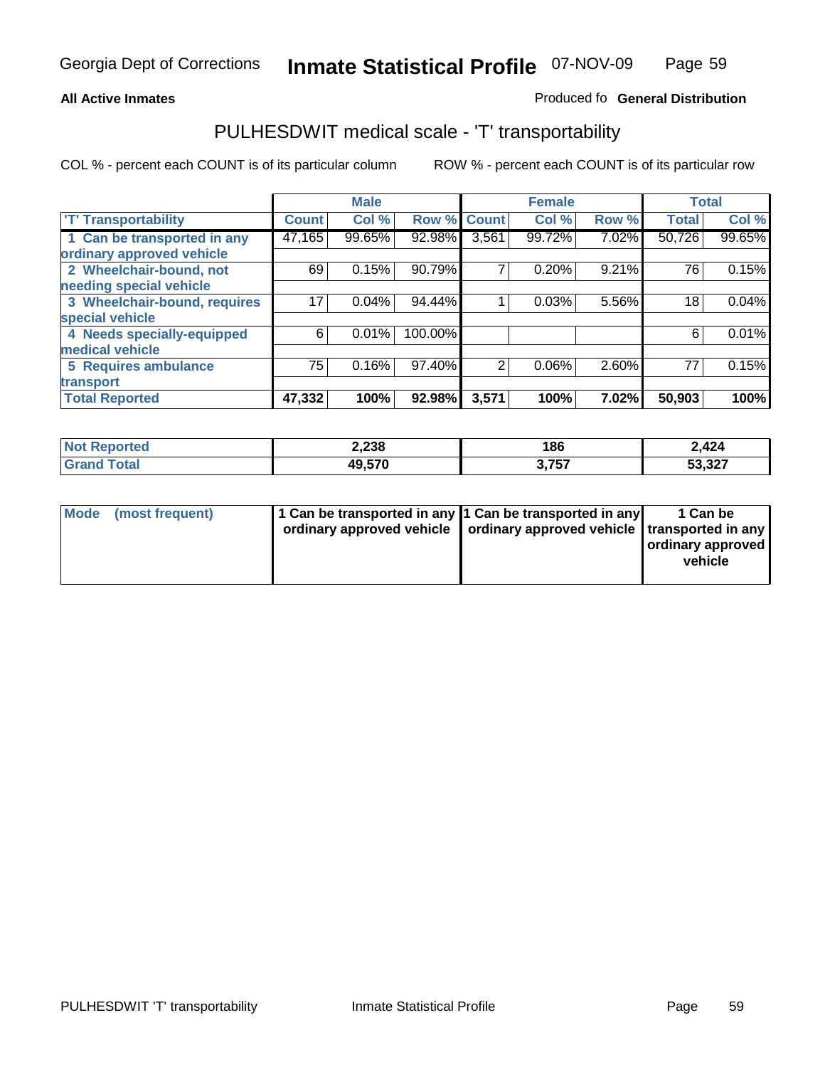**All Active Inmates**

Produced fo **General Distribution**

## PULHESDWIT medical scale - 'T' transportability

COL % - percent each COUNT is of its particular column

ROW % - percent each COUNT is of its particular row

| | Male | | | Female | | | Total | |
|---|---|---|---|---|---|---|---|---|
| 'T' Transportability | Count | Col % | Row % | Count | Col % | Row % | Total | Col % |
| 1 Can be transported in any ordinary approved vehicle | 47,165 | 99.65% | 92.98% | 3,561 | 99.72% | 7.02% | 50,726 | 99.65% |
| 2 Wheelchair-bound, not needing special vehicle | 69 | 0.15% | 90.79% | 7 | 0.20% | 9.21% | 76 | 0.15% |
| 3 Wheelchair-bound, requires special vehicle | 17 | 0.04% | 94.44% | 1 | 0.03% | 5.56% | 18 | 0.04% |
| 4 Needs specially-equipped medical vehicle | 6 | 0.01% | 100.00% | | | | 6 | 0.01% |
| 5 Requires ambulance transport | 75 | 0.16% | 97.40% | 2 | 0.06% | 2.60% | 77 | 0.15% |
| **Total Reported** | **47,332** | **100%** | **92.98%** | **3,571** | **100%** | **7.02%** | **50,903** | **100%** |

| | Male | Female | Total |
|---|---|---|---|
| **Not Reported** | **2,238** | **186** | **2,424** |
| **Grand Total** | **49,570** | **3,757** | **53,327** |

| | Male | Female | Total |
|---|---|---|---|
| **Mode (most frequent)** | **1 Can be transported in any ordinary approved vehicle** | **1 Can be transported in any ordinary approved vehicle** | **1 Can be transported in any ordinary approved vehicle** |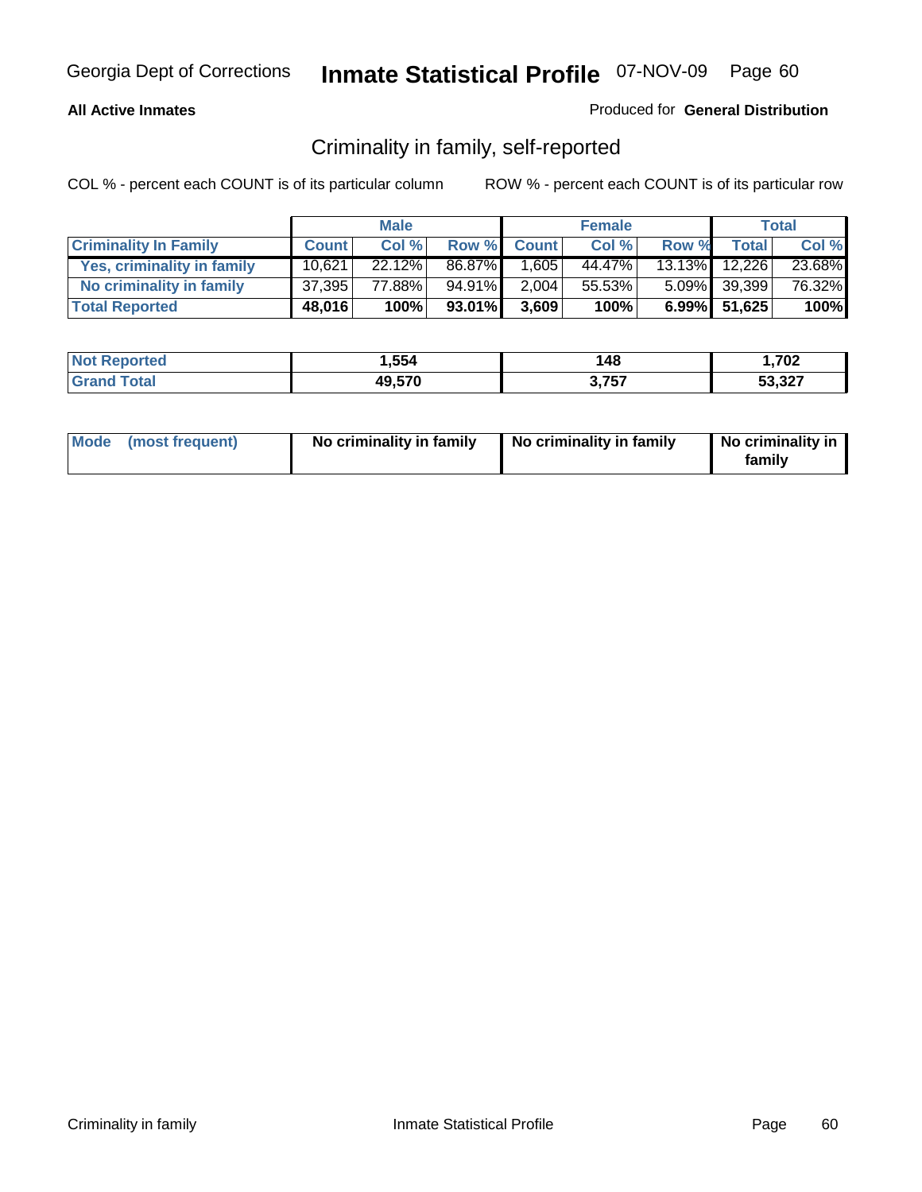**All Active Inmates**

Produced for **General Distribution**

## Criminality in family, self-reported

COL % - percent each COUNT is of its particular column

ROW % - percent each COUNT is of its particular row

| | Male | | | Female | | | Total | |
|---|---|---|---|---|---|---|---|---|
| **Criminality In Family** | **Count** | **Col %** | **Row %** | **Count** | **Col %** | **Row %** | **Total** | **Col %** |
| Yes, criminality in family | 10,621 | 22.12% | 86.87% | 1,605 | 44.47% | 13.13% | 12,226 | 23.68% |
| No criminality in family | 37,395 | 77.88% | 94.91% | 2,004 | 55.53% | 5.09% | 39,399 | 76.32% |
| **Total Reported** | **48,016** | **100%** | **93.01%** | **3,609** | **100%** | **6.99%** | **51,625** | **100%** |

| | Male | Female | Total |
|---|---|---|---|
| **Not Reported** | **1,554** | **148** | **1,702** |
| **Grand Total** | **49,570** | **3,757** | **53,327** |

| | Male | Female | Total |
|---|---|---|---|
| **Mode (most frequent)** | **No criminality in family** | **No criminality in family** | **No criminality in family** |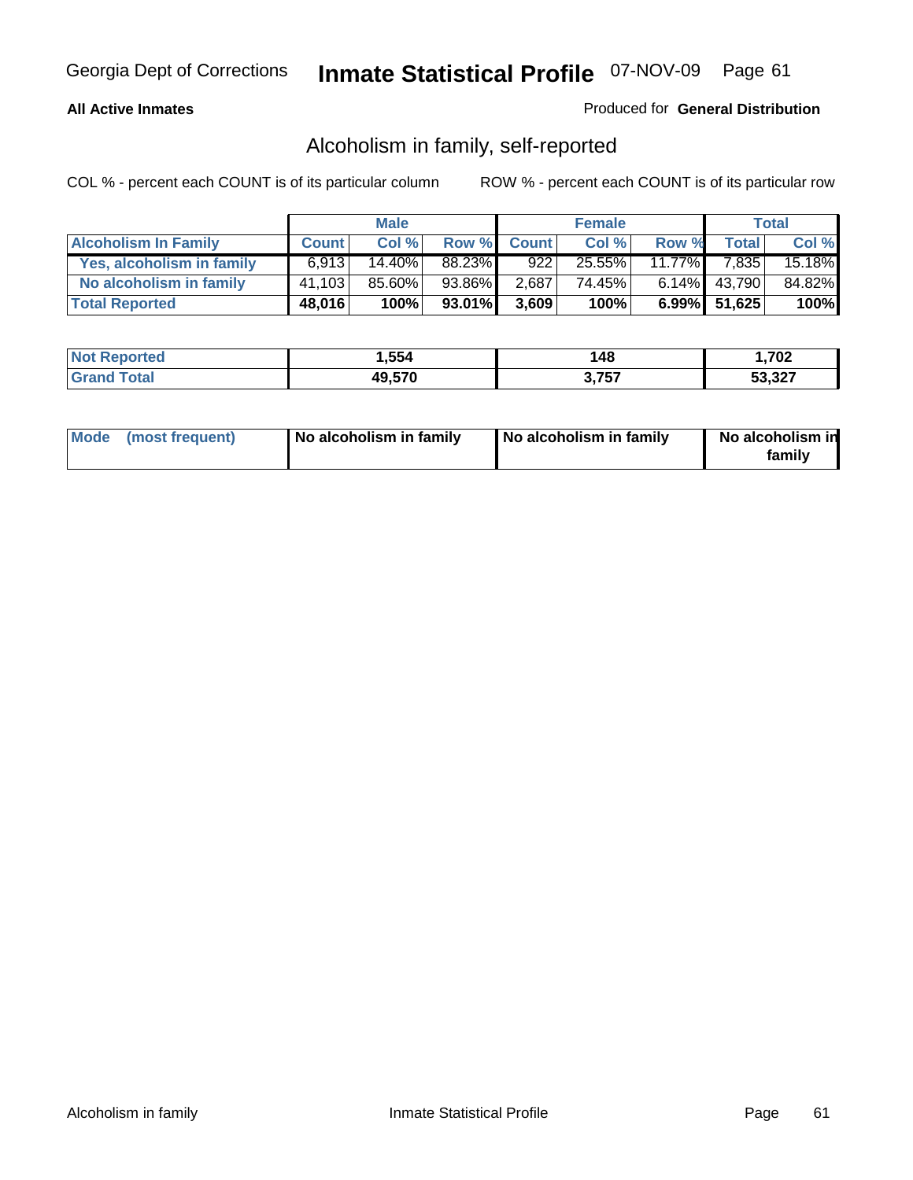**All Active Inmates**

Produced for **General Distribution**

## Alcoholism in family, self-reported

COL % - percent each COUNT is of its particular column

ROW % - percent each COUNT is of its particular row

| | Male | | | Female | | | Total | |
|---|---|---|---|---|---|---|---|---|
| **Alcoholism In Family** | **Count** | **Col %** | **Row %** | **Count** | **Col %** | **Row %** | **Total** | **Col %** |
| **Yes, alcoholism in family** | 6,913 | 14.40% | 88.23% | 922 | 25.55% | 11.77% | 7,835 | 15.18% |
| **No alcoholism in family** | 41,103 | 85.60% | 93.86% | 2,687 | 74.45% | 6.14% | 43,790 | 84.82% |
| **Total Reported** | **48,016** | **100%** | **93.01%** | **3,609** | **100%** | **6.99%** | **51,625** | **100%** |

| | Male | Female | Total |
|---|---|---|---|
| **Not Reported** | **1,554** | **148** | **1,702** |
| **Grand Total** | **49,570** | **3,757** | **53,327** |

| | Male | Female | Total |
|---|---|---|---|
| **Mode (most frequent)** | **No alcoholism in family** | **No alcoholism in family** | **No alcoholism in family** |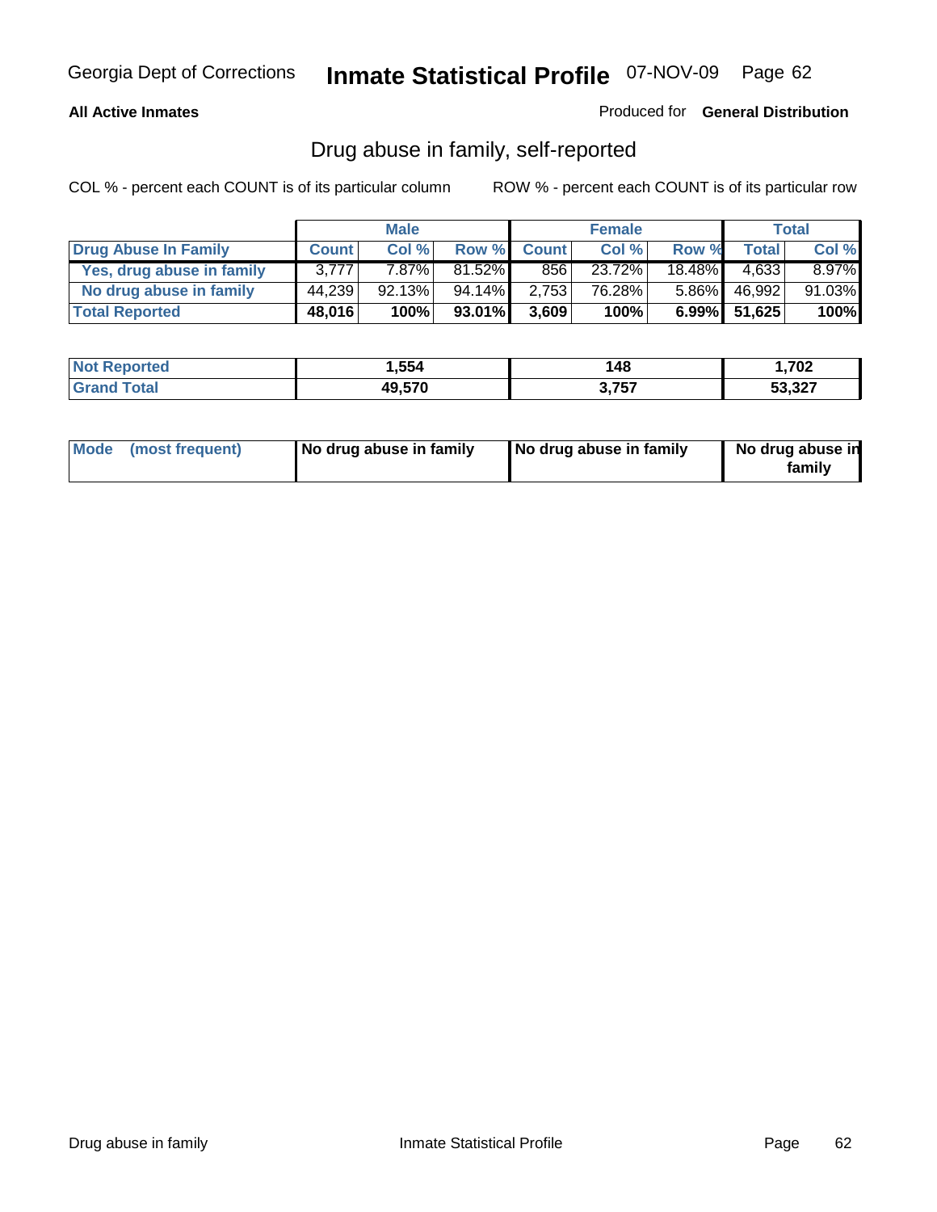Georgia Dept of Corrections **Inmate Statistical Profile** 07-NOV-09

**All Active Inmates**

Produced for **General Distribution**

## Drug abuse in family, self-reported

COL % - percent each COUNT is of its particular column

ROW % - percent each COUNT is of its particular row

| | Male | | | Female | | | Total | |
|---|---|---|---|---|---|---|---|---|
| **Drug Abuse In Family** | **Count** | **Col %** | **Row %** | **Count** | **Col %** | **Row %** | **Total** | **Col %** |
| **Yes, drug abuse in family** | 3,777 | 7.87% | 81.52% | 856 | 23.72% | 18.48% | 4,633 | 8.97% |
| **No drug abuse in family** | 44,239 | 92.13% | 94.14% | 2,753 | 76.28% | 5.86% | 46,992 | 91.03% |
| **Total Reported** | **48,016** | **100%** | **93.01%** | **3,609** | **100%** | **6.99%** | **51,625** | **100%** |

| | Male | Female | Total |
|---|---|---|---|
| **Not Reported** | **1,554** | **148** | **1,702** |
| **Grand Total** | **49,570** | **3,757** | **53,327** |

| | Male | Female | Total |
|---|---|---|---|
| **Mode (most frequent)** | **No drug abuse in family** | **No drug abuse in family** | **No drug abuse in family** |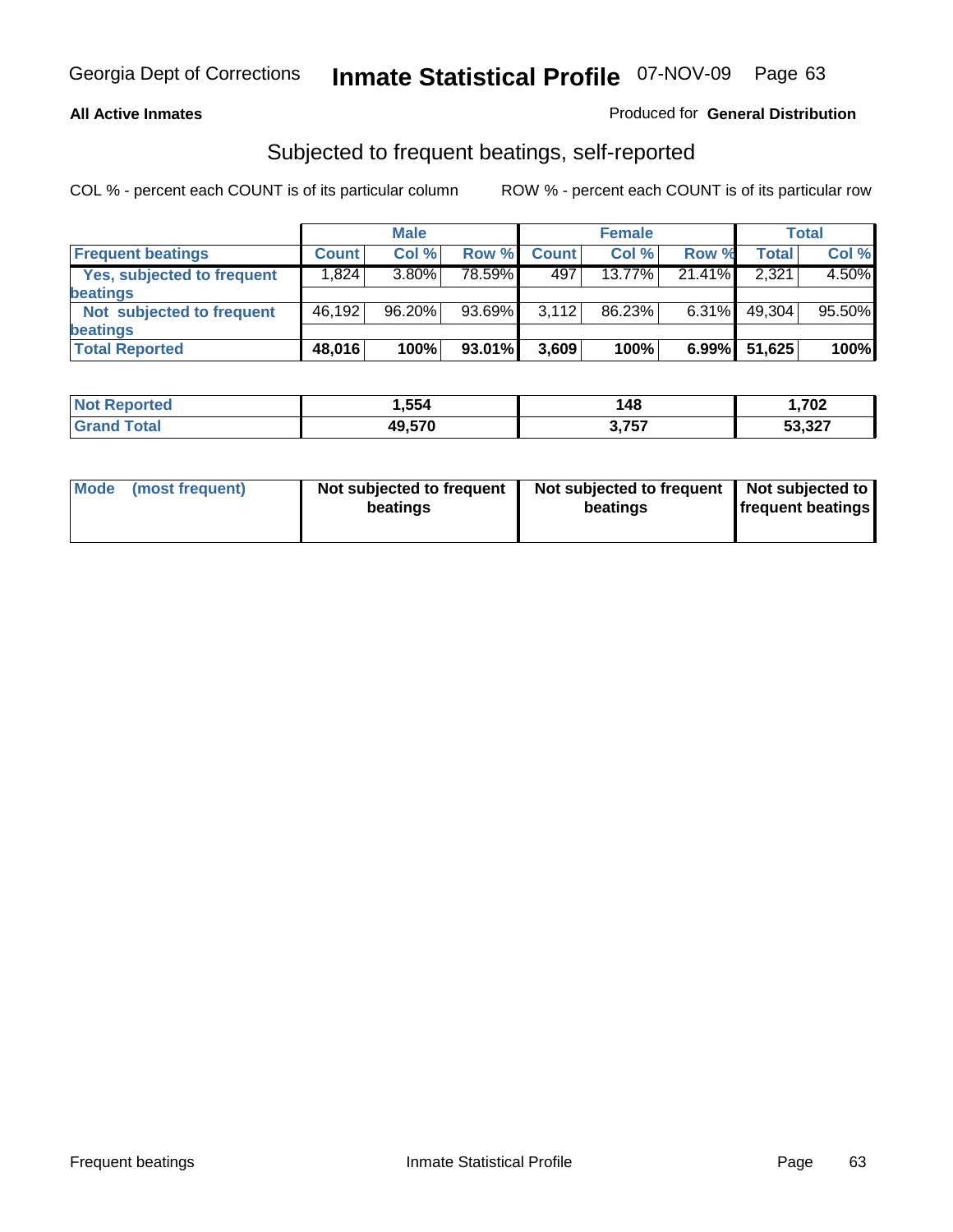**All Active Inmates**

Produced for **General Distribution**

## Subjected to frequent beatings, self-reported

COL % - percent each COUNT is of its particular column

ROW % - percent each COUNT is of its particular row

| | Male | | | Female | | | Total | |
|---|---|---|---|---|---|---|---|---|
| **Frequent beatings** | **Count** | **Col %** | **Row %** | **Count** | **Col %** | **Row %** | **Total** | **Col %** |
| **Yes, subjected to frequent beatings** | 1,824 | 3.80% | 78.59% | 497 | 13.77% | 21.41% | 2,321 | 4.50% |
| **Not subjected to frequent beatings** | 46,192 | 96.20% | 93.69% | 3,112 | 86.23% | 6.31% | 49,304 | 95.50% |
| **Total Reported** | **48,016** | **100%** | **93.01%** | **3,609** | **100%** | **6.99%** | **51,625** | **100%** |

| | Male | Female | Total |
|---|---|---|---|
| **Not Reported** | **1,554** | **148** | **1,702** |
| **Grand Total** | **49,570** | **3,757** | **53,327** |

| | Male | Female | Total |
|---|---|---|---|
| **Mode (most frequent)** | **Not subjected to frequent beatings** | **Not subjected to frequent beatings** | **Not subjected to frequent beatings** |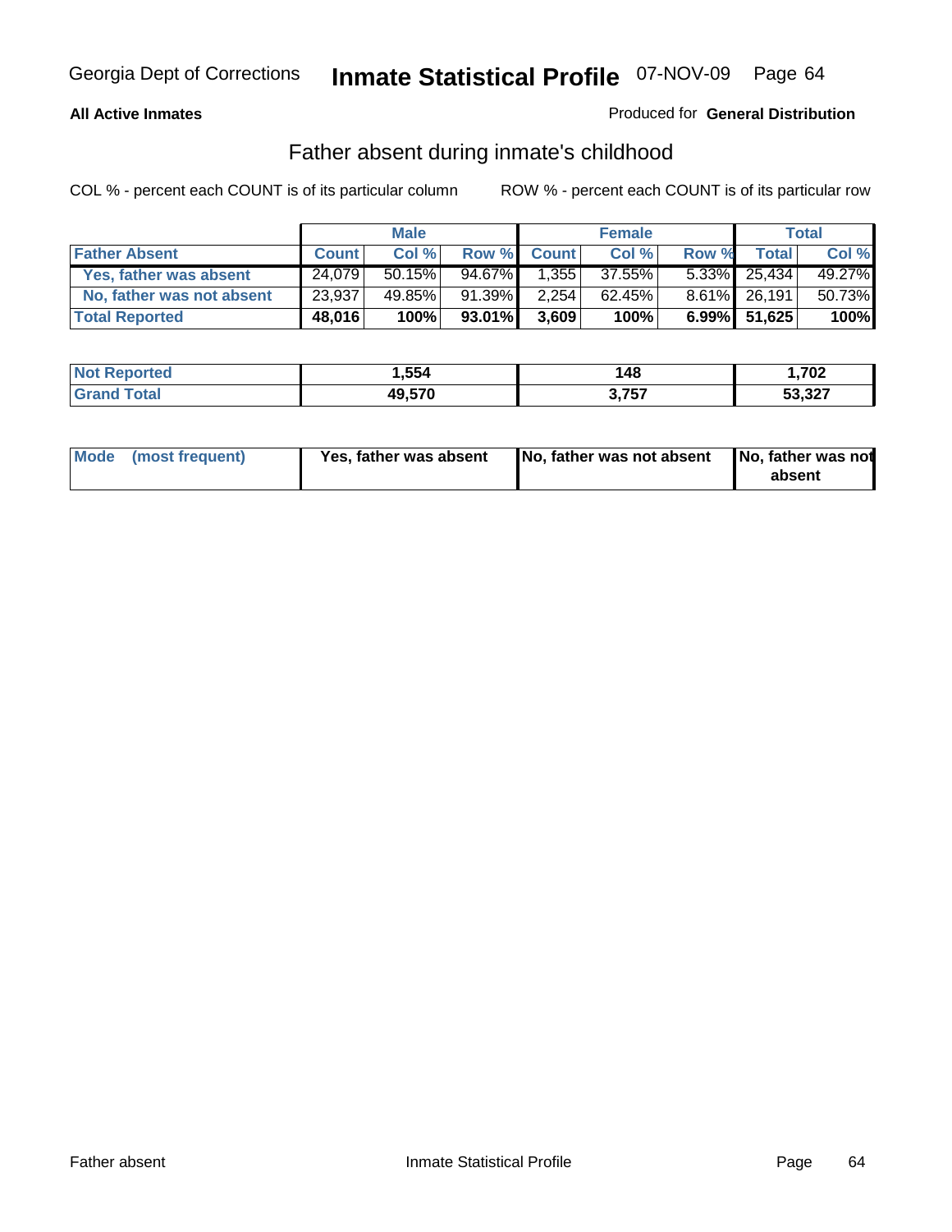Georgia Dept of Corrections **Inmate Statistical Profile** 07-NOV-09

**All Active Inmates** Produced for **General Distribution**

## Father absent during inmate's childhood

COL % - percent each COUNT is of its particular column ROW % - percent each COUNT is of its particular row

| | Male | | | Female | | | Total | |
|---|---|---|---|---|---|---|---|---|
| **Father Absent** | **Count** | **Col %** | **Row %** | **Count** | **Col %** | **Row %** | **Total** | **Col %** |
| Yes, father was absent | 24,079 | 50.15% | 94.67% | 1,355 | 37.55% | 5.33% | 25,434 | 49.27% |
| No, father was not absent | 23,937 | 49.85% | 91.39% | 2,254 | 62.45% | 8.61% | 26,191 | 50.73% |
| **Total Reported** | **48,016** | **100%** | **93.01%** | **3,609** | **100%** | **6.99%** | **51,625** | **100%** |

| | Male | Female | Total |
|---|---|---|---|
| **Not Reported** | **1,554** | **148** | **1,702** |
| **Grand Total** | **49,570** | **3,757** | **53,327** |

| | Male | Female | Total |
|---|---|---|---|
| **Mode (most frequent)** | **Yes, father was absent** | **No, father was not absent** | **No, father was not absent** |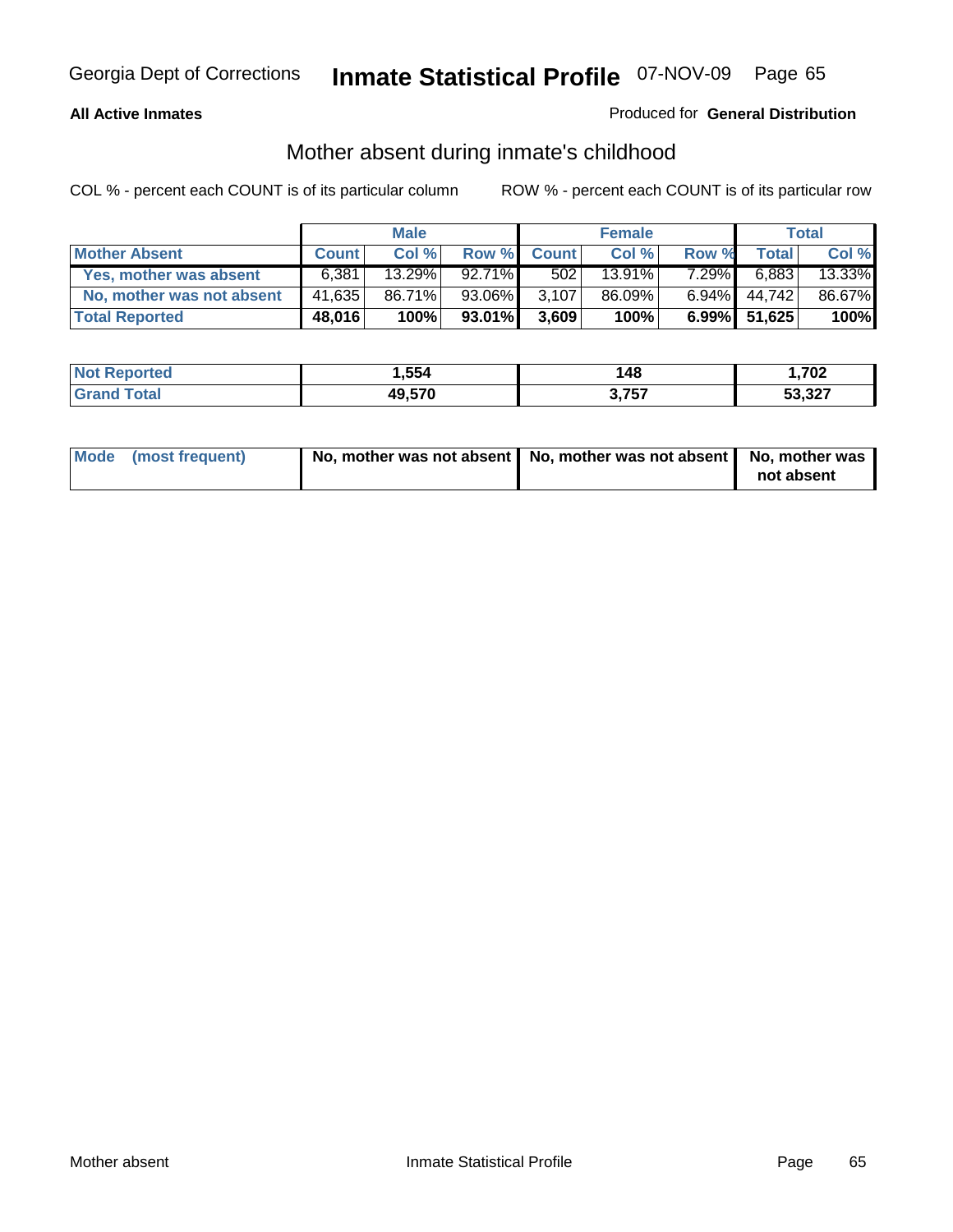**All Active Inmates**

Produced for **General Distribution**

## Mother absent during inmate's childhood

COL % - percent each COUNT is of its particular column

ROW % - percent each COUNT is of its particular row

| | Male | | | Female | | | Total | |
|---|---|---|---|---|---|---|---|---|
| **Mother Absent** | **Count** | **Col %** | **Row %** | **Count** | **Col %** | **Row %** | **Total** | **Col %** |
| **Yes, mother was absent** | 6,381 | 13.29% | 92.71% | 502 | 13.91% | 7.29% | 6,883 | 13.33% |
| **No, mother was not absent** | 41,635 | 86.71% | 93.06% | 3,107 | 86.09% | 6.94% | 44,742 | 86.67% |
| **Total Reported** | **48,016** | **100%** | **93.01%** | **3,609** | **100%** | **6.99%** | **51,625** | **100%** |

| | Male | Female | Total |
|---|---|---|---|
| **Not Reported** | **1,554** | **148** | **1,702** |
| **Grand Total** | **49,570** | **3,757** | **53,327** |

| | Male | Female | Total |
|---|---|---|---|
| **Mode (most frequent)** | **No, mother was not absent** | **No, mother was not absent** | **No, mother was not absent** |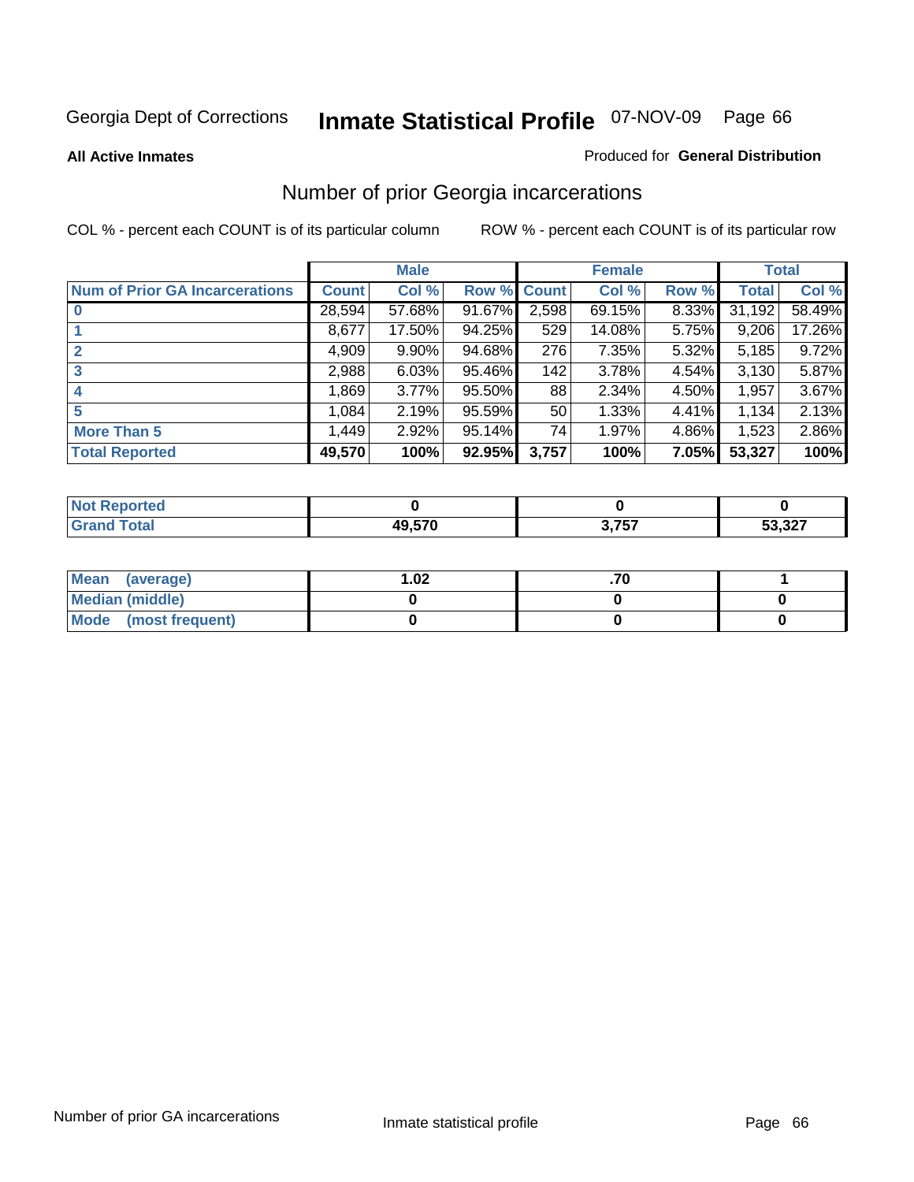Georgia Dept of Corrections **Inmate Statistical Profile** 07-NOV-09 Page 66

**All Active Inmates** Produced for **General Distribution**

## Number of prior Georgia incarcerations

COL % - percent each COUNT is of its particular column ROW % - percent each COUNT is of its particular row

| | Male | | | Female | | | Total | |
|---|---|---|---|---|---|---|---|---|
| **Num of Prior GA Incarcerations** | **Count** | **Col %** | **Row %** | **Count** | **Col %** | **Row %** | **Total** | **Col %** |
| **0** | 28,594 | 57.68% | 91.67% | 2,598 | 69.15% | 8.33% | 31,192 | 58.49% |
| **1** | 8,677 | 17.50% | 94.25% | 529 | 14.08% | 5.75% | 9,206 | 17.26% |
| **2** | 4,909 | 9.90% | 94.68% | 276 | 7.35% | 5.32% | 5,185 | 9.72% |
| **3** | 2,988 | 6.03% | 95.46% | 142 | 3.78% | 4.54% | 3,130 | 5.87% |
| **4** | 1,869 | 3.77% | 95.50% | 88 | 2.34% | 4.50% | 1,957 | 3.67% |
| **5** | 1,084 | 2.19% | 95.59% | 50 | 1.33% | 4.41% | 1,134 | 2.13% |
| **More Than 5** | 1,449 | 2.92% | 95.14% | 74 | 1.97% | 4.86% | 1,523 | 2.86% |
| **Total Reported** | **49,570** | **100%** | **92.95%** | **3,757** | **100%** | **7.05%** | **53,327** | **100%** |

| | Male | Female | Total |
|---|---|---|---|
| **Not Reported** | **0** | **0** | **0** |
| **Grand Total** | **49,570** | **3,757** | **53,327** |

| | Male | Female | Total |
|---|---|---|---|
| **Mean (average)** | **1.02** | **.70** | **1** |
| **Median (middle)** | **0** | **0** | **0** |
| **Mode (most frequent)** | **0** | **0** | **0** |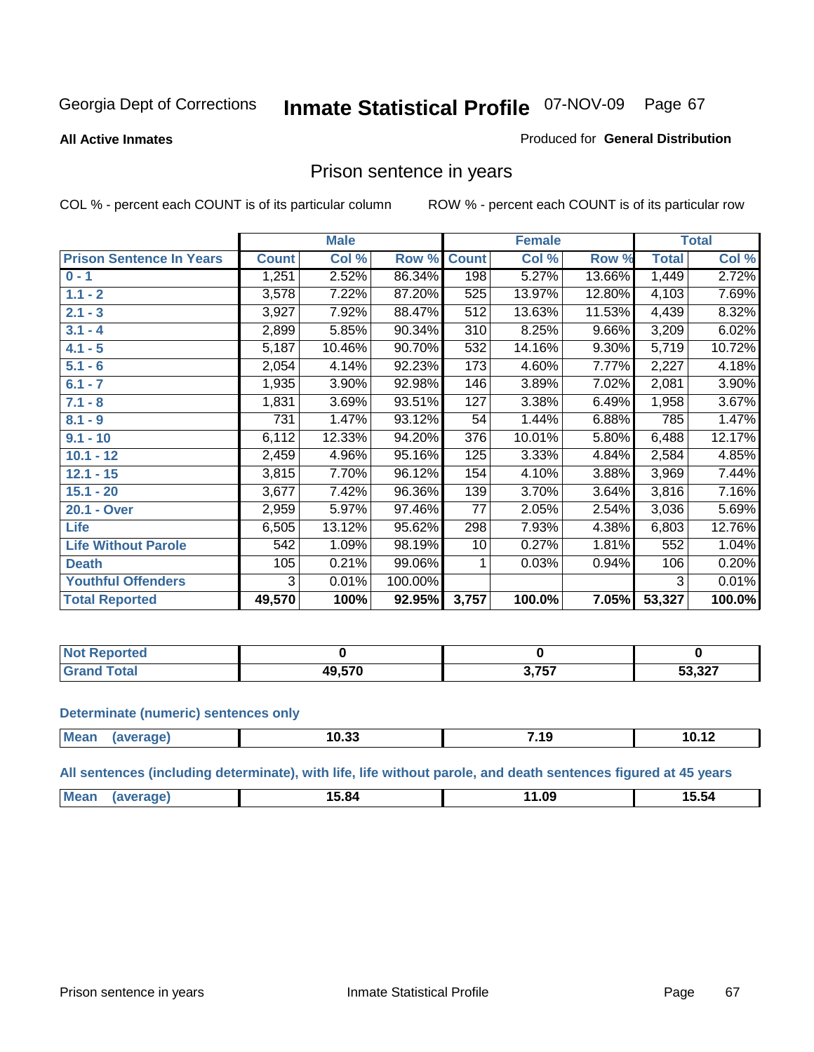Georgia Dept of Corrections **Inmate Statistical Profile** 07-NOV-09 Page 67

**All Active Inmates**

Produced for **General Distribution**

## Prison sentence in years

COL % - percent each COUNT is of its particular column

ROW % - percent each COUNT is of its particular row

| | Male | | | Female | | | Total | |
|---|---|---|---|---|---|---|---|---|
| **Prison Sentence In Years** | **Count** | **Col %** | **Row %** | **Count** | **Col %** | **Row %** | **Total** | **Col %** |
| **0 - 1** | 1,251 | 2.52% | 86.34% | 198 | 5.27% | 13.66% | 1,449 | 2.72% |
| **1.1 - 2** | 3,578 | 7.22% | 87.20% | 525 | 13.97% | 12.80% | 4,103 | 7.69% |
| **2.1 - 3** | 3,927 | 7.92% | 88.47% | 512 | 13.63% | 11.53% | 4,439 | 8.32% |
| **3.1 - 4** | 2,899 | 5.85% | 90.34% | 310 | 8.25% | 9.66% | 3,209 | 6.02% |
| **4.1 - 5** | 5,187 | 10.46% | 90.70% | 532 | 14.16% | 9.30% | 5,719 | 10.72% |
| **5.1 - 6** | 2,054 | 4.14% | 92.23% | 173 | 4.60% | 7.77% | 2,227 | 4.18% |
| **6.1 - 7** | 1,935 | 3.90% | 92.98% | 146 | 3.89% | 7.02% | 2,081 | 3.90% |
| **7.1 - 8** | 1,831 | 3.69% | 93.51% | 127 | 3.38% | 6.49% | 1,958 | 3.67% |
| **8.1 - 9** | 731 | 1.47% | 93.12% | 54 | 1.44% | 6.88% | 785 | 1.47% |
| **9.1 - 10** | 6,112 | 12.33% | 94.20% | 376 | 10.01% | 5.80% | 6,488 | 12.17% |
| **10.1 - 12** | 2,459 | 4.96% | 95.16% | 125 | 3.33% | 4.84% | 2,584 | 4.85% |
| **12.1 - 15** | 3,815 | 7.70% | 96.12% | 154 | 4.10% | 3.88% | 3,969 | 7.44% |
| **15.1 - 20** | 3,677 | 7.42% | 96.36% | 139 | 3.70% | 3.64% | 3,816 | 7.16% |
| **20.1 - Over** | 2,959 | 5.97% | 97.46% | 77 | 2.05% | 2.54% | 3,036 | 5.69% |
| **Life** | 6,505 | 13.12% | 95.62% | 298 | 7.93% | 4.38% | 6,803 | 12.76% |
| **Life Without Parole** | 542 | 1.09% | 98.19% | 10 | 0.27% | 1.81% | 552 | 1.04% |
| **Death** | 105 | 0.21% | 99.06% | 1 | 0.03% | 0.94% | 106 | 0.20% |
| **Youthful Offenders** | 3 | 0.01% | 100.00% | | | | 3 | 0.01% |
| **Total Reported** | **49,570** | **100%** | **92.95%** | **3,757** | **100.0%** | **7.05%** | **53,327** | **100.0%** |

| | Male | Female | Total |
|---|---|---|---|
| **Not Reported** | **0** | **0** | **0** |
| **Grand Total** | **49,570** | **3,757** | **53,327** |

**Determinate (numeric) sentences only**

| | Male | Female | Total |
|---|---|---|---|
| **Mean (average)** | **10.33** | **7.19** | **10.12** |

**All sentences (including determinate), with life, life without parole, and death sentences figured at 45 years**

| | Male | Female | Total |
|---|---|---|---|
| **Mean (average)** | **15.84** | **11.09** | **15.54** |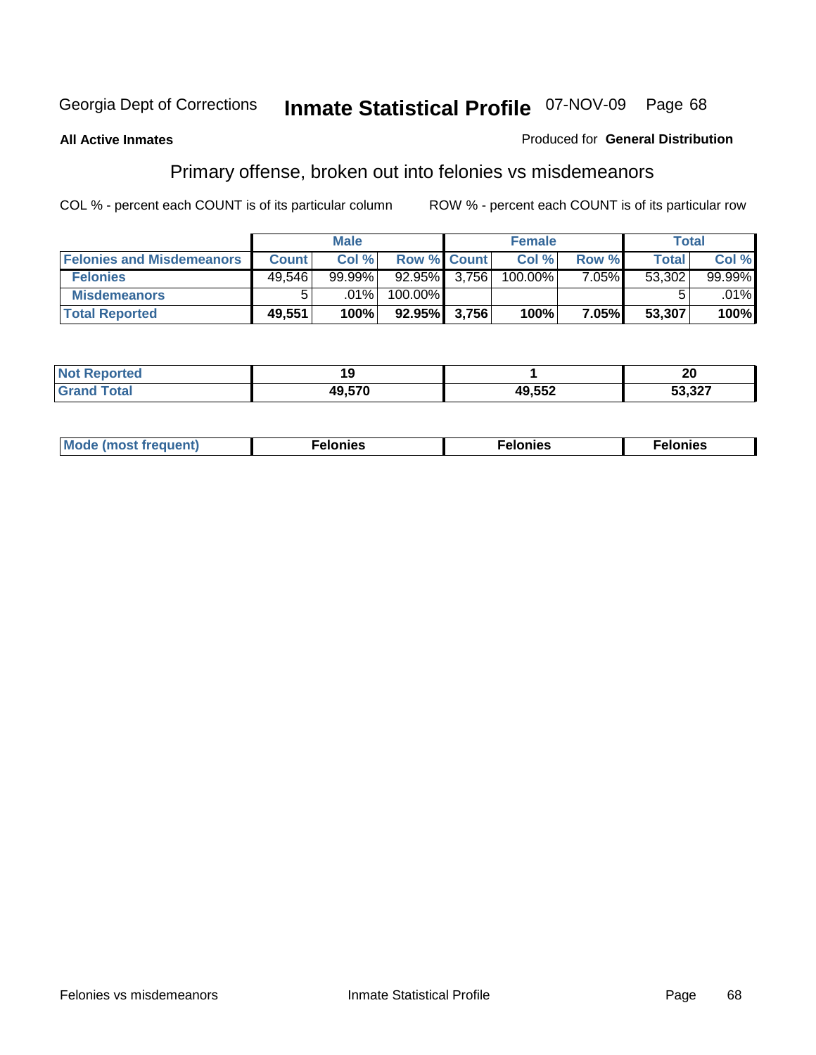Georgia Dept of Corrections **Inmate Statistical Profile** 07-NOV-09 Page 68

**All Active Inmates**

Produced for **General Distribution**

## Primary offense, broken out into felonies vs misdemeanors

COL % - percent each COUNT is of its particular column

ROW % - percent each COUNT is of its particular row

| | Male | | | Female | | | Total | |
|---|---|---|---|---|---|---|---|---|
| **Felonies and Misdemeanors** | **Count** | **Col %** | **Row %** | **Count** | **Col %** | **Row %** | **Total** | **Col %** |
| **Felonies** | 49,546 | 99.99% | 92.95% | 3,756 | 100.00% | 7.05% | 53,302 | 99.99% |
| **Misdemeanors** | 5 | .01% | 100.00% | | | | 5 | .01% |
| **Total Reported** | **49,551** | **100%** | **92.95%** | **3,756** | **100%** | **7.05%** | **53,307** | **100%** |

| | Male | Female | Total |
|---|---|---|---|
| **Not Reported** | **19** | **1** | **20** |
| **Grand Total** | **49,570** | **49,552** | **53,327** |

| | Male | Female | Total |
|---|---|---|---|
| **Mode (most frequent)** | **Felonies** | **Felonies** | **Felonies** |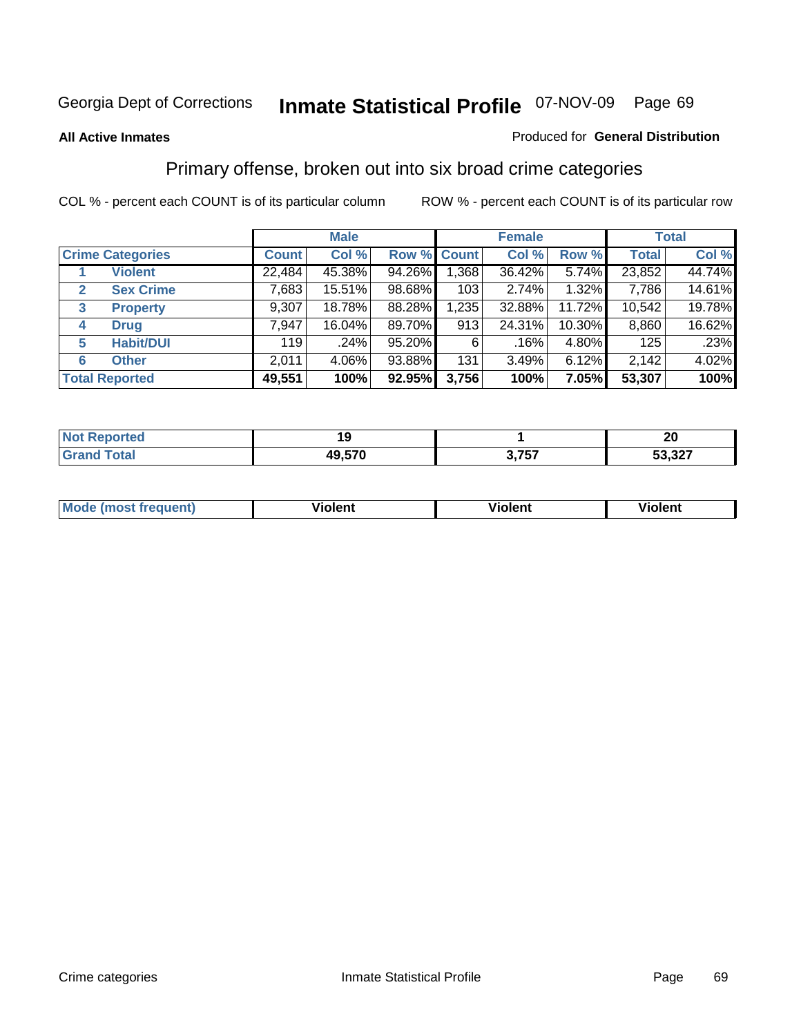Georgia Dept of Corrections **Inventory Statistical Profile** 07-NOV-09

**All Active Inmates**

Produced for **General Distribution**

## Primary offense, broken out into six broad crime categories

COL % - percent each COUNT is of its particular column

ROW % - percent each COUNT is of its particular row

| | Male | | | Female | | | Total | |
|---|---|---|---|---|---|---|---|---|
| **Crime Categories** | **Count** | **Col %** | **Row %** | **Count** | **Col %** | **Row %** | **Total** | **Col %** |
| 1 **Violent** | 22,484 | 45.38% | 94.26% | 1,368 | 36.42% | 5.74% | 23,852 | 44.74% |
| 2 **Sex Crime** | 7,683 | 15.51% | 98.68% | 103 | 2.74% | 1.32% | 7,786 | 14.61% |
| 3 **Property** | 9,307 | 18.78% | 88.28% | 1,235 | 32.88% | 11.72% | 10,542 | 19.78% |
| 4 **Drug** | 7,947 | 16.04% | 89.70% | 913 | 24.31% | 10.30% | 8,860 | 16.62% |
| 5 **Habit/DUI** | 119 | .24% | 95.20% | 6 | .16% | 4.80% | 125 | .23% |
| 6 **Other** | 2,011 | 4.06% | 93.88% | 131 | 3.49% | 6.12% | 2,142 | 4.02% |
| **Total Reported** | **49,551** | **100%** | **92.95%** | **3,756** | **100%** | **7.05%** | **53,307** | **100%** |

| | Male | Female | Total |
|---|---|---|---|
| **Not Reported** | **19** | **1** | **20** |
| **Grand Total** | **49,570** | **3,757** | **53,327** |

| | Male | Female | Total |
|---|---|---|---|
| **Mode (most frequent)** | **Violent** | **Violent** | **Violent** |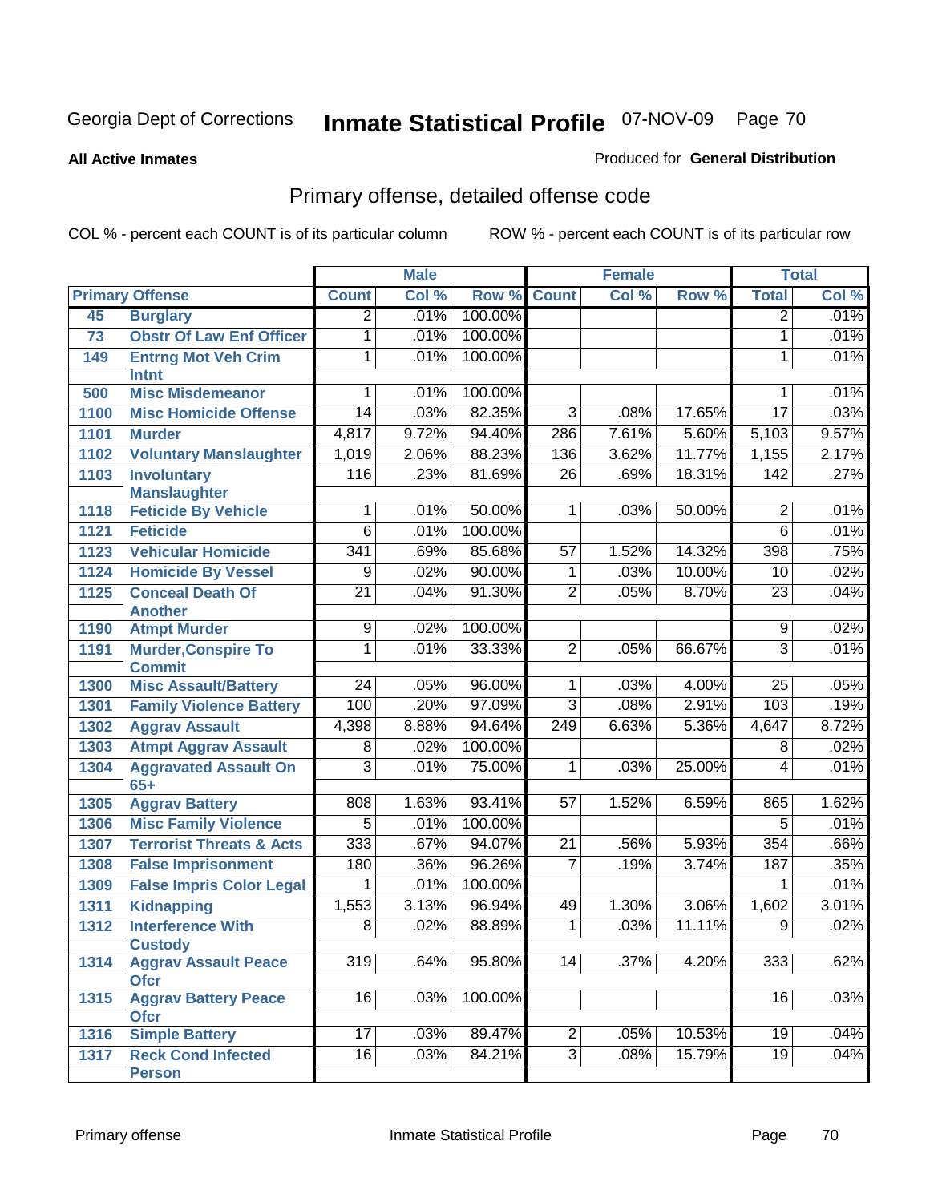Georgia Dept of Corrections **Inmate Statistical Profile** 07-NOV-09

**All Active Inmates**

Produced for **General Distribution**

## Primary offense, detailed offense code

COL % - percent each COUNT is of its particular column ROW % - percent each COUNT is of its particular row

| Primary Offense | | Male | | | Female | | | Total | |
|---|---|---|---|---|---|---|---|---|---|
| | | Count | Col % | Row % | Count | Col % | Row % | Total | Col % |
| 45 | Burglary | 2 | .01% | 100.00% | | | | 2 | .01% |
| 73 | Obstr Of Law Enf Officer | 1 | .01% | 100.00% | | | | 1 | .01% |
| 149 | Entrng Mot Veh Crim Intnt | 1 | .01% | 100.00% | | | | 1 | .01% |
| 500 | Misc Misdemeanor | 1 | .01% | 100.00% | | | | 1 | .01% |
| 1100 | Misc Homicide Offense | 14 | .03% | 82.35% | 3 | .08% | 17.65% | 17 | .03% |
| 1101 | Murder | 4,817 | 9.72% | 94.40% | 286 | 7.61% | 5.60% | 5,103 | 9.57% |
| 1102 | Voluntary Manslaughter | 1,019 | 2.06% | 88.23% | 136 | 3.62% | 11.77% | 1,155 | 2.17% |
| 1103 | Involuntary Manslaughter | 116 | .23% | 81.69% | 26 | .69% | 18.31% | 142 | .27% |
| 1118 | Feticide By Vehicle | 1 | .01% | 50.00% | 1 | .03% | 50.00% | 2 | .01% |
| 1121 | Feticide | 6 | .01% | 100.00% | | | | 6 | .01% |
| 1123 | Vehicular Homicide | 341 | .69% | 85.68% | 57 | 1.52% | 14.32% | 398 | .75% |
| 1124 | Homicide By Vessel | 9 | .02% | 90.00% | 1 | .03% | 10.00% | 10 | .02% |
| 1125 | Conceal Death Of Another | 21 | .04% | 91.30% | 2 | .05% | 8.70% | 23 | .04% |
| 1190 | Atmpt Murder | 9 | .02% | 100.00% | | | | 9 | .02% |
| 1191 | Murder,Conspire To Commit | 1 | .01% | 33.33% | 2 | .05% | 66.67% | 3 | .01% |
| 1300 | Misc Assault/Battery | 24 | .05% | 96.00% | 1 | .03% | 4.00% | 25 | .05% |
| 1301 | Family Violence Battery | 100 | .20% | 97.09% | 3 | .08% | 2.91% | 103 | .19% |
| 1302 | Aggrav Assault | 4,398 | 8.88% | 94.64% | 249 | 6.63% | 5.36% | 4,647 | 8.72% |
| 1303 | Atmpt Aggrav Assault | 8 | .02% | 100.00% | | | | 8 | .02% |
| 1304 | Aggravated Assault On 65+ | 3 | .01% | 75.00% | 1 | .03% | 25.00% | 4 | .01% |
| 1305 | Aggrav Battery | 808 | 1.63% | 93.41% | 57 | 1.52% | 6.59% | 865 | 1.62% |
| 1306 | Misc Family Violence | 5 | .01% | 100.00% | | | | 5 | .01% |
| 1307 | Terrorist Threats & Acts | 333 | .67% | 94.07% | 21 | .56% | 5.93% | 354 | .66% |
| 1308 | False Imprisonment | 180 | .36% | 96.26% | 7 | .19% | 3.74% | 187 | .35% |
| 1309 | False Impris Color Legal | 1 | .01% | 100.00% | | | | 1 | .01% |
| 1311 | Kidnapping | 1,553 | 3.13% | 96.94% | 49 | 1.30% | 3.06% | 1,602 | 3.01% |
| 1312 | Interference With Custody | 8 | .02% | 88.89% | 1 | .03% | 11.11% | 9 | .02% |
| 1314 | Aggrav Assault Peace Ofcr | 319 | .64% | 95.80% | 14 | .37% | 4.20% | 333 | .62% |
| 1315 | Aggrav Battery Peace Ofcr | 16 | .03% | 100.00% | | | | 16 | .03% |
| 1316 | Simple Battery | 17 | .03% | 89.47% | 2 | .05% | 10.53% | 19 | .04% |
| 1317 | Reck Cond Infected Person | 16 | .03% | 84.21% | 3 | .08% | 15.79% | 19 | .04% |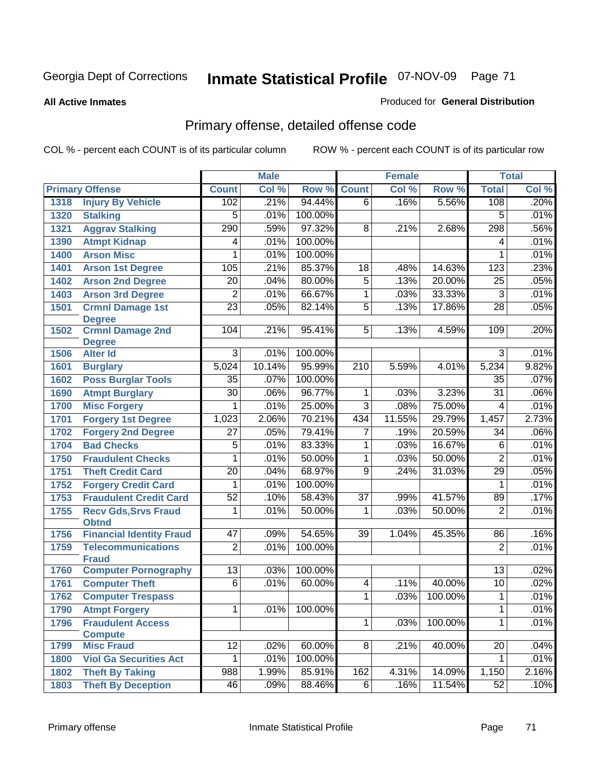Georgia Dept of Corrections **Inmate Statistical Profile** 07-NOV-09 Page 71

**All Active Inmates** Produced for **General Distribution**

## Primary offense, detailed offense code

COL % - percent each COUNT is of its particular column ROW % - percent each COUNT is of its particular row

| Primary Offense | | Male | | | Female | | | Total | |
|---|---|---|---|---|---|---|---|---|---|
| | | Count | Col % | Row % | Count | Col % | Row % | Total | Col % |
| 1318 | Injury By Vehicle | 102 | .21% | 94.44% | 6 | .16% | 5.56% | 108 | .20% |
| 1320 | Stalking | 5 | .01% | 100.00% | | | | 5 | .01% |
| 1321 | Aggrav Stalking | 290 | .59% | 97.32% | 8 | .21% | 2.68% | 298 | .56% |
| 1390 | Atmpt Kidnap | 4 | .01% | 100.00% | | | | 4 | .01% |
| 1400 | Arson Misc | 1 | .01% | 100.00% | | | | 1 | .01% |
| 1401 | Arson 1st Degree | 105 | .21% | 85.37% | 18 | .48% | 14.63% | 123 | .23% |
| 1402 | Arson 2nd Degree | 20 | .04% | 80.00% | 5 | .13% | 20.00% | 25 | .05% |
| 1403 | Arson 3rd Degree | 2 | .01% | 66.67% | 1 | .03% | 33.33% | 3 | .01% |
| 1501 | Crmnl Damage 1st Degree | 23 | .05% | 82.14% | 5 | .13% | 17.86% | 28 | .05% |
| 1502 | Crmnl Damage 2nd Degree | 104 | .21% | 95.41% | 5 | .13% | 4.59% | 109 | .20% |
| 1506 | Alter Id | 3 | .01% | 100.00% | | | | 3 | .01% |
| 1601 | Burglary | 5,024 | 10.14% | 95.99% | 210 | 5.59% | 4.01% | 5,234 | 9.82% |
| 1602 | Poss Burglar Tools | 35 | .07% | 100.00% | | | | 35 | .07% |
| 1690 | Atmpt Burglary | 30 | .06% | 96.77% | 1 | .03% | 3.23% | 31 | .06% |
| 1700 | Misc Forgery | 1 | .01% | 25.00% | 3 | .08% | 75.00% | 4 | .01% |
| 1701 | Forgery 1st Degree | 1,023 | 2.06% | 70.21% | 434 | 11.55% | 29.79% | 1,457 | 2.73% |
| 1702 | Forgery 2nd Degree | 27 | .05% | 79.41% | 7 | .19% | 20.59% | 34 | .06% |
| 1704 | Bad Checks | 5 | .01% | 83.33% | 1 | .03% | 16.67% | 6 | .01% |
| 1750 | Fraudulent Checks | 1 | .01% | 50.00% | 1 | .03% | 50.00% | 2 | .01% |
| 1751 | Theft Credit Card | 20 | .04% | 68.97% | 9 | .24% | 31.03% | 29 | .05% |
| 1752 | Forgery Credit Card | 1 | .01% | 100.00% | | | | 1 | .01% |
| 1753 | Fraudulent Credit Card | 52 | .10% | 58.43% | 37 | .99% | 41.57% | 89 | .17% |
| 1755 | Recv Gds,Srvs Fraud Obtnd | 1 | .01% | 50.00% | 1 | .03% | 50.00% | 2 | .01% |
| 1756 | Financial Identity Fraud | 47 | .09% | 54.65% | 39 | 1.04% | 45.35% | 86 | .16% |
| 1759 | Telecommunications Fraud | 2 | .01% | 100.00% | | | | 2 | .01% |
| 1760 | Computer Pornography | 13 | .03% | 100.00% | | | | 13 | .02% |
| 1761 | Computer Theft | 6 | .01% | 60.00% | 4 | .11% | 40.00% | 10 | .02% |
| 1762 | Computer Trespass | | | | 1 | .03% | 100.00% | 1 | .01% |
| 1790 | Atmpt Forgery | 1 | .01% | 100.00% | | | | 1 | .01% |
| 1796 | Fraudulent Access Compute | | | | 1 | .03% | 100.00% | 1 | .01% |
| 1799 | Misc Fraud | 12 | .02% | 60.00% | 8 | .21% | 40.00% | 20 | .04% |
| 1800 | Viol Ga Securities Act | 1 | .01% | 100.00% | | | | 1 | .01% |
| 1802 | Theft By Taking | 988 | 1.99% | 85.91% | 162 | 4.31% | 14.09% | 1,150 | 2.16% |
| 1803 | Theft By Deception | 46 | .09% | 88.46% | 6 | .16% | 11.54% | 52 | .10% |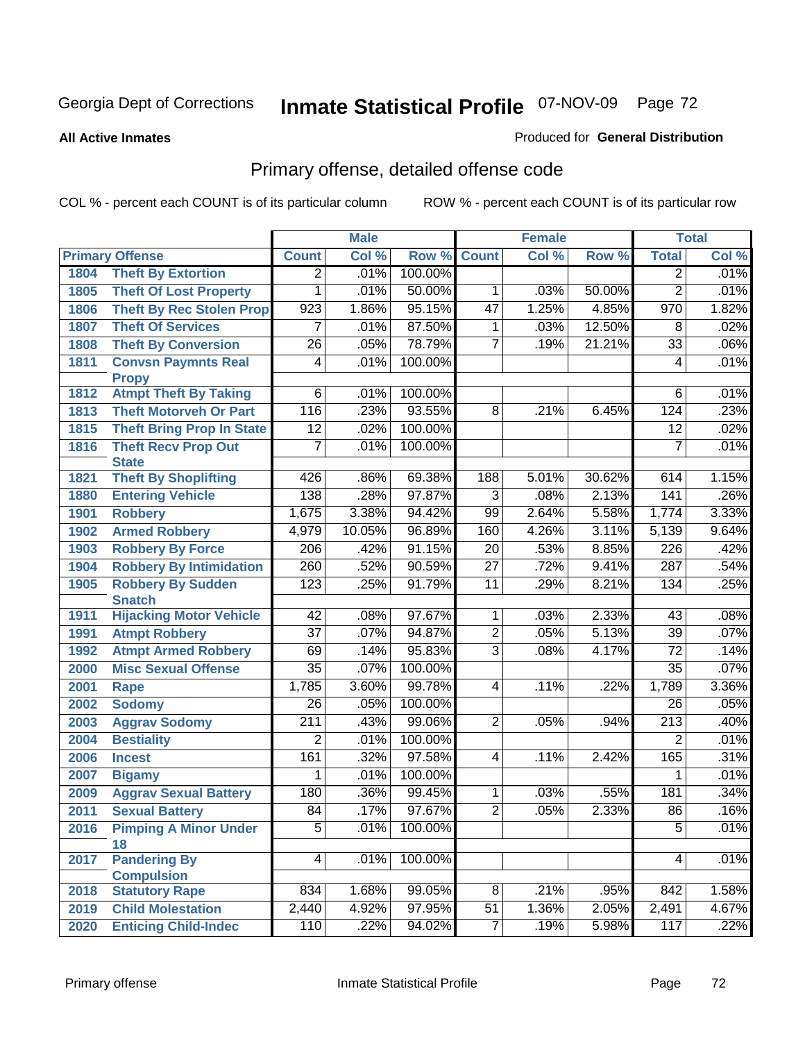Georgia Dept of Corrections **Inmate Statistical Profile** 07-NOV-09 Page 72

**All Active Inmates** Produced for **General Distribution**

## Primary offense, detailed offense code

COL % - percent each COUNT is of its particular column ROW % - percent each COUNT is of its particular row

| Primary Offense | | Male | | | Female | | | Total | |
|---|---|---|---|---|---|---|---|---|---|
| | | Count | Col % | Row % | Count | Col % | Row % | Total | Col % |
| 1804 | Theft By Extortion | 2 | .01% | 100.00% | | | | 2 | .01% |
| 1805 | Theft Of Lost Property | 1 | .01% | 50.00% | 1 | .03% | 50.00% | 2 | .01% |
| 1806 | Theft By Rec Stolen Prop | 923 | 1.86% | 95.15% | 47 | 1.25% | 4.85% | 970 | 1.82% |
| 1807 | Theft Of Services | 7 | .01% | 87.50% | 1 | .03% | 12.50% | 8 | .02% |
| 1808 | Theft By Conversion | 26 | .05% | 78.79% | 7 | .19% | 21.21% | 33 | .06% |
| 1811 | Convsn Paymnts Real Propy | 4 | .01% | 100.00% | | | | 4 | .01% |
| 1812 | Atmpt Theft By Taking | 6 | .01% | 100.00% | | | | 6 | .01% |
| 1813 | Theft Motorveh Or Part | 116 | .23% | 93.55% | 8 | .21% | 6.45% | 124 | .23% |
| 1815 | Theft Bring Prop In State | 12 | .02% | 100.00% | | | | 12 | .02% |
| 1816 | Theft Recv Prop Out State | 7 | .01% | 100.00% | | | | 7 | .01% |
| 1821 | Theft By Shoplifting | 426 | .86% | 69.38% | 188 | 5.01% | 30.62% | 614 | 1.15% |
| 1880 | Entering Vehicle | 138 | .28% | 97.87% | 3 | .08% | 2.13% | 141 | .26% |
| 1901 | Robbery | 1,675 | 3.38% | 94.42% | 99 | 2.64% | 5.58% | 1,774 | 3.33% |
| 1902 | Armed Robbery | 4,979 | 10.05% | 96.89% | 160 | 4.26% | 3.11% | 5,139 | 9.64% |
| 1903 | Robbery By Force | 206 | .42% | 91.15% | 20 | .53% | 8.85% | 226 | .42% |
| 1904 | Robbery By Intimidation | 260 | .52% | 90.59% | 27 | .72% | 9.41% | 287 | .54% |
| 1905 | Robbery By Sudden Snatch | 123 | .25% | 91.79% | 11 | .29% | 8.21% | 134 | .25% |
| 1911 | Hijacking Motor Vehicle | 42 | .08% | 97.67% | 1 | .03% | 2.33% | 43 | .08% |
| 1991 | Atmpt Robbery | 37 | .07% | 94.87% | 2 | .05% | 5.13% | 39 | .07% |
| 1992 | Atmpt Armed Robbery | 69 | .14% | 95.83% | 3 | .08% | 4.17% | 72 | .14% |
| 2000 | Misc Sexual Offense | 35 | .07% | 100.00% | | | | 35 | .07% |
| 2001 | Rape | 1,785 | 3.60% | 99.78% | 4 | .11% | .22% | 1,789 | 3.36% |
| 2002 | Sodomy | 26 | .05% | 100.00% | | | | 26 | .05% |
| 2003 | Aggrav Sodomy | 211 | .43% | 99.06% | 2 | .05% | .94% | 213 | .40% |
| 2004 | Bestiality | 2 | .01% | 100.00% | | | | 2 | .01% |
| 2006 | Incest | 161 | .32% | 97.58% | 4 | .11% | 2.42% | 165 | .31% |
| 2007 | Bigamy | 1 | .01% | 100.00% | | | | 1 | .01% |
| 2009 | Aggrav Sexual Battery | 180 | .36% | 99.45% | 1 | .03% | .55% | 181 | .34% |
| 2011 | Sexual Battery | 84 | .17% | 97.67% | 2 | .05% | 2.33% | 86 | .16% |
| 2016 | Pimping A Minor Under 18 | 5 | .01% | 100.00% | | | | 5 | .01% |
| 2017 | Pandering By Compulsion | 4 | .01% | 100.00% | | | | 4 | .01% |
| 2018 | Statutory Rape | 834 | 1.68% | 99.05% | 8 | .21% | .95% | 842 | 1.58% |
| 2019 | Child Molestation | 2,440 | 4.92% | 97.95% | 51 | 1.36% | 2.05% | 2,491 | 4.67% |
| 2020 | Enticing Child-Indec | 110 | .22% | 94.02% | 7 | .19% | 5.98% | 117 | .22% |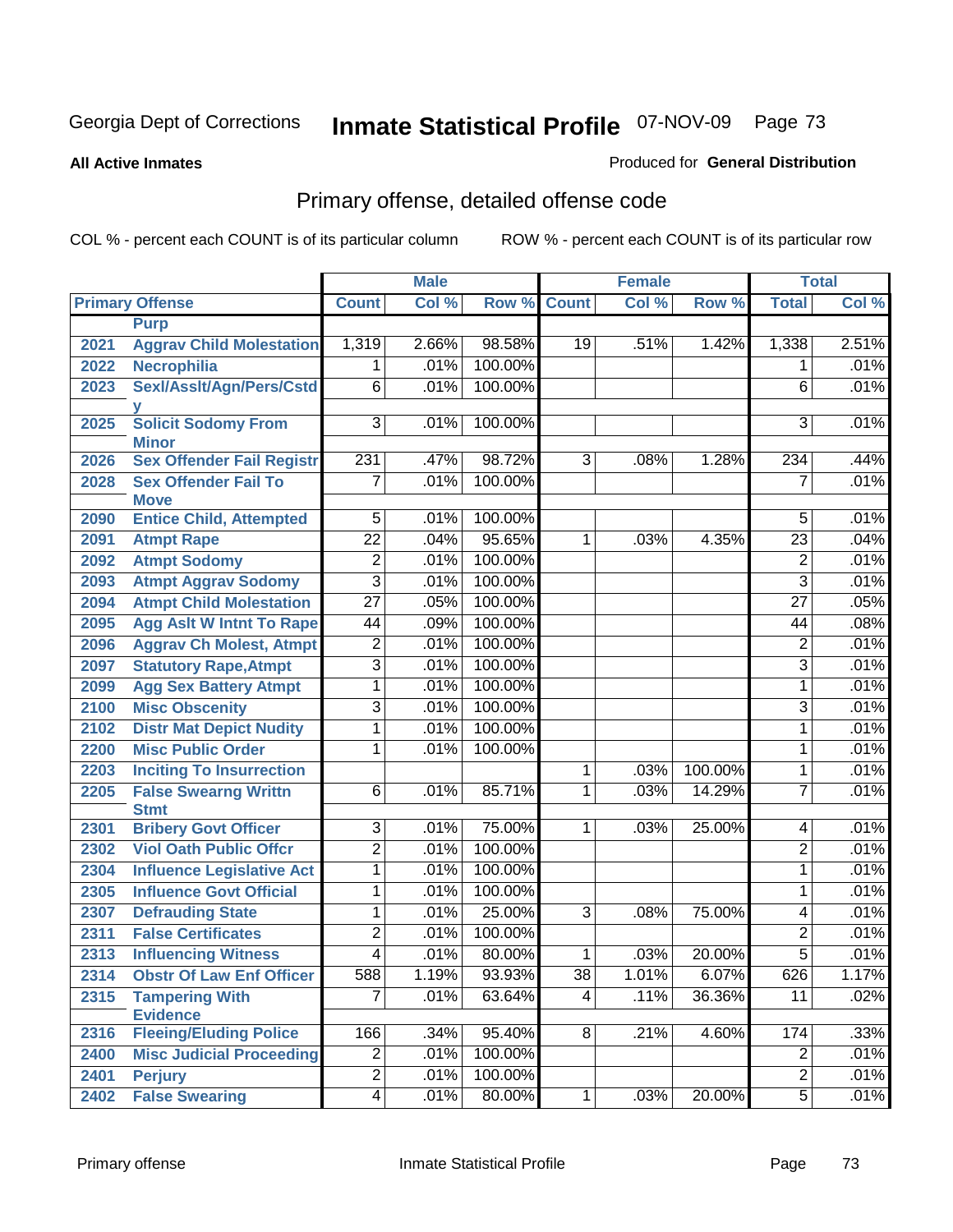Georgia Dept of Corrections **Inmate Statistical Profile** 07-NOV-09

**All Active Inmates**

Produced for **General Distribution**

## Primary offense, detailed offense code

COL % - percent each COUNT is of its particular column ROW % - percent each COUNT is of its particular row

| Primary Offense | | Male | | | Female | | | Total | |
|---|---|---|---|---|---|---|---|---|---|
| | | Count | Col % | Row % | Count | Col % | Row % | Total | Col % |
| | Purp | | | | | | | | |
| 2021 | Aggrav Child Molestation | 1,319 | 2.66% | 98.58% | 19 | .51% | 1.42% | 1,338 | 2.51% |
| 2022 | Necrophilia | 1 | .01% | 100.00% | | | | 1 | .01% |
| 2023 | Sexl/Asslt/Agn/Pers/Cstdy | 6 | .01% | 100.00% | | | | 6 | .01% |
| 2025 | Solicit Sodomy From Minor | 3 | .01% | 100.00% | | | | 3 | .01% |
| 2026 | Sex Offender Fail Registr | 231 | .47% | 98.72% | 3 | .08% | 1.28% | 234 | .44% |
| 2028 | Sex Offender Fail To Move | 7 | .01% | 100.00% | | | | 7 | .01% |
| 2090 | Entice Child, Attempted | 5 | .01% | 100.00% | | | | 5 | .01% |
| 2091 | Atmpt Rape | 22 | .04% | 95.65% | 1 | .03% | 4.35% | 23 | .04% |
| 2092 | Atmpt Sodomy | 2 | .01% | 100.00% | | | | 2 | .01% |
| 2093 | Atmpt Aggrav Sodomy | 3 | .01% | 100.00% | | | | 3 | .01% |
| 2094 | Atmpt Child Molestation | 27 | .05% | 100.00% | | | | 27 | .05% |
| 2095 | Agg Aslt W Intnt To Rape | 44 | .09% | 100.00% | | | | 44 | .08% |
| 2096 | Aggrav Ch Molest, Atmpt | 2 | .01% | 100.00% | | | | 2 | .01% |
| 2097 | Statutory Rape,Atmpt | 3 | .01% | 100.00% | | | | 3 | .01% |
| 2099 | Agg Sex Battery Atmpt | 1 | .01% | 100.00% | | | | 1 | .01% |
| 2100 | Misc Obscenity | 3 | .01% | 100.00% | | | | 3 | .01% |
| 2102 | Distr Mat Depict Nudity | 1 | .01% | 100.00% | | | | 1 | .01% |
| 2200 | Misc Public Order | 1 | .01% | 100.00% | | | | 1 | .01% |
| 2203 | Inciting To Insurrection | | | | 1 | .03% | 100.00% | 1 | .01% |
| 2205 | False Swearng Writtn Stmt | 6 | .01% | 85.71% | 1 | .03% | 14.29% | 7 | .01% |
| 2301 | Bribery Govt Officer | 3 | .01% | 75.00% | 1 | .03% | 25.00% | 4 | .01% |
| 2302 | Viol Oath Public Offcr | 2 | .01% | 100.00% | | | | 2 | .01% |
| 2304 | Influence Legislative Act | 1 | .01% | 100.00% | | | | 1 | .01% |
| 2305 | Influence Govt Official | 1 | .01% | 100.00% | | | | 1 | .01% |
| 2307 | Defrauding State | 1 | .01% | 25.00% | 3 | .08% | 75.00% | 4 | .01% |
| 2311 | False Certificates | 2 | .01% | 100.00% | | | | 2 | .01% |
| 2313 | Influencing Witness | 4 | .01% | 80.00% | 1 | .03% | 20.00% | 5 | .01% |
| 2314 | Obstr Of Law Enf Officer | 588 | 1.19% | 93.93% | 38 | 1.01% | 6.07% | 626 | 1.17% |
| 2315 | Tampering With Evidence | 7 | .01% | 63.64% | 4 | .11% | 36.36% | 11 | .02% |
| 2316 | Fleeing/Eluding Police | 166 | .34% | 95.40% | 8 | .21% | 4.60% | 174 | .33% |
| 2400 | Misc Judicial Proceeding | 2 | .01% | 100.00% | | | | 2 | .01% |
| 2401 | Perjury | 2 | .01% | 100.00% | | | | 2 | .01% |
| 2402 | False Swearing | 4 | .01% | 80.00% | 1 | .03% | 20.00% | 5 | .01% |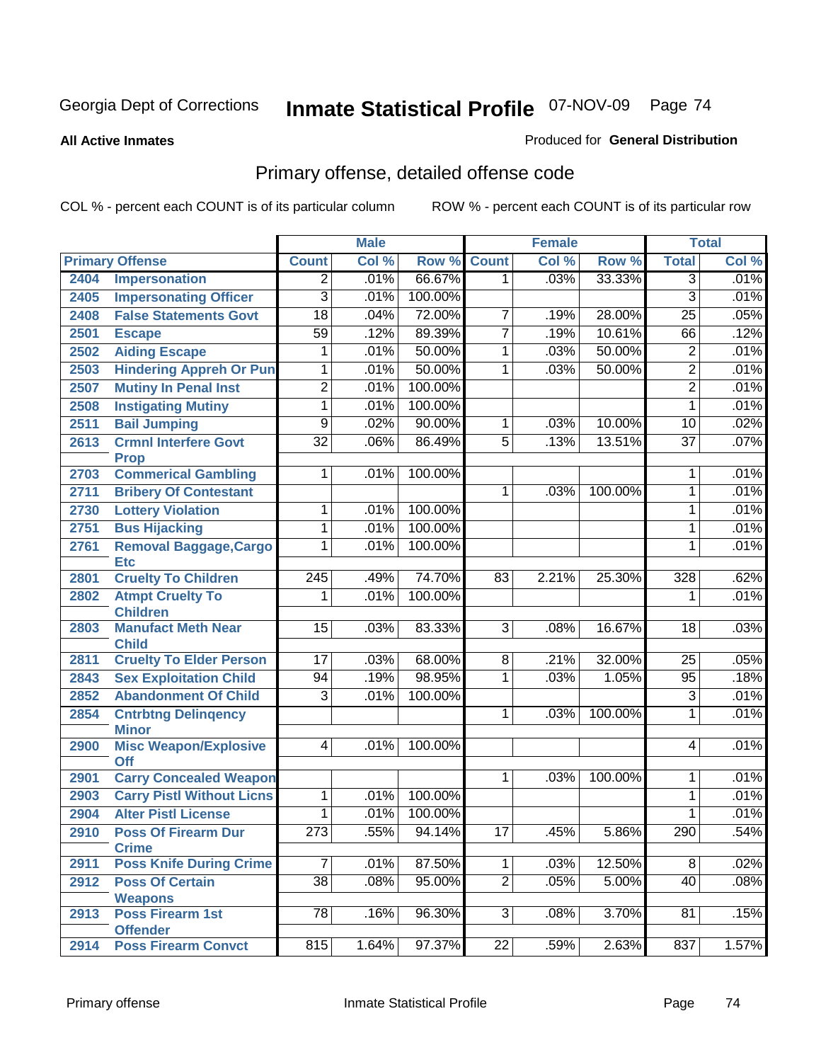Georgia Dept of Corrections **Inmate Statistical Profile** 07-NOV-09

**All Active Inmates**

Produced for **General Distribution**

## Primary offense, detailed offense code

COL % - percent each COUNT is of its particular column

ROW % - percent each COUNT is of its particular row

| Primary Offense | | Male | | | Female | | | Total | |
|---|---|---|---|---|---|---|---|---|---|
| | | Count | Col % | Row % | Count | Col % | Row % | Total | Col % |
| 2404 | Impersonation | 2 | .01% | 66.67% | 1 | .03% | 33.33% | 3 | .01% |
| 2405 | Impersonating Officer | 3 | .01% | 100.00% | | | | 3 | .01% |
| 2408 | False Statements Govt | 18 | .04% | 72.00% | 7 | .19% | 28.00% | 25 | .05% |
| 2501 | Escape | 59 | .12% | 89.39% | 7 | .19% | 10.61% | 66 | .12% |
| 2502 | Aiding Escape | 1 | .01% | 50.00% | 1 | .03% | 50.00% | 2 | .01% |
| 2503 | Hindering Appreh Or Pun | 1 | .01% | 50.00% | 1 | .03% | 50.00% | 2 | .01% |
| 2507 | Mutiny In Penal Inst | 2 | .01% | 100.00% | | | | 2 | .01% |
| 2508 | Instigating Mutiny | 1 | .01% | 100.00% | | | | 1 | .01% |
| 2511 | Bail Jumping | 9 | .02% | 90.00% | 1 | .03% | 10.00% | 10 | .02% |
| 2613 | Crmnl Interfere Govt Prop | 32 | .06% | 86.49% | 5 | .13% | 13.51% | 37 | .07% |
| 2703 | Commerical Gambling | 1 | .01% | 100.00% | | | | 1 | .01% |
| 2711 | Bribery Of Contestant | | | | 1 | .03% | 100.00% | 1 | .01% |
| 2730 | Lottery Violation | 1 | .01% | 100.00% | | | | 1 | .01% |
| 2751 | Bus Hijacking | 1 | .01% | 100.00% | | | | 1 | .01% |
| 2761 | Removal Baggage,Cargo Etc | 1 | .01% | 100.00% | | | | 1 | .01% |
| 2801 | Cruelty To Children | 245 | .49% | 74.70% | 83 | 2.21% | 25.30% | 328 | .62% |
| 2802 | Atmpt Cruelty To Children | 1 | .01% | 100.00% | | | | 1 | .01% |
| 2803 | Manufact Meth Near Child | 15 | .03% | 83.33% | 3 | .08% | 16.67% | 18 | .03% |
| 2811 | Cruelty To Elder Person | 17 | .03% | 68.00% | 8 | .21% | 32.00% | 25 | .05% |
| 2843 | Sex Exploitation Child | 94 | .19% | 98.95% | 1 | .03% | 1.05% | 95 | .18% |
| 2852 | Abandonment Of Child | 3 | .01% | 100.00% | | | | 3 | .01% |
| 2854 | Cntrbtng Delinqency Minor | | | | 1 | .03% | 100.00% | 1 | .01% |
| 2900 | Misc Weapon/Explosive Off | 4 | .01% | 100.00% | | | | 4 | .01% |
| 2901 | Carry Concealed Weapon | | | | 1 | .03% | 100.00% | 1 | .01% |
| 2903 | Carry Pistl Without Licns | 1 | .01% | 100.00% | | | | 1 | .01% |
| 2904 | Alter Pistl License | 1 | .01% | 100.00% | | | | 1 | .01% |
| 2910 | Poss Of Firearm Dur Crime | 273 | .55% | 94.14% | 17 | .45% | 5.86% | 290 | .54% |
| 2911 | Poss Knife During Crime | 7 | .01% | 87.50% | 1 | .03% | 12.50% | 8 | .02% |
| 2912 | Poss Of Certain Weapons | 38 | .08% | 95.00% | 2 | .05% | 5.00% | 40 | .08% |
| 2913 | Poss Firearm 1st Offender | 78 | .16% | 96.30% | 3 | .08% | 3.70% | 81 | .15% |
| 2914 | Poss Firearm Convct | 815 | 1.64% | 97.37% | 22 | .59% | 2.63% | 837 | 1.57% |

Primary offense Inmate Statistical Profile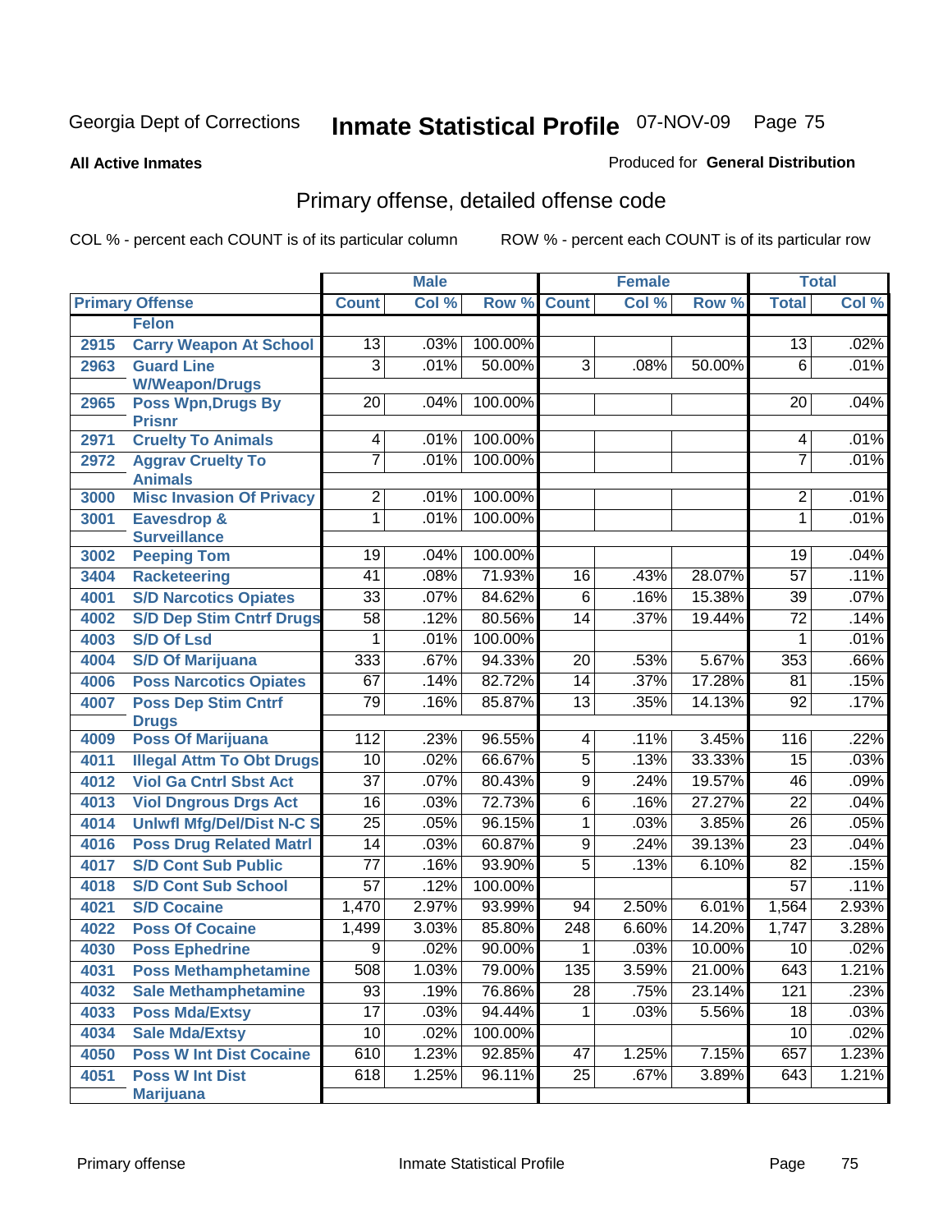Georgia Dept of Corrections **Inmate Statistical Profile** 07-NOV-09 Page 75

**All Active Inmates**

Produced for **General Distribution**

# Primary offense, detailed offense code

COL % - percent each COUNT is of its particular column ROW % - percent each COUNT is of its particular row

| | | Male | | | Female | | | Total | |
|---|---|---|---|---|---|---|---|---|---|
| **Primary Offense** | | **Count** | **Col %** | **Row %** | **Count** | **Col %** | **Row %** | **Total** | **Col %** |
| | **Felon** | | | | | | | | |
| 2915 | Carry Weapon At School | 13 | .03% | 100.00% | | | | 13 | .02% |
| 2963 | Guard Line W/Weapon/Drugs | 3 | .01% | 50.00% | 3 | .08% | 50.00% | 6 | .01% |
| 2965 | Poss Wpn,Drugs By Prisnr | 20 | .04% | 100.00% | | | | 20 | .04% |
| 2971 | Cruelty To Animals | 4 | .01% | 100.00% | | | | 4 | .01% |
| 2972 | Aggrav Cruelty To Animals | 7 | .01% | 100.00% | | | | 7 | .01% |
| 3000 | Misc Invasion Of Privacy | 2 | .01% | 100.00% | | | | 2 | .01% |
| 3001 | Eavesdrop & Surveillance | 1 | .01% | 100.00% | | | | 1 | .01% |
| 3002 | Peeping Tom | 19 | .04% | 100.00% | | | | 19 | .04% |
| 3404 | Racketeering | 41 | .08% | 71.93% | 16 | .43% | 28.07% | 57 | .11% |
| 4001 | S/D Narcotics Opiates | 33 | .07% | 84.62% | 6 | .16% | 15.38% | 39 | .07% |
| 4002 | S/D Dep Stim Cntrf Drugs | 58 | .12% | 80.56% | 14 | .37% | 19.44% | 72 | .14% |
| 4003 | S/D Of Lsd | 1 | .01% | 100.00% | | | | 1 | .01% |
| 4004 | S/D Of Marijuana | 333 | .67% | 94.33% | 20 | .53% | 5.67% | 353 | .66% |
| 4006 | Poss Narcotics Opiates | 67 | .14% | 82.72% | 14 | .37% | 17.28% | 81 | .15% |
| 4007 | Poss Dep Stim Cntrf Drugs | 79 | .16% | 85.87% | 13 | .35% | 14.13% | 92 | .17% |
| 4009 | Poss Of Marijuana | 112 | .23% | 96.55% | 4 | .11% | 3.45% | 116 | .22% |
| 4011 | Illegal Attm To Obt Drugs | 10 | .02% | 66.67% | 5 | .13% | 33.33% | 15 | .03% |
| 4012 | Viol Ga Cntrl Sbst Act | 37 | .07% | 80.43% | 9 | .24% | 19.57% | 46 | .09% |
| 4013 | Viol Dngrous Drgs Act | 16 | .03% | 72.73% | 6 | .16% | 27.27% | 22 | .04% |
| 4014 | Unlwfl Mfg/Del/Dist N-C S | 25 | .05% | 96.15% | 1 | .03% | 3.85% | 26 | .05% |
| 4016 | Poss Drug Related Matrl | 14 | .03% | 60.87% | 9 | .24% | 39.13% | 23 | .04% |
| 4017 | S/D Cont Sub Public | 77 | .16% | 93.90% | 5 | .13% | 6.10% | 82 | .15% |
| 4018 | S/D Cont Sub School | 57 | .12% | 100.00% | | | | 57 | .11% |
| 4021 | S/D Cocaine | 1,470 | 2.97% | 93.99% | 94 | 2.50% | 6.01% | 1,564 | 2.93% |
| 4022 | Poss Of Cocaine | 1,499 | 3.03% | 85.80% | 248 | 6.60% | 14.20% | 1,747 | 3.28% |
| 4030 | Poss Ephedrine | 9 | .02% | 90.00% | 1 | .03% | 10.00% | 10 | .02% |
| 4031 | Poss Methamphetamine | 508 | 1.03% | 79.00% | 135 | 3.59% | 21.00% | 643 | 1.21% |
| 4032 | Sale Methamphetamine | 93 | .19% | 76.86% | 28 | .75% | 23.14% | 121 | .23% |
| 4033 | Poss Mda/Extsy | 17 | .03% | 94.44% | 1 | .03% | 5.56% | 18 | .03% |
| 4034 | Sale Mda/Extsy | 10 | .02% | 100.00% | | | | 10 | .02% |
| 4050 | Poss W Int Dist Cocaine | 610 | 1.23% | 92.85% | 47 | 1.25% | 7.15% | 657 | 1.23% |
| 4051 | Poss W Int Dist Marijuana | 618 | 1.25% | 96.11% | 25 | .67% | 3.89% | 643 | 1.21% |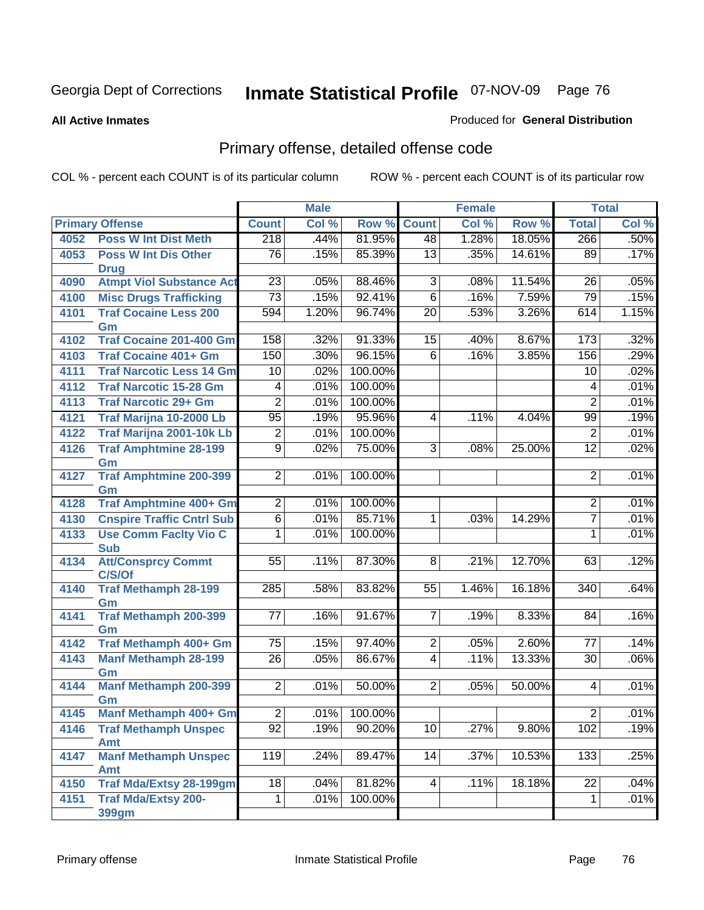Georgia Dept of Corrections **Inmate Statistical Profile** 07-NOV-09

**All Active Inmates**

Produced for **General Distribution**

## Primary offense, detailed offense code

COL % - percent each COUNT is of its particular column     ROW % - percent each COUNT is of its particular row

| Primary Offense | | Male | | | Female | | | Total | |
|---|---|---|---|---|---|---|---|---|---|
| | | Count | Col % | Row % | Count | Col % | Row % | Total | Col % |
| 4052 | Poss W Int Dist Meth | 218 | .44% | 81.95% | 48 | 1.28% | 18.05% | 266 | .50% |
| 4053 | Poss W Int Dis Other Drug | 76 | .15% | 85.39% | 13 | .35% | 14.61% | 89 | .17% |
| 4090 | Atmpt Viol Substance Act | 23 | .05% | 88.46% | 3 | .08% | 11.54% | 26 | .05% |
| 4100 | Misc Drugs Trafficking | 73 | .15% | 92.41% | 6 | .16% | 7.59% | 79 | .15% |
| 4101 | Traf Cocaine Less 200 Gm | 594 | 1.20% | 96.74% | 20 | .53% | 3.26% | 614 | 1.15% |
| 4102 | Traf Cocaine 201-400 Gm | 158 | .32% | 91.33% | 15 | .40% | 8.67% | 173 | .32% |
| 4103 | Traf Cocaine 401+ Gm | 150 | .30% | 96.15% | 6 | .16% | 3.85% | 156 | .29% |
| 4111 | Traf Narcotic Less 14 Gm | 10 | .02% | 100.00% | | | | 10 | .02% |
| 4112 | Traf Narcotic 15-28 Gm | 4 | .01% | 100.00% | | | | 4 | .01% |
| 4113 | Traf Narcotic 29+ Gm | 2 | .01% | 100.00% | | | | 2 | .01% |
| 4121 | Traf Marijna 10-2000 Lb | 95 | .19% | 95.96% | 4 | .11% | 4.04% | 99 | .19% |
| 4122 | Traf Marijna 2001-10k Lb | 2 | .01% | 100.00% | | | | 2 | .01% |
| 4126 | Traf Amphtmine 28-199 Gm | 9 | .02% | 75.00% | 3 | .08% | 25.00% | 12 | .02% |
| 4127 | Traf Amphtmine 200-399 Gm | 2 | .01% | 100.00% | | | | 2 | .01% |
| 4128 | Traf Amphtmine 400+ Gm | 2 | .01% | 100.00% | | | | 2 | .01% |
| 4130 | Cnspire Traffic Cntrl Sub | 6 | .01% | 85.71% | 1 | .03% | 14.29% | 7 | .01% |
| 4133 | Use Comm Faclty Vio C Sub | 1 | .01% | 100.00% | | | | 1 | .01% |
| 4134 | Att/Consprcy Commt C/S/Of | 55 | .11% | 87.30% | 8 | .21% | 12.70% | 63 | .12% |
| 4140 | Traf Methamph 28-199 Gm | 285 | .58% | 83.82% | 55 | 1.46% | 16.18% | 340 | .64% |
| 4141 | Traf Methamph 200-399 Gm | 77 | .16% | 91.67% | 7 | .19% | 8.33% | 84 | .16% |
| 4142 | Traf Methamph 400+ Gm | 75 | .15% | 97.40% | 2 | .05% | 2.60% | 77 | .14% |
| 4143 | Manf Methamph 28-199 Gm | 26 | .05% | 86.67% | 4 | .11% | 13.33% | 30 | .06% |
| 4144 | Manf Methamph 200-399 Gm | 2 | .01% | 50.00% | 2 | .05% | 50.00% | 4 | .01% |
| 4145 | Manf Methamph 400+ Gm | 2 | .01% | 100.00% | | | | 2 | .01% |
| 4146 | Traf Methamph Unspec Amt | 92 | .19% | 90.20% | 10 | .27% | 9.80% | 102 | .19% |
| 4147 | Manf Methamph Unspec Amt | 119 | .24% | 89.47% | 14 | .37% | 10.53% | 133 | .25% |
| 4150 | Traf Mda/Extsy 28-199gm | 18 | .04% | 81.82% | 4 | .11% | 18.18% | 22 | .04% |
| 4151 | Traf Mda/Extsy 200-399gm | 1 | .01% | 100.00% | | | | 1 | .01% |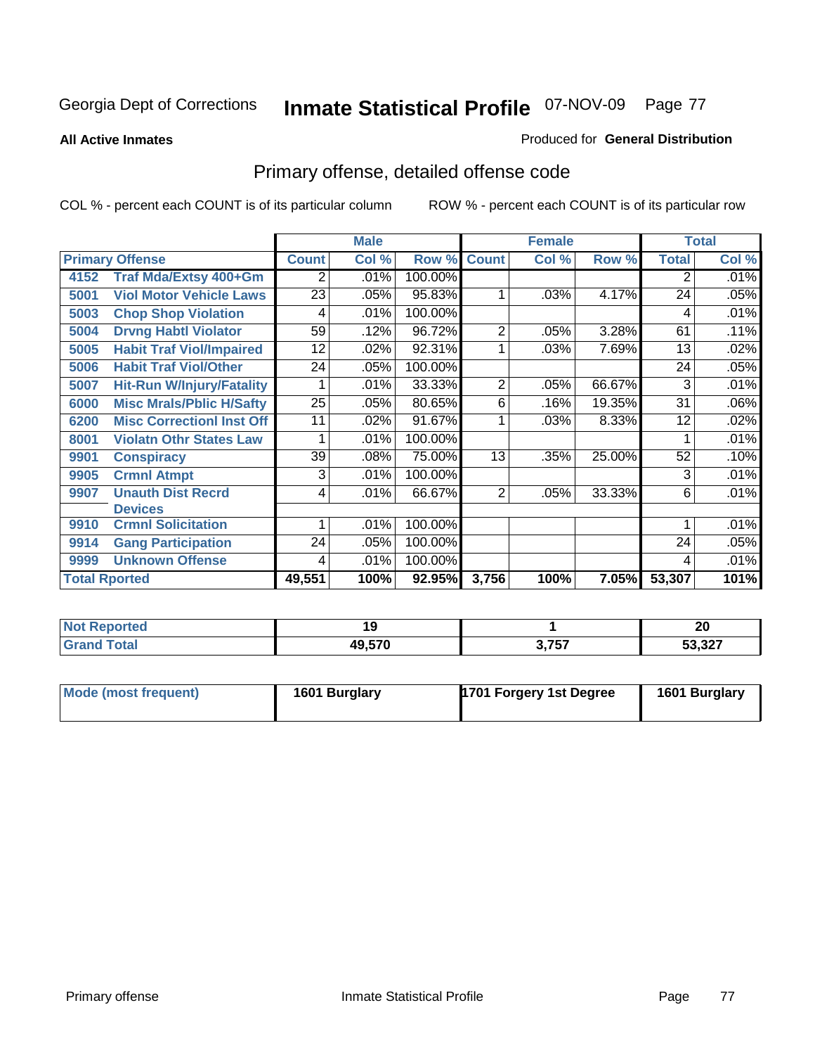Georgia Dept of Corrections **Inmate Statistical Profile** 07-NOV-09

**All Active Inmates**

Produced for **General Distribution**

## Primary offense, detailed offense code

COL % - percent each COUNT is of its particular column

ROW % - percent each COUNT is of its particular row

| Primary Offense | | Male | | | Female | | | Total | |
|---|---|---|---|---|---|---|---|---|---|
| | | Count | Col % | Row % | Count | Col % | Row % | Total | Col % |
| 4152 | Traf Mda/Extsy 400+Gm | 2 | .01% | 100.00% | | | | 2 | .01% |
| 5001 | Viol Motor Vehicle Laws | 23 | .05% | 95.83% | 1 | .03% | 4.17% | 24 | .05% |
| 5003 | Chop Shop Violation | 4 | .01% | 100.00% | | | | 4 | .01% |
| 5004 | Drvng Habtl Violator | 59 | .12% | 96.72% | 2 | .05% | 3.28% | 61 | .11% |
| 5005 | Habit Traf Viol/Impaired | 12 | .02% | 92.31% | 1 | .03% | 7.69% | 13 | .02% |
| 5006 | Habit Traf Viol/Other | 24 | .05% | 100.00% | | | | 24 | .05% |
| 5007 | Hit-Run W/Injury/Fatality | 1 | .01% | 33.33% | 2 | .05% | 66.67% | 3 | .01% |
| 6000 | Misc Mrals/Pblic H/Safty | 25 | .05% | 80.65% | 6 | .16% | 19.35% | 31 | .06% |
| 6200 | Misc Correctionl Inst Off | 11 | .02% | 91.67% | 1 | .03% | 8.33% | 12 | .02% |
| 8001 | Violatn Othr States Law | 1 | .01% | 100.00% | | | | 1 | .01% |
| 9901 | Conspiracy | 39 | .08% | 75.00% | 13 | .35% | 25.00% | 52 | .10% |
| 9905 | Crmnl Atmpt | 3 | .01% | 100.00% | | | | 3 | .01% |
| 9907 | Unauth Dist Recrd Devices | 4 | .01% | 66.67% | 2 | .05% | 33.33% | 6 | .01% |
| 9910 | Crmnl Solicitation | 1 | .01% | 100.00% | | | | 1 | .01% |
| 9914 | Gang Participation | 24 | .05% | 100.00% | | | | 24 | .05% |
| 9999 | Unknown Offense | 4 | .01% | 100.00% | | | | 4 | .01% |
| Total Rported | | 49,551 | 100% | 92.95% | 3,756 | 100% | 7.05% | 53,307 | 101% |

| | Male | Female | Total |
|---|---|---|---|
| Not Reported | 19 | 1 | 20 |
| Grand Total | 49,570 | 3,757 | 53,327 |

| | Male | Female | Total |
|---|---|---|---|
| Mode (most frequent) | 1601 Burglary | 1701 Forgery 1st Degree | 1601 Burglary |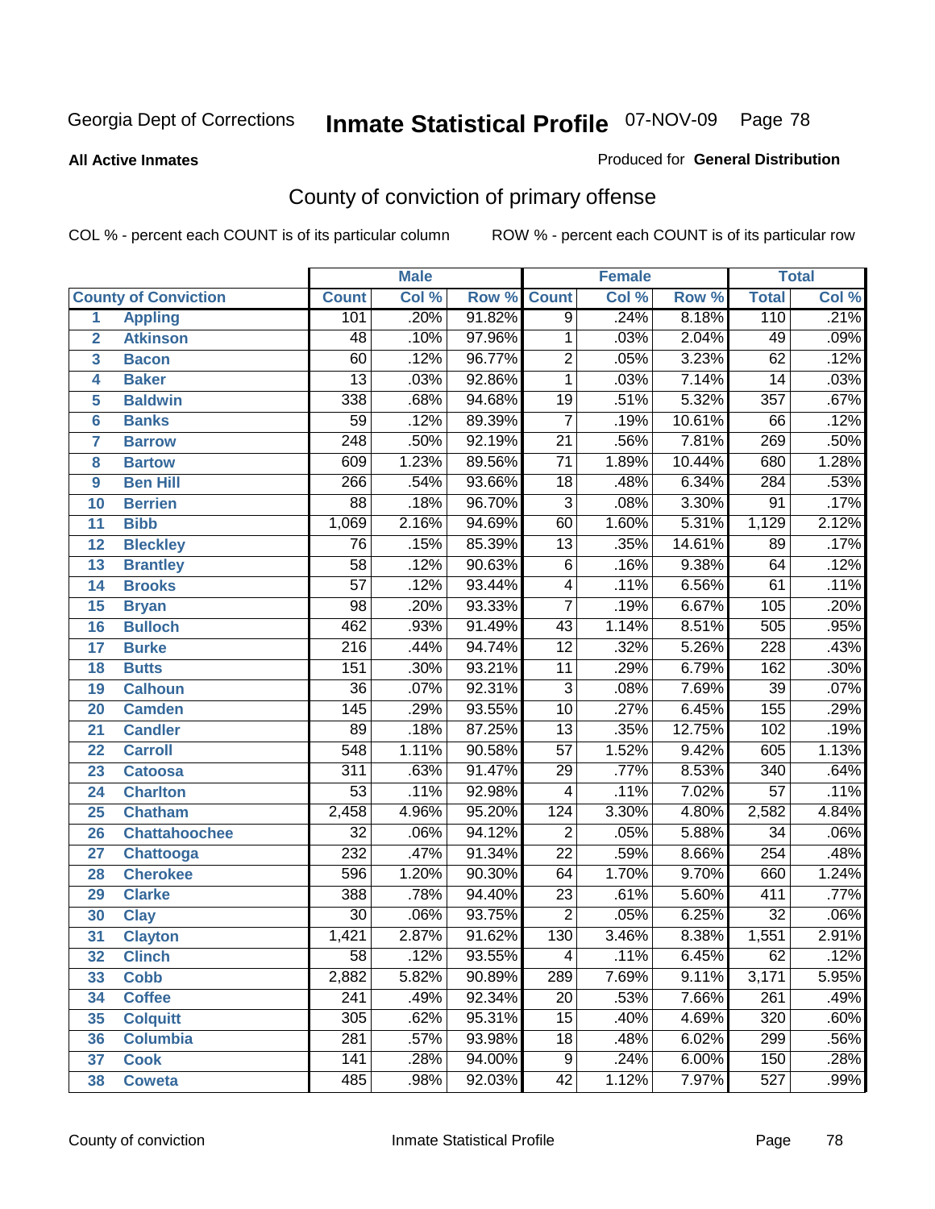Georgia Dept of Corrections

# Inmate Statistical Profile 07-NOV-09

**All Active Inmates**

Produced for **General Distribution**

## County of conviction of primary offense

COL % - percent each COUNT is of its particular column

ROW % - percent each COUNT is of its particular row

| County of Conviction | | Male | | | Female | | | Total | |
|---|---|---|---|---|---|---|---|---|---|
| | | Count | Col % | Row % | Count | Col % | Row % | Total | Col % |
| 1 | Appling | 101 | .20% | 91.82% | 9 | .24% | 8.18% | 110 | .21% |
| 2 | Atkinson | 48 | .10% | 97.96% | 1 | .03% | 2.04% | 49 | .09% |
| 3 | Bacon | 60 | .12% | 96.77% | 2 | .05% | 3.23% | 62 | .12% |
| 4 | Baker | 13 | .03% | 92.86% | 1 | .03% | 7.14% | 14 | .03% |
| 5 | Baldwin | 338 | .68% | 94.68% | 19 | .51% | 5.32% | 357 | .67% |
| 6 | Banks | 59 | .12% | 89.39% | 7 | .19% | 10.61% | 66 | .12% |
| 7 | Barrow | 248 | .50% | 92.19% | 21 | .56% | 7.81% | 269 | .50% |
| 8 | Bartow | 609 | 1.23% | 89.56% | 71 | 1.89% | 10.44% | 680 | 1.28% |
| 9 | Ben Hill | 266 | .54% | 93.66% | 18 | .48% | 6.34% | 284 | .53% |
| 10 | Berrien | 88 | .18% | 96.70% | 3 | .08% | 3.30% | 91 | .17% |
| 11 | Bibb | 1,069 | 2.16% | 94.69% | 60 | 1.60% | 5.31% | 1,129 | 2.12% |
| 12 | Bleckley | 76 | .15% | 85.39% | 13 | .35% | 14.61% | 89 | .17% |
| 13 | Brantley | 58 | .12% | 90.63% | 6 | .16% | 9.38% | 64 | .12% |
| 14 | Brooks | 57 | .12% | 93.44% | 4 | .11% | 6.56% | 61 | .11% |
| 15 | Bryan | 98 | .20% | 93.33% | 7 | .19% | 6.67% | 105 | .20% |
| 16 | Bulloch | 462 | .93% | 91.49% | 43 | 1.14% | 8.51% | 505 | .95% |
| 17 | Burke | 216 | .44% | 94.74% | 12 | .32% | 5.26% | 228 | .43% |
| 18 | Butts | 151 | .30% | 93.21% | 11 | .29% | 6.79% | 162 | .30% |
| 19 | Calhoun | 36 | .07% | 92.31% | 3 | .08% | 7.69% | 39 | .07% |
| 20 | Camden | 145 | .29% | 93.55% | 10 | .27% | 6.45% | 155 | .29% |
| 21 | Candler | 89 | .18% | 87.25% | 13 | .35% | 12.75% | 102 | .19% |
| 22 | Carroll | 548 | 1.11% | 90.58% | 57 | 1.52% | 9.42% | 605 | 1.13% |
| 23 | Catoosa | 311 | .63% | 91.47% | 29 | .77% | 8.53% | 340 | .64% |
| 24 | Charlton | 53 | .11% | 92.98% | 4 | .11% | 7.02% | 57 | .11% |
| 25 | Chatham | 2,458 | 4.96% | 95.20% | 124 | 3.30% | 4.80% | 2,582 | 4.84% |
| 26 | Chattahoochee | 32 | .06% | 94.12% | 2 | .05% | 5.88% | 34 | .06% |
| 27 | Chattooga | 232 | .47% | 91.34% | 22 | .59% | 8.66% | 254 | .48% |
| 28 | Cherokee | 596 | 1.20% | 90.30% | 64 | 1.70% | 9.70% | 660 | 1.24% |
| 29 | Clarke | 388 | .78% | 94.40% | 23 | .61% | 5.60% | 411 | .77% |
| 30 | Clay | 30 | .06% | 93.75% | 2 | .05% | 6.25% | 32 | .06% |
| 31 | Clayton | 1,421 | 2.87% | 91.62% | 130 | 3.46% | 8.38% | 1,551 | 2.91% |
| 32 | Clinch | 58 | .12% | 93.55% | 4 | .11% | 6.45% | 62 | .12% |
| 33 | Cobb | 2,882 | 5.82% | 90.89% | 289 | 7.69% | 9.11% | 3,171 | 5.95% |
| 34 | Coffee | 241 | .49% | 92.34% | 20 | .53% | 7.66% | 261 | .49% |
| 35 | Colquitt | 305 | .62% | 95.31% | 15 | .40% | 4.69% | 320 | .60% |
| 36 | Columbia | 281 | .57% | 93.98% | 18 | .48% | 6.02% | 299 | .56% |
| 37 | Cook | 141 | .28% | 94.00% | 9 | .24% | 6.00% | 150 | .28% |
| 38 | Coweta | 485 | .98% | 92.03% | 42 | 1.12% | 7.97% | 527 | .99% |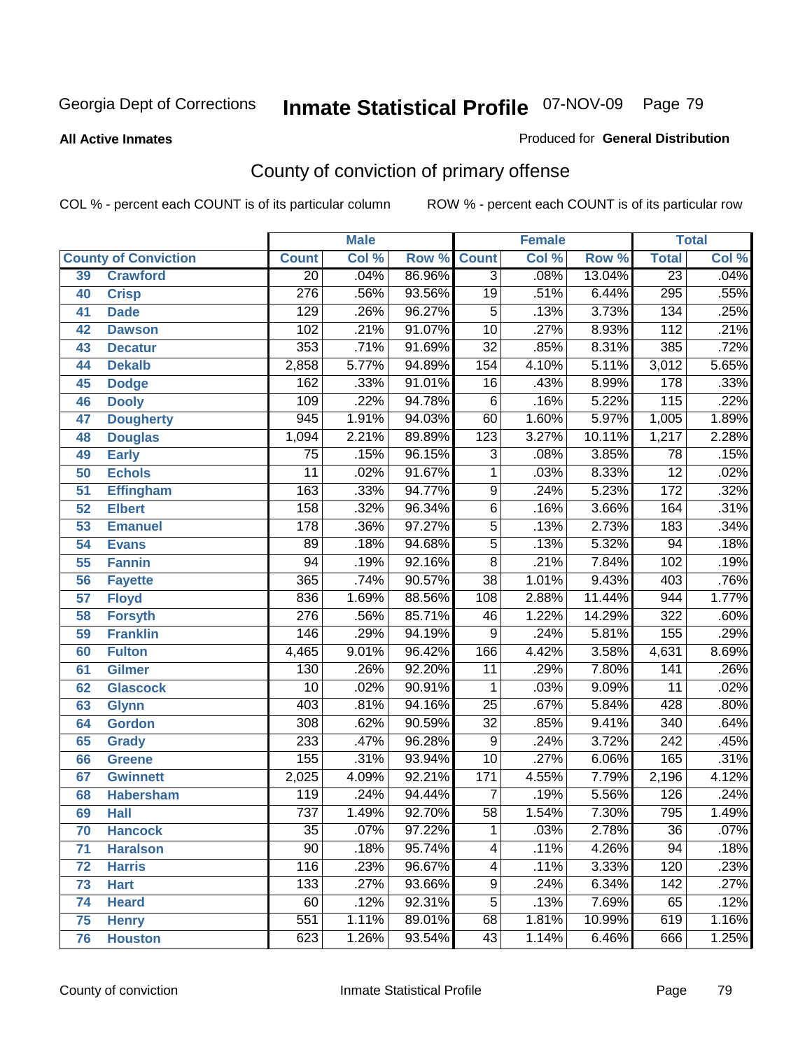Georgia Dept of Corrections **Inmate Statistical Profile** 07-NOV-09 Page 79

**All Active Inmates**

Produced for **General Distribution**

## County of conviction of primary offense

COL % - percent each COUNT is of its particular column    ROW % - percent each COUNT is of its particular row

| County of Conviction | | Male | | | Female | | | Total | |
|---|---|---|---|---|---|---|---|---|---|
| | | Count | Col % | Row % | Count | Col % | Row % | Total | Col % |
| 39 | Crawford | 20 | .04% | 86.96% | 3 | .08% | 13.04% | 23 | .04% |
| 40 | Crisp | 276 | .56% | 93.56% | 19 | .51% | 6.44% | 295 | .55% |
| 41 | Dade | 129 | .26% | 96.27% | 5 | .13% | 3.73% | 134 | .25% |
| 42 | Dawson | 102 | .21% | 91.07% | 10 | .27% | 8.93% | 112 | .21% |
| 43 | Decatur | 353 | .71% | 91.69% | 32 | .85% | 8.31% | 385 | .72% |
| 44 | Dekalb | 2,858 | 5.77% | 94.89% | 154 | 4.10% | 5.11% | 3,012 | 5.65% |
| 45 | Dodge | 162 | .33% | 91.01% | 16 | .43% | 8.99% | 178 | .33% |
| 46 | Dooly | 109 | .22% | 94.78% | 6 | .16% | 5.22% | 115 | .22% |
| 47 | Dougherty | 945 | 1.91% | 94.03% | 60 | 1.60% | 5.97% | 1,005 | 1.89% |
| 48 | Douglas | 1,094 | 2.21% | 89.89% | 123 | 3.27% | 10.11% | 1,217 | 2.28% |
| 49 | Early | 75 | .15% | 96.15% | 3 | .08% | 3.85% | 78 | .15% |
| 50 | Echols | 11 | .02% | 91.67% | 1 | .03% | 8.33% | 12 | .02% |
| 51 | Effingham | 163 | .33% | 94.77% | 9 | .24% | 5.23% | 172 | .32% |
| 52 | Elbert | 158 | .32% | 96.34% | 6 | .16% | 3.66% | 164 | .31% |
| 53 | Emanuel | 178 | .36% | 97.27% | 5 | .13% | 2.73% | 183 | .34% |
| 54 | Evans | 89 | .18% | 94.68% | 5 | .13% | 5.32% | 94 | .18% |
| 55 | Fannin | 94 | .19% | 92.16% | 8 | .21% | 7.84% | 102 | .19% |
| 56 | Fayette | 365 | .74% | 90.57% | 38 | 1.01% | 9.43% | 403 | .76% |
| 57 | Floyd | 836 | 1.69% | 88.56% | 108 | 2.88% | 11.44% | 944 | 1.77% |
| 58 | Forsyth | 276 | .56% | 85.71% | 46 | 1.22% | 14.29% | 322 | .60% |
| 59 | Franklin | 146 | .29% | 94.19% | 9 | .24% | 5.81% | 155 | .29% |
| 60 | Fulton | 4,465 | 9.01% | 96.42% | 166 | 4.42% | 3.58% | 4,631 | 8.69% |
| 61 | Gilmer | 130 | .26% | 92.20% | 11 | .29% | 7.80% | 141 | .26% |
| 62 | Glascock | 10 | .02% | 90.91% | 1 | .03% | 9.09% | 11 | .02% |
| 63 | Glynn | 403 | .81% | 94.16% | 25 | .67% | 5.84% | 428 | .80% |
| 64 | Gordon | 308 | .62% | 90.59% | 32 | .85% | 9.41% | 340 | .64% |
| 65 | Grady | 233 | .47% | 96.28% | 9 | .24% | 3.72% | 242 | .45% |
| 66 | Greene | 155 | .31% | 93.94% | 10 | .27% | 6.06% | 165 | .31% |
| 67 | Gwinnett | 2,025 | 4.09% | 92.21% | 171 | 4.55% | 7.79% | 2,196 | 4.12% |
| 68 | Habersham | 119 | .24% | 94.44% | 7 | .19% | 5.56% | 126 | .24% |
| 69 | Hall | 737 | 1.49% | 92.70% | 58 | 1.54% | 7.30% | 795 | 1.49% |
| 70 | Hancock | 35 | .07% | 97.22% | 1 | .03% | 2.78% | 36 | .07% |
| 71 | Haralson | 90 | .18% | 95.74% | 4 | .11% | 4.26% | 94 | .18% |
| 72 | Harris | 116 | .23% | 96.67% | 4 | .11% | 3.33% | 120 | .23% |
| 73 | Hart | 133 | .27% | 93.66% | 9 | .24% | 6.34% | 142 | .27% |
| 74 | Heard | 60 | .12% | 92.31% | 5 | .13% | 7.69% | 65 | .12% |
| 75 | Henry | 551 | 1.11% | 89.01% | 68 | 1.81% | 10.99% | 619 | 1.16% |
| 76 | Houston | 623 | 1.26% | 93.54% | 43 | 1.14% | 6.46% | 666 | 1.25% |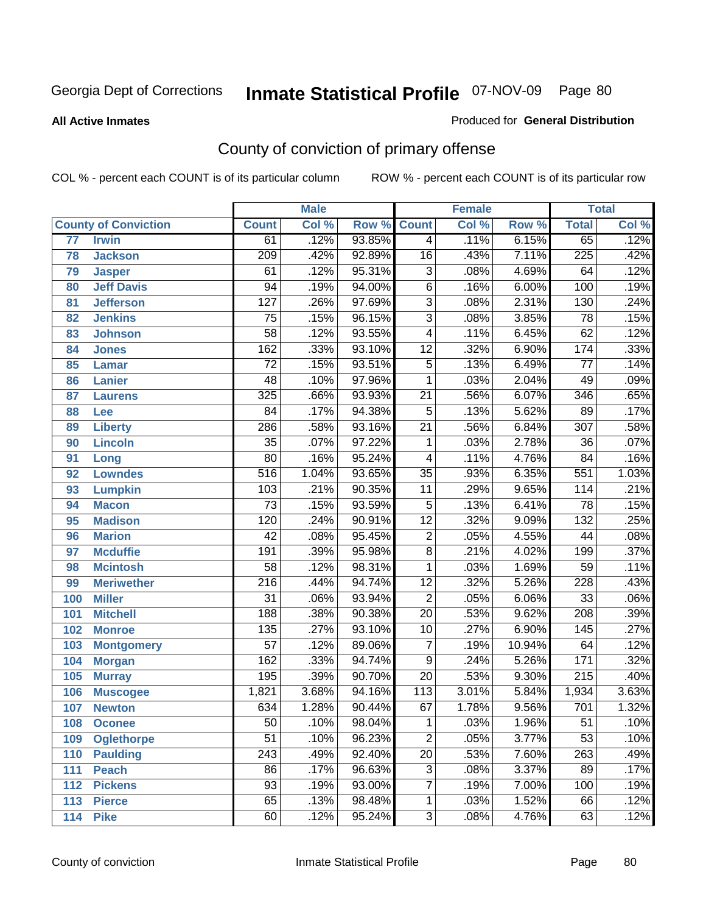Georgia Dept of Corrections **Inmate Statistical Profile** 07-NOV-09

**All Active Inmates**

Produced for **General Distribution**

## County of conviction of primary offense

COL % - percent each COUNT is of its particular column ROW % - percent each COUNT is of its particular row

| County of Conviction | | Male | | | Female | | | Total | |
|---|---|---|---|---|---|---|---|---|---|
| | | Count | Col % | Row % | Count | Col % | Row % | Total | Col % |
| 77 | Irwin | 61 | .12% | 93.85% | 4 | .11% | 6.15% | 65 | .12% |
| 78 | Jackson | 209 | .42% | 92.89% | 16 | .43% | 7.11% | 225 | .42% |
| 79 | Jasper | 61 | .12% | 95.31% | 3 | .08% | 4.69% | 64 | .12% |
| 80 | Jeff Davis | 94 | .19% | 94.00% | 6 | .16% | 6.00% | 100 | .19% |
| 81 | Jefferson | 127 | .26% | 97.69% | 3 | .08% | 2.31% | 130 | .24% |
| 82 | Jenkins | 75 | .15% | 96.15% | 3 | .08% | 3.85% | 78 | .15% |
| 83 | Johnson | 58 | .12% | 93.55% | 4 | .11% | 6.45% | 62 | .12% |
| 84 | Jones | 162 | .33% | 93.10% | 12 | .32% | 6.90% | 174 | .33% |
| 85 | Lamar | 72 | .15% | 93.51% | 5 | .13% | 6.49% | 77 | .14% |
| 86 | Lanier | 48 | .10% | 97.96% | 1 | .03% | 2.04% | 49 | .09% |
| 87 | Laurens | 325 | .66% | 93.93% | 21 | .56% | 6.07% | 346 | .65% |
| 88 | Lee | 84 | .17% | 94.38% | 5 | .13% | 5.62% | 89 | .17% |
| 89 | Liberty | 286 | .58% | 93.16% | 21 | .56% | 6.84% | 307 | .58% |
| 90 | Lincoln | 35 | .07% | 97.22% | 1 | .03% | 2.78% | 36 | .07% |
| 91 | Long | 80 | .16% | 95.24% | 4 | .11% | 4.76% | 84 | .16% |
| 92 | Lowndes | 516 | 1.04% | 93.65% | 35 | .93% | 6.35% | 551 | 1.03% |
| 93 | Lumpkin | 103 | .21% | 90.35% | 11 | .29% | 9.65% | 114 | .21% |
| 94 | Macon | 73 | .15% | 93.59% | 5 | .13% | 6.41% | 78 | .15% |
| 95 | Madison | 120 | .24% | 90.91% | 12 | .32% | 9.09% | 132 | .25% |
| 96 | Marion | 42 | .08% | 95.45% | 2 | .05% | 4.55% | 44 | .08% |
| 97 | Mcduffie | 191 | .39% | 95.98% | 8 | .21% | 4.02% | 199 | .37% |
| 98 | Mcintosh | 58 | .12% | 98.31% | 1 | .03% | 1.69% | 59 | .11% |
| 99 | Meriwether | 216 | .44% | 94.74% | 12 | .32% | 5.26% | 228 | .43% |
| 100 | Miller | 31 | .06% | 93.94% | 2 | .05% | 6.06% | 33 | .06% |
| 101 | Mitchell | 188 | .38% | 90.38% | 20 | .53% | 9.62% | 208 | .39% |
| 102 | Monroe | 135 | .27% | 93.10% | 10 | .27% | 6.90% | 145 | .27% |
| 103 | Montgomery | 57 | .12% | 89.06% | 7 | .19% | 10.94% | 64 | .12% |
| 104 | Morgan | 162 | .33% | 94.74% | 9 | .24% | 5.26% | 171 | .32% |
| 105 | Murray | 195 | .39% | 90.70% | 20 | .53% | 9.30% | 215 | .40% |
| 106 | Muscogee | 1,821 | 3.68% | 94.16% | 113 | 3.01% | 5.84% | 1,934 | 3.63% |
| 107 | Newton | 634 | 1.28% | 90.44% | 67 | 1.78% | 9.56% | 701 | 1.32% |
| 108 | Oconee | 50 | .10% | 98.04% | 1 | .03% | 1.96% | 51 | .10% |
| 109 | Oglethorpe | 51 | .10% | 96.23% | 2 | .05% | 3.77% | 53 | .10% |
| 110 | Paulding | 243 | .49% | 92.40% | 20 | .53% | 7.60% | 263 | .49% |
| 111 | Peach | 86 | .17% | 96.63% | 3 | .08% | 3.37% | 89 | .17% |
| 112 | Pickens | 93 | .19% | 93.00% | 7 | .19% | 7.00% | 100 | .19% |
| 113 | Pierce | 65 | .13% | 98.48% | 1 | .03% | 1.52% | 66 | .12% |
| 114 | Pike | 60 | .12% | 95.24% | 3 | .08% | 4.76% | 63 | .12% |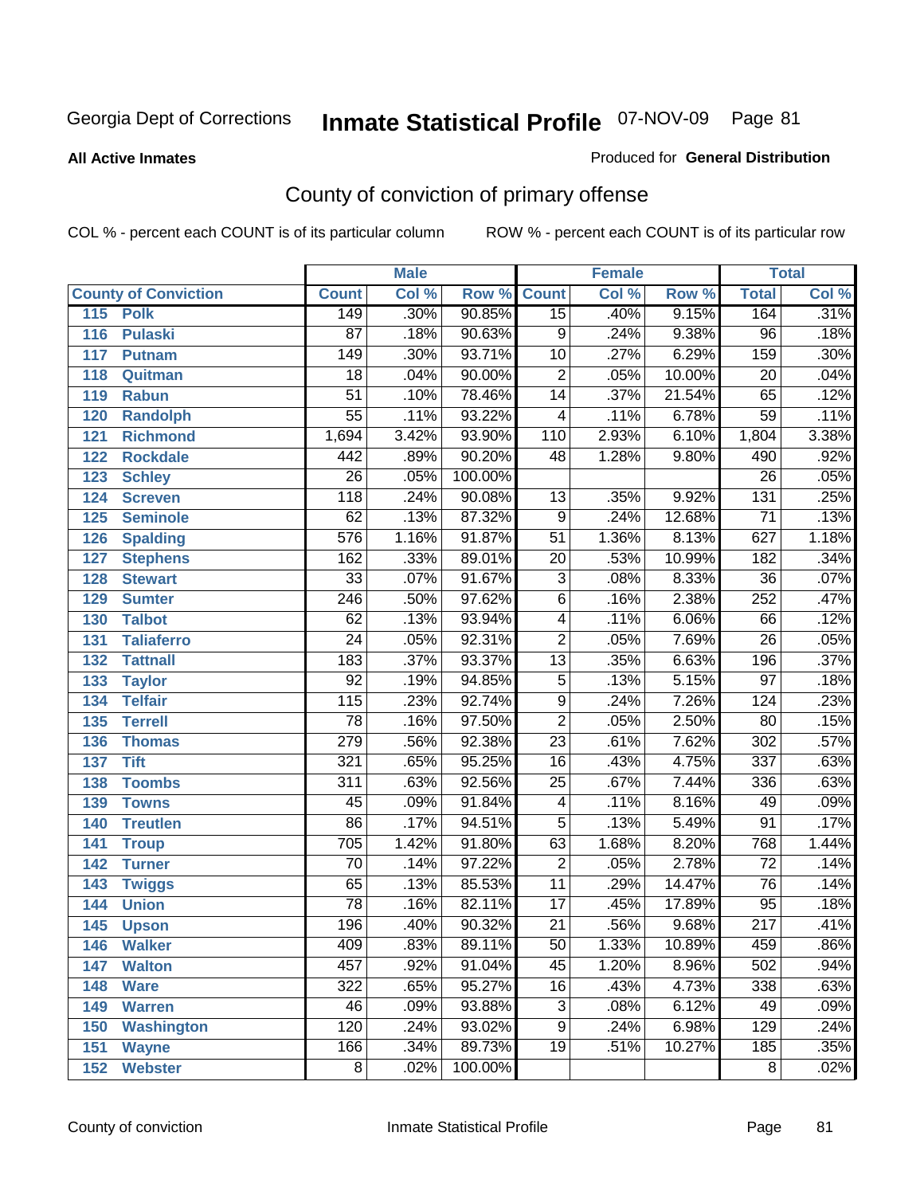Georgia Dept of Corrections **Inmate Statistical Profile** 07-NOV-09 Page 81

**All Active Inmates**

Produced for **General Distribution**

# County of conviction of primary offense

COL % - percent each COUNT is of its particular column ROW % - percent each COUNT is of its particular row

| County of Conviction | | Male | | | Female | | | Total | |
|---|---|---|---|---|---|---|---|---|---|
| | | Count | Col % | Row % | Count | Col % | Row % | Total | Col % |
| 115 | Polk | 149 | .30% | 90.85% | 15 | .40% | 9.15% | 164 | .31% |
| 116 | Pulaski | 87 | .18% | 90.63% | 9 | .24% | 9.38% | 96 | .18% |
| 117 | Putnam | 149 | .30% | 93.71% | 10 | .27% | 6.29% | 159 | .30% |
| 118 | Quitman | 18 | .04% | 90.00% | 2 | .05% | 10.00% | 20 | .04% |
| 119 | Rabun | 51 | .10% | 78.46% | 14 | .37% | 21.54% | 65 | .12% |
| 120 | Randolph | 55 | .11% | 93.22% | 4 | .11% | 6.78% | 59 | .11% |
| 121 | Richmond | 1,694 | 3.42% | 93.90% | 110 | 2.93% | 6.10% | 1,804 | 3.38% |
| 122 | Rockdale | 442 | .89% | 90.20% | 48 | 1.28% | 9.80% | 490 | .92% |
| 123 | Schley | 26 | .05% | 100.00% | | | | 26 | .05% |
| 124 | Screven | 118 | .24% | 90.08% | 13 | .35% | 9.92% | 131 | .25% |
| 125 | Seminole | 62 | .13% | 87.32% | 9 | .24% | 12.68% | 71 | .13% |
| 126 | Spalding | 576 | 1.16% | 91.87% | 51 | 1.36% | 8.13% | 627 | 1.18% |
| 127 | Stephens | 162 | .33% | 89.01% | 20 | .53% | 10.99% | 182 | .34% |
| 128 | Stewart | 33 | .07% | 91.67% | 3 | .08% | 8.33% | 36 | .07% |
| 129 | Sumter | 246 | .50% | 97.62% | 6 | .16% | 2.38% | 252 | .47% |
| 130 | Talbot | 62 | .13% | 93.94% | 4 | .11% | 6.06% | 66 | .12% |
| 131 | Taliaferro | 24 | .05% | 92.31% | 2 | .05% | 7.69% | 26 | .05% |
| 132 | Tattnall | 183 | .37% | 93.37% | 13 | .35% | 6.63% | 196 | .37% |
| 133 | Taylor | 92 | .19% | 94.85% | 5 | .13% | 5.15% | 97 | .18% |
| 134 | Telfair | 115 | .23% | 92.74% | 9 | .24% | 7.26% | 124 | .23% |
| 135 | Terrell | 78 | .16% | 97.50% | 2 | .05% | 2.50% | 80 | .15% |
| 136 | Thomas | 279 | .56% | 92.38% | 23 | .61% | 7.62% | 302 | .57% |
| 137 | Tift | 321 | .65% | 95.25% | 16 | .43% | 4.75% | 337 | .63% |
| 138 | Toombs | 311 | .63% | 92.56% | 25 | .67% | 7.44% | 336 | .63% |
| 139 | Towns | 45 | .09% | 91.84% | 4 | .11% | 8.16% | 49 | .09% |
| 140 | Treutlen | 86 | .17% | 94.51% | 5 | .13% | 5.49% | 91 | .17% |
| 141 | Troup | 705 | 1.42% | 91.80% | 63 | 1.68% | 8.20% | 768 | 1.44% |
| 142 | Turner | 70 | .14% | 97.22% | 2 | .05% | 2.78% | 72 | .14% |
| 143 | Twiggs | 65 | .13% | 85.53% | 11 | .29% | 14.47% | 76 | .14% |
| 144 | Union | 78 | .16% | 82.11% | 17 | .45% | 17.89% | 95 | .18% |
| 145 | Upson | 196 | .40% | 90.32% | 21 | .56% | 9.68% | 217 | .41% |
| 146 | Walker | 409 | .83% | 89.11% | 50 | 1.33% | 10.89% | 459 | .86% |
| 147 | Walton | 457 | .92% | 91.04% | 45 | 1.20% | 8.96% | 502 | .94% |
| 148 | Ware | 322 | .65% | 95.27% | 16 | .43% | 4.73% | 338 | .63% |
| 149 | Warren | 46 | .09% | 93.88% | 3 | .08% | 6.12% | 49 | .09% |
| 150 | Washington | 120 | .24% | 93.02% | 9 | .24% | 6.98% | 129 | .24% |
| 151 | Wayne | 166 | .34% | 89.73% | 19 | .51% | 10.27% | 185 | .35% |
| 152 | Webster | 8 | .02% | 100.00% | | | | 8 | .02% |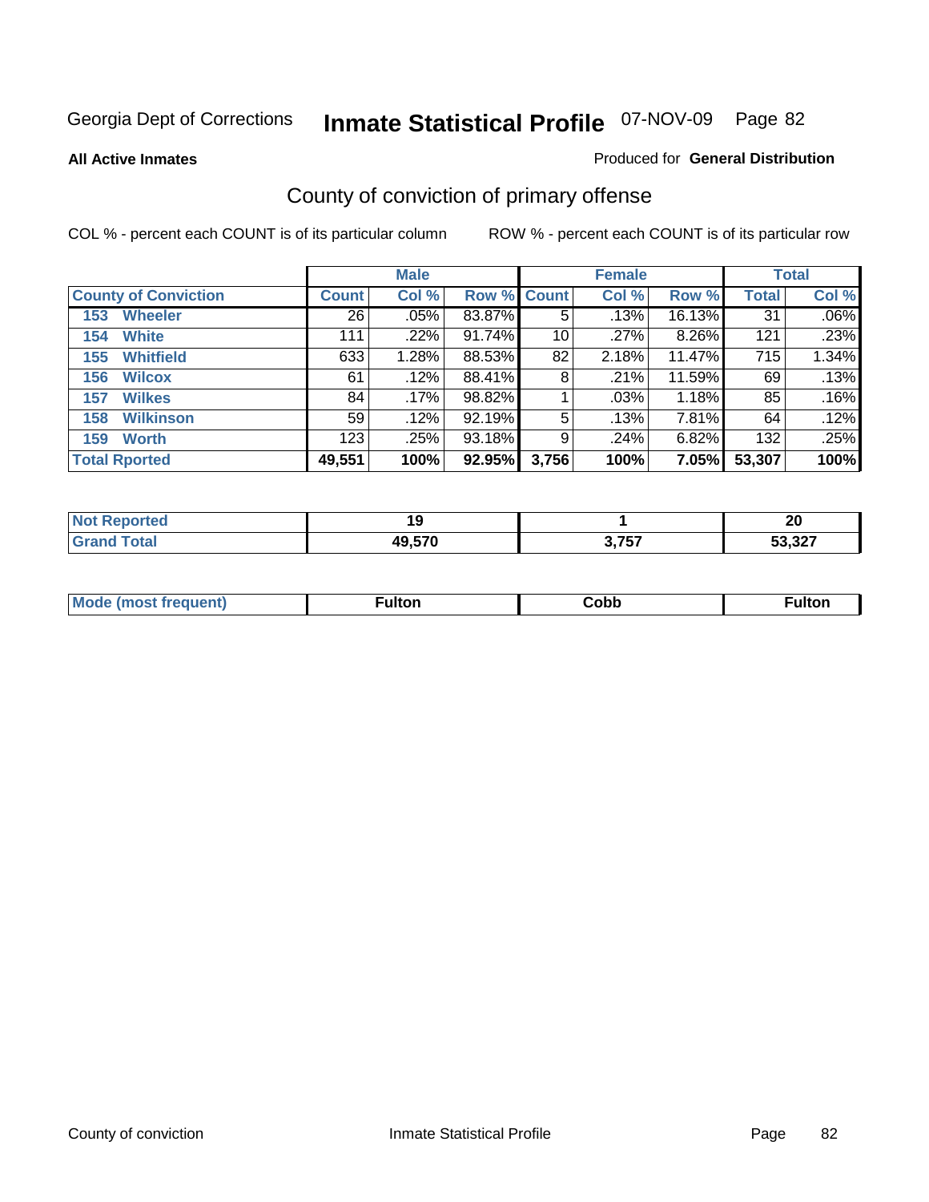Georgia Dept of Corrections **Inmate Statistical Profile** 07-NOV-09 Page 82

**All Active Inmates**

Produced for **General Distribution**

## County of conviction of primary offense

COL % - percent each COUNT is of its particular column

ROW % - percent each COUNT is of its particular row

| County of Conviction | Male | | | Female | | | Total | |
|---|---|---|---|---|---|---|---|---|
| | Count | Col % | Row % | Count | Col % | Row % | Total | Col % |
| 153 Wheeler | 26 | .05% | 83.87% | 5 | .13% | 16.13% | 31 | .06% |
| 154 White | 111 | .22% | 91.74% | 10 | .27% | 8.26% | 121 | .23% |
| 155 Whitfield | 633 | 1.28% | 88.53% | 82 | 2.18% | 11.47% | 715 | 1.34% |
| 156 Wilcox | 61 | .12% | 88.41% | 8 | .21% | 11.59% | 69 | .13% |
| 157 Wilkes | 84 | .17% | 98.82% | 1 | .03% | 1.18% | 85 | .16% |
| 158 Wilkinson | 59 | .12% | 92.19% | 5 | .13% | 7.81% | 64 | .12% |
| 159 Worth | 123 | .25% | 93.18% | 9 | .24% | 6.82% | 132 | .25% |
| **Total Rported** | **49,551** | **100%** | **92.95%** | **3,756** | **100%** | **7.05%** | **53,307** | **100%** |

| | Male | Female | Total |
|---|---|---|---|
| Not Reported | 19 | 1 | 20 |
| Grand Total | 49,570 | 3,757 | 53,327 |

| | Male | Female | Total |
|---|---|---|---|
| Mode (most frequent) | Fulton | Cobb | Fulton |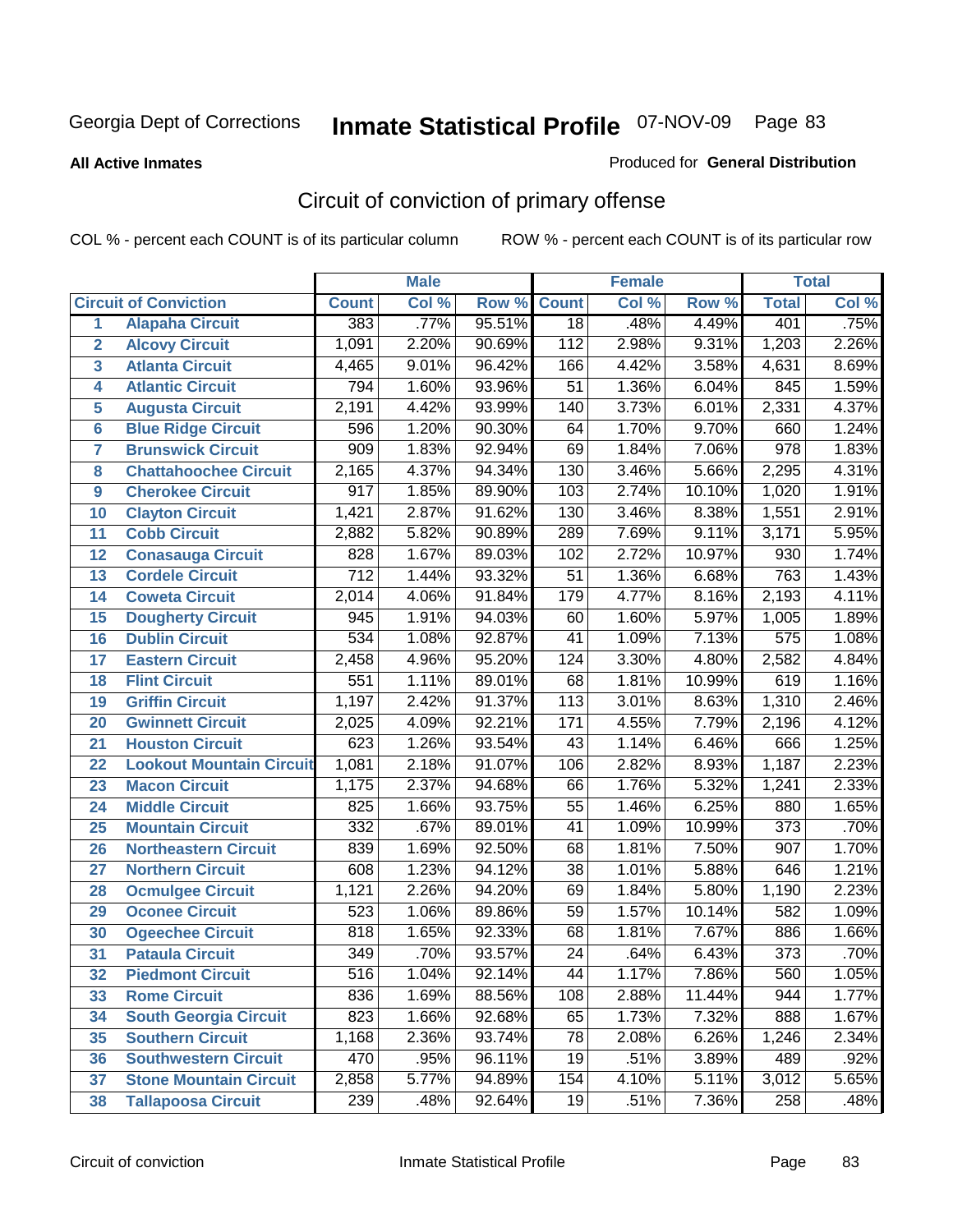Georgia Dept of Corrections

# Inmate Statistical Profile 07-NOV-09

**All Active Inmates**

Produced for **General Distribution**

## Circuit of conviction of primary offense

COL % - percent each COUNT is of its particular column

ROW % - percent each COUNT is of its particular row

| | | Male | | | Female | | | Total | |
|---|---|---|---|---|---|---|---|---|---|
| **Circuit of Conviction** | | **Count** | **Col %** | **Row %** | **Count** | **Col %** | **Row %** | **Total** | **Col %** |
| 1 | Alapaha Circuit | 383 | .77% | 95.51% | 18 | .48% | 4.49% | 401 | .75% |
| 2 | Alcovy Circuit | 1,091 | 2.20% | 90.69% | 112 | 2.98% | 9.31% | 1,203 | 2.26% |
| 3 | Atlanta Circuit | 4,465 | 9.01% | 96.42% | 166 | 4.42% | 3.58% | 4,631 | 8.69% |
| 4 | Atlantic Circuit | 794 | 1.60% | 93.96% | 51 | 1.36% | 6.04% | 845 | 1.59% |
| 5 | Augusta Circuit | 2,191 | 4.42% | 93.99% | 140 | 3.73% | 6.01% | 2,331 | 4.37% |
| 6 | Blue Ridge Circuit | 596 | 1.20% | 90.30% | 64 | 1.70% | 9.70% | 660 | 1.24% |
| 7 | Brunswick Circuit | 909 | 1.83% | 92.94% | 69 | 1.84% | 7.06% | 978 | 1.83% |
| 8 | Chattahoochee Circuit | 2,165 | 4.37% | 94.34% | 130 | 3.46% | 5.66% | 2,295 | 4.31% |
| 9 | Cherokee Circuit | 917 | 1.85% | 89.90% | 103 | 2.74% | 10.10% | 1,020 | 1.91% |
| 10 | Clayton Circuit | 1,421 | 2.87% | 91.62% | 130 | 3.46% | 8.38% | 1,551 | 2.91% |
| 11 | Cobb Circuit | 2,882 | 5.82% | 90.89% | 289 | 7.69% | 9.11% | 3,171 | 5.95% |
| 12 | Conasauga Circuit | 828 | 1.67% | 89.03% | 102 | 2.72% | 10.97% | 930 | 1.74% |
| 13 | Cordele Circuit | 712 | 1.44% | 93.32% | 51 | 1.36% | 6.68% | 763 | 1.43% |
| 14 | Coweta Circuit | 2,014 | 4.06% | 91.84% | 179 | 4.77% | 8.16% | 2,193 | 4.11% |
| 15 | Dougherty Circuit | 945 | 1.91% | 94.03% | 60 | 1.60% | 5.97% | 1,005 | 1.89% |
| 16 | Dublin Circuit | 534 | 1.08% | 92.87% | 41 | 1.09% | 7.13% | 575 | 1.08% |
| 17 | Eastern Circuit | 2,458 | 4.96% | 95.20% | 124 | 3.30% | 4.80% | 2,582 | 4.84% |
| 18 | Flint Circuit | 551 | 1.11% | 89.01% | 68 | 1.81% | 10.99% | 619 | 1.16% |
| 19 | Griffin Circuit | 1,197 | 2.42% | 91.37% | 113 | 3.01% | 8.63% | 1,310 | 2.46% |
| 20 | Gwinnett Circuit | 2,025 | 4.09% | 92.21% | 171 | 4.55% | 7.79% | 2,196 | 4.12% |
| 21 | Houston Circuit | 623 | 1.26% | 93.54% | 43 | 1.14% | 6.46% | 666 | 1.25% |
| 22 | Lookout Mountain Circuit | 1,081 | 2.18% | 91.07% | 106 | 2.82% | 8.93% | 1,187 | 2.23% |
| 23 | Macon Circuit | 1,175 | 2.37% | 94.68% | 66 | 1.76% | 5.32% | 1,241 | 2.33% |
| 24 | Middle Circuit | 825 | 1.66% | 93.75% | 55 | 1.46% | 6.25% | 880 | 1.65% |
| 25 | Mountain Circuit | 332 | .67% | 89.01% | 41 | 1.09% | 10.99% | 373 | .70% |
| 26 | Northeastern Circuit | 839 | 1.69% | 92.50% | 68 | 1.81% | 7.50% | 907 | 1.70% |
| 27 | Northern Circuit | 608 | 1.23% | 94.12% | 38 | 1.01% | 5.88% | 646 | 1.21% |
| 28 | Ocmulgee Circuit | 1,121 | 2.26% | 94.20% | 69 | 1.84% | 5.80% | 1,190 | 2.23% |
| 29 | Oconee Circuit | 523 | 1.06% | 89.86% | 59 | 1.57% | 10.14% | 582 | 1.09% |
| 30 | Ogeechee Circuit | 818 | 1.65% | 92.33% | 68 | 1.81% | 7.67% | 886 | 1.66% |
| 31 | Pataula Circuit | 349 | .70% | 93.57% | 24 | .64% | 6.43% | 373 | .70% |
| 32 | Piedmont Circuit | 516 | 1.04% | 92.14% | 44 | 1.17% | 7.86% | 560 | 1.05% |
| 33 | Rome Circuit | 836 | 1.69% | 88.56% | 108 | 2.88% | 11.44% | 944 | 1.77% |
| 34 | South Georgia Circuit | 823 | 1.66% | 92.68% | 65 | 1.73% | 7.32% | 888 | 1.67% |
| 35 | Southern Circuit | 1,168 | 2.36% | 93.74% | 78 | 2.08% | 6.26% | 1,246 | 2.34% |
| 36 | Southwestern Circuit | 470 | .95% | 96.11% | 19 | .51% | 3.89% | 489 | .92% |
| 37 | Stone Mountain Circuit | 2,858 | 5.77% | 94.89% | 154 | 4.10% | 5.11% | 3,012 | 5.65% |
| 38 | Tallapoosa Circuit | 239 | .48% | 92.64% | 19 | .51% | 7.36% | 258 | .48% |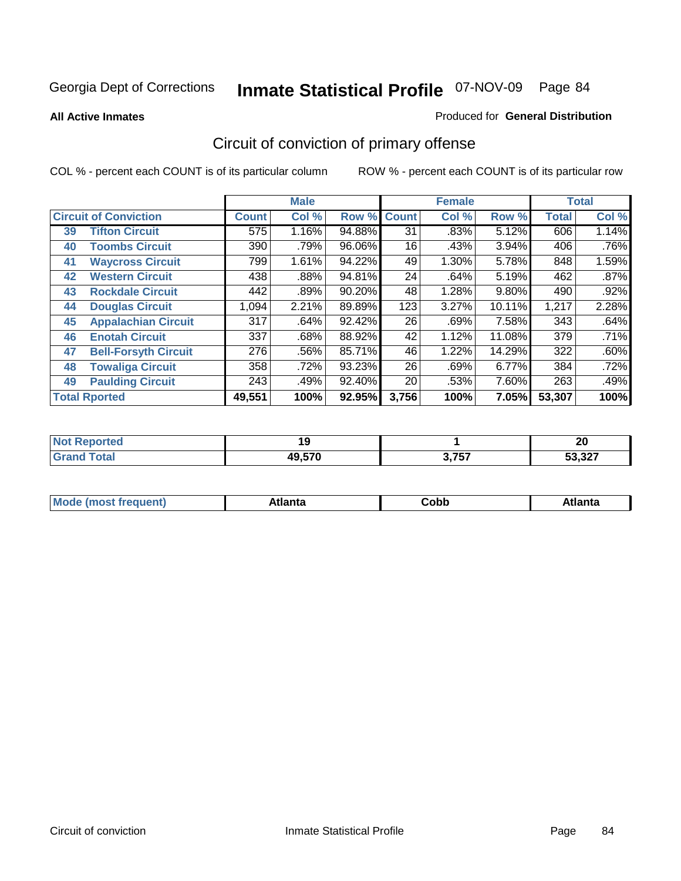Georgia Dept of Corrections

# Inmate Statistical Profile 07-NOV-09

**All Active Inmates**

Produced for **General Distribution**

## Circuit of conviction of primary offense

COL % - percent each COUNT is of its particular column

ROW % - percent each COUNT is of its particular row

| Circuit of Conviction | | Male | | | Female | | | Total | |
|---|---|---|---|---|---|---|---|---|---|
| | | Count | Col % | Row % | Count | Col % | Row % | Total | Col % |
| 39 | Tifton Circuit | 575 | 1.16% | 94.88% | 31 | .83% | 5.12% | 606 | 1.14% |
| 40 | Toombs Circuit | 390 | .79% | 96.06% | 16 | .43% | 3.94% | 406 | .76% |
| 41 | Waycross Circuit | 799 | 1.61% | 94.22% | 49 | 1.30% | 5.78% | 848 | 1.59% |
| 42 | Western Circuit | 438 | .88% | 94.81% | 24 | .64% | 5.19% | 462 | .87% |
| 43 | Rockdale Circuit | 442 | .89% | 90.20% | 48 | 1.28% | 9.80% | 490 | .92% |
| 44 | Douglas Circuit | 1,094 | 2.21% | 89.89% | 123 | 3.27% | 10.11% | 1,217 | 2.28% |
| 45 | Appalachian Circuit | 317 | .64% | 92.42% | 26 | .69% | 7.58% | 343 | .64% |
| 46 | Enotah Circuit | 337 | .68% | 88.92% | 42 | 1.12% | 11.08% | 379 | .71% |
| 47 | Bell-Forsyth Circuit | 276 | .56% | 85.71% | 46 | 1.22% | 14.29% | 322 | .60% |
| 48 | Towaliga Circuit | 358 | .72% | 93.23% | 26 | .69% | 6.77% | 384 | .72% |
| 49 | Paulding Circuit | 243 | .49% | 92.40% | 20 | .53% | 7.60% | 263 | .49% |
| **Total Rported** | | **49,551** | **100%** | **92.95%** | **3,756** | **100%** | **7.05%** | **53,307** | **100%** |

| | Male | Female | Total |
|---|---|---|---|
| Not Reported | **19** | **1** | **20** |
| Grand Total | **49,570** | **3,757** | **53,327** |

| | Male | Female | Total |
|---|---|---|---|
| Mode (most frequent) | **Atlanta** | **Cobb** | **Atlanta** |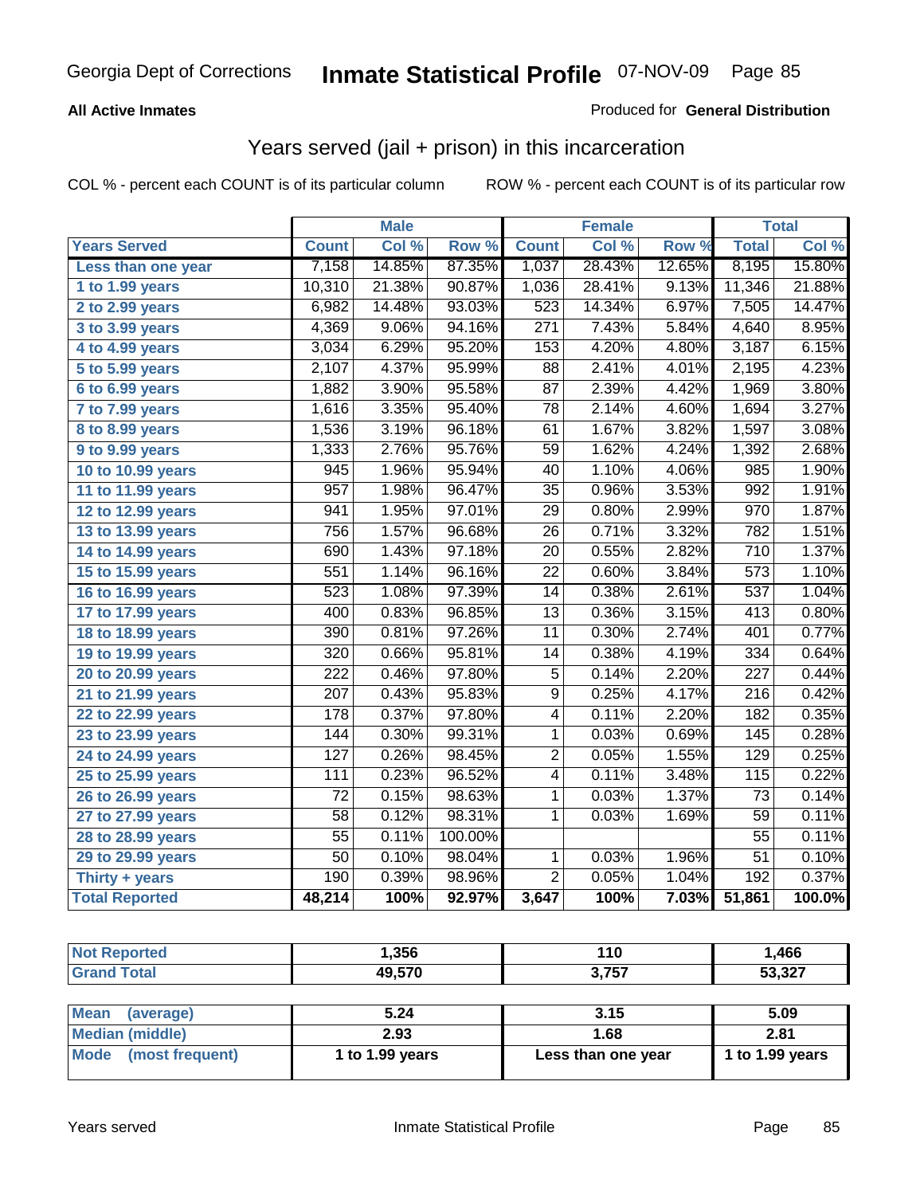Georgia Dept of Corrections **Inmate Statistical Profile** 07-NOV-09

**All Active Inmates**

Produced for **General Distribution**

## Years served (jail + prison) in this incarceration

COL % - percent each COUNT is of its particular column

ROW % - percent each COUNT is of its particular row

| | Male | | | Female | | | Total | |
|---|---|---|---|---|---|---|---|---|
| **Years Served** | **Count** | **Col %** | **Row %** | **Count** | **Col %** | **Row %** | **Total** | **Col %** |
| Less than one year | 7,158 | 14.85% | 87.35% | 1,037 | 28.43% | 12.65% | 8,195 | 15.80% |
| 1 to 1.99 years | 10,310 | 21.38% | 90.87% | 1,036 | 28.41% | 9.13% | 11,346 | 21.88% |
| 2 to 2.99 years | 6,982 | 14.48% | 93.03% | 523 | 14.34% | 6.97% | 7,505 | 14.47% |
| 3 to 3.99 years | 4,369 | 9.06% | 94.16% | 271 | 7.43% | 5.84% | 4,640 | 8.95% |
| 4 to 4.99 years | 3,034 | 6.29% | 95.20% | 153 | 4.20% | 4.80% | 3,187 | 6.15% |
| 5 to 5.99 years | 2,107 | 4.37% | 95.99% | 88 | 2.41% | 4.01% | 2,195 | 4.23% |
| 6 to 6.99 years | 1,882 | 3.90% | 95.58% | 87 | 2.39% | 4.42% | 1,969 | 3.80% |
| 7 to 7.99 years | 1,616 | 3.35% | 95.40% | 78 | 2.14% | 4.60% | 1,694 | 3.27% |
| 8 to 8.99 years | 1,536 | 3.19% | 96.18% | 61 | 1.67% | 3.82% | 1,597 | 3.08% |
| 9 to 9.99 years | 1,333 | 2.76% | 95.76% | 59 | 1.62% | 4.24% | 1,392 | 2.68% |
| 10 to 10.99 years | 945 | 1.96% | 95.94% | 40 | 1.10% | 4.06% | 985 | 1.90% |
| 11 to 11.99 years | 957 | 1.98% | 96.47% | 35 | 0.96% | 3.53% | 992 | 1.91% |
| 12 to 12.99 years | 941 | 1.95% | 97.01% | 29 | 0.80% | 2.99% | 970 | 1.87% |
| 13 to 13.99 years | 756 | 1.57% | 96.68% | 26 | 0.71% | 3.32% | 782 | 1.51% |
| 14 to 14.99 years | 690 | 1.43% | 97.18% | 20 | 0.55% | 2.82% | 710 | 1.37% |
| 15 to 15.99 years | 551 | 1.14% | 96.16% | 22 | 0.60% | 3.84% | 573 | 1.10% |
| 16 to 16.99 years | 523 | 1.08% | 97.39% | 14 | 0.38% | 2.61% | 537 | 1.04% |
| 17 to 17.99 years | 400 | 0.83% | 96.85% | 13 | 0.36% | 3.15% | 413 | 0.80% |
| 18 to 18.99 years | 390 | 0.81% | 97.26% | 11 | 0.30% | 2.74% | 401 | 0.77% |
| 19 to 19.99 years | 320 | 0.66% | 95.81% | 14 | 0.38% | 4.19% | 334 | 0.64% |
| 20 to 20.99 years | 222 | 0.46% | 97.80% | 5 | 0.14% | 2.20% | 227 | 0.44% |
| 21 to 21.99 years | 207 | 0.43% | 95.83% | 9 | 0.25% | 4.17% | 216 | 0.42% |
| 22 to 22.99 years | 178 | 0.37% | 97.80% | 4 | 0.11% | 2.20% | 182 | 0.35% |
| 23 to 23.99 years | 144 | 0.30% | 99.31% | 1 | 0.03% | 0.69% | 145 | 0.28% |
| 24 to 24.99 years | 127 | 0.26% | 98.45% | 2 | 0.05% | 1.55% | 129 | 0.25% |
| 25 to 25.99 years | 111 | 0.23% | 96.52% | 4 | 0.11% | 3.48% | 115 | 0.22% |
| 26 to 26.99 years | 72 | 0.15% | 98.63% | 1 | 0.03% | 1.37% | 73 | 0.14% |
| 27 to 27.99 years | 58 | 0.12% | 98.31% | 1 | 0.03% | 1.69% | 59 | 0.11% |
| 28 to 28.99 years | 55 | 0.11% | 100.00% | | | | 55 | 0.11% |
| 29 to 29.99 years | 50 | 0.10% | 98.04% | 1 | 0.03% | 1.96% | 51 | 0.10% |
| Thirty + years | 190 | 0.39% | 98.96% | 2 | 0.05% | 1.04% | 192 | 0.37% |
| **Total Reported** | **48,214** | **100%** | **92.97%** | **3,647** | **100%** | **7.03%** | **51,861** | **100.0%** |

| | Male | Female | Total |
|---|---|---|---|
| Not Reported | **1,356** | **110** | **1,466** |
| Grand Total | **49,570** | **3,757** | **53,327** |

| | Male | Female | Total |
|---|---|---|---|
| Mean (average) | **5.24** | **3.15** | **5.09** |
| Median (middle) | **2.93** | **1.68** | **2.81** |
| Mode (most frequent) | **1 to 1.99 years** | **Less than one year** | **1 to 1.99 years** |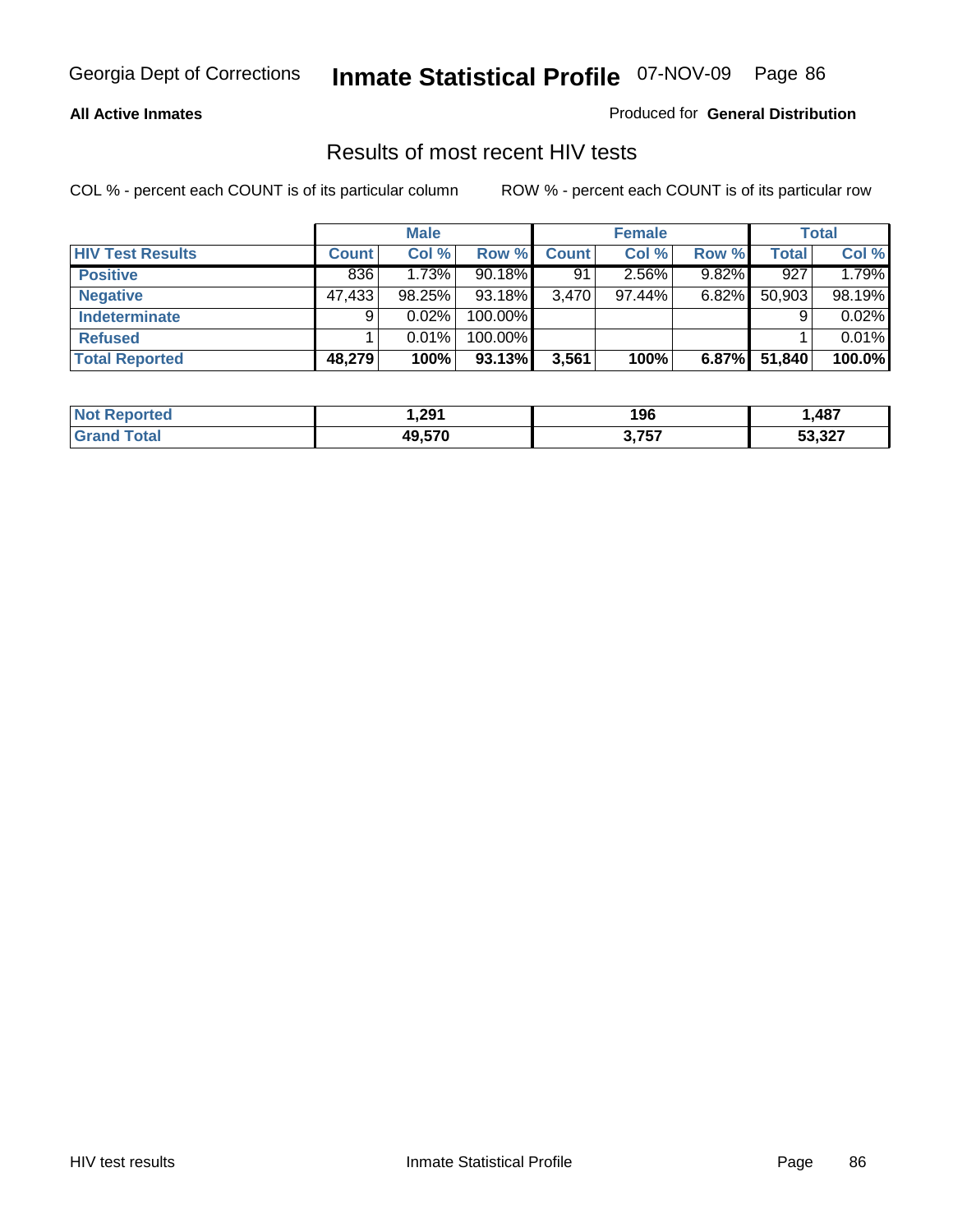Georgia Dept of Corrections **Inmate Statistical Profile** 07-NOV-09

**All Active Inmates**

Produced for **General Distribution**

## Results of most recent HIV tests

COL % - percent each COUNT is of its particular column

ROW % - percent each COUNT is of its particular row

| | Male | | | Female | | | Total | |
|---|---|---|---|---|---|---|---|---|
| **HIV Test Results** | **Count** | **Col %** | **Row %** | **Count** | **Col %** | **Row %** | **Total** | **Col %** |
| **Positive** | 836 | 1.73% | 90.18% | 91 | 2.56% | 9.82% | 927 | 1.79% |
| **Negative** | 47,433 | 98.25% | 93.18% | 3,470 | 97.44% | 6.82% | 50,903 | 98.19% |
| **Indeterminate** | 9 | 0.02% | 100.00% | | | | 9 | 0.02% |
| **Refused** | 1 | 0.01% | 100.00% | | | | 1 | 0.01% |
| **Total Reported** | **48,279** | **100%** | **93.13%** | **3,561** | **100%** | **6.87%** | **51,840** | **100.0%** |

| | Male | Female | Total |
|---|---|---|---|
| **Not Reported** | **1,291** | **196** | **1,487** |
| **Grand Total** | **49,570** | **3,757** | **53,327** |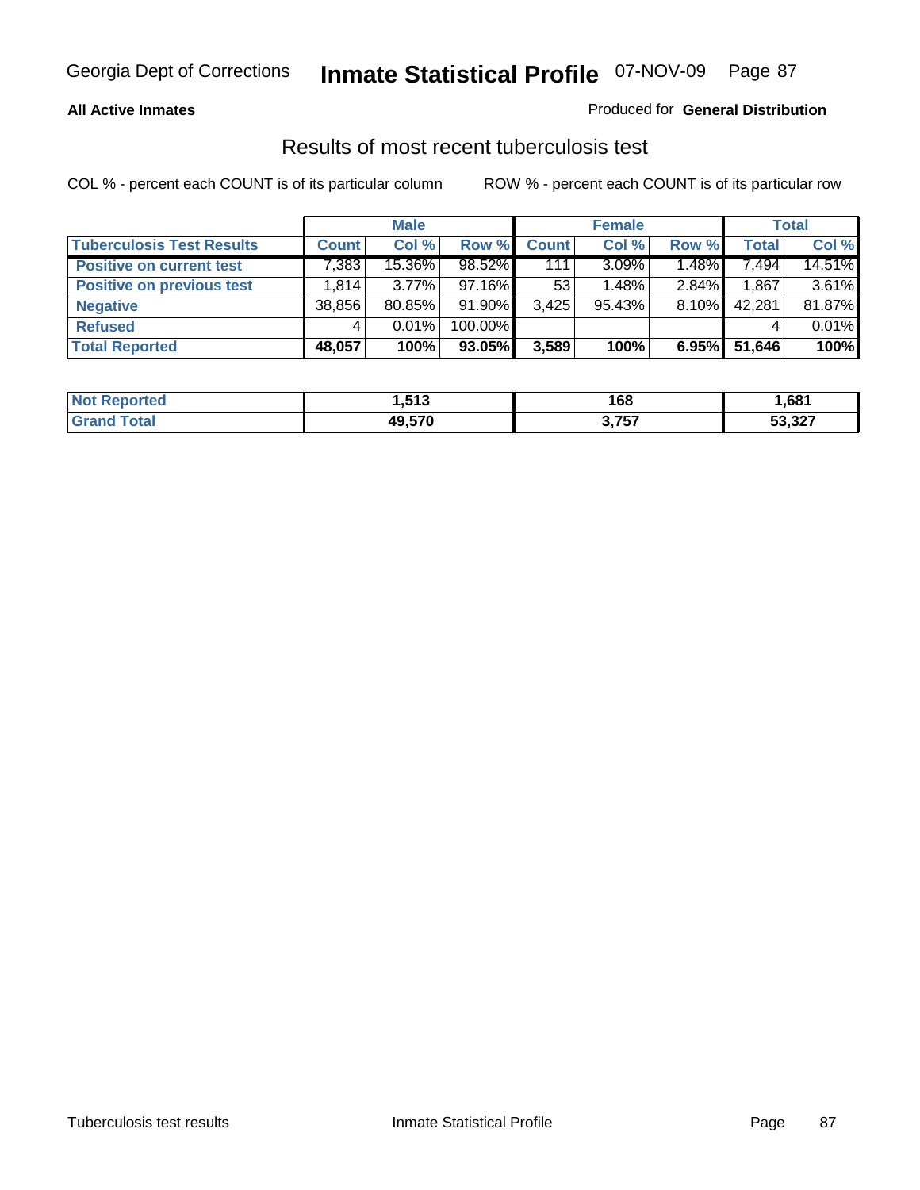Georgia Dept of Corrections **Inmate Statistical Profile** 07-NOV-09 Page 87

**All Active Inmates**

Produced for **General Distribution**

## Results of most recent tuberculosis test

COL % - percent each COUNT is of its particular column

ROW % - percent each COUNT is of its particular row

| | Male | | | Female | | | Total | |
|---|---|---|---|---|---|---|---|---|
| **Tuberculosis Test Results** | **Count** | **Col %** | **Row %** | **Count** | **Col %** | **Row %** | **Total** | **Col %** |
| **Positive on current test** | 7,383 | 15.36% | 98.52% | 111 | 3.09% | 1.48% | 7,494 | 14.51% |
| **Positive on previous test** | 1,814 | 3.77% | 97.16% | 53 | 1.48% | 2.84% | 1,867 | 3.61% |
| **Negative** | 38,856 | 80.85% | 91.90% | 3,425 | 95.43% | 8.10% | 42,281 | 81.87% |
| **Refused** | 4 | 0.01% | 100.00% | | | | 4 | 0.01% |
| **Total Reported** | **48,057** | **100%** | **93.05%** | **3,589** | **100%** | **6.95%** | **51,646** | **100%** |

| | Male | Female | Total |
|---|---|---|---|
| **Not Reported** | **1,513** | **168** | **1,681** |
| **Grand Total** | **49,570** | **3,757** | **53,327** |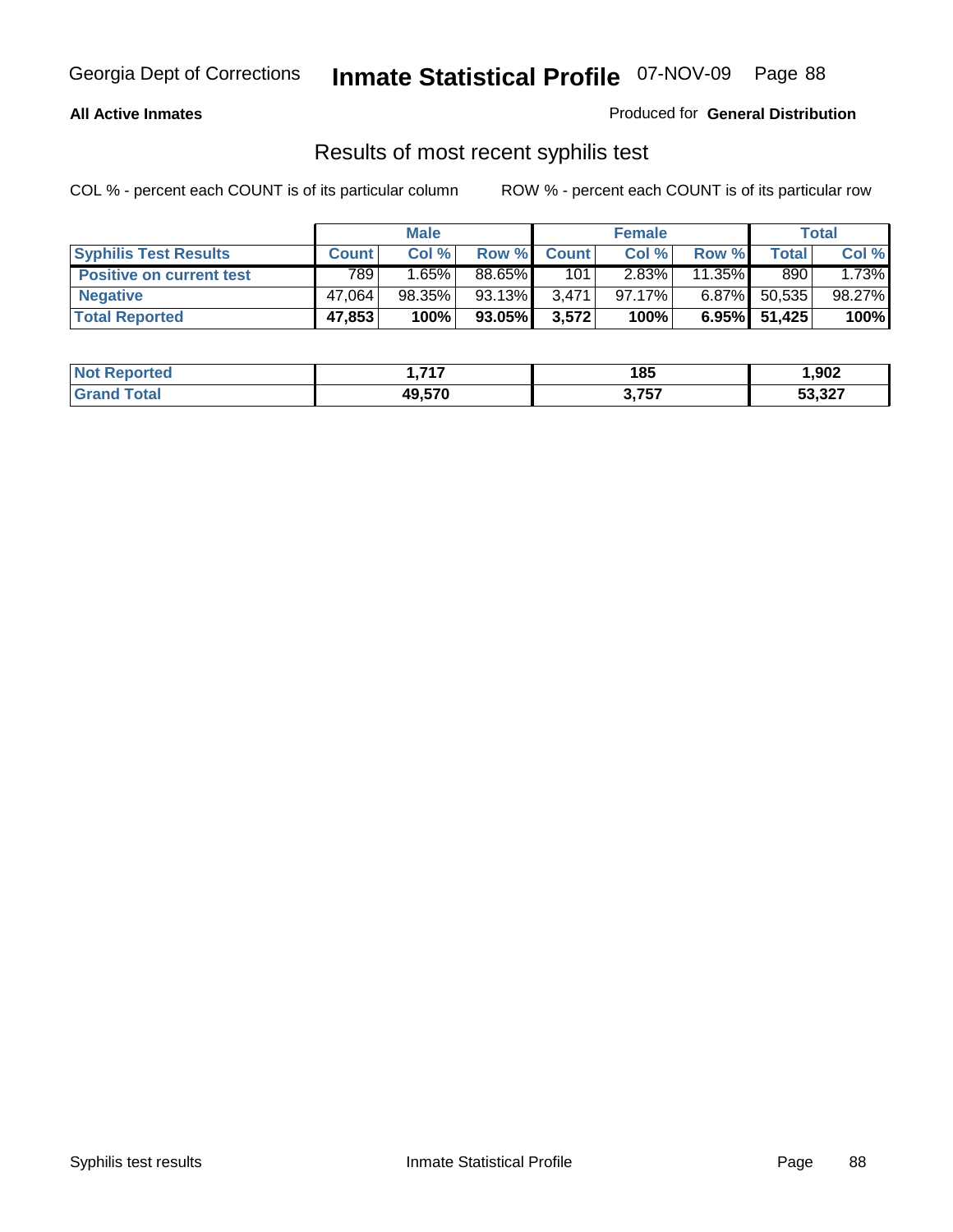**All Active Inmates**

Produced for **General Distribution**

## Results of most recent syphilis test

COL % - percent each COUNT is of its particular column

ROW % - percent each COUNT is of its particular row

| | Male | | | Female | | | Total | |
|---|---|---|---|---|---|---|---|---|
| **Syphilis Test Results** | **Count** | **Col %** | **Row %** | **Count** | **Col %** | **Row %** | **Total** | **Col %** |
| **Positive on current test** | 789 | 1.65% | 88.65% | 101 | 2.83% | 11.35% | 890 | 1.73% |
| **Negative** | 47,064 | 98.35% | 93.13% | 3,471 | 97.17% | 6.87% | 50,535 | 98.27% |
| **Total Reported** | **47,853** | **100%** | **93.05%** | **3,572** | **100%** | **6.95%** | **51,425** | **100%** |

| | Male | Female | Total |
|---|---|---|---|
| **Not Reported** | **1,717** | **185** | **1,902** |
| **Grand Total** | **49,570** | **3,757** | **53,327** |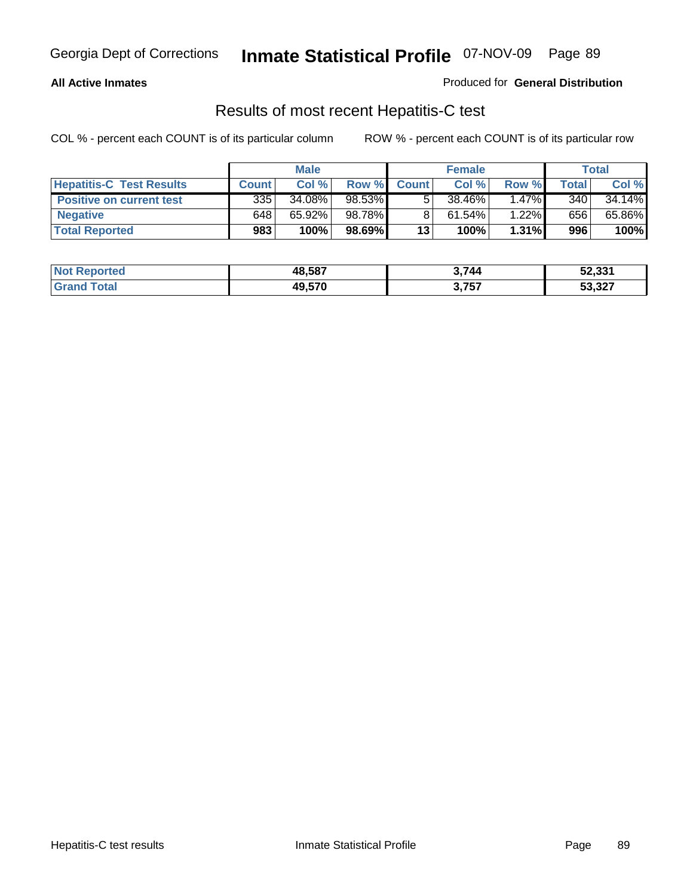Georgia Dept of Corrections **Inmate Statistical Profile** 07-NOV-09

**All Active Inmates**

Produced for **General Distribution**

## Results of most recent Hepatitis-C test

COL % - percent each COUNT is of its particular column

ROW % - percent each COUNT is of its particular row

| | Male | | | Female | | | Total | |
|---|---|---|---|---|---|---|---|---|
| **Hepatitis-C Test Results** | **Count** | **Col %** | **Row %** | **Count** | **Col %** | **Row %** | **Total** | **Col %** |
| **Positive on current test** | 335 | 34.08% | 98.53% | 5 | 38.46% | 1.47% | 340 | 34.14% |
| **Negative** | 648 | 65.92% | 98.78% | 8 | 61.54% | 1.22% | 656 | 65.86% |
| **Total Reported** | **983** | **100%** | **98.69%** | **13** | **100%** | **1.31%** | **996** | **100%** |

| | Male | Female | Total |
|---|---|---|---|
| **Not Reported** | **48,587** | **3,744** | **52,331** |
| **Grand Total** | **49,570** | **3,757** | **53,327** |

Hepatitis-C test results

Inmate Statistical Profile